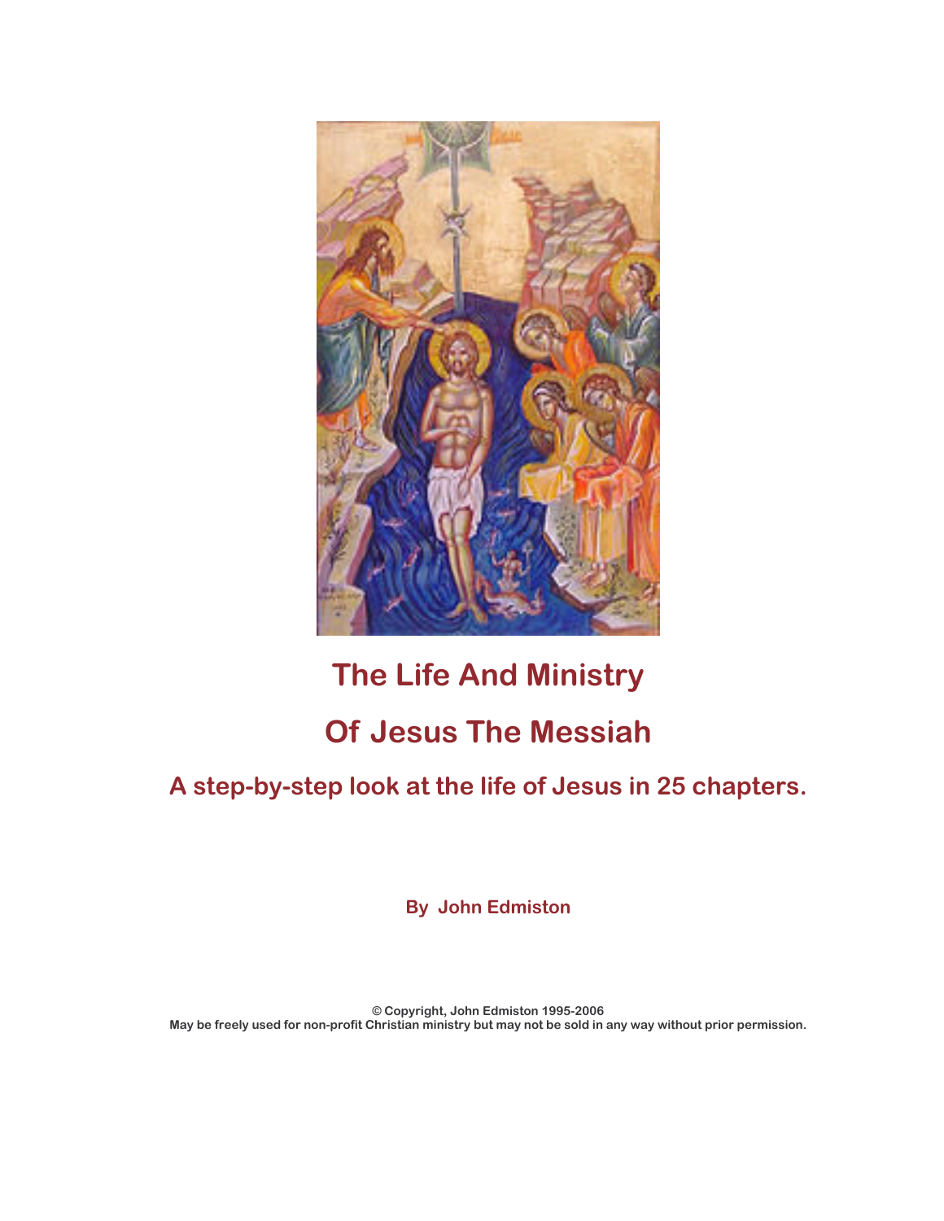# The Life And Ministry

# Of Jesus The Messiah

## A step-by-step look at the life of Jesus in 25 chapters.

**By John Edmiston**

**© Copyright, John Edmiston 1995-2006**
**May be freely used for non-profit Christian ministry but may not be sold in any way without prior permission.**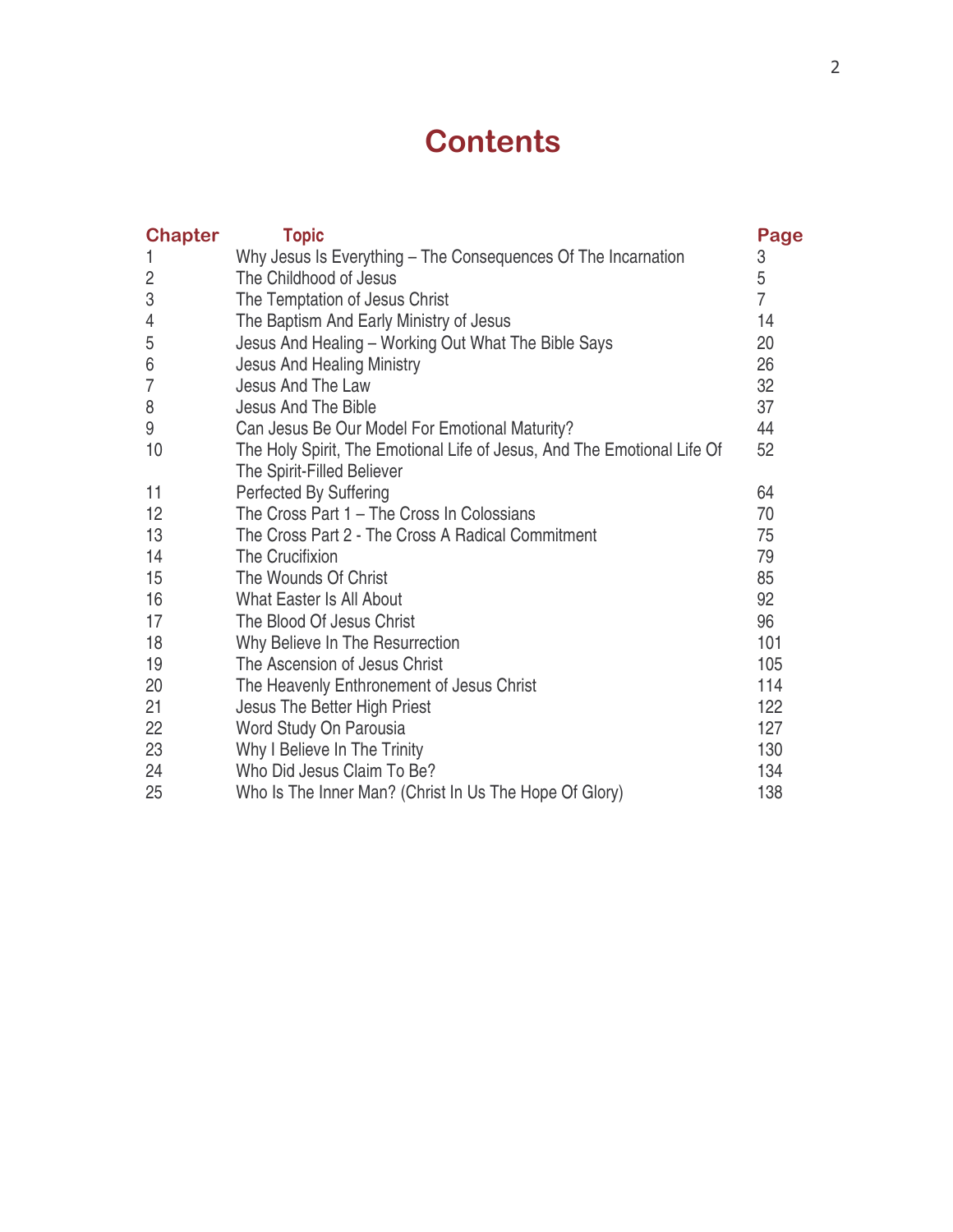# Contents

| Chapter | Topic | Page |
|---|---|---|
| 1 | Why Jesus Is Everything – The Consequences Of The Incarnation | 3 |
| 2 | The Childhood of Jesus | 5 |
| 3 | The Temptation of Jesus Christ | 7 |
| 4 | The Baptism And Early Ministry of Jesus | 14 |
| 5 | Jesus And Healing – Working Out What The Bible Says | 20 |
| 6 | Jesus And Healing Ministry | 26 |
| 7 | Jesus And The Law | 32 |
| 8 | Jesus And The Bible | 37 |
| 9 | Can Jesus Be Our Model For Emotional Maturity? | 44 |
| 10 | The Holy Spirit, The Emotional Life of Jesus, And The Emotional Life Of The Spirit-Filled Believer | 52 |
| 11 | Perfected By Suffering | 64 |
| 12 | The Cross Part 1 – The Cross In Colossians | 70 |
| 13 | The Cross Part 2 - The Cross A Radical Commitment | 75 |
| 14 | The Crucifixion | 79 |
| 15 | The Wounds Of Christ | 85 |
| 16 | What Easter Is All About | 92 |
| 17 | The Blood Of Jesus Christ | 96 |
| 18 | Why Believe In The Resurrection | 101 |
| 19 | The Ascension of Jesus Christ | 105 |
| 20 | The Heavenly Enthronement of Jesus Christ | 114 |
| 21 | Jesus The Better High Priest | 122 |
| 22 | Word Study On Parousia | 127 |
| 23 | Why I Believe In The Trinity | 130 |
| 24 | Who Did Jesus Claim To Be? | 134 |
| 25 | Who Is The Inner Man? (Christ In Us The Hope Of Glory) | 138 |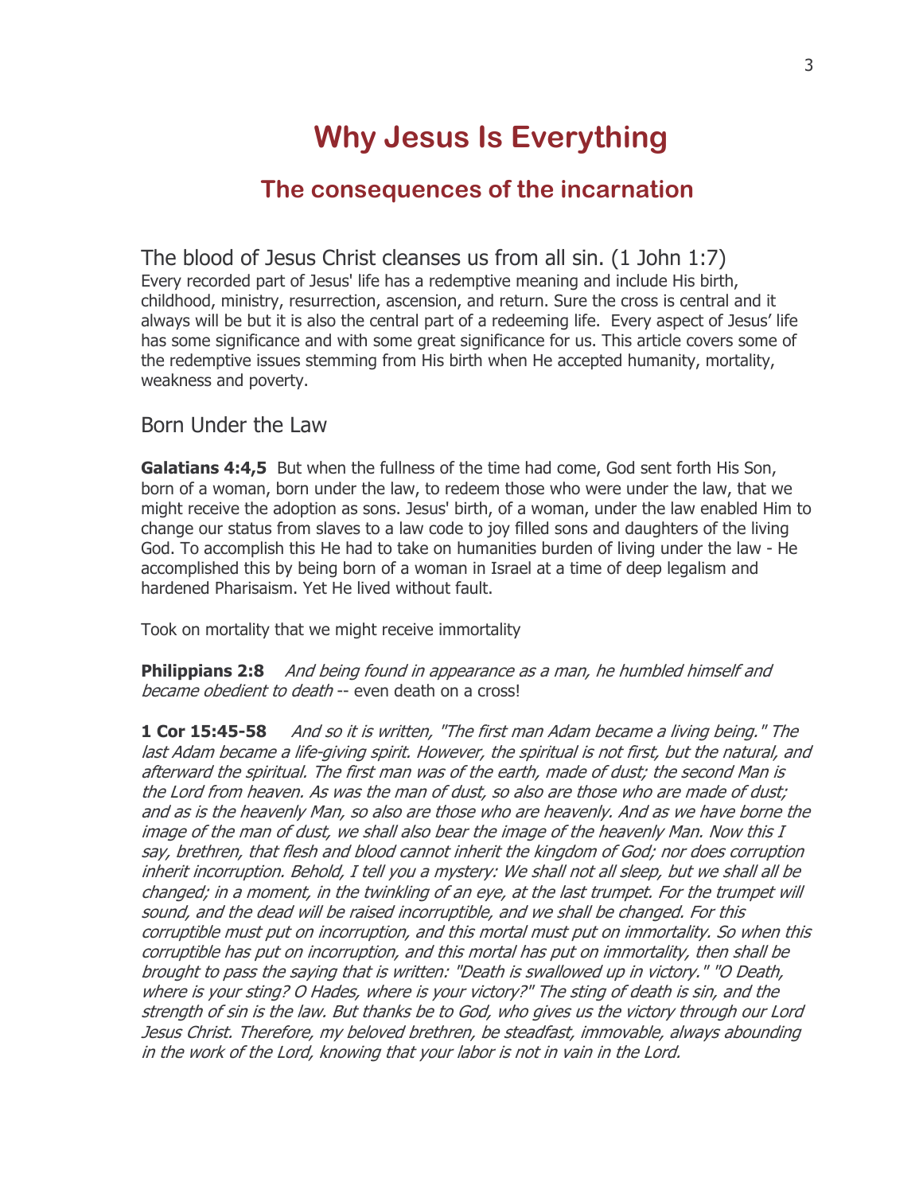# Why Jesus Is Everything

## The consequences of the incarnation

The blood of Jesus Christ cleanses us from all sin. (1 John 1:7)
Every recorded part of Jesus' life has a redemptive meaning and include His birth, childhood, ministry, resurrection, ascension, and return. Sure the cross is central and it always will be but it is also the central part of a redeeming life. Every aspect of Jesus' life has some significance and with some great significance for us. This article covers some of the redemptive issues stemming from His birth when He accepted humanity, mortality, weakness and poverty.

### Born Under the Law

**Galatians 4:4,5** But when the fullness of the time had come, God sent forth His Son, born of a woman, born under the law, to redeem those who were under the law, that we might receive the adoption as sons. Jesus' birth, of a woman, under the law enabled Him to change our status from slaves to a law code to joy filled sons and daughters of the living God. To accomplish this He had to take on humanities burden of living under the law - He accomplished this by being born of a woman in Israel at a time of deep legalism and hardened Pharisaism. Yet He lived without fault.

Took on mortality that we might receive immortality

**Philippians 2:8** *And being found in appearance as a man, he humbled himself and became obedient to death* -- even death on a cross!

**1 Cor 15:45-58** *And so it is written, "The first man Adam became a living being." The last Adam became a life-giving spirit. However, the spiritual is not first, but the natural, and afterward the spiritual. The first man was of the earth, made of dust; the second Man is the Lord from heaven. As was the man of dust, so also are those who are made of dust; and as is the heavenly Man, so also are those who are heavenly. And as we have borne the image of the man of dust, we shall also bear the image of the heavenly Man. Now this I say, brethren, that flesh and blood cannot inherit the kingdom of God; nor does corruption inherit incorruption. Behold, I tell you a mystery: We shall not all sleep, but we shall all be changed; in a moment, in the twinkling of an eye, at the last trumpet. For the trumpet will sound, and the dead will be raised incorruptible, and we shall be changed. For this corruptible must put on incorruption, and this mortal must put on immortality. So when this corruptible has put on incorruption, and this mortal has put on immortality, then shall be brought to pass the saying that is written: "Death is swallowed up in victory." "O Death, where is your sting? O Hades, where is your victory?" The sting of death is sin, and the strength of sin is the law. But thanks be to God, who gives us the victory through our Lord Jesus Christ. Therefore, my beloved brethren, be steadfast, immovable, always abounding in the work of the Lord, knowing that your labor is not in vain in the Lord.*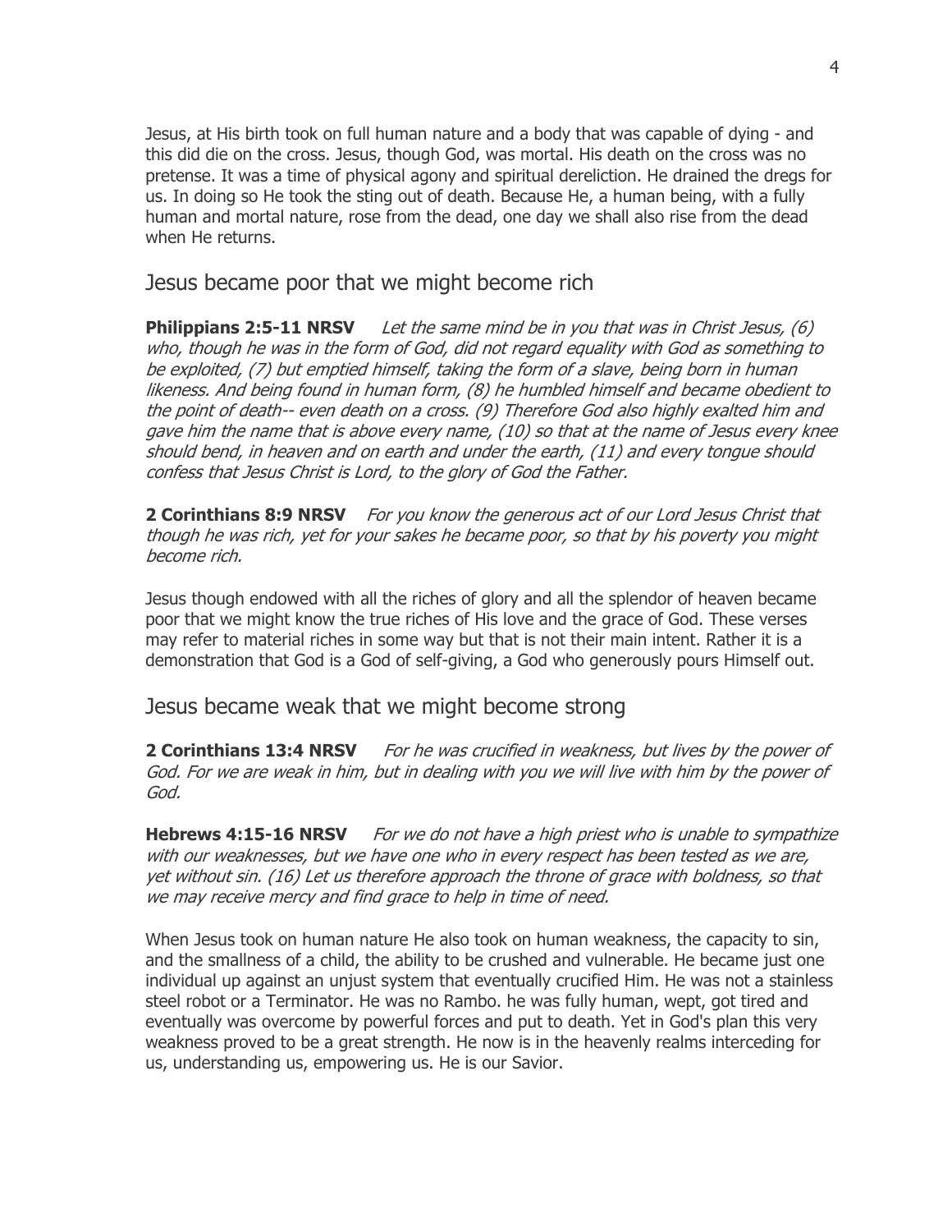Jesus, at His birth took on full human nature and a body that was capable of dying - and this did die on the cross. Jesus, though God, was mortal. His death on the cross was no pretense. It was a time of physical agony and spiritual dereliction. He drained the dregs for us. In doing so He took the sting out of death. Because He, a human being, with a fully human and mortal nature, rose from the dead, one day we shall also rise from the dead when He returns.

## Jesus became poor that we might become rich

**Philippians 2:5-11 NRSV** *Let the same mind be in you that was in Christ Jesus, (6) who, though he was in the form of God, did not regard equality with God as something to be exploited, (7) but emptied himself, taking the form of a slave, being born in human likeness. And being found in human form, (8) he humbled himself and became obedient to the point of death-- even death on a cross. (9) Therefore God also highly exalted him and gave him the name that is above every name, (10) so that at the name of Jesus every knee should bend, in heaven and on earth and under the earth, (11) and every tongue should confess that Jesus Christ is Lord, to the glory of God the Father.*

**2 Corinthians 8:9 NRSV** *For you know the generous act of our Lord Jesus Christ that though he was rich, yet for your sakes he became poor, so that by his poverty you might become rich.*

Jesus though endowed with all the riches of glory and all the splendor of heaven became poor that we might know the true riches of His love and the grace of God. These verses may refer to material riches in some way but that is not their main intent. Rather it is a demonstration that God is a God of self-giving, a God who generously pours Himself out.

## Jesus became weak that we might become strong

**2 Corinthians 13:4 NRSV** *For he was crucified in weakness, but lives by the power of God. For we are weak in him, but in dealing with you we will live with him by the power of God.*

**Hebrews 4:15-16 NRSV** *For we do not have a high priest who is unable to sympathize with our weaknesses, but we have one who in every respect has been tested as we are, yet without sin. (16) Let us therefore approach the throne of grace with boldness, so that we may receive mercy and find grace to help in time of need.*

When Jesus took on human nature He also took on human weakness, the capacity to sin, and the smallness of a child, the ability to be crushed and vulnerable. He became just one individual up against an unjust system that eventually crucified Him. He was not a stainless steel robot or a Terminator. He was no Rambo. he was fully human, wept, got tired and eventually was overcome by powerful forces and put to death. Yet in God's plan this very weakness proved to be a great strength. He now is in the heavenly realms interceding for us, understanding us, empowering us. He is our Savior.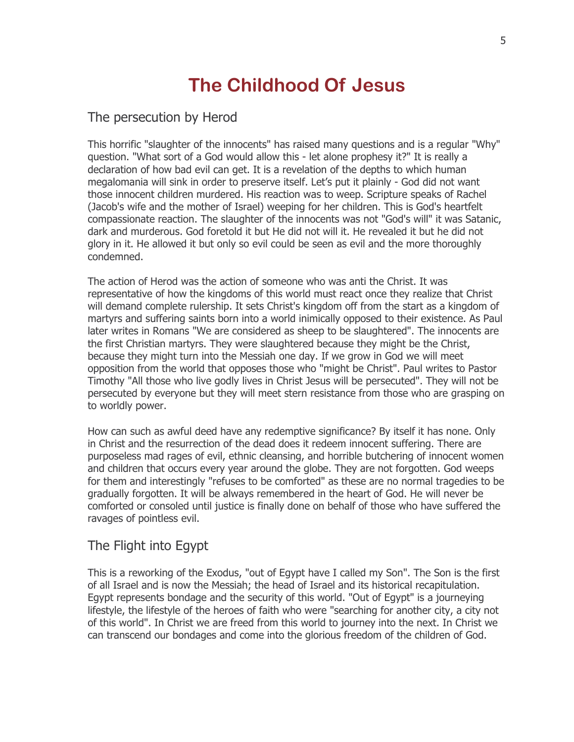# The Childhood Of Jesus

## The persecution by Herod

This horrific "slaughter of the innocents" has raised many questions and is a regular "Why" question. "What sort of a God would allow this - let alone prophesy it?" It is really a declaration of how bad evil can get. It is a revelation of the depths to which human megalomania will sink in order to preserve itself. Let's put it plainly - God did not want those innocent children murdered. His reaction was to weep. Scripture speaks of Rachel (Jacob's wife and the mother of Israel) weeping for her children. This is God's heartfelt compassionate reaction. The slaughter of the innocents was not "God's will" it was Satanic, dark and murderous. God foretold it but He did not will it. He revealed it but he did not glory in it. He allowed it but only so evil could be seen as evil and the more thoroughly condemned.

The action of Herod was the action of someone who was anti the Christ. It was representative of how the kingdoms of this world must react once they realize that Christ will demand complete rulership. It sets Christ's kingdom off from the start as a kingdom of martyrs and suffering saints born into a world inimically opposed to their existence. As Paul later writes in Romans "We are considered as sheep to be slaughtered". The innocents are the first Christian martyrs. They were slaughtered because they might be the Christ, because they might turn into the Messiah one day. If we grow in God we will meet opposition from the world that opposes those who "might be Christ". Paul writes to Pastor Timothy "All those who live godly lives in Christ Jesus will be persecuted". They will not be persecuted by everyone but they will meet stern resistance from those who are grasping on to worldly power.

How can such as awful deed have any redemptive significance? By itself it has none. Only in Christ and the resurrection of the dead does it redeem innocent suffering. There are purposeless mad rages of evil, ethnic cleansing, and horrible butchering of innocent women and children that occurs every year around the globe. They are not forgotten. God weeps for them and interestingly "refuses to be comforted" as these are no normal tragedies to be gradually forgotten. It will be always remembered in the heart of God. He will never be comforted or consoled until justice is finally done on behalf of those who have suffered the ravages of pointless evil.

## The Flight into Egypt

This is a reworking of the Exodus, "out of Egypt have I called my Son". The Son is the first of all Israel and is now the Messiah; the head of Israel and its historical recapitulation. Egypt represents bondage and the security of this world. "Out of Egypt" is a journeying lifestyle, the lifestyle of the heroes of faith who were "searching for another city, a city not of this world". In Christ we are freed from this world to journey into the next. In Christ we can transcend our bondages and come into the glorious freedom of the children of God.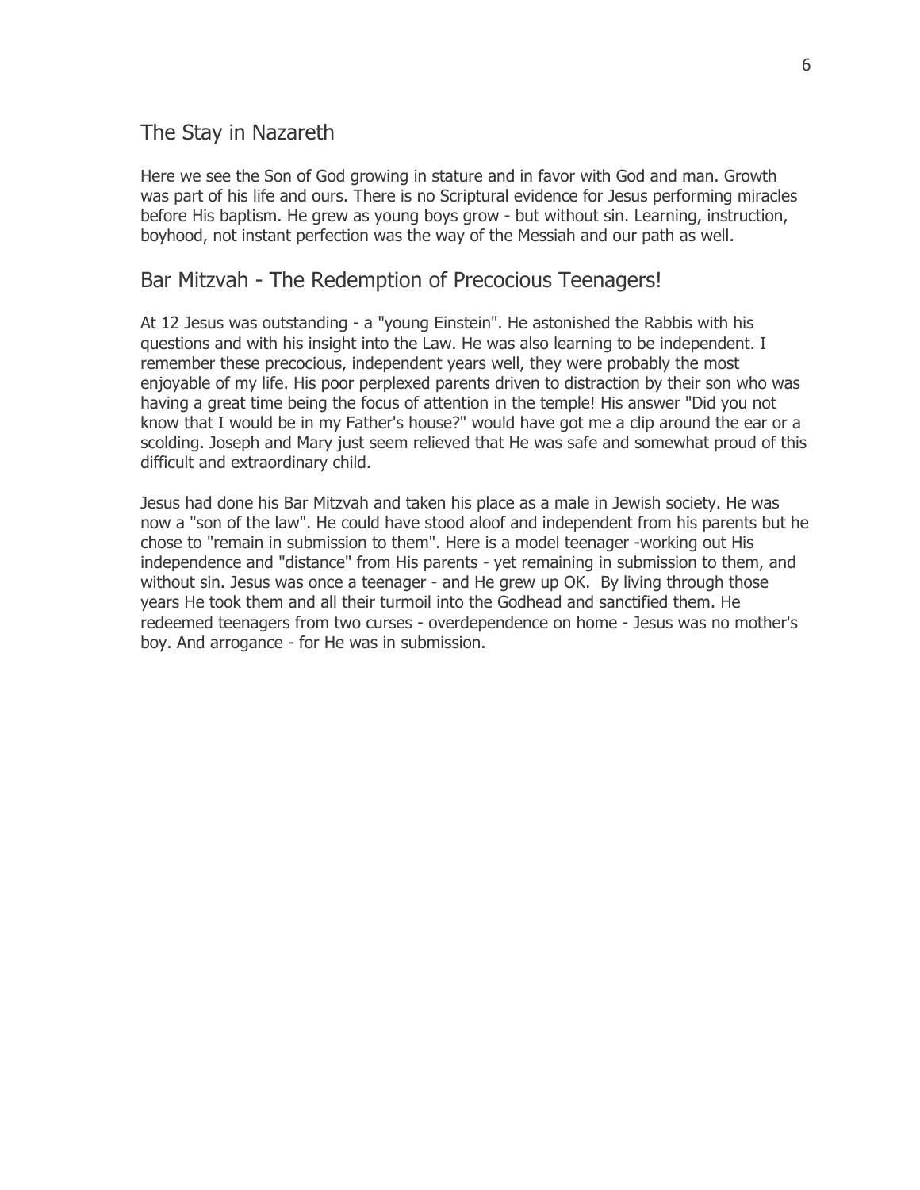## The Stay in Nazareth

Here we see the Son of God growing in stature and in favor with God and man. Growth was part of his life and ours. There is no Scriptural evidence for Jesus performing miracles before His baptism. He grew as young boys grow - but without sin. Learning, instruction, boyhood, not instant perfection was the way of the Messiah and our path as well.

## Bar Mitzvah - The Redemption of Precocious Teenagers!

At 12 Jesus was outstanding - a "young Einstein". He astonished the Rabbis with his questions and with his insight into the Law. He was also learning to be independent. I remember these precocious, independent years well, they were probably the most enjoyable of my life. His poor perplexed parents driven to distraction by their son who was having a great time being the focus of attention in the temple! His answer "Did you not know that I would be in my Father's house?" would have got me a clip around the ear or a scolding. Joseph and Mary just seem relieved that He was safe and somewhat proud of this difficult and extraordinary child.

Jesus had done his Bar Mitzvah and taken his place as a male in Jewish society. He was now a "son of the law". He could have stood aloof and independent from his parents but he chose to "remain in submission to them". Here is a model teenager -working out His independence and "distance" from His parents - yet remaining in submission to them, and without sin. Jesus was once a teenager - and He grew up OK. By living through those years He took them and all their turmoil into the Godhead and sanctified them. He redeemed teenagers from two curses - overdependence on home - Jesus was no mother's boy. And arrogance - for He was in submission.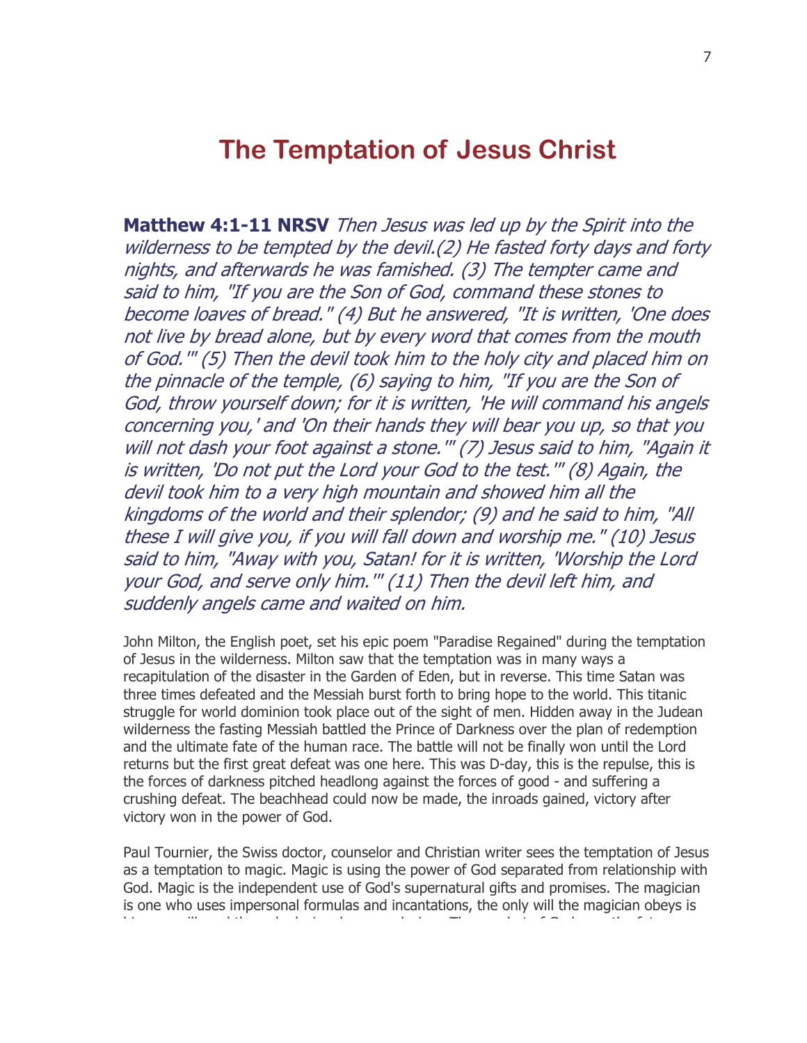# The Temptation of Jesus Christ

**Matthew 4:1-11 NRSV** *Then Jesus was led up by the Spirit into the wilderness to be tempted by the devil.(2) He fasted forty days and forty nights, and afterwards he was famished. (3) The tempter came and said to him, "If you are the Son of God, command these stones to become loaves of bread." (4) But he answered, "It is written, 'One does not live by bread alone, but by every word that comes from the mouth of God.'" (5) Then the devil took him to the holy city and placed him on the pinnacle of the temple, (6) saying to him, "If you are the Son of God, throw yourself down; for it is written, 'He will command his angels concerning you,' and 'On their hands they will bear you up, so that you will not dash your foot against a stone.'" (7) Jesus said to him, "Again it is written, 'Do not put the Lord your God to the test.'" (8) Again, the devil took him to a very high mountain and showed him all the kingdoms of the world and their splendor; (9) and he said to him, "All these I will give you, if you will fall down and worship me." (10) Jesus said to him, "Away with you, Satan! for it is written, 'Worship the Lord your God, and serve only him.'" (11) Then the devil left him, and suddenly angels came and waited on him.*

John Milton, the English poet, set his epic poem "Paradise Regained" during the temptation of Jesus in the wilderness. Milton saw that the temptation was in many ways a recapitulation of the disaster in the Garden of Eden, but in reverse. This time Satan was three times defeated and the Messiah burst forth to bring hope to the world. This titanic struggle for world dominion took place out of the sight of men. Hidden away in the Judean wilderness the fasting Messiah battled the Prince of Darkness over the plan of redemption and the ultimate fate of the human race. The battle will not be finally won until the Lord returns but the first great defeat was one here. This was D-day, this is the repulse, this is the forces of darkness pitched headlong against the forces of good - and suffering a crushing defeat. The beachhead could now be made, the inroads gained, victory after victory won in the power of God.

Paul Tournier, the Swiss doctor, counselor and Christian writer sees the temptation of Jesus as a temptation to magic. Magic is using the power of God separated from relationship with God. Magic is the independent use of God's supernatural gifts and promises. The magician is one who uses impersonal formulas and incantations, the only will the magician obeys is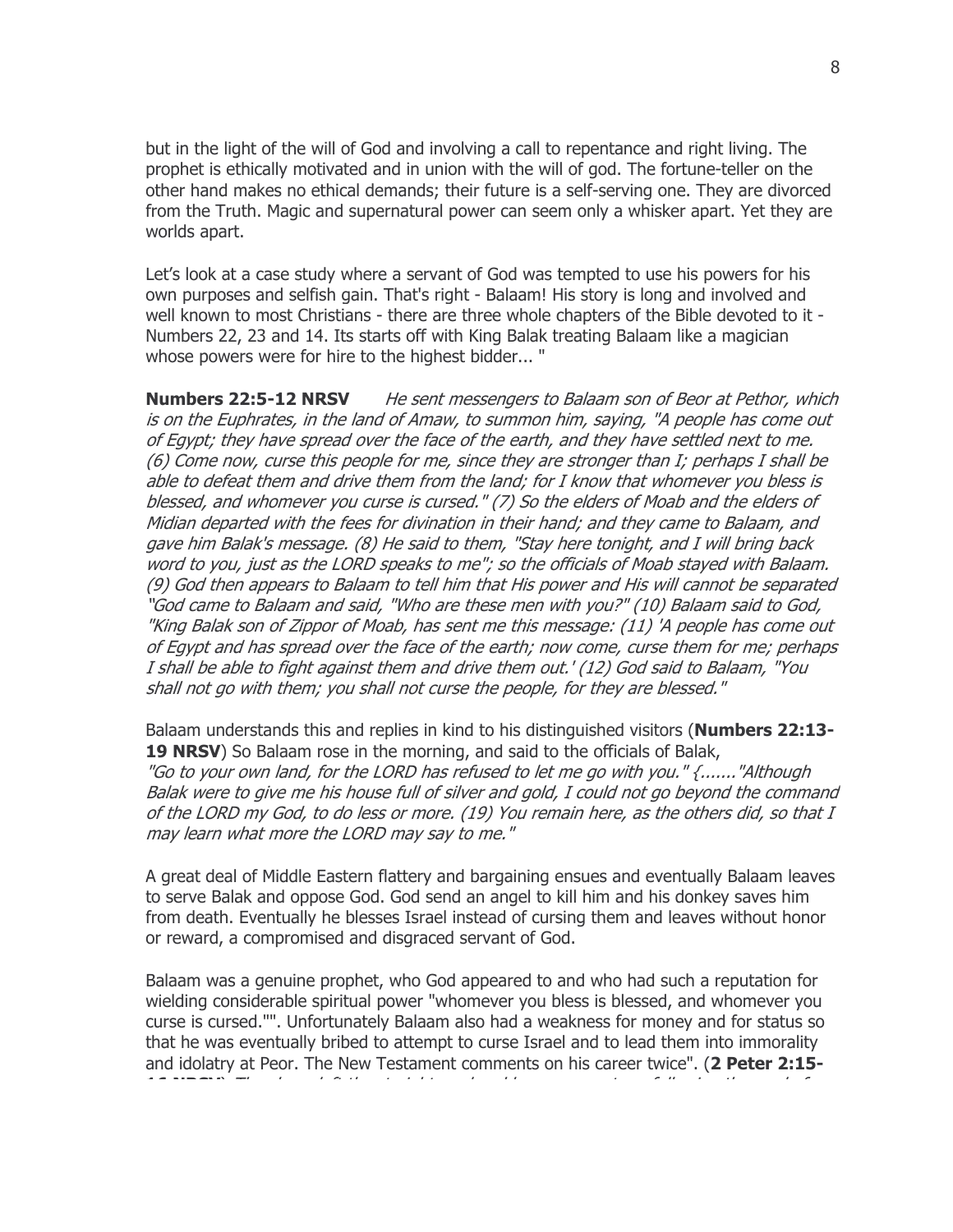but in the light of the will of God and involving a call to repentance and right living. The prophet is ethically motivated and in union with the will of god. The fortune-teller on the other hand makes no ethical demands; their future is a self-serving one. They are divorced from the Truth. Magic and supernatural power can seem only a whisker apart. Yet they are worlds apart.

Let's look at a case study where a servant of God was tempted to use his powers for his own purposes and selfish gain. That's right - Balaam! His story is long and involved and well known to most Christians - there are three whole chapters of the Bible devoted to it - Numbers 22, 23 and 14. Its starts off with King Balak treating Balaam like a magician whose powers were for hire to the highest bidder... "

**Numbers 22:5-12 NRSV** *He sent messengers to Balaam son of Beor at Pethor, which is on the Euphrates, in the land of Amaw, to summon him, saying, "A people has come out of Egypt; they have spread over the face of the earth, and they have settled next to me. (6) Come now, curse this people for me, since they are stronger than I; perhaps I shall be able to defeat them and drive them from the land; for I know that whomever you bless is blessed, and whomever you curse is cursed." (7) So the elders of Moab and the elders of Midian departed with the fees for divination in their hand; and they came to Balaam, and gave him Balak's message. (8) He said to them, "Stay here tonight, and I will bring back word to you, just as the LORD speaks to me"; so the officials of Moab stayed with Balaam. (9) God then appears to Balaam to tell him that His power and His will cannot be separated "God came to Balaam and said, "Who are these men with you?" (10) Balaam said to God, "King Balak son of Zippor of Moab, has sent me this message: (11) 'A people has come out of Egypt and has spread over the face of the earth; now come, curse them for me; perhaps I shall be able to fight against them and drive them out.' (12) God said to Balaam, "You shall not go with them; you shall not curse the people, for they are blessed."*

Balaam understands this and replies in kind to his distinguished visitors (**Numbers 22:13-19 NRSV**) So Balaam rose in the morning, and said to the officials of Balak, *"Go to your own land, for the LORD has refused to let me go with you." {......."Although Balak were to give me his house full of silver and gold, I could not go beyond the command of the LORD my God, to do less or more. (19) You remain here, as the others did, so that I may learn what more the LORD may say to me."*

A great deal of Middle Eastern flattery and bargaining ensues and eventually Balaam leaves to serve Balak and oppose God. God send an angel to kill him and his donkey saves him from death. Eventually he blesses Israel instead of cursing them and leaves without honor or reward, a compromised and disgraced servant of God.

Balaam was a genuine prophet, who God appeared to and who had such a reputation for wielding considerable spiritual power "whomever you bless is blessed, and whomever you curse is cursed."". Unfortunately Balaam also had a weakness for money and for status so that he was eventually bribed to attempt to curse Israel and to lead them into immorality and idolatry at Peor. The New Testament comments on his career twice". (**2 Peter 2:15-16 NRSV**)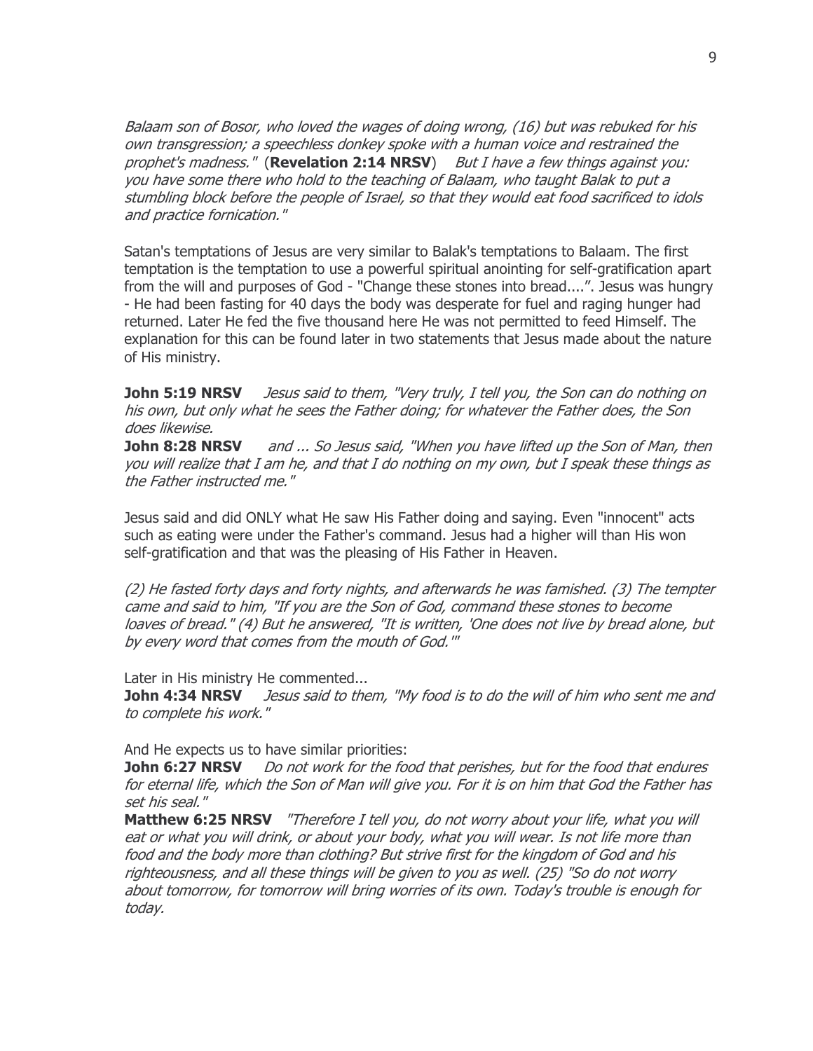*Balaam son of Bosor, who loved the wages of doing wrong, (16) but was rebuked for his own transgression; a speechless donkey spoke with a human voice and restrained the prophet's madness."* (**Revelation 2:14 NRSV**) *But I have a few things against you: you have some there who hold to the teaching of Balaam, who taught Balak to put a stumbling block before the people of Israel, so that they would eat food sacrificed to idols and practice fornication."*

Satan's temptations of Jesus are very similar to Balak's temptations to Balaam. The first temptation is the temptation to use a powerful spiritual anointing for self-gratification apart from the will and purposes of God - "Change these stones into bread....". Jesus was hungry - He had been fasting for 40 days the body was desperate for fuel and raging hunger had returned. Later He fed the five thousand here He was not permitted to feed Himself. The explanation for this can be found later in two statements that Jesus made about the nature of His ministry.

**John 5:19 NRSV** *Jesus said to them, "Very truly, I tell you, the Son can do nothing on his own, but only what he sees the Father doing; for whatever the Father does, the Son does likewise.*
**John 8:28 NRSV** *and ... So Jesus said, "When you have lifted up the Son of Man, then you will realize that I am he, and that I do nothing on my own, but I speak these things as the Father instructed me."*

Jesus said and did ONLY what He saw His Father doing and saying. Even "innocent" acts such as eating were under the Father's command. Jesus had a higher will than His won self-gratification and that was the pleasing of His Father in Heaven.

*(2) He fasted forty days and forty nights, and afterwards he was famished. (3) The tempter came and said to him, "If you are the Son of God, command these stones to become loaves of bread." (4) But he answered, "It is written, 'One does not live by bread alone, but by every word that comes from the mouth of God.'"*

Later in His ministry He commented...
**John 4:34 NRSV** *Jesus said to them, "My food is to do the will of him who sent me and to complete his work."*

And He expects us to have similar priorities:
**John 6:27 NRSV** *Do not work for the food that perishes, but for the food that endures for eternal life, which the Son of Man will give you. For it is on him that God the Father has set his seal."*
**Matthew 6:25 NRSV** *"Therefore I tell you, do not worry about your life, what you will eat or what you will drink, or about your body, what you will wear. Is not life more than food and the body more than clothing? But strive first for the kingdom of God and his righteousness, and all these things will be given to you as well. (25) "So do not worry about tomorrow, for tomorrow will bring worries of its own. Today's trouble is enough for today.*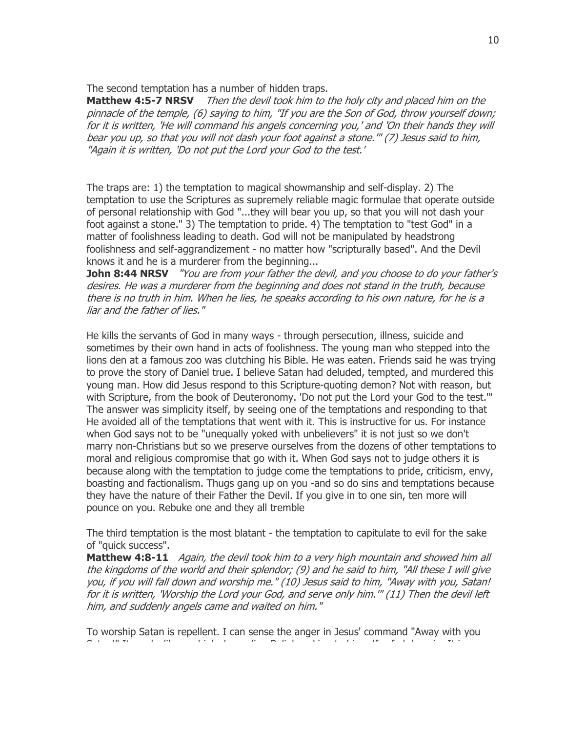The second temptation has a number of hidden traps.
**Matthew 4:5-7 NRSV** *Then the devil took him to the holy city and placed him on the pinnacle of the temple, (6) saying to him, "If you are the Son of God, throw yourself down; for it is written, 'He will command his angels concerning you,' and 'On their hands they will bear you up, so that you will not dash your foot against a stone.'" (7) Jesus said to him, "Again it is written, 'Do not put the Lord your God to the test.'*

The traps are: 1) the temptation to magical showmanship and self-display. 2) The temptation to use the Scriptures as supremely reliable magic formulae that operate outside of personal relationship with God "...they will bear you up, so that you will not dash your foot against a stone." 3) The temptation to pride. 4) The temptation to "test God" in a matter of foolishness leading to death. God will not be manipulated by headstrong foolishness and self-aggrandizement - no matter how "scripturally based". And the Devil knows it and he is a murderer from the beginning...
**John 8:44 NRSV** *"You are from your father the devil, and you choose to do your father's desires. He was a murderer from the beginning and does not stand in the truth, because there is no truth in him. When he lies, he speaks according to his own nature, for he is a liar and the father of lies."*

He kills the servants of God in many ways - through persecution, illness, suicide and sometimes by their own hand in acts of foolishness. The young man who stepped into the lions den at a famous zoo was clutching his Bible. He was eaten. Friends said he was trying to prove the story of Daniel true. I believe Satan had deluded, tempted, and murdered this young man. How did Jesus respond to this Scripture-quoting demon? Not with reason, but with Scripture, from the book of Deuteronomy. 'Do not put the Lord your God to the test.'" The answer was simplicity itself, by seeing one of the temptations and responding to that He avoided all of the temptations that went with it. This is instructive for us. For instance when God says not to be "unequally yoked with unbelievers" it is not just so we don't marry non-Christians but so we preserve ourselves from the dozens of other temptations to moral and religious compromise that go with it. When God says not to judge others it is because along with the temptation to judge come the temptations to pride, criticism, envy, boasting and factionalism. Thugs gang up on you -and so do sins and temptations because they have the nature of their Father the Devil. If you give in to one sin, ten more will pounce on you. Rebuke one and they all tremble

The third temptation is the most blatant - the temptation to capitulate to evil for the sake of "quick success".
**Matthew 4:8-11** *Again, the devil took him to a very high mountain and showed him all the kingdoms of the world and their splendor; (9) and he said to him, "All these I will give you, if you will fall down and worship me." (10) Jesus said to him, "Away with you, Satan! for it is written, 'Worship the Lord your God, and serve only him.'" (11) Then the devil left him, and suddenly angels came and waited on him."*

To worship Satan is repellent. I can sense the anger in Jesus' command "Away with you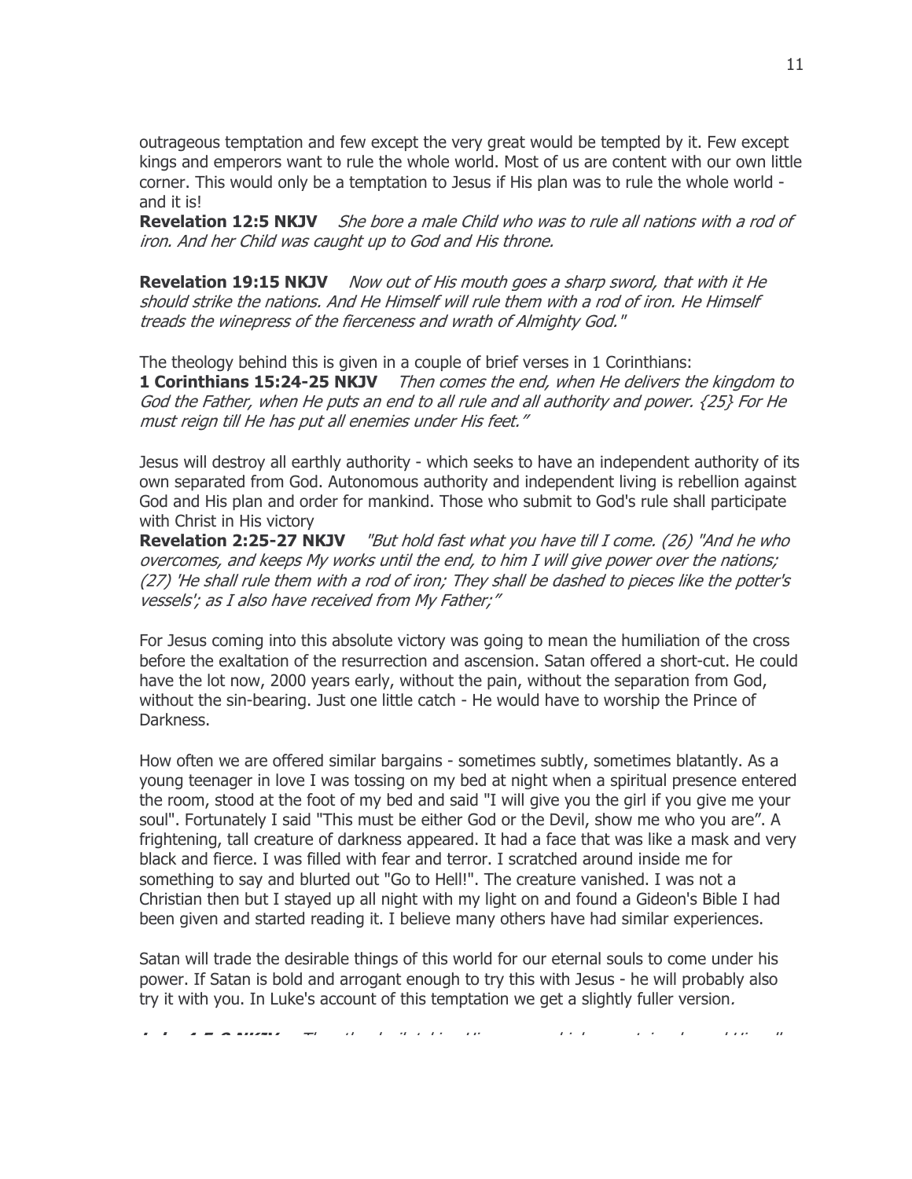outrageous temptation and few except the very great would be tempted by it. Few except kings and emperors want to rule the whole world. Most of us are content with our own little corner. This would only be a temptation to Jesus if His plan was to rule the whole world - and it is!

**Revelation 12:5 NKJV** *She bore a male Child who was to rule all nations with a rod of iron. And her Child was caught up to God and His throne.*

**Revelation 19:15 NKJV** *Now out of His mouth goes a sharp sword, that with it He should strike the nations. And He Himself will rule them with a rod of iron. He Himself treads the winepress of the fierceness and wrath of Almighty God."*

The theology behind this is given in a couple of brief verses in 1 Corinthians:

**1 Corinthians 15:24-25 NKJV** *Then comes the end, when He delivers the kingdom to God the Father, when He puts an end to all rule and all authority and power. {25} For He must reign till He has put all enemies under His feet."*

Jesus will destroy all earthly authority - which seeks to have an independent authority of its own separated from God. Autonomous authority and independent living is rebellion against God and His plan and order for mankind. Those who submit to God's rule shall participate with Christ in His victory

**Revelation 2:25-27 NKJV** *"But hold fast what you have till I come. (26) "And he who overcomes, and keeps My works until the end, to him I will give power over the nations; (27) 'He shall rule them with a rod of iron; They shall be dashed to pieces like the potter's vessels'; as I also have received from My Father;"*

For Jesus coming into this absolute victory was going to mean the humiliation of the cross before the exaltation of the resurrection and ascension. Satan offered a short-cut. He could have the lot now, 2000 years early, without the pain, without the separation from God, without the sin-bearing. Just one little catch - He would have to worship the Prince of Darkness.

How often we are offered similar bargains - sometimes subtly, sometimes blatantly. As a young teenager in love I was tossing on my bed at night when a spiritual presence entered the room, stood at the foot of my bed and said "I will give you the girl if you give me your soul". Fortunately I said "This must be either God or the Devil, show me who you are". A frightening, tall creature of darkness appeared. It had a face that was like a mask and very black and fierce. I was filled with fear and terror. I scratched around inside me for something to say and blurted out "Go to Hell!". The creature vanished. I was not a Christian then but I stayed up all night with my light on and found a Gideon's Bible I had been given and started reading it. I believe many others have had similar experiences.

Satan will trade the desirable things of this world for our eternal souls to come under his power. If Satan is bold and arrogant enough to try this with Jesus - he will probably also try it with you. In Luke's account of this temptation we get a slightly fuller version.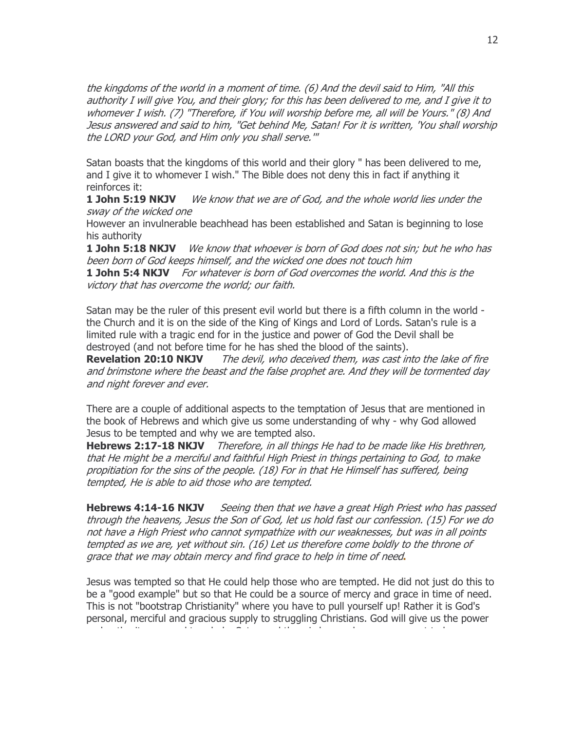*the kingdoms of the world in a moment of time. (6) And the devil said to Him, "All this authority I will give You, and their glory; for this has been delivered to me, and I give it to whomever I wish. (7) "Therefore, if You will worship before me, all will be Yours." (8) And Jesus answered and said to him, "Get behind Me, Satan! For it is written, 'You shall worship the LORD your God, and Him only you shall serve.'"*

Satan boasts that the kingdoms of this world and their glory " has been delivered to me, and I give it to whomever I wish." The Bible does not deny this in fact if anything it reinforces it:

**1 John 5:19 NKJV** *We know that we are of God, and the whole world lies under the sway of the wicked one*

However an invulnerable beachhead has been established and Satan is beginning to lose his authority

**1 John 5:18 NKJV** *We know that whoever is born of God does not sin; but he who has been born of God keeps himself, and the wicked one does not touch him*

**1 John 5:4 NKJV** *For whatever is born of God overcomes the world. And this is the victory that has overcome the world; our faith.*

Satan may be the ruler of this present evil world but there is a fifth column in the world - the Church and it is on the side of the King of Kings and Lord of Lords. Satan's rule is a limited rule with a tragic end for in the justice and power of God the Devil shall be destroyed (and not before time for he has shed the blood of the saints).

**Revelation 20:10 NKJV** *The devil, who deceived them, was cast into the lake of fire and brimstone where the beast and the false prophet are. And they will be tormented day and night forever and ever.*

There are a couple of additional aspects to the temptation of Jesus that are mentioned in the book of Hebrews and which give us some understanding of why - why God allowed Jesus to be tempted and why we are tempted also.

**Hebrews 2:17-18 NKJV** *Therefore, in all things He had to be made like His brethren, that He might be a merciful and faithful High Priest in things pertaining to God, to make propitiation for the sins of the people. (18) For in that He Himself has suffered, being tempted, He is able to aid those who are tempted.*

**Hebrews 4:14-16 NKJV** *Seeing then that we have a great High Priest who has passed through the heavens, Jesus the Son of God, let us hold fast our confession. (15) For we do not have a High Priest who cannot sympathize with our weaknesses, but was in all points tempted as we are, yet without sin. (16) Let us therefore come boldly to the throne of grace that we may obtain mercy and find grace to help in time of need.*

Jesus was tempted so that He could help those who are tempted. He did not just do this to be a "good example" but so that He could be a source of mercy and grace in time of need. This is not "bootstrap Christianity" where you have to pull yourself up! Rather it is God's personal, merciful and gracious supply to struggling Christians. God will give us the power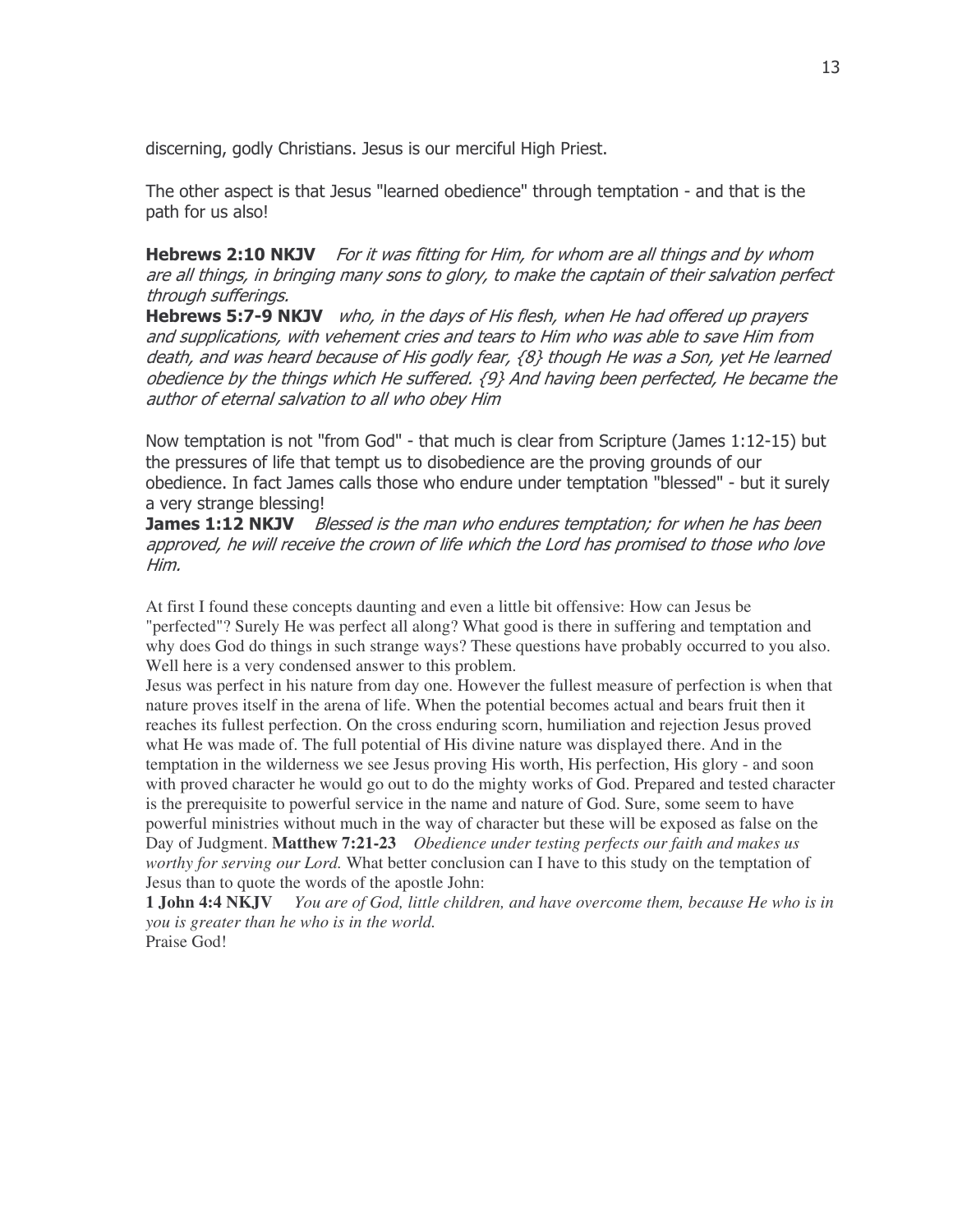discerning, godly Christians. Jesus is our merciful High Priest.

The other aspect is that Jesus "learned obedience" through temptation - and that is the path for us also!

**Hebrews 2:10 NKJV** *For it was fitting for Him, for whom are all things and by whom are all things, in bringing many sons to glory, to make the captain of their salvation perfect through sufferings.*
**Hebrews 5:7-9 NKJV** *who, in the days of His flesh, when He had offered up prayers and supplications, with vehement cries and tears to Him who was able to save Him from death, and was heard because of His godly fear, {8} though He was a Son, yet He learned obedience by the things which He suffered. {9} And having been perfected, He became the author of eternal salvation to all who obey Him*

Now temptation is not "from God" - that much is clear from Scripture (James 1:12-15) but the pressures of life that tempt us to disobedience are the proving grounds of our obedience. In fact James calls those who endure under temptation "blessed" - but it surely a very strange blessing!
**James 1:12 NKJV** *Blessed is the man who endures temptation; for when he has been approved, he will receive the crown of life which the Lord has promised to those who love Him.*

At first I found these concepts daunting and even a little bit offensive: How can Jesus be "perfected"? Surely He was perfect all along? What good is there in suffering and temptation and why does God do things in such strange ways? These questions have probably occurred to you also. Well here is a very condensed answer to this problem.
Jesus was perfect in his nature from day one. However the fullest measure of perfection is when that nature proves itself in the arena of life. When the potential becomes actual and bears fruit then it reaches its fullest perfection. On the cross enduring scorn, humiliation and rejection Jesus proved what He was made of. The full potential of His divine nature was displayed there. And in the temptation in the wilderness we see Jesus proving His worth, His perfection, His glory - and soon with proved character he would go out to do the mighty works of God. Prepared and tested character is the prerequisite to powerful service in the name and nature of God. Sure, some seem to have powerful ministries without much in the way of character but these will be exposed as false on the Day of Judgment. **Matthew 7:21-23** *Obedience under testing perfects our faith and makes us worthy for serving our Lord.* What better conclusion can I have to this study on the temptation of Jesus than to quote the words of the apostle John:
**1 John 4:4 NKJV** *You are of God, little children, and have overcome them, because He who is in you is greater than he who is in the world.*
Praise God!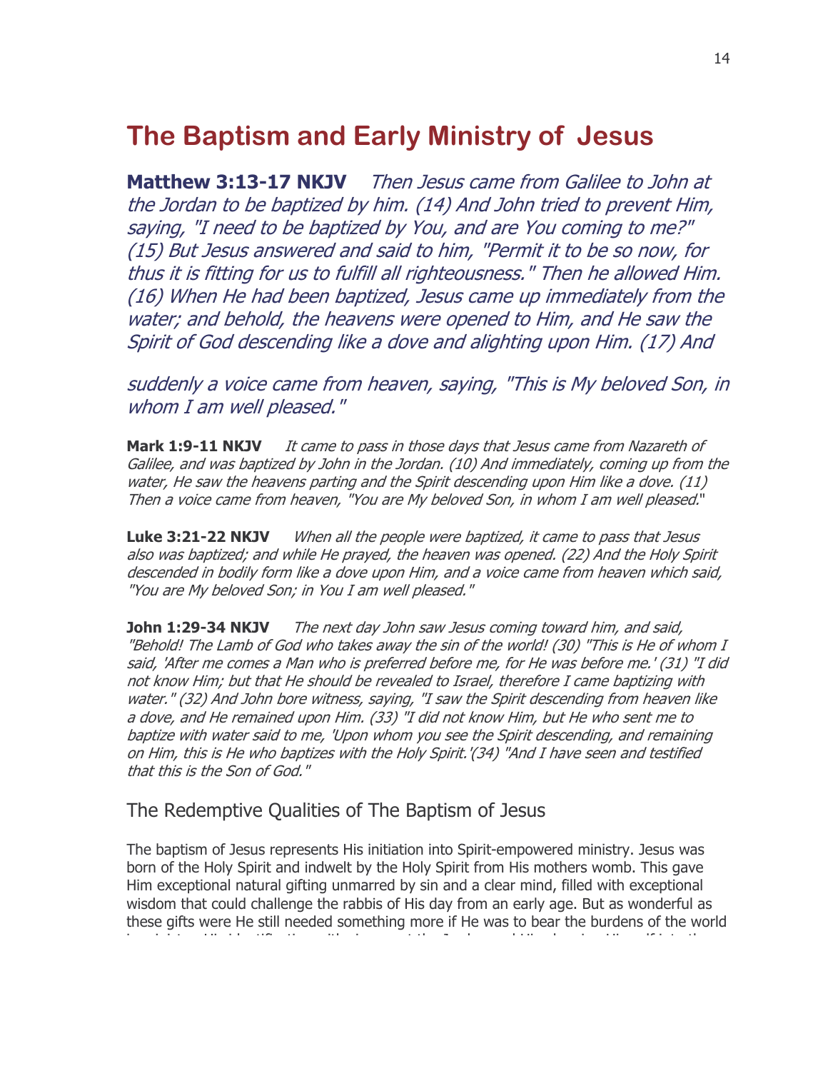# The Baptism and Early Ministry of Jesus

**Matthew 3:13-17 NKJV** *Then Jesus came from Galilee to John at the Jordan to be baptized by him. (14) And John tried to prevent Him, saying, "I need to be baptized by You, and are You coming to me?" (15) But Jesus answered and said to him, "Permit it to be so now, for thus it is fitting for us to fulfill all righteousness." Then he allowed Him. (16) When He had been baptized, Jesus came up immediately from the water; and behold, the heavens were opened to Him, and He saw the Spirit of God descending like a dove and alighting upon Him. (17) And suddenly a voice came from heaven, saying, "This is My beloved Son, in whom I am well pleased."*

**Mark 1:9-11 NKJV** *It came to pass in those days that Jesus came from Nazareth of Galilee, and was baptized by John in the Jordan. (10) And immediately, coming up from the water, He saw the heavens parting and the Spirit descending upon Him like a dove. (11) Then a voice came from heaven, "You are My beloved Son, in whom I am well pleased."*

**Luke 3:21-22 NKJV** *When all the people were baptized, it came to pass that Jesus also was baptized; and while He prayed, the heaven was opened. (22) And the Holy Spirit descended in bodily form like a dove upon Him, and a voice came from heaven which said, "You are My beloved Son; in You I am well pleased."*

**John 1:29-34 NKJV** *The next day John saw Jesus coming toward him, and said, "Behold! The Lamb of God who takes away the sin of the world! (30) "This is He of whom I said, 'After me comes a Man who is preferred before me, for He was before me.' (31) "I did not know Him; but that He should be revealed to Israel, therefore I came baptizing with water." (32) And John bore witness, saying, "I saw the Spirit descending from heaven like a dove, and He remained upon Him. (33) "I did not know Him, but He who sent me to baptize with water said to me, 'Upon whom you see the Spirit descending, and remaining on Him, this is He who baptizes with the Holy Spirit.'(34) "And I have seen and testified that this is the Son of God."*

## The Redemptive Qualities of The Baptism of Jesus

The baptism of Jesus represents His initiation into Spirit-empowered ministry. Jesus was born of the Holy Spirit and indwelt by the Holy Spirit from His mothers womb. This gave Him exceptional natural gifting unmarred by sin and a clear mind, filled with exceptional wisdom that could challenge the rabbis of His day from an early age. But as wonderful as these gifts were He still needed something more if He was to bear the burdens of the world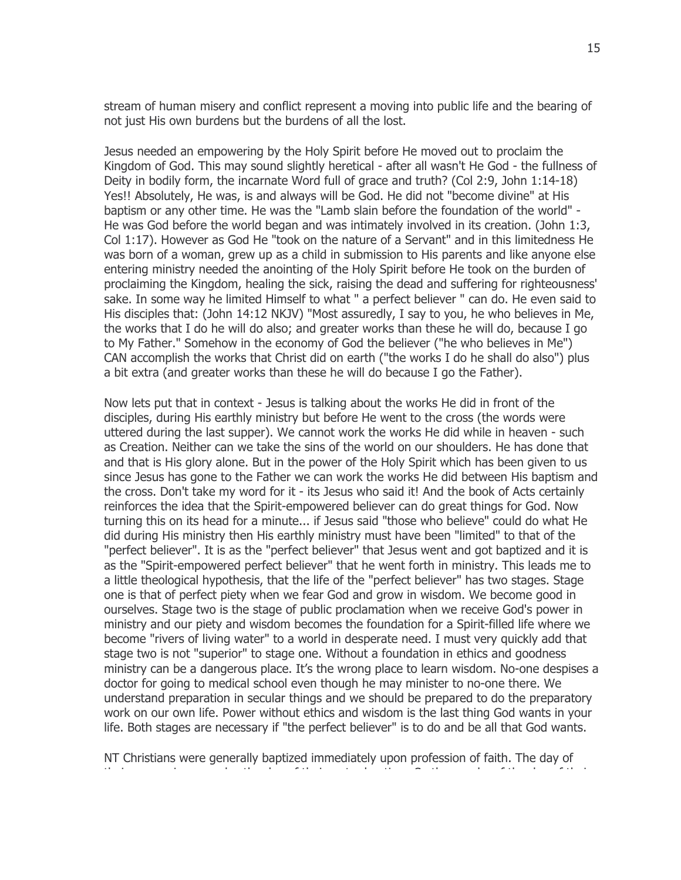stream of human misery and conflict represent a moving into public life and the bearing of not just His own burdens but the burdens of all the lost.

Jesus needed an empowering by the Holy Spirit before He moved out to proclaim the Kingdom of God. This may sound slightly heretical - after all wasn't He God - the fullness of Deity in bodily form, the incarnate Word full of grace and truth? (Col 2:9, John 1:14-18) Yes!! Absolutely, He was, is and always will be God. He did not "become divine" at His baptism or any other time. He was the "Lamb slain before the foundation of the world" - He was God before the world began and was intimately involved in its creation. (John 1:3, Col 1:17). However as God He "took on the nature of a Servant" and in this limitedness He was born of a woman, grew up as a child in submission to His parents and like anyone else entering ministry needed the anointing of the Holy Spirit before He took on the burden of proclaiming the Kingdom, healing the sick, raising the dead and suffering for righteousness' sake. In some way he limited Himself to what " a perfect believer " can do. He even said to His disciples that: (John 14:12 NKJV) "Most assuredly, I say to you, he who believes in Me, the works that I do he will do also; and greater works than these he will do, because I go to My Father." Somehow in the economy of God the believer ("he who believes in Me") CAN accomplish the works that Christ did on earth ("the works I do he shall do also") plus a bit extra (and greater works than these he will do because I go the Father).

Now lets put that in context - Jesus is talking about the works He did in front of the disciples, during His earthly ministry but before He went to the cross (the words were uttered during the last supper). We cannot work the works He did while in heaven - such as Creation. Neither can we take the sins of the world on our shoulders. He has done that and that is His glory alone. But in the power of the Holy Spirit which has been given to us since Jesus has gone to the Father we can work the works He did between His baptism and the cross. Don't take my word for it - its Jesus who said it! And the book of Acts certainly reinforces the idea that the Spirit-empowered believer can do great things for God. Now turning this on its head for a minute... if Jesus said "those who believe" could do what He did during His ministry then His earthly ministry must have been "limited" to that of the "perfect believer". It is as the "perfect believer" that Jesus went and got baptized and it is as the "Spirit-empowered perfect believer" that he went forth in ministry. This leads me to a little theological hypothesis, that the life of the "perfect believer" has two stages. Stage one is that of perfect piety when we fear God and grow in wisdom. We become good in ourselves. Stage two is the stage of public proclamation when we receive God's power in ministry and our piety and wisdom becomes the foundation for a Spirit-filled life where we become "rivers of living water" to a world in desperate need. I must very quickly add that stage two is not "superior" to stage one. Without a foundation in ethics and goodness ministry can be a dangerous place. It's the wrong place to learn wisdom. No-one despises a doctor for going to medical school even though he may minister to no-one there. We understand preparation in secular things and we should be prepared to do the preparatory work on our own life. Power without ethics and wisdom is the last thing God wants in your life. Both stages are necessary if "the perfect believer" is to do and be all that God wants.

NT Christians were generally baptized immediately upon profession of faith. The day of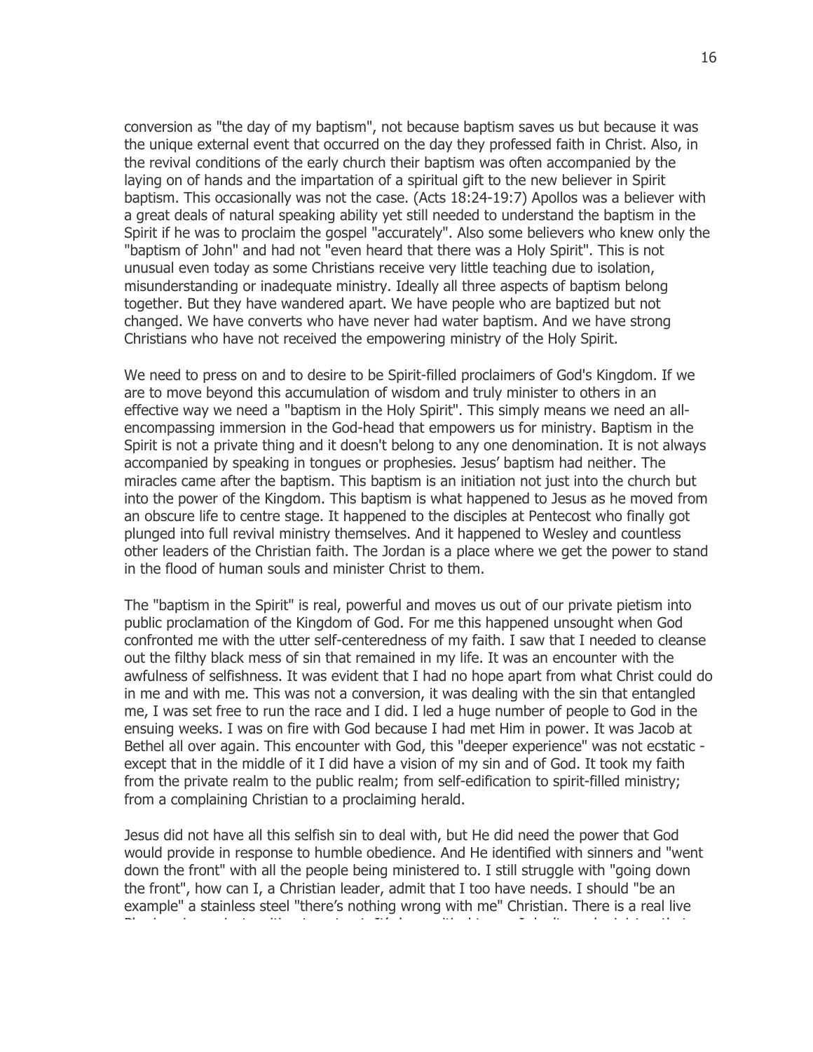conversion as "the day of my baptism", not because baptism saves us but because it was the unique external event that occurred on the day they professed faith in Christ. Also, in the revival conditions of the early church their baptism was often accompanied by the laying on of hands and the impartation of a spiritual gift to the new believer in Spirit baptism. This occasionally was not the case. (Acts 18:24-19:7) Apollos was a believer with a great deals of natural speaking ability yet still needed to understand the baptism in the Spirit if he was to proclaim the gospel "accurately". Also some believers who knew only the "baptism of John" and had not "even heard that there was a Holy Spirit". This is not unusual even today as some Christians receive very little teaching due to isolation, misunderstanding or inadequate ministry. Ideally all three aspects of baptism belong together. But they have wandered apart. We have people who are baptized but not changed. We have converts who have never had water baptism. And we have strong Christians who have not received the empowering ministry of the Holy Spirit.

We need to press on and to desire to be Spirit-filled proclaimers of God's Kingdom. If we are to move beyond this accumulation of wisdom and truly minister to others in an effective way we need a "baptism in the Holy Spirit". This simply means we need an all-encompassing immersion in the God-head that empowers us for ministry. Baptism in the Spirit is not a private thing and it doesn't belong to any one denomination. It is not always accompanied by speaking in tongues or prophesies. Jesus' baptism had neither. The miracles came after the baptism. This baptism is an initiation not just into the church but into the power of the Kingdom. This baptism is what happened to Jesus as he moved from an obscure life to centre stage. It happened to the disciples at Pentecost who finally got plunged into full revival ministry themselves. And it happened to Wesley and countless other leaders of the Christian faith. The Jordan is a place where we get the power to stand in the flood of human souls and minister Christ to them.

The "baptism in the Spirit" is real, powerful and moves us out of our private pietism into public proclamation of the Kingdom of God. For me this happened unsought when God confronted me with the utter self-centeredness of my faith. I saw that I needed to cleanse out the filthy black mess of sin that remained in my life. It was an encounter with the awfulness of selfishness. It was evident that I had no hope apart from what Christ could do in me and with me. This was not a conversion, it was dealing with the sin that entangled me, I was set free to run the race and I did. I led a huge number of people to God in the ensuing weeks. I was on fire with God because I had met Him in power. It was Jacob at Bethel all over again. This encounter with God, this "deeper experience" was not ecstatic - except that in the middle of it I did have a vision of my sin and of God. It took my faith from the private realm to the public realm; from self-edification to spirit-filled ministry; from a complaining Christian to a proclaiming herald.

Jesus did not have all this selfish sin to deal with, but He did need the power that God would provide in response to humble obedience. And He identified with sinners and "went down the front" with all the people being ministered to. I still struggle with "going down the front", how can I, a Christian leader, admit that I too have needs. I should "be an example" a stainless steel "there's nothing wrong with me" Christian. There is a real live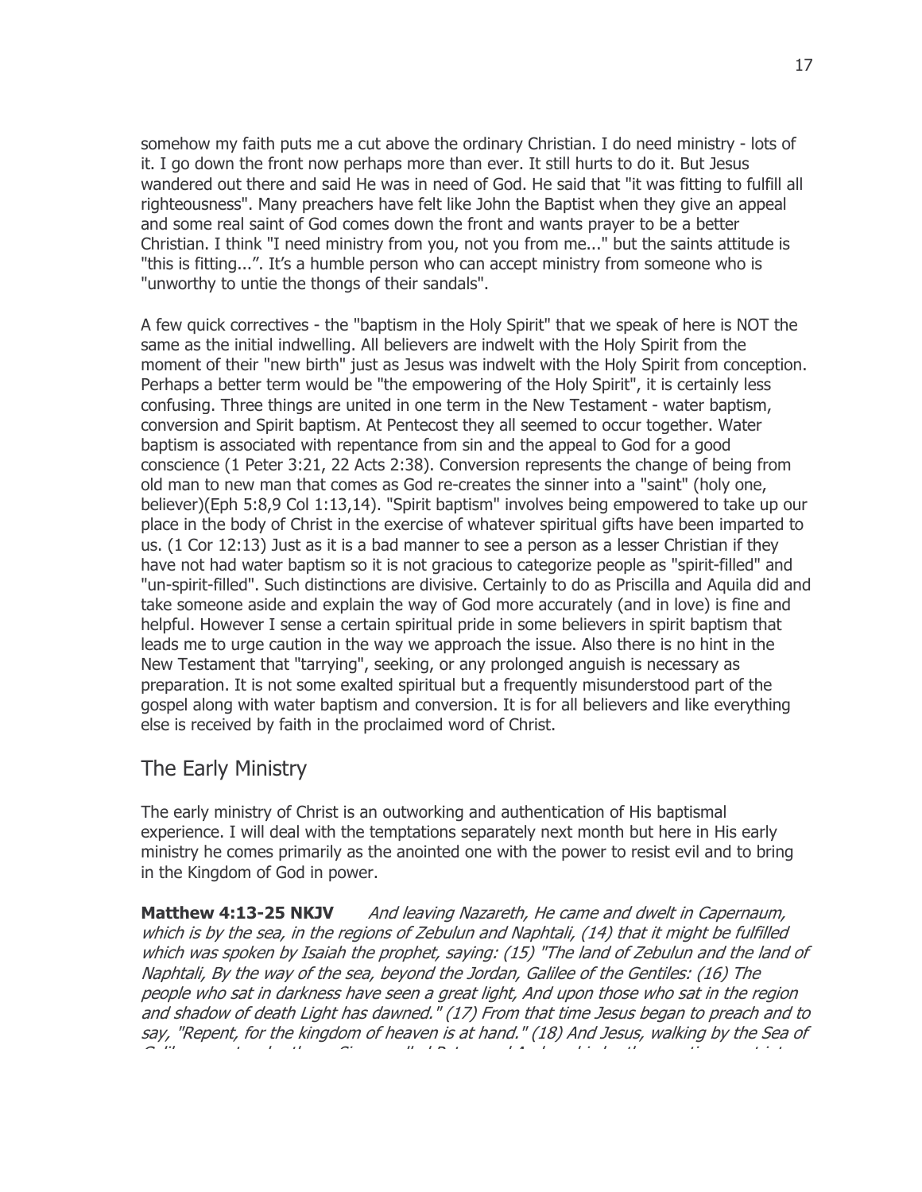somehow my faith puts me a cut above the ordinary Christian. I do need ministry - lots of it. I go down the front now perhaps more than ever. It still hurts to do it. But Jesus wandered out there and said He was in need of God. He said that "it was fitting to fulfill all righteousness". Many preachers have felt like John the Baptist when they give an appeal and some real saint of God comes down the front and wants prayer to be a better Christian. I think "I need ministry from you, not you from me..." but the saints attitude is "this is fitting...". It's a humble person who can accept ministry from someone who is "unworthy to untie the thongs of their sandals".

A few quick correctives - the "baptism in the Holy Spirit" that we speak of here is NOT the same as the initial indwelling. All believers are indwelt with the Holy Spirit from the moment of their "new birth" just as Jesus was indwelt with the Holy Spirit from conception. Perhaps a better term would be "the empowering of the Holy Spirit", it is certainly less confusing. Three things are united in one term in the New Testament - water baptism, conversion and Spirit baptism. At Pentecost they all seemed to occur together. Water baptism is associated with repentance from sin and the appeal to God for a good conscience (1 Peter 3:21, 22 Acts 2:38). Conversion represents the change of being from old man to new man that comes as God re-creates the sinner into a "saint" (holy one, believer)(Eph 5:8,9 Col 1:13,14). "Spirit baptism" involves being empowered to take up our place in the body of Christ in the exercise of whatever spiritual gifts have been imparted to us. (1 Cor 12:13) Just as it is a bad manner to see a person as a lesser Christian if they have not had water baptism so it is not gracious to categorize people as "spirit-filled" and "un-spirit-filled". Such distinctions are divisive. Certainly to do as Priscilla and Aquila did and take someone aside and explain the way of God more accurately (and in love) is fine and helpful. However I sense a certain spiritual pride in some believers in spirit baptism that leads me to urge caution in the way we approach the issue. Also there is no hint in the New Testament that "tarrying", seeking, or any prolonged anguish is necessary as preparation. It is not some exalted spiritual but a frequently misunderstood part of the gospel along with water baptism and conversion. It is for all believers and like everything else is received by faith in the proclaimed word of Christ.

## The Early Ministry

The early ministry of Christ is an outworking and authentication of His baptismal experience. I will deal with the temptations separately next month but here in His early ministry he comes primarily as the anointed one with the power to resist evil and to bring in the Kingdom of God in power.

**Matthew 4:13-25 NKJV** *And leaving Nazareth, He came and dwelt in Capernaum, which is by the sea, in the regions of Zebulun and Naphtali, (14) that it might be fulfilled which was spoken by Isaiah the prophet, saying: (15) "The land of Zebulun and the land of Naphtali, By the way of the sea, beyond the Jordan, Galilee of the Gentiles: (16) The people who sat in darkness have seen a great light, And upon those who sat in the region and shadow of death Light has dawned." (17) From that time Jesus began to preach and to say, "Repent, for the kingdom of heaven is at hand." (18) And Jesus, walking by the Sea of*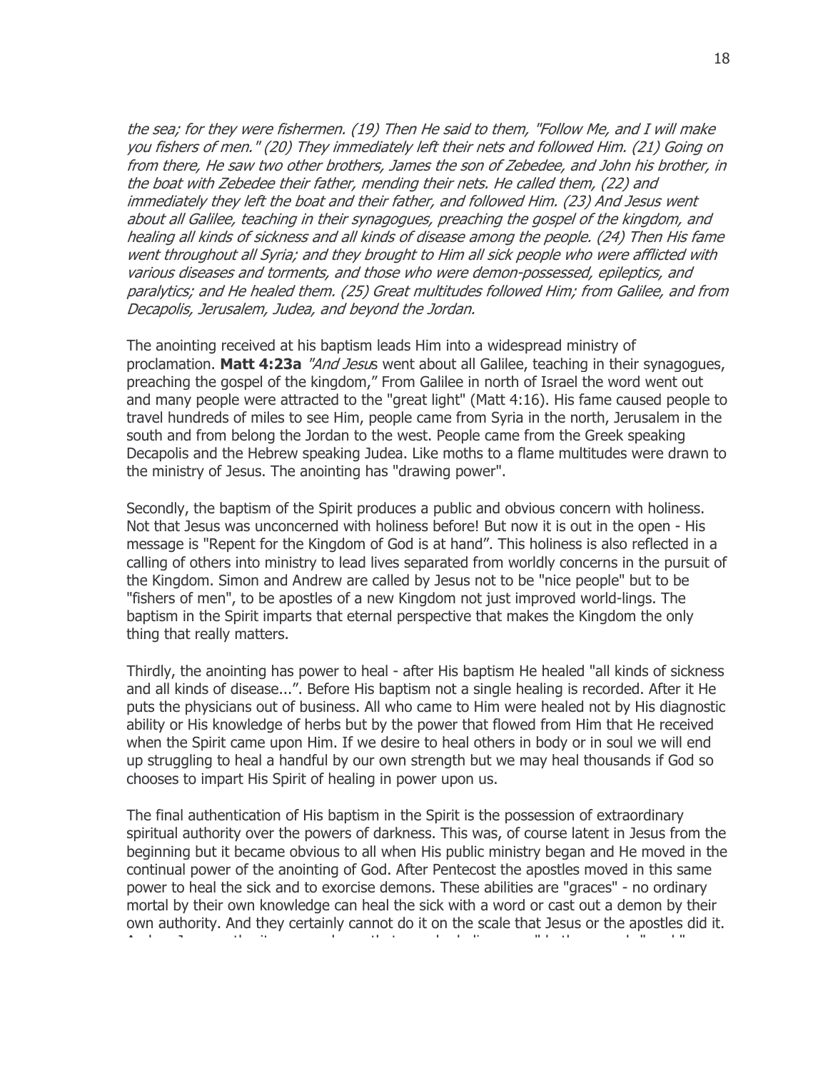*the sea; for they were fishermen. (19) Then He said to them, "Follow Me, and I will make you fishers of men." (20) They immediately left their nets and followed Him. (21) Going on from there, He saw two other brothers, James the son of Zebedee, and John his brother, in the boat with Zebedee their father, mending their nets. He called them, (22) and immediately they left the boat and their father, and followed Him. (23) And Jesus went about all Galilee, teaching in their synagogues, preaching the gospel of the kingdom, and healing all kinds of sickness and all kinds of disease among the people. (24) Then His fame went throughout all Syria; and they brought to Him all sick people who were afflicted with various diseases and torments, and those who were demon-possessed, epileptics, and paralytics; and He healed them. (25) Great multitudes followed Him; from Galilee, and from Decapolis, Jerusalem, Judea, and beyond the Jordan.*

The anointing received at his baptism leads Him into a widespread ministry of proclamation. **Matt 4:23a** *"And Jesus* went about all Galilee, teaching in their synagogues, preaching the gospel of the kingdom," From Galilee in north of Israel the word went out and many people were attracted to the "great light" (Matt 4:16). His fame caused people to travel hundreds of miles to see Him, people came from Syria in the north, Jerusalem in the south and from belong the Jordan to the west. People came from the Greek speaking Decapolis and the Hebrew speaking Judea. Like moths to a flame multitudes were drawn to the ministry of Jesus. The anointing has "drawing power".

Secondly, the baptism of the Spirit produces a public and obvious concern with holiness. Not that Jesus was unconcerned with holiness before! But now it is out in the open - His message is "Repent for the Kingdom of God is at hand". This holiness is also reflected in a calling of others into ministry to lead lives separated from worldly concerns in the pursuit of the Kingdom. Simon and Andrew are called by Jesus not to be "nice people" but to be "fishers of men", to be apostles of a new Kingdom not just improved world-lings. The baptism in the Spirit imparts that eternal perspective that makes the Kingdom the only thing that really matters.

Thirdly, the anointing has power to heal - after His baptism He healed "all kinds of sickness and all kinds of disease...". Before His baptism not a single healing is recorded. After it He puts the physicians out of business. All who came to Him were healed not by His diagnostic ability or His knowledge of herbs but by the power that flowed from Him that He received when the Spirit came upon Him. If we desire to heal others in body or in soul we will end up struggling to heal a handful by our own strength but we may heal thousands if God so chooses to impart His Spirit of healing in power upon us.

The final authentication of His baptism in the Spirit is the possession of extraordinary spiritual authority over the powers of darkness. This was, of course latent in Jesus from the beginning but it became obvious to all when His public ministry began and He moved in the continual power of the anointing of God. After Pentecost the apostles moved in this same power to heal the sick and to exorcise demons. These abilities are "graces" - no ordinary mortal by their own knowledge can heal the sick with a word or cast out a demon by their own authority. And they certainly cannot do it on the scale that Jesus or the apostles did it.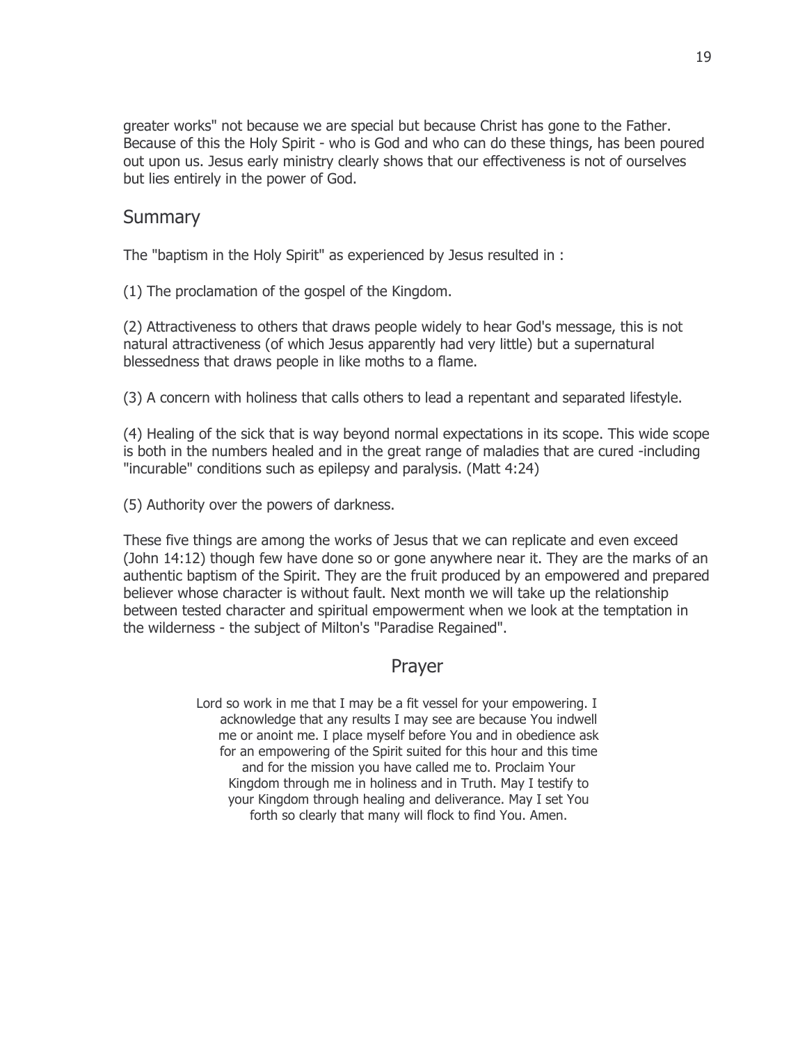greater works" not because we are special but because Christ has gone to the Father. Because of this the Holy Spirit - who is God and who can do these things, has been poured out upon us. Jesus early ministry clearly shows that our effectiveness is not of ourselves but lies entirely in the power of God.

## Summary

The "baptism in the Holy Spirit" as experienced by Jesus resulted in :

(1) The proclamation of the gospel of the Kingdom.

(2) Attractiveness to others that draws people widely to hear God's message, this is not natural attractiveness (of which Jesus apparently had very little) but a supernatural blessedness that draws people in like moths to a flame.

(3) A concern with holiness that calls others to lead a repentant and separated lifestyle.

(4) Healing of the sick that is way beyond normal expectations in its scope. This wide scope is both in the numbers healed and in the great range of maladies that are cured -including "incurable" conditions such as epilepsy and paralysis. (Matt 4:24)

(5) Authority over the powers of darkness.

These five things are among the works of Jesus that we can replicate and even exceed (John 14:12) though few have done so or gone anywhere near it. They are the marks of an authentic baptism of the Spirit. They are the fruit produced by an empowered and prepared believer whose character is without fault. Next month we will take up the relationship between tested character and spiritual empowerment when we look at the temptation in the wilderness - the subject of Milton's "Paradise Regained".

## Prayer

Lord so work in me that I may be a fit vessel for your empowering. I acknowledge that any results I may see are because You indwell me or anoint me. I place myself before You and in obedience ask for an empowering of the Spirit suited for this hour and this time and for the mission you have called me to. Proclaim Your Kingdom through me in holiness and in Truth. May I testify to your Kingdom through healing and deliverance. May I set You forth so clearly that many will flock to find You. Amen.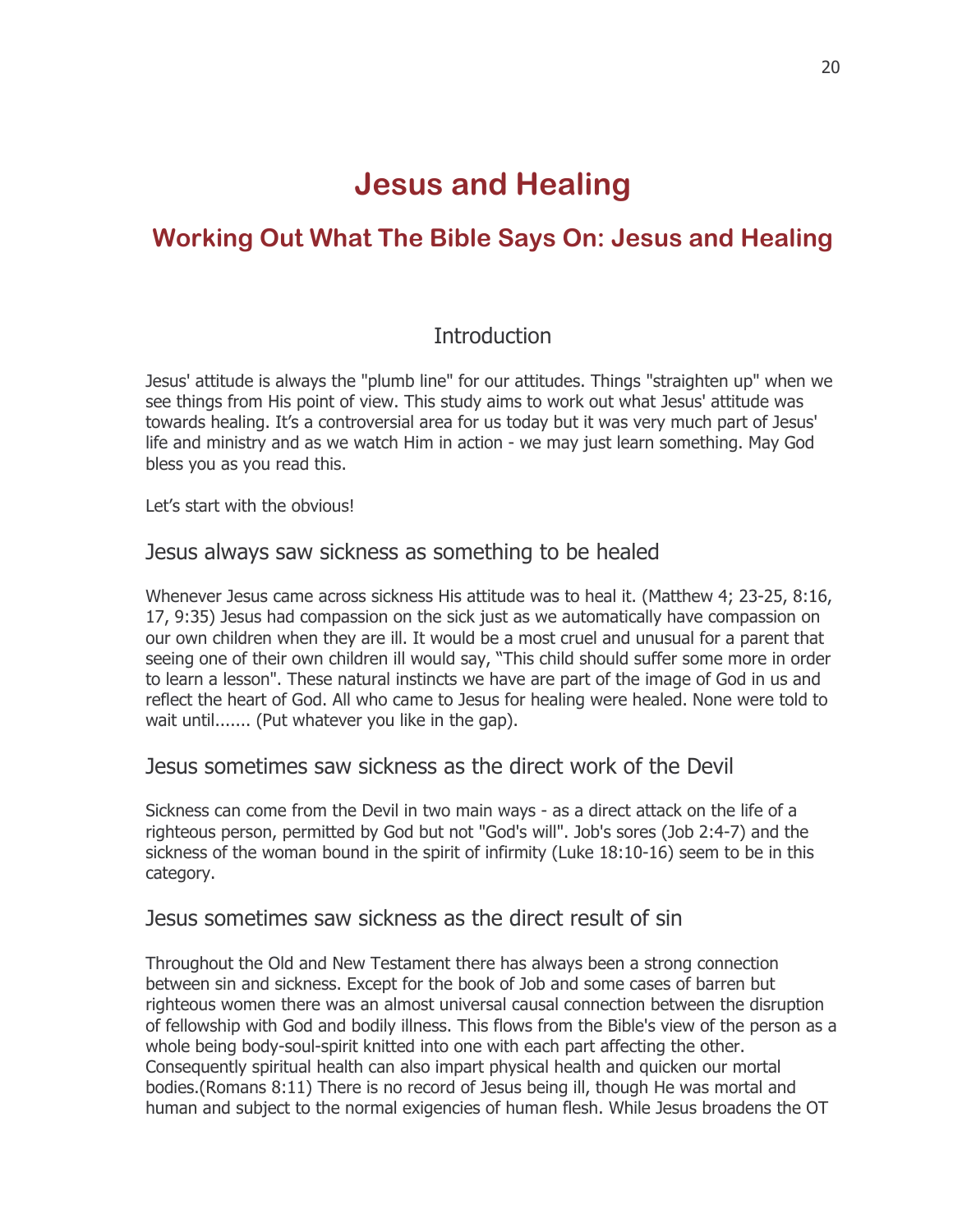# Jesus and Healing

## Working Out What The Bible Says On: Jesus and Healing

### Introduction

Jesus' attitude is always the "plumb line" for our attitudes. Things "straighten up" when we see things from His point of view. This study aims to work out what Jesus' attitude was towards healing. It's a controversial area for us today but it was very much part of Jesus' life and ministry and as we watch Him in action - we may just learn something. May God bless you as you read this.

Let's start with the obvious!

### Jesus always saw sickness as something to be healed

Whenever Jesus came across sickness His attitude was to heal it. (Matthew 4; 23-25, 8:16, 17, 9:35) Jesus had compassion on the sick just as we automatically have compassion on our own children when they are ill. It would be a most cruel and unusual for a parent that seeing one of their own children ill would say, "This child should suffer some more in order to learn a lesson". These natural instincts we have are part of the image of God in us and reflect the heart of God. All who came to Jesus for healing were healed. None were told to wait until....... (Put whatever you like in the gap).

### Jesus sometimes saw sickness as the direct work of the Devil

Sickness can come from the Devil in two main ways - as a direct attack on the life of a righteous person, permitted by God but not "God's will". Job's sores (Job 2:4-7) and the sickness of the woman bound in the spirit of infirmity (Luke 18:10-16) seem to be in this category.

### Jesus sometimes saw sickness as the direct result of sin

Throughout the Old and New Testament there has always been a strong connection between sin and sickness. Except for the book of Job and some cases of barren but righteous women there was an almost universal causal connection between the disruption of fellowship with God and bodily illness. This flows from the Bible's view of the person as a whole being body-soul-spirit knitted into one with each part affecting the other. Consequently spiritual health can also impart physical health and quicken our mortal bodies.(Romans 8:11) There is no record of Jesus being ill, though He was mortal and human and subject to the normal exigencies of human flesh. While Jesus broadens the OT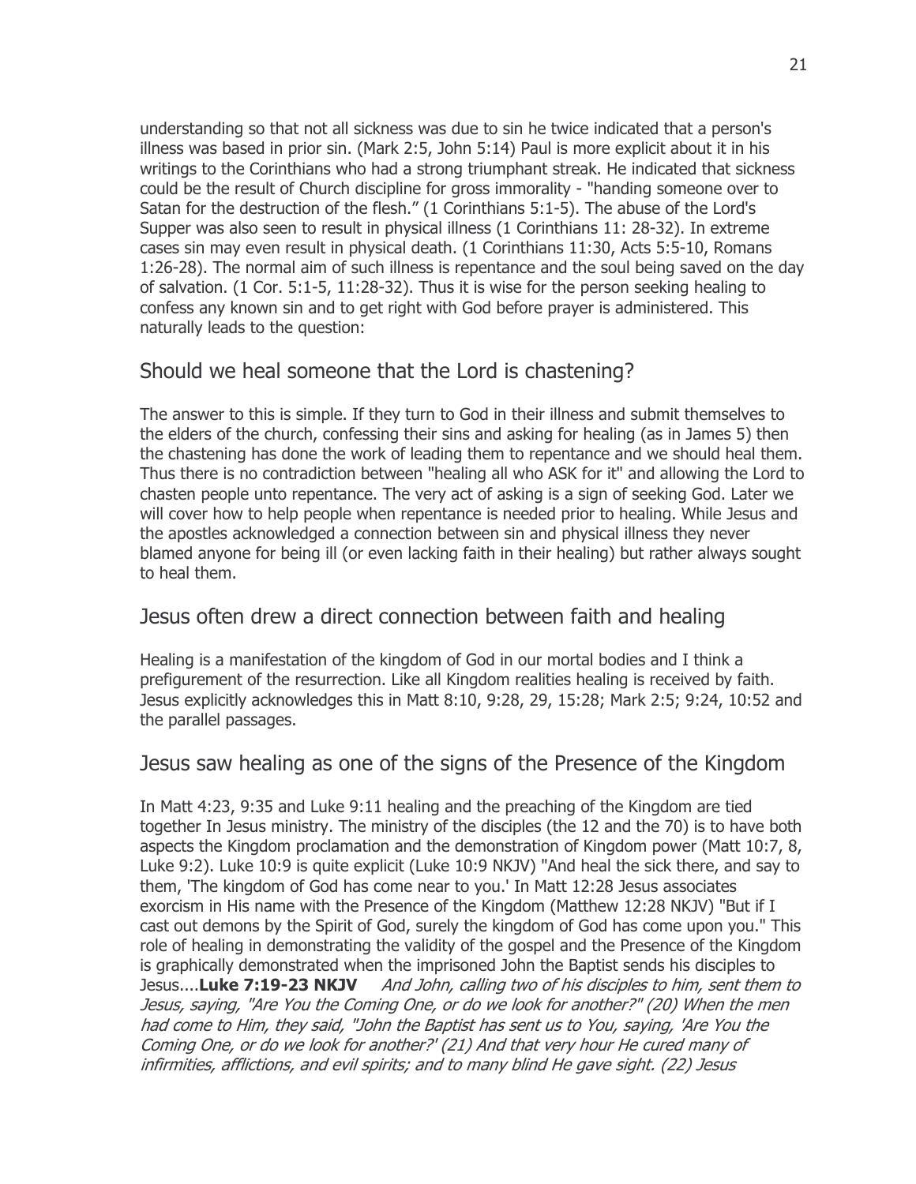understanding so that not all sickness was due to sin he twice indicated that a person's illness was based in prior sin. (Mark 2:5, John 5:14) Paul is more explicit about it in his writings to the Corinthians who had a strong triumphant streak. He indicated that sickness could be the result of Church discipline for gross immorality - "handing someone over to Satan for the destruction of the flesh." (1 Corinthians 5:1-5). The abuse of the Lord's Supper was also seen to result in physical illness (1 Corinthians 11: 28-32). In extreme cases sin may even result in physical death. (1 Corinthians 11:30, Acts 5:5-10, Romans 1:26-28). The normal aim of such illness is repentance and the soul being saved on the day of salvation. (1 Cor. 5:1-5, 11:28-32). Thus it is wise for the person seeking healing to confess any known sin and to get right with God before prayer is administered. This naturally leads to the question:

## Should we heal someone that the Lord is chastening?

The answer to this is simple. If they turn to God in their illness and submit themselves to the elders of the church, confessing their sins and asking for healing (as in James 5) then the chastening has done the work of leading them to repentance and we should heal them. Thus there is no contradiction between "healing all who ASK for it" and allowing the Lord to chasten people unto repentance. The very act of asking is a sign of seeking God. Later we will cover how to help people when repentance is needed prior to healing. While Jesus and the apostles acknowledged a connection between sin and physical illness they never blamed anyone for being ill (or even lacking faith in their healing) but rather always sought to heal them.

## Jesus often drew a direct connection between faith and healing

Healing is a manifestation of the kingdom of God in our mortal bodies and I think a prefigurement of the resurrection. Like all Kingdom realities healing is received by faith. Jesus explicitly acknowledges this in Matt 8:10, 9:28, 29, 15:28; Mark 2:5; 9:24, 10:52 and the parallel passages.

## Jesus saw healing as one of the signs of the Presence of the Kingdom

In Matt 4:23, 9:35 and Luke 9:11 healing and the preaching of the Kingdom are tied together In Jesus ministry. The ministry of the disciples (the 12 and the 70) is to have both aspects the Kingdom proclamation and the demonstration of Kingdom power (Matt 10:7, 8, Luke 9:2). Luke 10:9 is quite explicit (Luke 10:9 NKJV) "And heal the sick there, and say to them, 'The kingdom of God has come near to you.' In Matt 12:28 Jesus associates exorcism in His name with the Presence of the Kingdom (Matthew 12:28 NKJV) "But if I cast out demons by the Spirit of God, surely the kingdom of God has come upon you." This role of healing in demonstrating the validity of the gospel and the Presence of the Kingdom is graphically demonstrated when the imprisoned John the Baptist sends his disciples to Jesus....**Luke 7:19-23 NKJV** *And John, calling two of his disciples to him, sent them to Jesus, saying, "Are You the Coming One, or do we look for another?" (20) When the men had come to Him, they said, "John the Baptist has sent us to You, saying, 'Are You the Coming One, or do we look for another?' (21) And that very hour He cured many of infirmities, afflictions, and evil spirits; and to many blind He gave sight. (22) Jesus*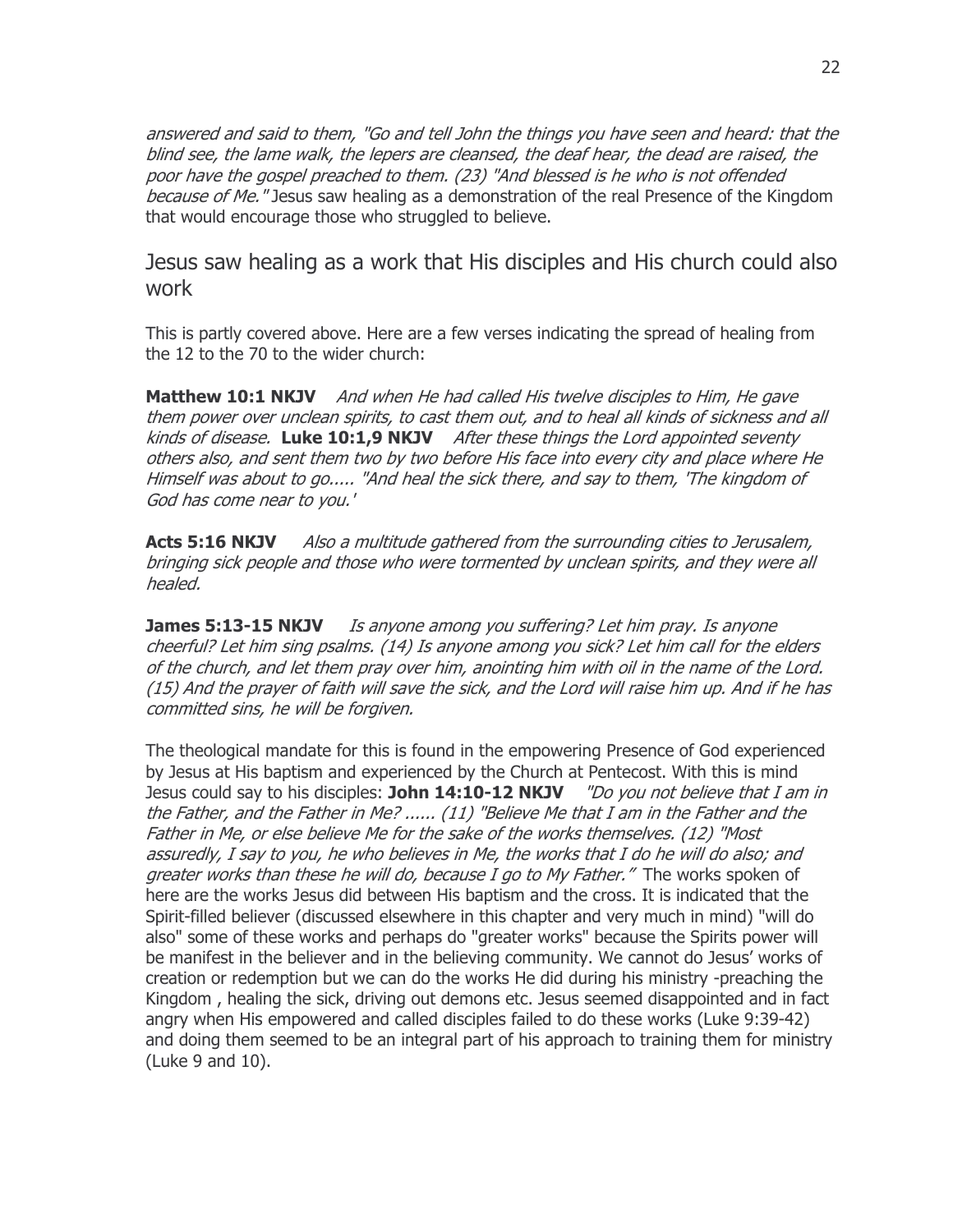*answered and said to them, "Go and tell John the things you have seen and heard: that the blind see, the lame walk, the lepers are cleansed, the deaf hear, the dead are raised, the poor have the gospel preached to them. (23) "And blessed is he who is not offended because of Me."* Jesus saw healing as a demonstration of the real Presence of the Kingdom that would encourage those who struggled to believe.

## Jesus saw healing as a work that His disciples and His church could also work

This is partly covered above. Here are a few verses indicating the spread of healing from the 12 to the 70 to the wider church:

**Matthew 10:1 NKJV** *And when He had called His twelve disciples to Him, He gave them power over unclean spirits, to cast them out, and to heal all kinds of sickness and all kinds of disease.* **Luke 10:1,9 NKJV** *After these things the Lord appointed seventy others also, and sent them two by two before His face into every city and place where He Himself was about to go..... "And heal the sick there, and say to them, 'The kingdom of God has come near to you.'*

**Acts 5:16 NKJV** *Also a multitude gathered from the surrounding cities to Jerusalem, bringing sick people and those who were tormented by unclean spirits, and they were all healed.*

**James 5:13-15 NKJV** *Is anyone among you suffering? Let him pray. Is anyone cheerful? Let him sing psalms. (14) Is anyone among you sick? Let him call for the elders of the church, and let them pray over him, anointing him with oil in the name of the Lord. (15) And the prayer of faith will save the sick, and the Lord will raise him up. And if he has committed sins, he will be forgiven.*

The theological mandate for this is found in the empowering Presence of God experienced by Jesus at His baptism and experienced by the Church at Pentecost. With this is mind Jesus could say to his disciples: **John 14:10-12 NKJV** *"Do you not believe that I am in the Father, and the Father in Me? ...... (11) "Believe Me that I am in the Father and the Father in Me, or else believe Me for the sake of the works themselves. (12) "Most assuredly, I say to you, he who believes in Me, the works that I do he will do also; and greater works than these he will do, because I go to My Father."* The works spoken of here are the works Jesus did between His baptism and the cross. It is indicated that the Spirit-filled believer (discussed elsewhere in this chapter and very much in mind) "will do also" some of these works and perhaps do "greater works" because the Spirits power will be manifest in the believer and in the believing community. We cannot do Jesus' works of creation or redemption but we can do the works He did during his ministry -preaching the Kingdom , healing the sick, driving out demons etc. Jesus seemed disappointed and in fact angry when His empowered and called disciples failed to do these works (Luke 9:39-42) and doing them seemed to be an integral part of his approach to training them for ministry (Luke 9 and 10).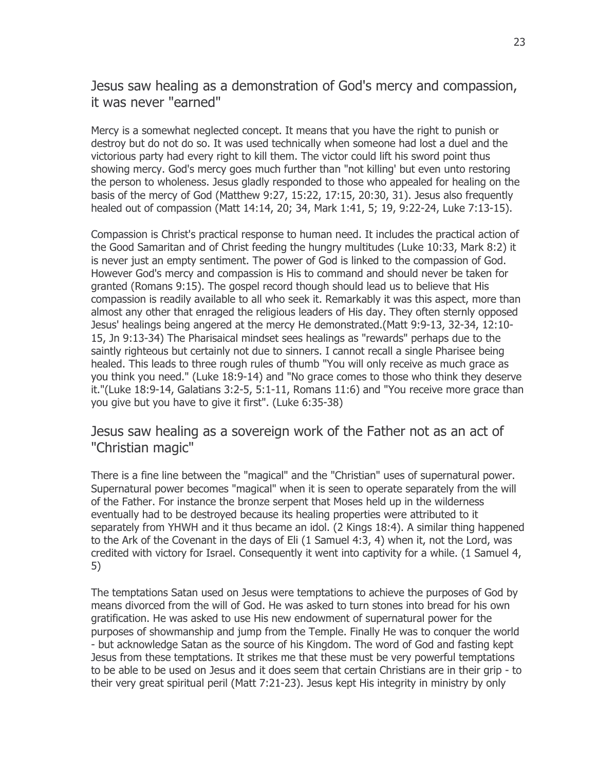## Jesus saw healing as a demonstration of God's mercy and compassion, it was never "earned"

Mercy is a somewhat neglected concept. It means that you have the right to punish or destroy but do not do so. It was used technically when someone had lost a duel and the victorious party had every right to kill them. The victor could lift his sword point thus showing mercy. God's mercy goes much further than "not killing' but even unto restoring the person to wholeness. Jesus gladly responded to those who appealed for healing on the basis of the mercy of God (Matthew 9:27, 15:22, 17:15, 20:30, 31). Jesus also frequently healed out of compassion (Matt 14:14, 20; 34, Mark 1:41, 5; 19, 9:22-24, Luke 7:13-15).

Compassion is Christ's practical response to human need. It includes the practical action of the Good Samaritan and of Christ feeding the hungry multitudes (Luke 10:33, Mark 8:2) it is never just an empty sentiment. The power of God is linked to the compassion of God. However God's mercy and compassion is His to command and should never be taken for granted (Romans 9:15). The gospel record though should lead us to believe that His compassion is readily available to all who seek it. Remarkably it was this aspect, more than almost any other that enraged the religious leaders of His day. They often sternly opposed Jesus' healings being angered at the mercy He demonstrated.(Matt 9:9-13, 32-34, 12:10-15, Jn 9:13-34) The Pharisaical mindset sees healings as "rewards" perhaps due to the saintly righteous but certainly not due to sinners. I cannot recall a single Pharisee being healed. This leads to three rough rules of thumb "You will only receive as much grace as you think you need." (Luke 18:9-14) and "No grace comes to those who think they deserve it."(Luke 18:9-14, Galatians 3:2-5, 5:1-11, Romans 11:6) and "You receive more grace than you give but you have to give it first". (Luke 6:35-38)

## Jesus saw healing as a sovereign work of the Father not as an act of "Christian magic"

There is a fine line between the "magical" and the "Christian" uses of supernatural power. Supernatural power becomes "magical" when it is seen to operate separately from the will of the Father. For instance the bronze serpent that Moses held up in the wilderness eventually had to be destroyed because its healing properties were attributed to it separately from YHWH and it thus became an idol. (2 Kings 18:4). A similar thing happened to the Ark of the Covenant in the days of Eli (1 Samuel 4:3, 4) when it, not the Lord, was credited with victory for Israel. Consequently it went into captivity for a while. (1 Samuel 4, 5)

The temptations Satan used on Jesus were temptations to achieve the purposes of God by means divorced from the will of God. He was asked to turn stones into bread for his own gratification. He was asked to use His new endowment of supernatural power for the purposes of showmanship and jump from the Temple. Finally He was to conquer the world - but acknowledge Satan as the source of his Kingdom. The word of God and fasting kept Jesus from these temptations. It strikes me that these must be very powerful temptations to be able to be used on Jesus and it does seem that certain Christians are in their grip - to their very great spiritual peril (Matt 7:21-23). Jesus kept His integrity in ministry by only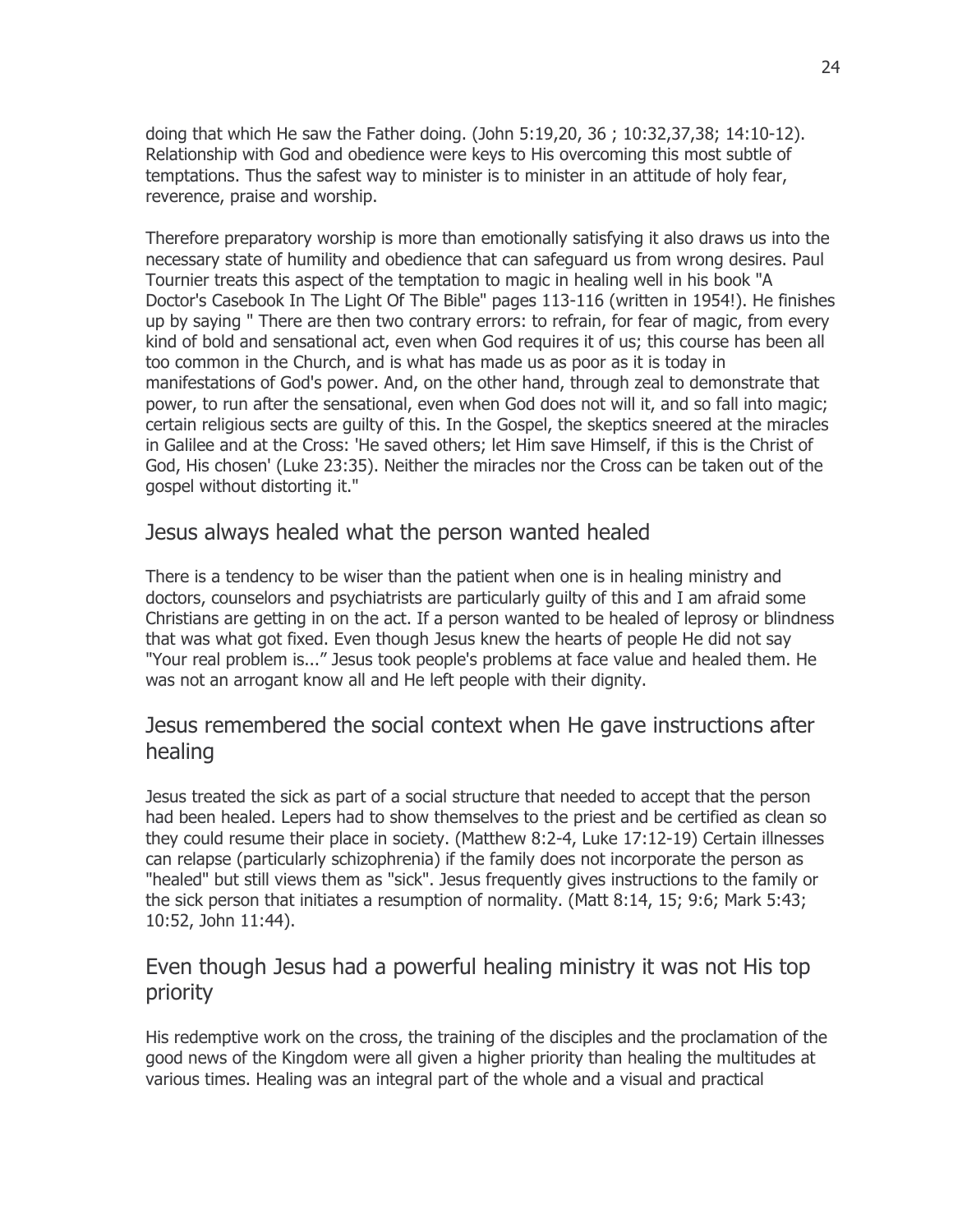doing that which He saw the Father doing. (John 5:19,20, 36 ; 10:32,37,38; 14:10-12). Relationship with God and obedience were keys to His overcoming this most subtle of temptations. Thus the safest way to minister is to minister in an attitude of holy fear, reverence, praise and worship.

Therefore preparatory worship is more than emotionally satisfying it also draws us into the necessary state of humility and obedience that can safeguard us from wrong desires. Paul Tournier treats this aspect of the temptation to magic in healing well in his book "A Doctor's Casebook In The Light Of The Bible" pages 113-116 (written in 1954!). He finishes up by saying " There are then two contrary errors: to refrain, for fear of magic, from every kind of bold and sensational act, even when God requires it of us; this course has been all too common in the Church, and is what has made us as poor as it is today in manifestations of God's power. And, on the other hand, through zeal to demonstrate that power, to run after the sensational, even when God does not will it, and so fall into magic; certain religious sects are guilty of this. In the Gospel, the skeptics sneered at the miracles in Galilee and at the Cross: 'He saved others; let Him save Himself, if this is the Christ of God, His chosen' (Luke 23:35). Neither the miracles nor the Cross can be taken out of the gospel without distorting it."

## Jesus always healed what the person wanted healed

There is a tendency to be wiser than the patient when one is in healing ministry and doctors, counselors and psychiatrists are particularly guilty of this and I am afraid some Christians are getting in on the act. If a person wanted to be healed of leprosy or blindness that was what got fixed. Even though Jesus knew the hearts of people He did not say "Your real problem is..." Jesus took people's problems at face value and healed them. He was not an arrogant know all and He left people with their dignity.

## Jesus remembered the social context when He gave instructions after healing

Jesus treated the sick as part of a social structure that needed to accept that the person had been healed. Lepers had to show themselves to the priest and be certified as clean so they could resume their place in society. (Matthew 8:2-4, Luke 17:12-19) Certain illnesses can relapse (particularly schizophrenia) if the family does not incorporate the person as "healed" but still views them as "sick". Jesus frequently gives instructions to the family or the sick person that initiates a resumption of normality. (Matt 8:14, 15; 9:6; Mark 5:43; 10:52, John 11:44).

## Even though Jesus had a powerful healing ministry it was not His top priority

His redemptive work on the cross, the training of the disciples and the proclamation of the good news of the Kingdom were all given a higher priority than healing the multitudes at various times. Healing was an integral part of the whole and a visual and practical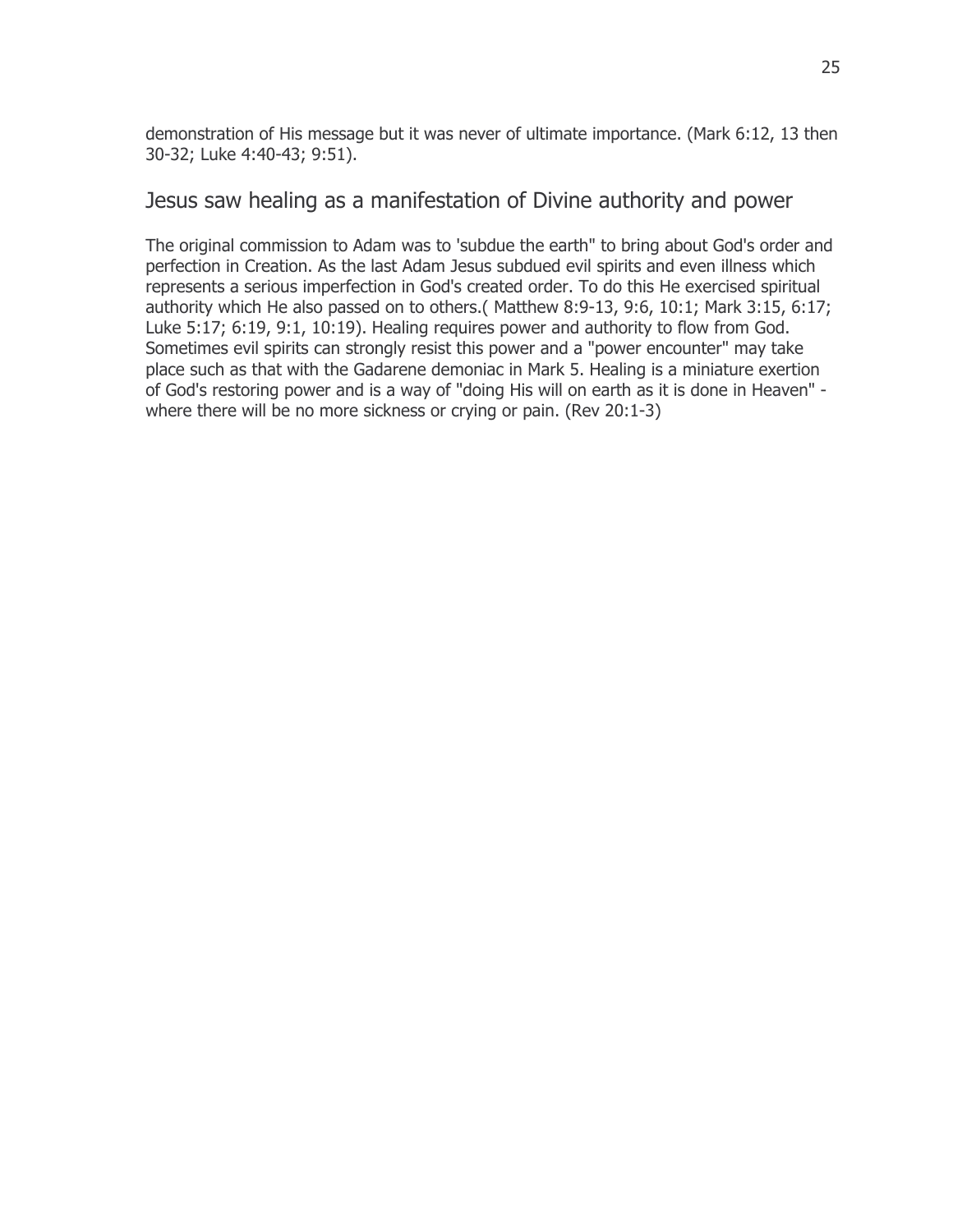demonstration of His message but it was never of ultimate importance. (Mark 6:12, 13 then 30-32; Luke 4:40-43; 9:51).

## Jesus saw healing as a manifestation of Divine authority and power

The original commission to Adam was to 'subdue the earth" to bring about God's order and perfection in Creation. As the last Adam Jesus subdued evil spirits and even illness which represents a serious imperfection in God's created order. To do this He exercised spiritual authority which He also passed on to others.( Matthew 8:9-13, 9:6, 10:1; Mark 3:15, 6:17; Luke 5:17; 6:19, 9:1, 10:19). Healing requires power and authority to flow from God. Sometimes evil spirits can strongly resist this power and a "power encounter" may take place such as that with the Gadarene demoniac in Mark 5. Healing is a miniature exertion of God's restoring power and is a way of "doing His will on earth as it is done in Heaven" - where there will be no more sickness or crying or pain. (Rev 20:1-3)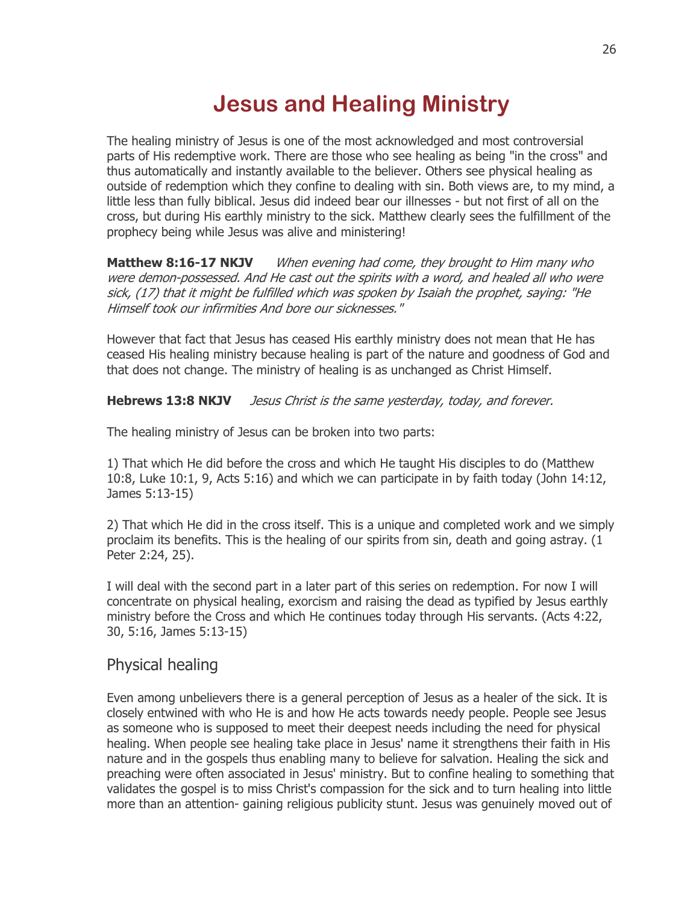# Jesus and Healing Ministry

The healing ministry of Jesus is one of the most acknowledged and most controversial parts of His redemptive work. There are those who see healing as being "in the cross" and thus automatically and instantly available to the believer. Others see physical healing as outside of redemption which they confine to dealing with sin. Both views are, to my mind, a little less than fully biblical. Jesus did indeed bear our illnesses - but not first of all on the cross, but during His earthly ministry to the sick. Matthew clearly sees the fulfillment of the prophecy being while Jesus was alive and ministering!

**Matthew 8:16-17 NKJV** *When evening had come, they brought to Him many who were demon-possessed. And He cast out the spirits with a word, and healed all who were sick, (17) that it might be fulfilled which was spoken by Isaiah the prophet, saying: "He Himself took our infirmities And bore our sicknesses."*

However that fact that Jesus has ceased His earthly ministry does not mean that He has ceased His healing ministry because healing is part of the nature and goodness of God and that does not change. The ministry of healing is as unchanged as Christ Himself.

**Hebrews 13:8 NKJV** *Jesus Christ is the same yesterday, today, and forever.*

The healing ministry of Jesus can be broken into two parts:

1) That which He did before the cross and which He taught His disciples to do (Matthew 10:8, Luke 10:1, 9, Acts 5:16) and which we can participate in by faith today (John 14:12, James 5:13-15)

2) That which He did in the cross itself. This is a unique and completed work and we simply proclaim its benefits. This is the healing of our spirits from sin, death and going astray. (1 Peter 2:24, 25).

I will deal with the second part in a later part of this series on redemption. For now I will concentrate on physical healing, exorcism and raising the dead as typified by Jesus earthly ministry before the Cross and which He continues today through His servants. (Acts 4:22, 30, 5:16, James 5:13-15)

## Physical healing

Even among unbelievers there is a general perception of Jesus as a healer of the sick. It is closely entwined with who He is and how He acts towards needy people. People see Jesus as someone who is supposed to meet their deepest needs including the need for physical healing. When people see healing take place in Jesus' name it strengthens their faith in His nature and in the gospels thus enabling many to believe for salvation. Healing the sick and preaching were often associated in Jesus' ministry. But to confine healing to something that validates the gospel is to miss Christ's compassion for the sick and to turn healing into little more than an attention- gaining religious publicity stunt. Jesus was genuinely moved out of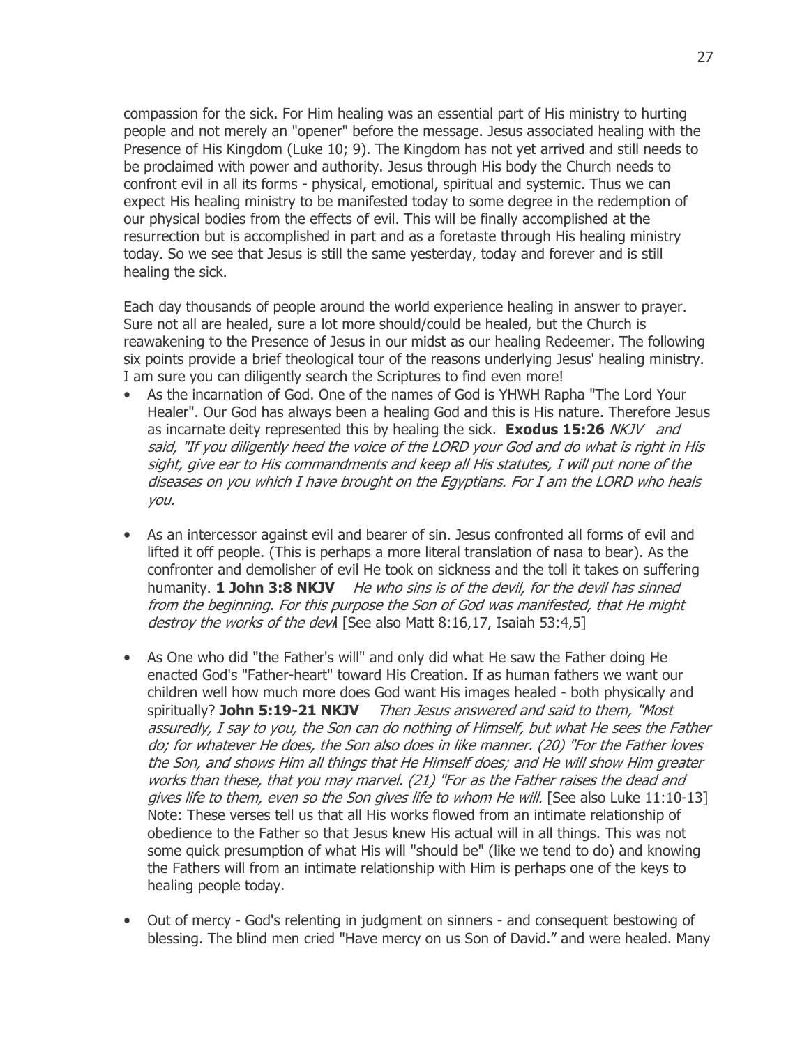compassion for the sick. For Him healing was an essential part of His ministry to hurting people and not merely an "opener" before the message. Jesus associated healing with the Presence of His Kingdom (Luke 10; 9). The Kingdom has not yet arrived and still needs to be proclaimed with power and authority. Jesus through His body the Church needs to confront evil in all its forms - physical, emotional, spiritual and systemic. Thus we can expect His healing ministry to be manifested today to some degree in the redemption of our physical bodies from the effects of evil. This will be finally accomplished at the resurrection but is accomplished in part and as a foretaste through His healing ministry today. So we see that Jesus is still the same yesterday, today and forever and is still healing the sick.

Each day thousands of people around the world experience healing in answer to prayer. Sure not all are healed, sure a lot more should/could be healed, but the Church is reawakening to the Presence of Jesus in our midst as our healing Redeemer. The following six points provide a brief theological tour of the reasons underlying Jesus' healing ministry. I am sure you can diligently search the Scriptures to find even more!

- As the incarnation of God. One of the names of God is YHWH Rapha "The Lord Your Healer". Our God has always been a healing God and this is His nature. Therefore Jesus as incarnate deity represented this by healing the sick. **Exodus 15:26** *NKJV and said, "If you diligently heed the voice of the LORD your God and do what is right in His sight, give ear to His commandments and keep all His statutes, I will put none of the diseases on you which I have brought on the Egyptians. For I am the LORD who heals you.*

- As an intercessor against evil and bearer of sin. Jesus confronted all forms of evil and lifted it off people. (This is perhaps a more literal translation of nasa to bear). As the confronter and demolisher of evil He took on sickness and the toll it takes on suffering humanity. **1 John 3:8 NKJV** *He who sins is of the devil, for the devil has sinned from the beginning. For this purpose the Son of God was manifested, that He might destroy the works of the devil* [See also Matt 8:16,17, Isaiah 53:4,5]

- As One who did "the Father's will" and only did what He saw the Father doing He enacted God's "Father-heart" toward His Creation. If as human fathers we want our children well how much more does God want His images healed - both physically and spiritually? **John 5:19-21 NKJV** *Then Jesus answered and said to them, "Most assuredly, I say to you, the Son can do nothing of Himself, but what He sees the Father do; for whatever He does, the Son also does in like manner. (20) "For the Father loves the Son, and shows Him all things that He Himself does; and He will show Him greater works than these, that you may marvel. (21) "For as the Father raises the dead and gives life to them, even so the Son gives life to whom He will.* [See also Luke 11:10-13] Note: These verses tell us that all His works flowed from an intimate relationship of obedience to the Father so that Jesus knew His actual will in all things. This was not some quick presumption of what His will "should be" (like we tend to do) and knowing the Fathers will from an intimate relationship with Him is perhaps one of the keys to healing people today.

- Out of mercy - God's relenting in judgment on sinners - and consequent bestowing of blessing. The blind men cried "Have mercy on us Son of David." and were healed. Many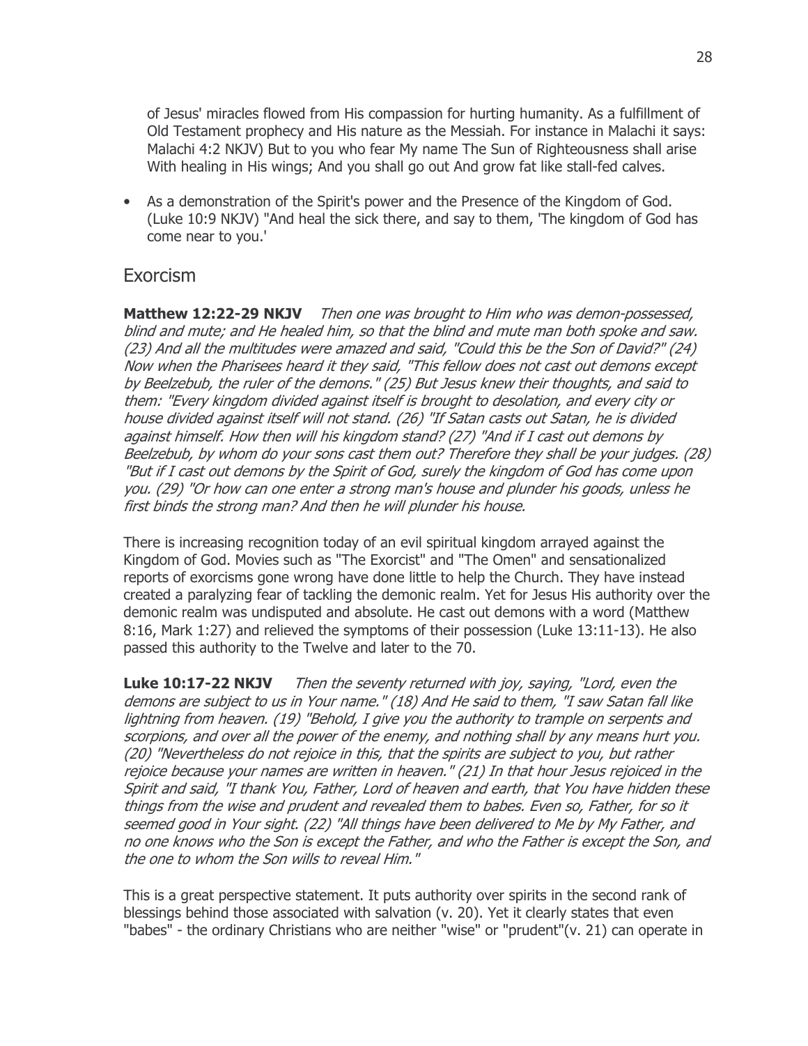of Jesus' miracles flowed from His compassion for hurting humanity. As a fulfillment of Old Testament prophecy and His nature as the Messiah. For instance in Malachi it says: Malachi 4:2 NKJV) But to you who fear My name The Sun of Righteousness shall arise With healing in His wings; And you shall go out And grow fat like stall-fed calves.

- As a demonstration of the Spirit's power and the Presence of the Kingdom of God. (Luke 10:9 NKJV) "And heal the sick there, and say to them, 'The kingdom of God has come near to you.'

## Exorcism

**Matthew 12:22-29 NKJV** *Then one was brought to Him who was demon-possessed, blind and mute; and He healed him, so that the blind and mute man both spoke and saw. (23) And all the multitudes were amazed and said, "Could this be the Son of David?" (24) Now when the Pharisees heard it they said, "This fellow does not cast out demons except by Beelzebub, the ruler of the demons." (25) But Jesus knew their thoughts, and said to them: "Every kingdom divided against itself is brought to desolation, and every city or house divided against itself will not stand. (26) "If Satan casts out Satan, he is divided against himself. How then will his kingdom stand? (27) "And if I cast out demons by Beelzebub, by whom do your sons cast them out? Therefore they shall be your judges. (28) "But if I cast out demons by the Spirit of God, surely the kingdom of God has come upon you. (29) "Or how can one enter a strong man's house and plunder his goods, unless he first binds the strong man? And then he will plunder his house.*

There is increasing recognition today of an evil spiritual kingdom arrayed against the Kingdom of God. Movies such as "The Exorcist" and "The Omen" and sensationalized reports of exorcisms gone wrong have done little to help the Church. They have instead created a paralyzing fear of tackling the demonic realm. Yet for Jesus His authority over the demonic realm was undisputed and absolute. He cast out demons with a word (Matthew 8:16, Mark 1:27) and relieved the symptoms of their possession (Luke 13:11-13). He also passed this authority to the Twelve and later to the 70.

**Luke 10:17-22 NKJV** *Then the seventy returned with joy, saying, "Lord, even the demons are subject to us in Your name." (18) And He said to them, "I saw Satan fall like lightning from heaven. (19) "Behold, I give you the authority to trample on serpents and scorpions, and over all the power of the enemy, and nothing shall by any means hurt you. (20) "Nevertheless do not rejoice in this, that the spirits are subject to you, but rather rejoice because your names are written in heaven." (21) In that hour Jesus rejoiced in the Spirit and said, "I thank You, Father, Lord of heaven and earth, that You have hidden these things from the wise and prudent and revealed them to babes. Even so, Father, for so it seemed good in Your sight. (22) "All things have been delivered to Me by My Father, and no one knows who the Son is except the Father, and who the Father is except the Son, and the one to whom the Son wills to reveal Him."*

This is a great perspective statement. It puts authority over spirits in the second rank of blessings behind those associated with salvation (v. 20). Yet it clearly states that even "babes" - the ordinary Christians who are neither "wise" or "prudent"(v. 21) can operate in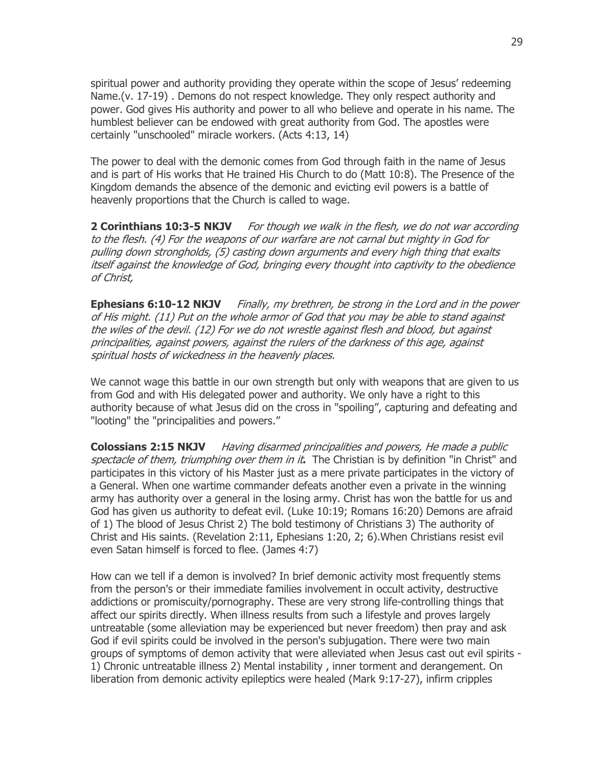spiritual power and authority providing they operate within the scope of Jesus' redeeming Name.(v. 17-19) . Demons do not respect knowledge. They only respect authority and power. God gives His authority and power to all who believe and operate in his name. The humblest believer can be endowed with great authority from God. The apostles were certainly "unschooled" miracle workers. (Acts 4:13, 14)

The power to deal with the demonic comes from God through faith in the name of Jesus and is part of His works that He trained His Church to do (Matt 10:8). The Presence of the Kingdom demands the absence of the demonic and evicting evil powers is a battle of heavenly proportions that the Church is called to wage.

**2 Corinthians 10:3-5 NKJV** *For though we walk in the flesh, we do not war according to the flesh. (4) For the weapons of our warfare are not carnal but mighty in God for pulling down strongholds, (5) casting down arguments and every high thing that exalts itself against the knowledge of God, bringing every thought into captivity to the obedience of Christ,*

**Ephesians 6:10-12 NKJV** *Finally, my brethren, be strong in the Lord and in the power of His might. (11) Put on the whole armor of God that you may be able to stand against the wiles of the devil. (12) For we do not wrestle against flesh and blood, but against principalities, against powers, against the rulers of the darkness of this age, against spiritual hosts of wickedness in the heavenly places.*

We cannot wage this battle in our own strength but only with weapons that are given to us from God and with His delegated power and authority. We only have a right to this authority because of what Jesus did on the cross in "spoiling", capturing and defeating and "looting" the "principalities and powers."

**Colossians 2:15 NKJV** *Having disarmed principalities and powers, He made a public spectacle of them, triumphing over them in it***.** The Christian is by definition "in Christ" and participates in this victory of his Master just as a mere private participates in the victory of a General. When one wartime commander defeats another even a private in the winning army has authority over a general in the losing army. Christ has won the battle for us and God has given us authority to defeat evil. (Luke 10:19; Romans 16:20) Demons are afraid of 1) The blood of Jesus Christ 2) The bold testimony of Christians 3) The authority of Christ and His saints. (Revelation 2:11, Ephesians 1:20, 2; 6).When Christians resist evil even Satan himself is forced to flee. (James 4:7)

How can we tell if a demon is involved? In brief demonic activity most frequently stems from the person's or their immediate families involvement in occult activity, destructive addictions or promiscuity/pornography. These are very strong life-controlling things that affect our spirits directly. When illness results from such a lifestyle and proves largely untreatable (some alleviation may be experienced but never freedom) then pray and ask God if evil spirits could be involved in the person's subjugation. There were two main groups of symptoms of demon activity that were alleviated when Jesus cast out evil spirits - 1) Chronic untreatable illness 2) Mental instability , inner torment and derangement. On liberation from demonic activity epileptics were healed (Mark 9:17-27), infirm cripples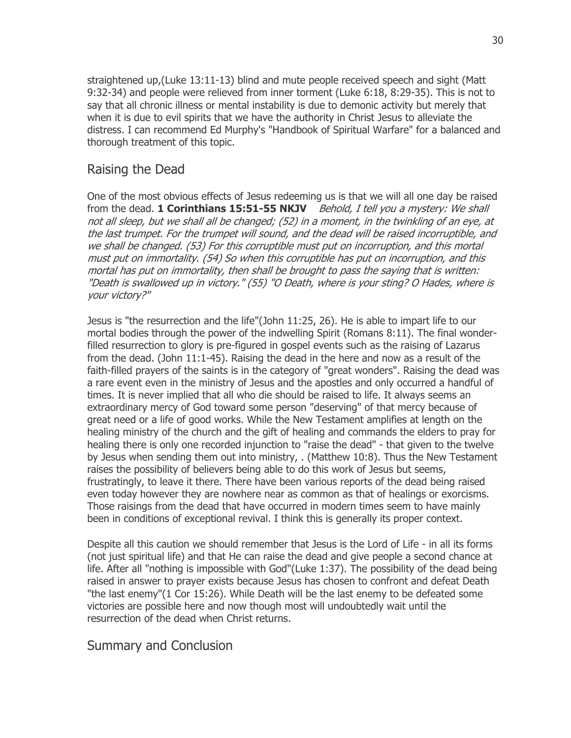straightened up,(Luke 13:11-13) blind and mute people received speech and sight (Matt 9:32-34) and people were relieved from inner torment (Luke 6:18, 8:29-35). This is not to say that all chronic illness or mental instability is due to demonic activity but merely that when it is due to evil spirits that we have the authority in Christ Jesus to alleviate the distress. I can recommend Ed Murphy's "Handbook of Spiritual Warfare" for a balanced and thorough treatment of this topic.

## Raising the Dead

One of the most obvious effects of Jesus redeeming us is that we will all one day be raised from the dead. **1 Corinthians 15:51-55 NKJV** *Behold, I tell you a mystery: We shall not all sleep, but we shall all be changed; (52) in a moment, in the twinkling of an eye, at the last trumpet. For the trumpet will sound, and the dead will be raised incorruptible, and we shall be changed. (53) For this corruptible must put on incorruption, and this mortal must put on immortality. (54) So when this corruptible has put on incorruption, and this mortal has put on immortality, then shall be brought to pass the saying that is written: "Death is swallowed up in victory." (55) "O Death, where is your sting? O Hades, where is your victory?"*

Jesus is "the resurrection and the life"(John 11:25, 26). He is able to impart life to our mortal bodies through the power of the indwelling Spirit (Romans 8:11). The final wonder-filled resurrection to glory is pre-figured in gospel events such as the raising of Lazarus from the dead. (John 11:1-45). Raising the dead in the here and now as a result of the faith-filled prayers of the saints is in the category of "great wonders". Raising the dead was a rare event even in the ministry of Jesus and the apostles and only occurred a handful of times. It is never implied that all who die should be raised to life. It always seems an extraordinary mercy of God toward some person "deserving" of that mercy because of great need or a life of good works. While the New Testament amplifies at length on the healing ministry of the church and the gift of healing and commands the elders to pray for healing there is only one recorded injunction to "raise the dead" - that given to the twelve by Jesus when sending them out into ministry, . (Matthew 10:8). Thus the New Testament raises the possibility of believers being able to do this work of Jesus but seems, frustratingly, to leave it there. There have been various reports of the dead being raised even today however they are nowhere near as common as that of healings or exorcisms. Those raisings from the dead that have occurred in modern times seem to have mainly been in conditions of exceptional revival. I think this is generally its proper context.

Despite all this caution we should remember that Jesus is the Lord of Life - in all its forms (not just spiritual life) and that He can raise the dead and give people a second chance at life. After all "nothing is impossible with God"(Luke 1:37). The possibility of the dead being raised in answer to prayer exists because Jesus has chosen to confront and defeat Death "the last enemy"(1 Cor 15:26). While Death will be the last enemy to be defeated some victories are possible here and now though most will undoubtedly wait until the resurrection of the dead when Christ returns.

## Summary and Conclusion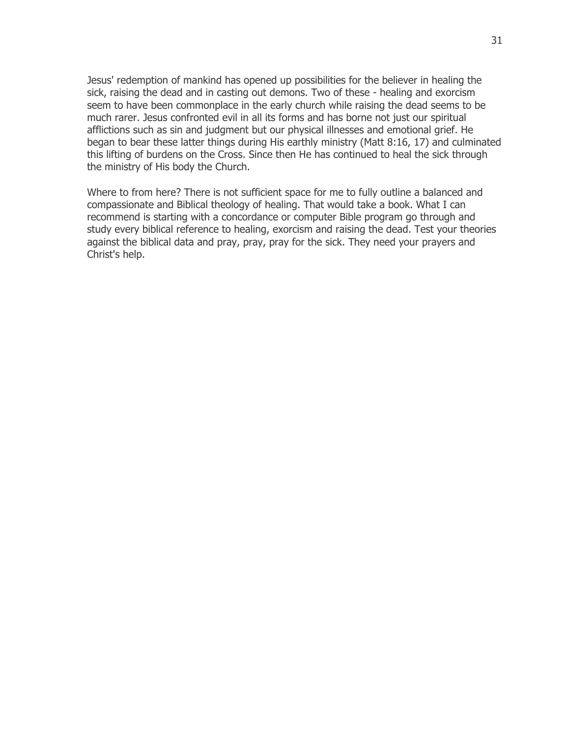Jesus' redemption of mankind has opened up possibilities for the believer in healing the sick, raising the dead and in casting out demons. Two of these - healing and exorcism seem to have been commonplace in the early church while raising the dead seems to be much rarer. Jesus confronted evil in all its forms and has borne not just our spiritual afflictions such as sin and judgment but our physical illnesses and emotional grief. He began to bear these latter things during His earthly ministry (Matt 8:16, 17) and culminated this lifting of burdens on the Cross. Since then He has continued to heal the sick through the ministry of His body the Church.

Where to from here? There is not sufficient space for me to fully outline a balanced and compassionate and Biblical theology of healing. That would take a book. What I can recommend is starting with a concordance or computer Bible program go through and study every biblical reference to healing, exorcism and raising the dead. Test your theories against the biblical data and pray, pray, pray for the sick. They need your prayers and Christ's help.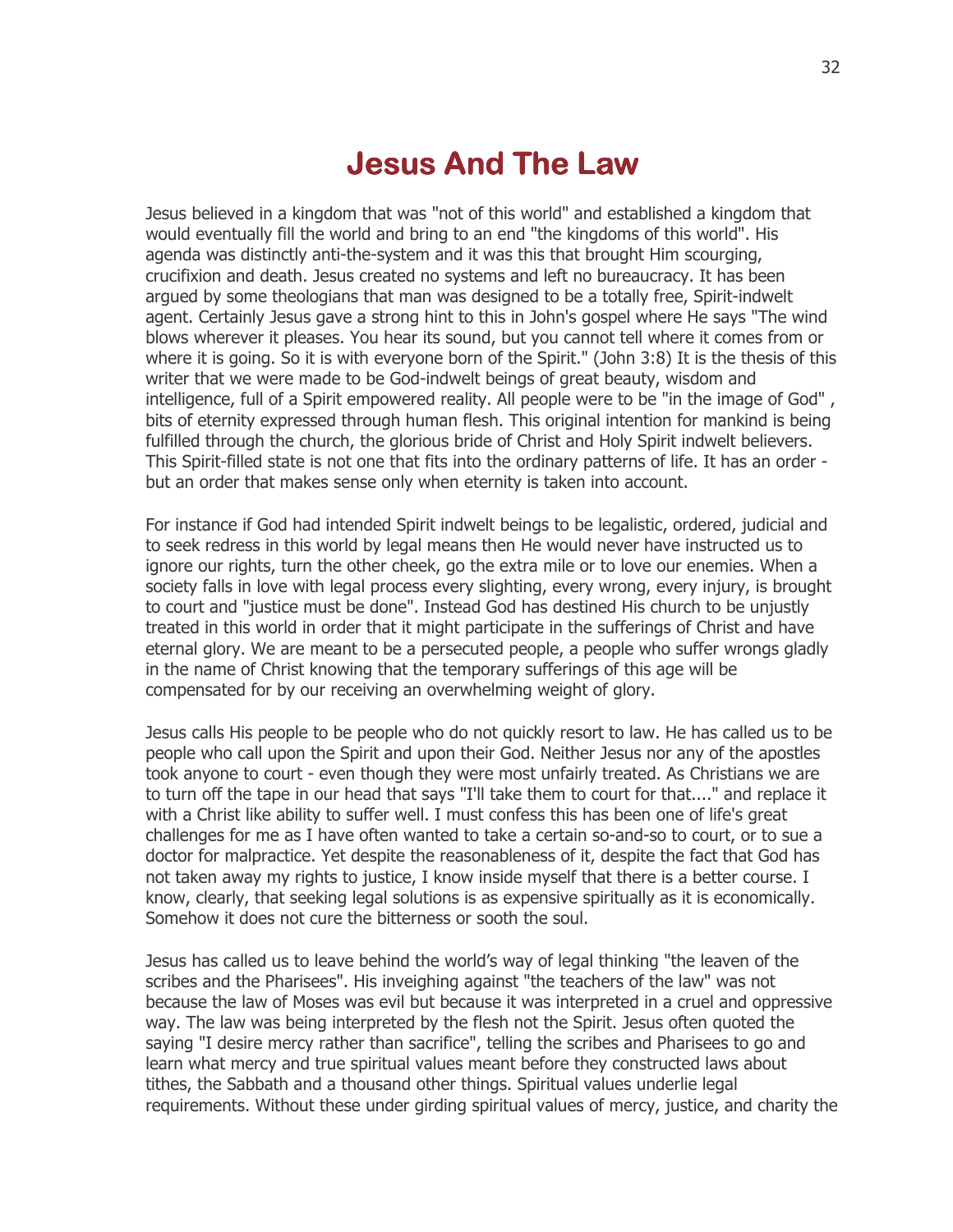# Jesus And The Law

Jesus believed in a kingdom that was "not of this world" and established a kingdom that would eventually fill the world and bring to an end "the kingdoms of this world". His agenda was distinctly anti-the-system and it was this that brought Him scourging, crucifixion and death. Jesus created no systems and left no bureaucracy. It has been argued by some theologians that man was designed to be a totally free, Spirit-indwelt agent. Certainly Jesus gave a strong hint to this in John's gospel where He says "The wind blows wherever it pleases. You hear its sound, but you cannot tell where it comes from or where it is going. So it is with everyone born of the Spirit." (John 3:8) It is the thesis of this writer that we were made to be God-indwelt beings of great beauty, wisdom and intelligence, full of a Spirit empowered reality. All people were to be "in the image of God" , bits of eternity expressed through human flesh. This original intention for mankind is being fulfilled through the church, the glorious bride of Christ and Holy Spirit indwelt believers. This Spirit-filled state is not one that fits into the ordinary patterns of life. It has an order - but an order that makes sense only when eternity is taken into account.

For instance if God had intended Spirit indwelt beings to be legalistic, ordered, judicial and to seek redress in this world by legal means then He would never have instructed us to ignore our rights, turn the other cheek, go the extra mile or to love our enemies. When a society falls in love with legal process every slighting, every wrong, every injury, is brought to court and "justice must be done". Instead God has destined His church to be unjustly treated in this world in order that it might participate in the sufferings of Christ and have eternal glory. We are meant to be a persecuted people, a people who suffer wrongs gladly in the name of Christ knowing that the temporary sufferings of this age will be compensated for by our receiving an overwhelming weight of glory.

Jesus calls His people to be people who do not quickly resort to law. He has called us to be people who call upon the Spirit and upon their God. Neither Jesus nor any of the apostles took anyone to court - even though they were most unfairly treated. As Christians we are to turn off the tape in our head that says "I'll take them to court for that...." and replace it with a Christ like ability to suffer well. I must confess this has been one of life's great challenges for me as I have often wanted to take a certain so-and-so to court, or to sue a doctor for malpractice. Yet despite the reasonableness of it, despite the fact that God has not taken away my rights to justice, I know inside myself that there is a better course. I know, clearly, that seeking legal solutions is as expensive spiritually as it is economically. Somehow it does not cure the bitterness or sooth the soul.

Jesus has called us to leave behind the world's way of legal thinking "the leaven of the scribes and the Pharisees". His inveighing against "the teachers of the law" was not because the law of Moses was evil but because it was interpreted in a cruel and oppressive way. The law was being interpreted by the flesh not the Spirit. Jesus often quoted the saying "I desire mercy rather than sacrifice", telling the scribes and Pharisees to go and learn what mercy and true spiritual values meant before they constructed laws about tithes, the Sabbath and a thousand other things. Spiritual values underlie legal requirements. Without these under girding spiritual values of mercy, justice, and charity the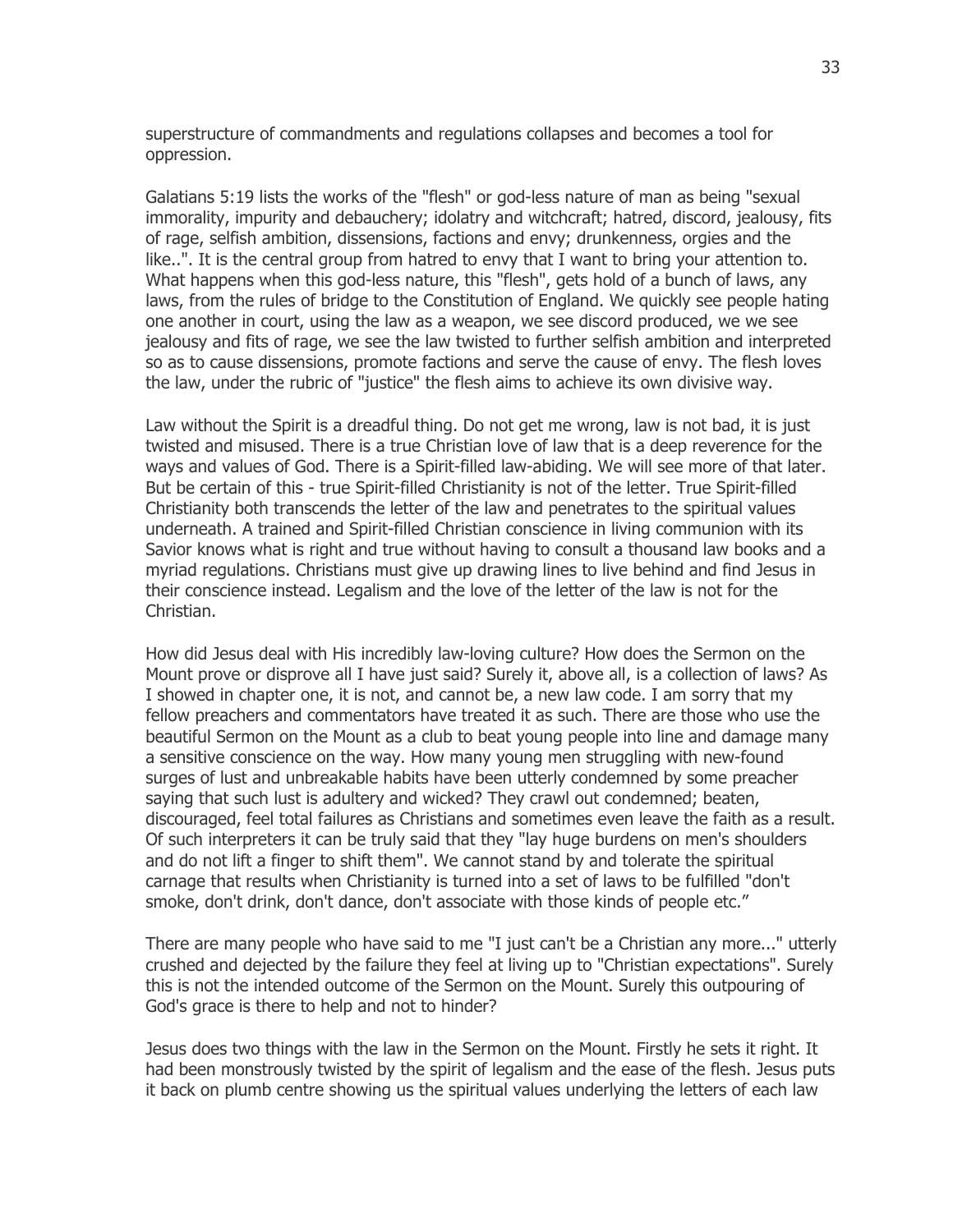superstructure of commandments and regulations collapses and becomes a tool for oppression.

Galatians 5:19 lists the works of the "flesh" or god-less nature of man as being "sexual immorality, impurity and debauchery; idolatry and witchcraft; hatred, discord, jealousy, fits of rage, selfish ambition, dissensions, factions and envy; drunkenness, orgies and the like..". It is the central group from hatred to envy that I want to bring your attention to. What happens when this god-less nature, this "flesh", gets hold of a bunch of laws, any laws, from the rules of bridge to the Constitution of England. We quickly see people hating one another in court, using the law as a weapon, we see discord produced, we we see jealousy and fits of rage, we see the law twisted to further selfish ambition and interpreted so as to cause dissensions, promote factions and serve the cause of envy. The flesh loves the law, under the rubric of "justice" the flesh aims to achieve its own divisive way.

Law without the Spirit is a dreadful thing. Do not get me wrong, law is not bad, it is just twisted and misused. There is a true Christian love of law that is a deep reverence for the ways and values of God. There is a Spirit-filled law-abiding. We will see more of that later. But be certain of this - true Spirit-filled Christianity is not of the letter. True Spirit-filled Christianity both transcends the letter of the law and penetrates to the spiritual values underneath. A trained and Spirit-filled Christian conscience in living communion with its Savior knows what is right and true without having to consult a thousand law books and a myriad regulations. Christians must give up drawing lines to live behind and find Jesus in their conscience instead. Legalism and the love of the letter of the law is not for the Christian.

How did Jesus deal with His incredibly law-loving culture? How does the Sermon on the Mount prove or disprove all I have just said? Surely it, above all, is a collection of laws? As I showed in chapter one, it is not, and cannot be, a new law code. I am sorry that my fellow preachers and commentators have treated it as such. There are those who use the beautiful Sermon on the Mount as a club to beat young people into line and damage many a sensitive conscience on the way. How many young men struggling with new-found surges of lust and unbreakable habits have been utterly condemned by some preacher saying that such lust is adultery and wicked? They crawl out condemned; beaten, discouraged, feel total failures as Christians and sometimes even leave the faith as a result. Of such interpreters it can be truly said that they "lay huge burdens on men's shoulders and do not lift a finger to shift them". We cannot stand by and tolerate the spiritual carnage that results when Christianity is turned into a set of laws to be fulfilled "don't smoke, don't drink, don't dance, don't associate with those kinds of people etc."

There are many people who have said to me "I just can't be a Christian any more..." utterly crushed and dejected by the failure they feel at living up to "Christian expectations". Surely this is not the intended outcome of the Sermon on the Mount. Surely this outpouring of God's grace is there to help and not to hinder?

Jesus does two things with the law in the Sermon on the Mount. Firstly he sets it right. It had been monstrously twisted by the spirit of legalism and the ease of the flesh. Jesus puts it back on plumb centre showing us the spiritual values underlying the letters of each law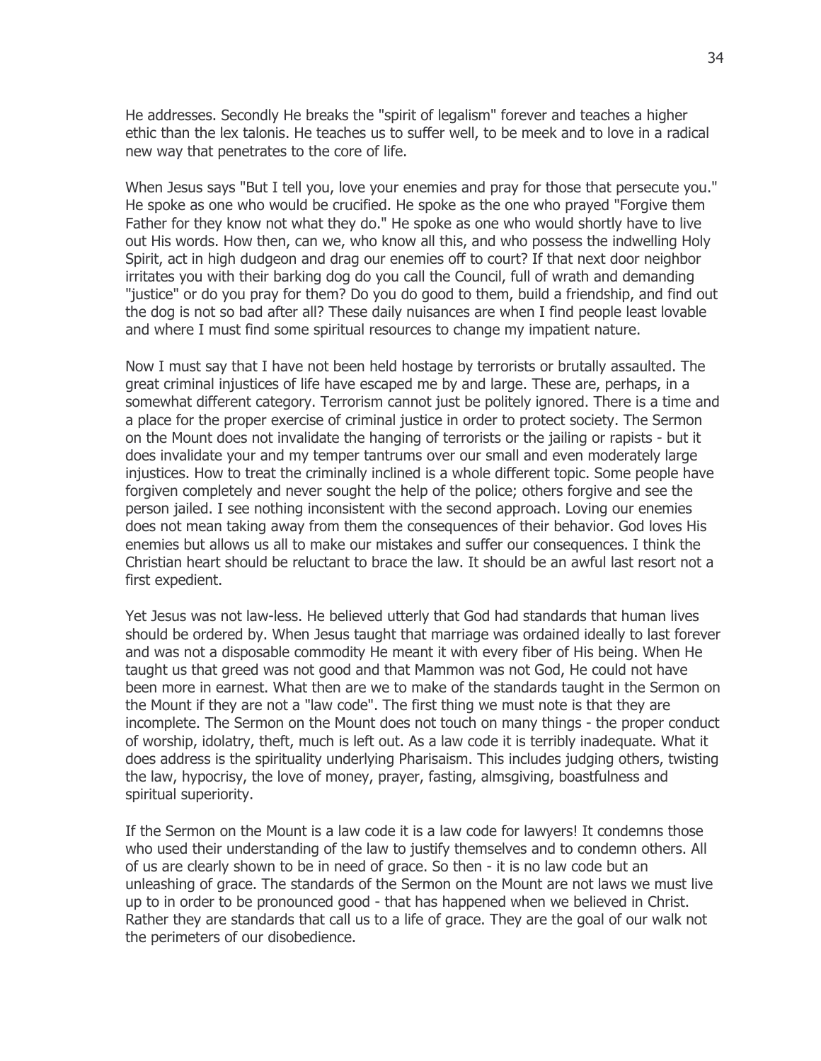He addresses. Secondly He breaks the "spirit of legalism" forever and teaches a higher ethic than the lex talonis. He teaches us to suffer well, to be meek and to love in a radical new way that penetrates to the core of life.

When Jesus says "But I tell you, love your enemies and pray for those that persecute you." He spoke as one who would be crucified. He spoke as the one who prayed "Forgive them Father for they know not what they do." He spoke as one who would shortly have to live out His words. How then, can we, who know all this, and who possess the indwelling Holy Spirit, act in high dudgeon and drag our enemies off to court? If that next door neighbor irritates you with their barking dog do you call the Council, full of wrath and demanding "justice" or do you pray for them? Do you do good to them, build a friendship, and find out the dog is not so bad after all? These daily nuisances are when I find people least lovable and where I must find some spiritual resources to change my impatient nature.

Now I must say that I have not been held hostage by terrorists or brutally assaulted. The great criminal injustices of life have escaped me by and large. These are, perhaps, in a somewhat different category. Terrorism cannot just be politely ignored. There is a time and a place for the proper exercise of criminal justice in order to protect society. The Sermon on the Mount does not invalidate the hanging of terrorists or the jailing or rapists - but it does invalidate your and my temper tantrums over our small and even moderately large injustices. How to treat the criminally inclined is a whole different topic. Some people have forgiven completely and never sought the help of the police; others forgive and see the person jailed. I see nothing inconsistent with the second approach. Loving our enemies does not mean taking away from them the consequences of their behavior. God loves His enemies but allows us all to make our mistakes and suffer our consequences. I think the Christian heart should be reluctant to brace the law. It should be an awful last resort not a first expedient.

Yet Jesus was not law-less. He believed utterly that God had standards that human lives should be ordered by. When Jesus taught that marriage was ordained ideally to last forever and was not a disposable commodity He meant it with every fiber of His being. When He taught us that greed was not good and that Mammon was not God, He could not have been more in earnest. What then are we to make of the standards taught in the Sermon on the Mount if they are not a "law code". The first thing we must note is that they are incomplete. The Sermon on the Mount does not touch on many things - the proper conduct of worship, idolatry, theft, much is left out. As a law code it is terribly inadequate. What it does address is the spirituality underlying Pharisaism. This includes judging others, twisting the law, hypocrisy, the love of money, prayer, fasting, almsgiving, boastfulness and spiritual superiority.

If the Sermon on the Mount is a law code it is a law code for lawyers! It condemns those who used their understanding of the law to justify themselves and to condemn others. All of us are clearly shown to be in need of grace. So then - it is no law code but an unleashing of grace. The standards of the Sermon on the Mount are not laws we must live up to in order to be pronounced good - that has happened when we believed in Christ. Rather they are standards that call us to a life of grace. They are the goal of our walk not the perimeters of our disobedience.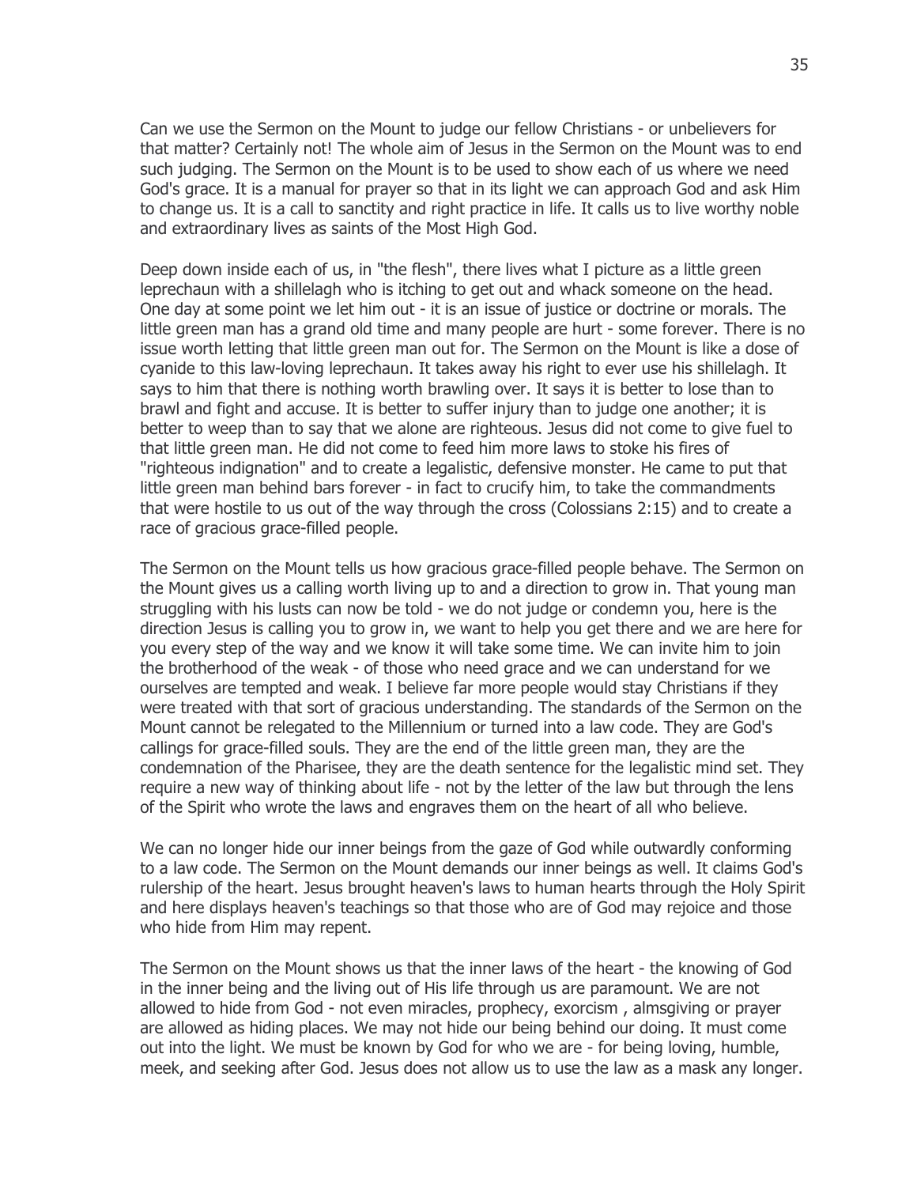Can we use the Sermon on the Mount to judge our fellow Christians - or unbelievers for that matter? Certainly not! The whole aim of Jesus in the Sermon on the Mount was to end such judging. The Sermon on the Mount is to be used to show each of us where we need God's grace. It is a manual for prayer so that in its light we can approach God and ask Him to change us. It is a call to sanctity and right practice in life. It calls us to live worthy noble and extraordinary lives as saints of the Most High God.

Deep down inside each of us, in "the flesh", there lives what I picture as a little green leprechaun with a shillelagh who is itching to get out and whack someone on the head. One day at some point we let him out - it is an issue of justice or doctrine or morals. The little green man has a grand old time and many people are hurt - some forever. There is no issue worth letting that little green man out for. The Sermon on the Mount is like a dose of cyanide to this law-loving leprechaun. It takes away his right to ever use his shillelagh. It says to him that there is nothing worth brawling over. It says it is better to lose than to brawl and fight and accuse. It is better to suffer injury than to judge one another; it is better to weep than to say that we alone are righteous. Jesus did not come to give fuel to that little green man. He did not come to feed him more laws to stoke his fires of "righteous indignation" and to create a legalistic, defensive monster. He came to put that little green man behind bars forever - in fact to crucify him, to take the commandments that were hostile to us out of the way through the cross (Colossians 2:15) and to create a race of gracious grace-filled people.

The Sermon on the Mount tells us how gracious grace-filled people behave. The Sermon on the Mount gives us a calling worth living up to and a direction to grow in. That young man struggling with his lusts can now be told - we do not judge or condemn you, here is the direction Jesus is calling you to grow in, we want to help you get there and we are here for you every step of the way and we know it will take some time. We can invite him to join the brotherhood of the weak - of those who need grace and we can understand for we ourselves are tempted and weak. I believe far more people would stay Christians if they were treated with that sort of gracious understanding. The standards of the Sermon on the Mount cannot be relegated to the Millennium or turned into a law code. They are God's callings for grace-filled souls. They are the end of the little green man, they are the condemnation of the Pharisee, they are the death sentence for the legalistic mind set. They require a new way of thinking about life - not by the letter of the law but through the lens of the Spirit who wrote the laws and engraves them on the heart of all who believe.

We can no longer hide our inner beings from the gaze of God while outwardly conforming to a law code. The Sermon on the Mount demands our inner beings as well. It claims God's rulership of the heart. Jesus brought heaven's laws to human hearts through the Holy Spirit and here displays heaven's teachings so that those who are of God may rejoice and those who hide from Him may repent.

The Sermon on the Mount shows us that the inner laws of the heart - the knowing of God in the inner being and the living out of His life through us are paramount. We are not allowed to hide from God - not even miracles, prophecy, exorcism , almsgiving or prayer are allowed as hiding places. We may not hide our being behind our doing. It must come out into the light. We must be known by God for who we are - for being loving, humble, meek, and seeking after God. Jesus does not allow us to use the law as a mask any longer.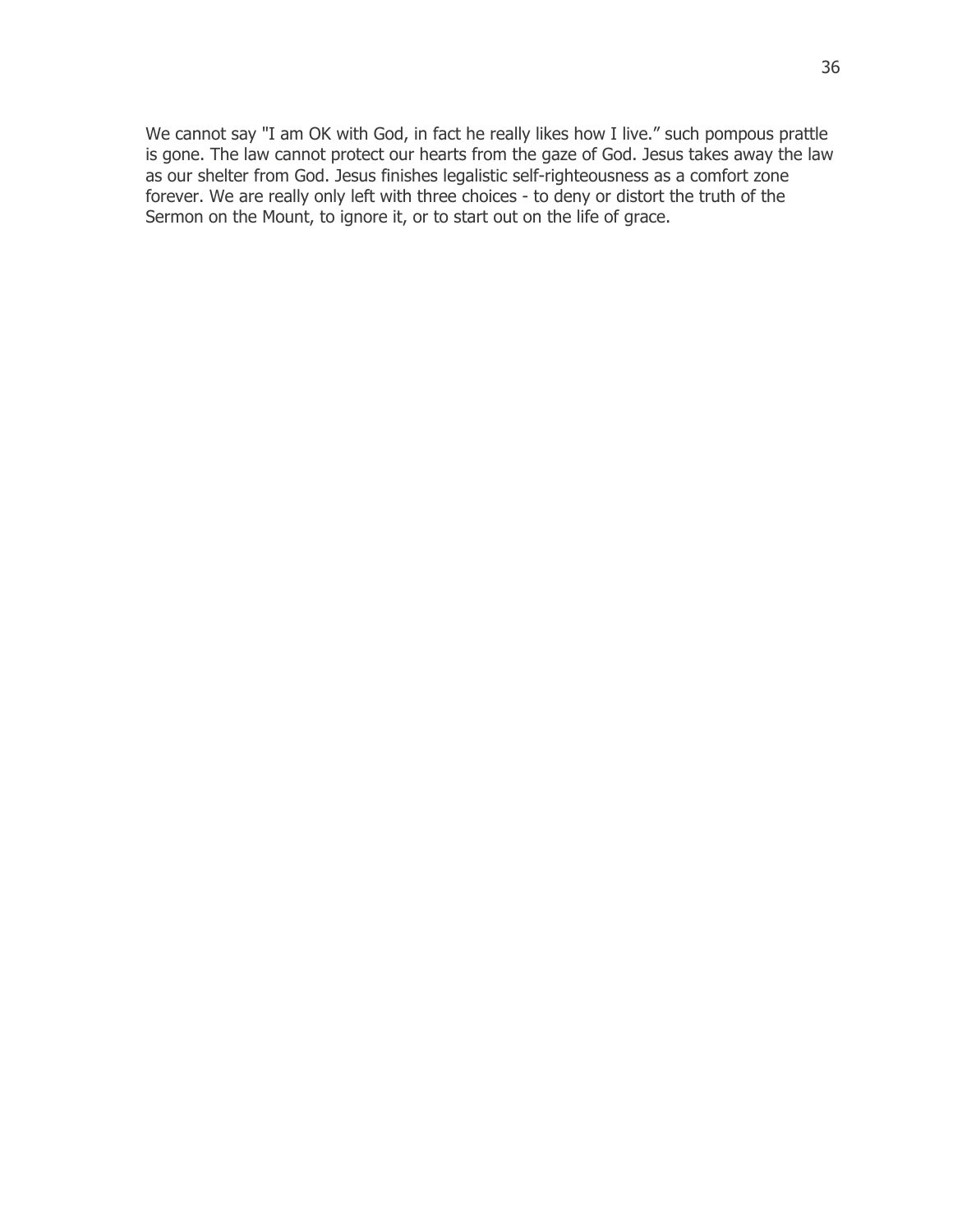We cannot say "I am OK with God, in fact he really likes how I live." such pompous prattle is gone. The law cannot protect our hearts from the gaze of God. Jesus takes away the law as our shelter from God. Jesus finishes legalistic self-righteousness as a comfort zone forever. We are really only left with three choices - to deny or distort the truth of the Sermon on the Mount, to ignore it, or to start out on the life of grace.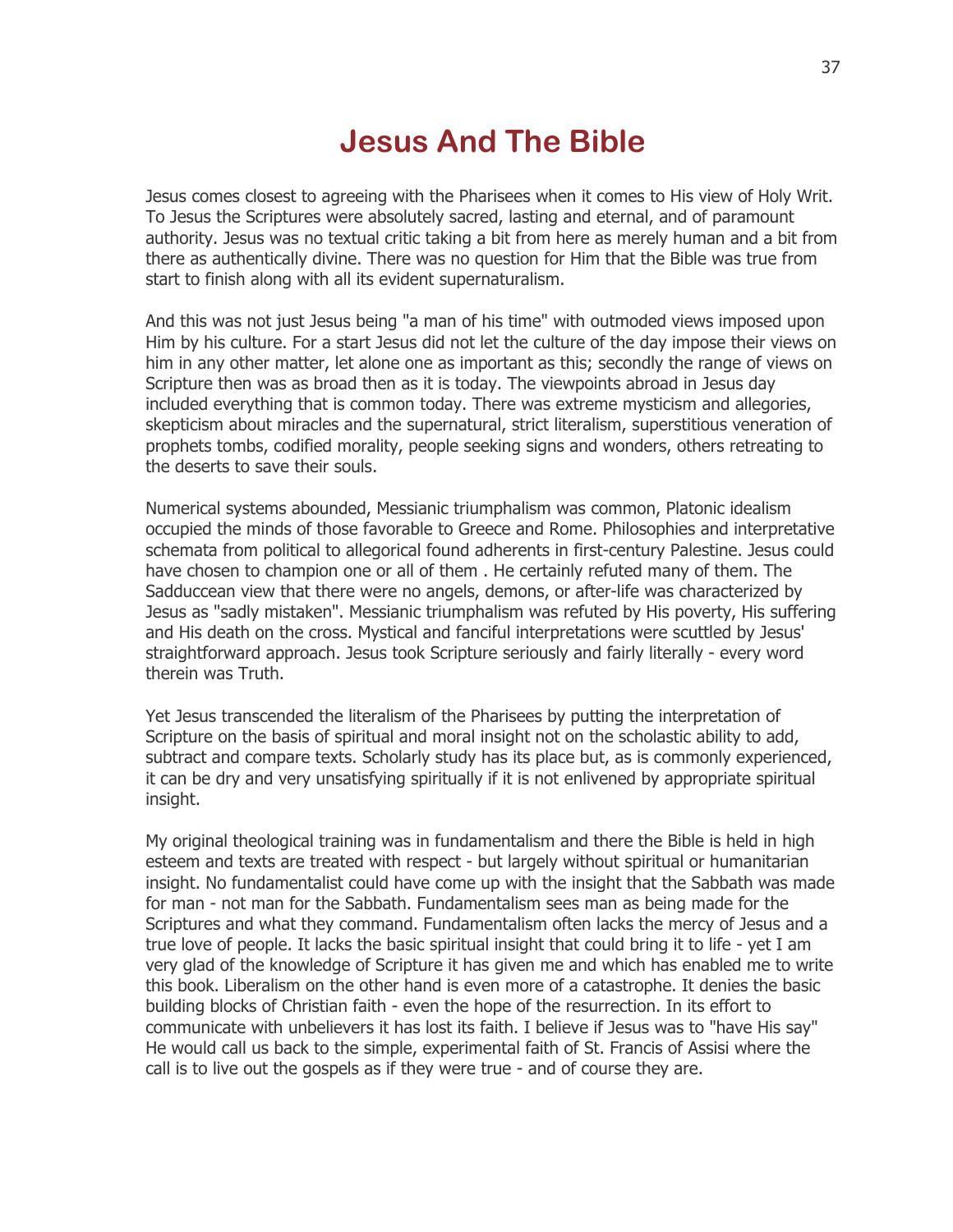# Jesus And The Bible

Jesus comes closest to agreeing with the Pharisees when it comes to His view of Holy Writ. To Jesus the Scriptures were absolutely sacred, lasting and eternal, and of paramount authority. Jesus was no textual critic taking a bit from here as merely human and a bit from there as authentically divine. There was no question for Him that the Bible was true from start to finish along with all its evident supernaturalism.

And this was not just Jesus being "a man of his time" with outmoded views imposed upon Him by his culture. For a start Jesus did not let the culture of the day impose their views on him in any other matter, let alone one as important as this; secondly the range of views on Scripture then was as broad then as it is today. The viewpoints abroad in Jesus day included everything that is common today. There was extreme mysticism and allegories, skepticism about miracles and the supernatural, strict literalism, superstitious veneration of prophets tombs, codified morality, people seeking signs and wonders, others retreating to the deserts to save their souls.

Numerical systems abounded, Messianic triumphalism was common, Platonic idealism occupied the minds of those favorable to Greece and Rome. Philosophies and interpretative schemata from political to allegorical found adherents in first-century Palestine. Jesus could have chosen to champion one or all of them . He certainly refuted many of them. The Sadduccean view that there were no angels, demons, or after-life was characterized by Jesus as "sadly mistaken". Messianic triumphalism was refuted by His poverty, His suffering and His death on the cross. Mystical and fanciful interpretations were scuttled by Jesus' straightforward approach. Jesus took Scripture seriously and fairly literally - every word therein was Truth.

Yet Jesus transcended the literalism of the Pharisees by putting the interpretation of Scripture on the basis of spiritual and moral insight not on the scholastic ability to add, subtract and compare texts. Scholarly study has its place but, as is commonly experienced, it can be dry and very unsatisfying spiritually if it is not enlivened by appropriate spiritual insight.

My original theological training was in fundamentalism and there the Bible is held in high esteem and texts are treated with respect - but largely without spiritual or humanitarian insight. No fundamentalist could have come up with the insight that the Sabbath was made for man - not man for the Sabbath. Fundamentalism sees man as being made for the Scriptures and what they command. Fundamentalism often lacks the mercy of Jesus and a true love of people. It lacks the basic spiritual insight that could bring it to life - yet I am very glad of the knowledge of Scripture it has given me and which has enabled me to write this book. Liberalism on the other hand is even more of a catastrophe. It denies the basic building blocks of Christian faith - even the hope of the resurrection. In its effort to communicate with unbelievers it has lost its faith. I believe if Jesus was to "have His say" He would call us back to the simple, experimental faith of St. Francis of Assisi where the call is to live out the gospels as if they were true - and of course they are.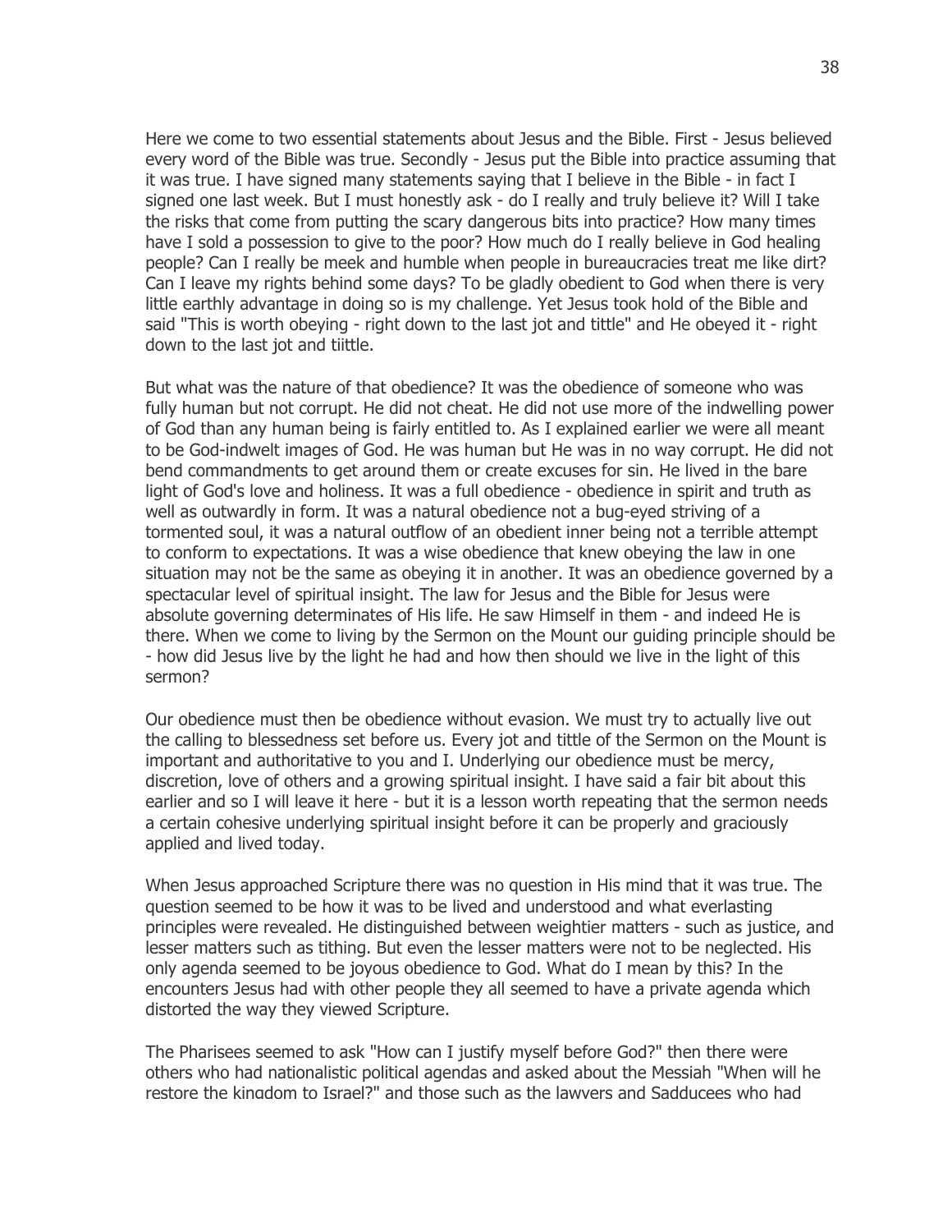Here we come to two essential statements about Jesus and the Bible. First - Jesus believed every word of the Bible was true. Secondly - Jesus put the Bible into practice assuming that it was true. I have signed many statements saying that I believe in the Bible - in fact I signed one last week. But I must honestly ask - do I really and truly believe it? Will I take the risks that come from putting the scary dangerous bits into practice? How many times have I sold a possession to give to the poor? How much do I really believe in God healing people? Can I really be meek and humble when people in bureaucracies treat me like dirt? Can I leave my rights behind some days? To be gladly obedient to God when there is very little earthly advantage in doing so is my challenge. Yet Jesus took hold of the Bible and said "This is worth obeying - right down to the last jot and tittle" and He obeyed it - right down to the last jot and tiittle.

But what was the nature of that obedience? It was the obedience of someone who was fully human but not corrupt. He did not cheat. He did not use more of the indwelling power of God than any human being is fairly entitled to. As I explained earlier we were all meant to be God-indwelt images of God. He was human but He was in no way corrupt. He did not bend commandments to get around them or create excuses for sin. He lived in the bare light of God's love and holiness. It was a full obedience - obedience in spirit and truth as well as outwardly in form. It was a natural obedience not a bug-eyed striving of a tormented soul, it was a natural outflow of an obedient inner being not a terrible attempt to conform to expectations. It was a wise obedience that knew obeying the law in one situation may not be the same as obeying it in another. It was an obedience governed by a spectacular level of spiritual insight. The law for Jesus and the Bible for Jesus were absolute governing determinates of His life. He saw Himself in them - and indeed He is there. When we come to living by the Sermon on the Mount our guiding principle should be - how did Jesus live by the light he had and how then should we live in the light of this sermon?

Our obedience must then be obedience without evasion. We must try to actually live out the calling to blessedness set before us. Every jot and tittle of the Sermon on the Mount is important and authoritative to you and I. Underlying our obedience must be mercy, discretion, love of others and a growing spiritual insight. I have said a fair bit about this earlier and so I will leave it here - but it is a lesson worth repeating that the sermon needs a certain cohesive underlying spiritual insight before it can be properly and graciously applied and lived today.

When Jesus approached Scripture there was no question in His mind that it was true. The question seemed to be how it was to be lived and understood and what everlasting principles were revealed. He distinguished between weightier matters - such as justice, and lesser matters such as tithing. But even the lesser matters were not to be neglected. His only agenda seemed to be joyous obedience to God. What do I mean by this? In the encounters Jesus had with other people they all seemed to have a private agenda which distorted the way they viewed Scripture.

The Pharisees seemed to ask "How can I justify myself before God?" then there were others who had nationalistic political agendas and asked about the Messiah "When will he restore the kingdom to Israel?" and those such as the lawyers and Sadducees who had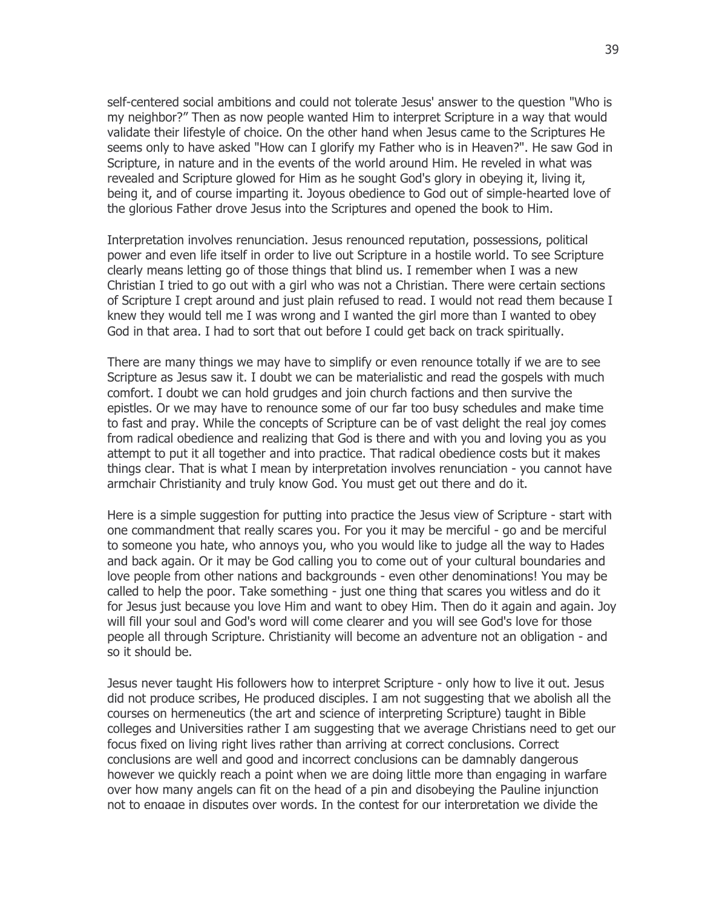self-centered social ambitions and could not tolerate Jesus' answer to the question "Who is my neighbor?" Then as now people wanted Him to interpret Scripture in a way that would validate their lifestyle of choice. On the other hand when Jesus came to the Scriptures He seems only to have asked "How can I glorify my Father who is in Heaven?". He saw God in Scripture, in nature and in the events of the world around Him. He reveled in what was revealed and Scripture glowed for Him as he sought God's glory in obeying it, living it, being it, and of course imparting it. Joyous obedience to God out of simple-hearted love of the glorious Father drove Jesus into the Scriptures and opened the book to Him.

Interpretation involves renunciation. Jesus renounced reputation, possessions, political power and even life itself in order to live out Scripture in a hostile world. To see Scripture clearly means letting go of those things that blind us. I remember when I was a new Christian I tried to go out with a girl who was not a Christian. There were certain sections of Scripture I crept around and just plain refused to read. I would not read them because I knew they would tell me I was wrong and I wanted the girl more than I wanted to obey God in that area. I had to sort that out before I could get back on track spiritually.

There are many things we may have to simplify or even renounce totally if we are to see Scripture as Jesus saw it. I doubt we can be materialistic and read the gospels with much comfort. I doubt we can hold grudges and join church factions and then survive the epistles. Or we may have to renounce some of our far too busy schedules and make time to fast and pray. While the concepts of Scripture can be of vast delight the real joy comes from radical obedience and realizing that God is there and with you and loving you as you attempt to put it all together and into practice. That radical obedience costs but it makes things clear. That is what I mean by interpretation involves renunciation - you cannot have armchair Christianity and truly know God. You must get out there and do it.

Here is a simple suggestion for putting into practice the Jesus view of Scripture - start with one commandment that really scares you. For you it may be merciful - go and be merciful to someone you hate, who annoys you, who you would like to judge all the way to Hades and back again. Or it may be God calling you to come out of your cultural boundaries and love people from other nations and backgrounds - even other denominations! You may be called to help the poor. Take something - just one thing that scares you witless and do it for Jesus just because you love Him and want to obey Him. Then do it again and again. Joy will fill your soul and God's word will come clearer and you will see God's love for those people all through Scripture. Christianity will become an adventure not an obligation - and so it should be.

Jesus never taught His followers how to interpret Scripture - only how to live it out. Jesus did not produce scribes, He produced disciples. I am not suggesting that we abolish all the courses on hermeneutics (the art and science of interpreting Scripture) taught in Bible colleges and Universities rather I am suggesting that we average Christians need to get our focus fixed on living right lives rather than arriving at correct conclusions. Correct conclusions are well and good and incorrect conclusions can be damnably dangerous however we quickly reach a point when we are doing little more than engaging in warfare over how many angels can fit on the head of a pin and disobeying the Pauline injunction not to engage in disputes over words. In the contest for our interpretation we divide the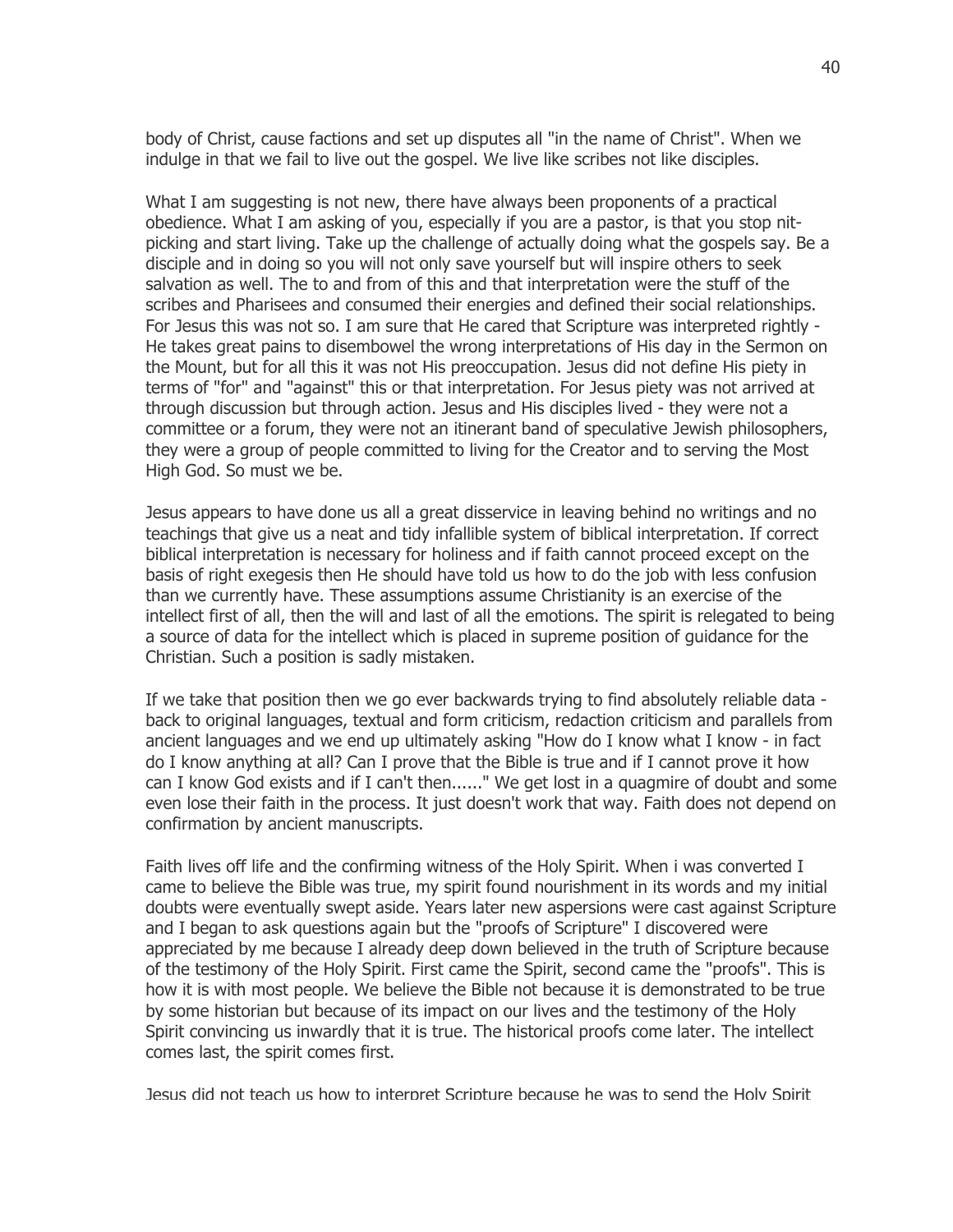body of Christ, cause factions and set up disputes all "in the name of Christ". When we indulge in that we fail to live out the gospel. We live like scribes not like disciples.

What I am suggesting is not new, there have always been proponents of a practical obedience. What I am asking of you, especially if you are a pastor, is that you stop nit-picking and start living. Take up the challenge of actually doing what the gospels say. Be a disciple and in doing so you will not only save yourself but will inspire others to seek salvation as well. The to and from of this and that interpretation were the stuff of the scribes and Pharisees and consumed their energies and defined their social relationships. For Jesus this was not so. I am sure that He cared that Scripture was interpreted rightly - He takes great pains to disembowel the wrong interpretations of His day in the Sermon on the Mount, but for all this it was not His preoccupation. Jesus did not define His piety in terms of "for" and "against" this or that interpretation. For Jesus piety was not arrived at through discussion but through action. Jesus and His disciples lived - they were not a committee or a forum, they were not an itinerant band of speculative Jewish philosophers, they were a group of people committed to living for the Creator and to serving the Most High God. So must we be.

Jesus appears to have done us all a great disservice in leaving behind no writings and no teachings that give us a neat and tidy infallible system of biblical interpretation. If correct biblical interpretation is necessary for holiness and if faith cannot proceed except on the basis of right exegesis then He should have told us how to do the job with less confusion than we currently have. These assumptions assume Christianity is an exercise of the intellect first of all, then the will and last of all the emotions. The spirit is relegated to being a source of data for the intellect which is placed in supreme position of guidance for the Christian. Such a position is sadly mistaken.

If we take that position then we go ever backwards trying to find absolutely reliable data - back to original languages, textual and form criticism, redaction criticism and parallels from ancient languages and we end up ultimately asking "How do I know what I know - in fact do I know anything at all? Can I prove that the Bible is true and if I cannot prove it how can I know God exists and if I can't then......" We get lost in a quagmire of doubt and some even lose their faith in the process. It just doesn't work that way. Faith does not depend on confirmation by ancient manuscripts.

Faith lives off life and the confirming witness of the Holy Spirit. When i was converted I came to believe the Bible was true, my spirit found nourishment in its words and my initial doubts were eventually swept aside. Years later new aspersions were cast against Scripture and I began to ask questions again but the "proofs of Scripture" I discovered were appreciated by me because I already deep down believed in the truth of Scripture because of the testimony of the Holy Spirit. First came the Spirit, second came the "proofs". This is how it is with most people. We believe the Bible not because it is demonstrated to be true by some historian but because of its impact on our lives and the testimony of the Holy Spirit convincing us inwardly that it is true. The historical proofs come later. The intellect comes last, the spirit comes first.

Jesus did not teach us how to interpret Scripture because he was to send the Holy Spirit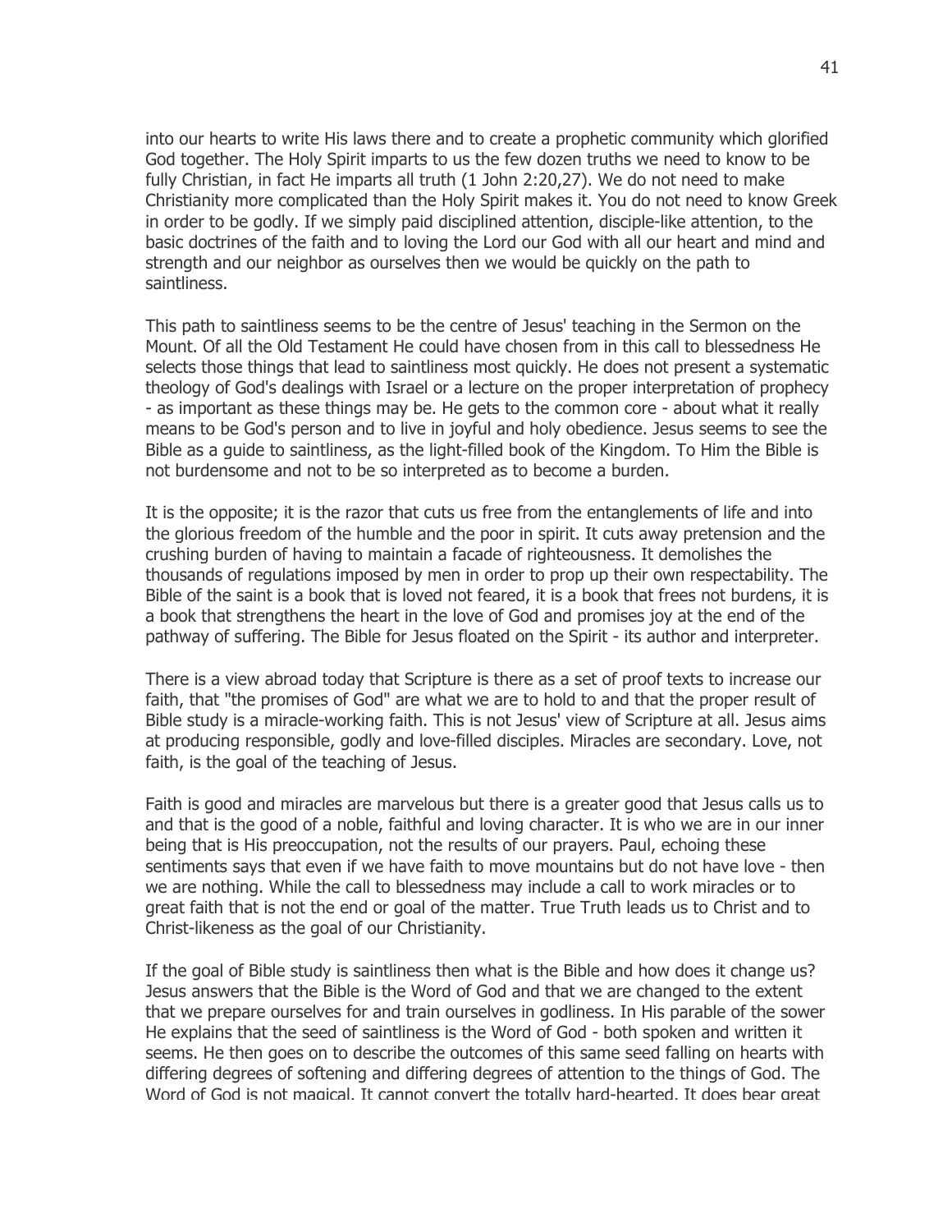into our hearts to write His laws there and to create a prophetic community which glorified God together. The Holy Spirit imparts to us the few dozen truths we need to know to be fully Christian, in fact He imparts all truth (1 John 2:20,27). We do not need to make Christianity more complicated than the Holy Spirit makes it. You do not need to know Greek in order to be godly. If we simply paid disciplined attention, disciple-like attention, to the basic doctrines of the faith and to loving the Lord our God with all our heart and mind and strength and our neighbor as ourselves then we would be quickly on the path to saintliness.

This path to saintliness seems to be the centre of Jesus' teaching in the Sermon on the Mount. Of all the Old Testament He could have chosen from in this call to blessedness He selects those things that lead to saintliness most quickly. He does not present a systematic theology of God's dealings with Israel or a lecture on the proper interpretation of prophecy - as important as these things may be. He gets to the common core - about what it really means to be God's person and to live in joyful and holy obedience. Jesus seems to see the Bible as a guide to saintliness, as the light-filled book of the Kingdom. To Him the Bible is not burdensome and not to be so interpreted as to become a burden.

It is the opposite; it is the razor that cuts us free from the entanglements of life and into the glorious freedom of the humble and the poor in spirit. It cuts away pretension and the crushing burden of having to maintain a facade of righteousness. It demolishes the thousands of regulations imposed by men in order to prop up their own respectability. The Bible of the saint is a book that is loved not feared, it is a book that frees not burdens, it is a book that strengthens the heart in the love of God and promises joy at the end of the pathway of suffering. The Bible for Jesus floated on the Spirit - its author and interpreter.

There is a view abroad today that Scripture is there as a set of proof texts to increase our faith, that "the promises of God" are what we are to hold to and that the proper result of Bible study is a miracle-working faith. This is not Jesus' view of Scripture at all. Jesus aims at producing responsible, godly and love-filled disciples. Miracles are secondary. Love, not faith, is the goal of the teaching of Jesus.

Faith is good and miracles are marvelous but there is a greater good that Jesus calls us to and that is the good of a noble, faithful and loving character. It is who we are in our inner being that is His preoccupation, not the results of our prayers. Paul, echoing these sentiments says that even if we have faith to move mountains but do not have love - then we are nothing. While the call to blessedness may include a call to work miracles or to great faith that is not the end or goal of the matter. True Truth leads us to Christ and to Christ-likeness as the goal of our Christianity.

If the goal of Bible study is saintliness then what is the Bible and how does it change us? Jesus answers that the Bible is the Word of God and that we are changed to the extent that we prepare ourselves for and train ourselves in godliness. In His parable of the sower He explains that the seed of saintliness is the Word of God - both spoken and written it seems. He then goes on to describe the outcomes of this same seed falling on hearts with differing degrees of softening and differing degrees of attention to the things of God. The Word of God is not magical. It cannot convert the totally hard-hearted. It does bear great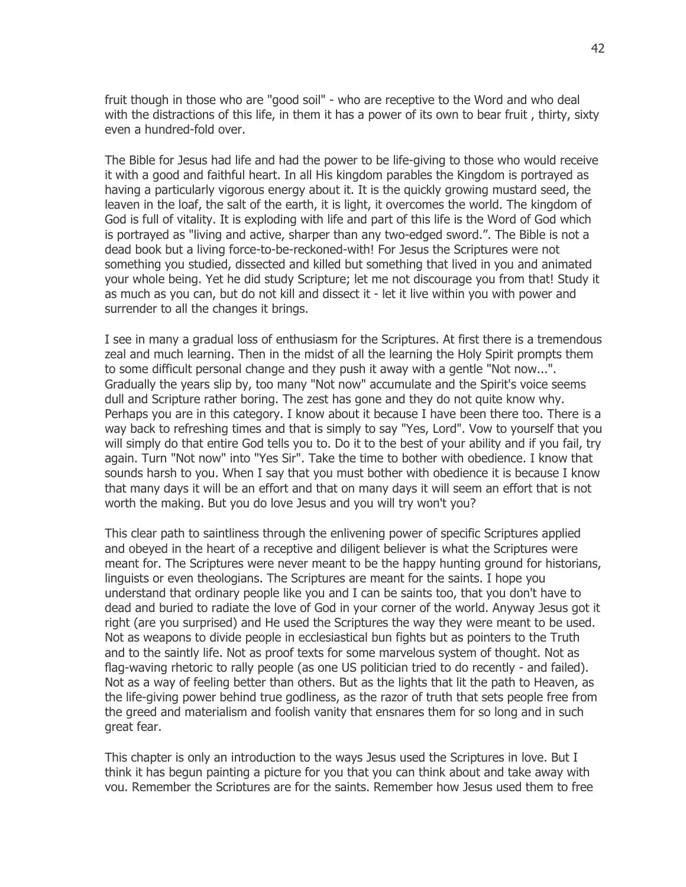fruit though in those who are "good soil" - who are receptive to the Word and who deal with the distractions of this life, in them it has a power of its own to bear fruit , thirty, sixty even a hundred-fold over.

The Bible for Jesus had life and had the power to be life-giving to those who would receive it with a good and faithful heart. In all His kingdom parables the Kingdom is portrayed as having a particularly vigorous energy about it. It is the quickly growing mustard seed, the leaven in the loaf, the salt of the earth, it is light, it overcomes the world. The kingdom of God is full of vitality. It is exploding with life and part of this life is the Word of God which is portrayed as "living and active, sharper than any two-edged sword.". The Bible is not a dead book but a living force-to-be-reckoned-with! For Jesus the Scriptures were not something you studied, dissected and killed but something that lived in you and animated your whole being. Yet he did study Scripture; let me not discourage you from that! Study it as much as you can, but do not kill and dissect it - let it live within you with power and surrender to all the changes it brings.

I see in many a gradual loss of enthusiasm for the Scriptures. At first there is a tremendous zeal and much learning. Then in the midst of all the learning the Holy Spirit prompts them to some difficult personal change and they push it away with a gentle "Not now...". Gradually the years slip by, too many "Not now" accumulate and the Spirit's voice seems dull and Scripture rather boring. The zest has gone and they do not quite know why. Perhaps you are in this category. I know about it because I have been there too. There is a way back to refreshing times and that is simply to say "Yes, Lord". Vow to yourself that you will simply do that entire God tells you to. Do it to the best of your ability and if you fail, try again. Turn "Not now" into "Yes Sir". Take the time to bother with obedience. I know that sounds harsh to you. When I say that you must bother with obedience it is because I know that many days it will be an effort and that on many days it will seem an effort that is not worth the making. But you do love Jesus and you will try won't you?

This clear path to saintliness through the enlivening power of specific Scriptures applied and obeyed in the heart of a receptive and diligent believer is what the Scriptures were meant for. The Scriptures were never meant to be the happy hunting ground for historians, linguists or even theologians. The Scriptures are meant for the saints. I hope you understand that ordinary people like you and I can be saints too, that you don't have to dead and buried to radiate the love of God in your corner of the world. Anyway Jesus got it right (are you surprised) and He used the Scriptures the way they were meant to be used. Not as weapons to divide people in ecclesiastical bun fights but as pointers to the Truth and to the saintly life. Not as proof texts for some marvelous system of thought. Not as flag-waving rhetoric to rally people (as one US politician tried to do recently - and failed). Not as a way of feeling better than others. But as the lights that lit the path to Heaven, as the life-giving power behind true godliness, as the razor of truth that sets people free from the greed and materialism and foolish vanity that ensnares them for so long and in such great fear.

This chapter is only an introduction to the ways Jesus used the Scriptures in love. But I think it has begun painting a picture for you that you can think about and take away with you. Remember the Scriptures are for the saints. Remember how Jesus used them to free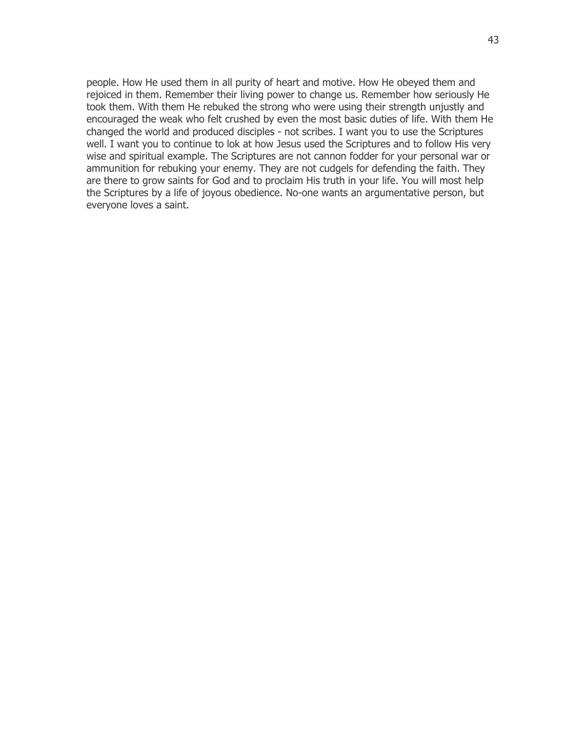people. How He used them in all purity of heart and motive. How He obeyed them and rejoiced in them. Remember their living power to change us. Remember how seriously He took them. With them He rebuked the strong who were using their strength unjustly and encouraged the weak who felt crushed by even the most basic duties of life. With them He changed the world and produced disciples - not scribes. I want you to use the Scriptures well. I want you to continue to lok at how Jesus used the Scriptures and to follow His very wise and spiritual example. The Scriptures are not cannon fodder for your personal war or ammunition for rebuking your enemy. They are not cudgels for defending the faith. They are there to grow saints for God and to proclaim His truth in your life. You will most help the Scriptures by a life of joyous obedience. No-one wants an argumentative person, but everyone loves a saint.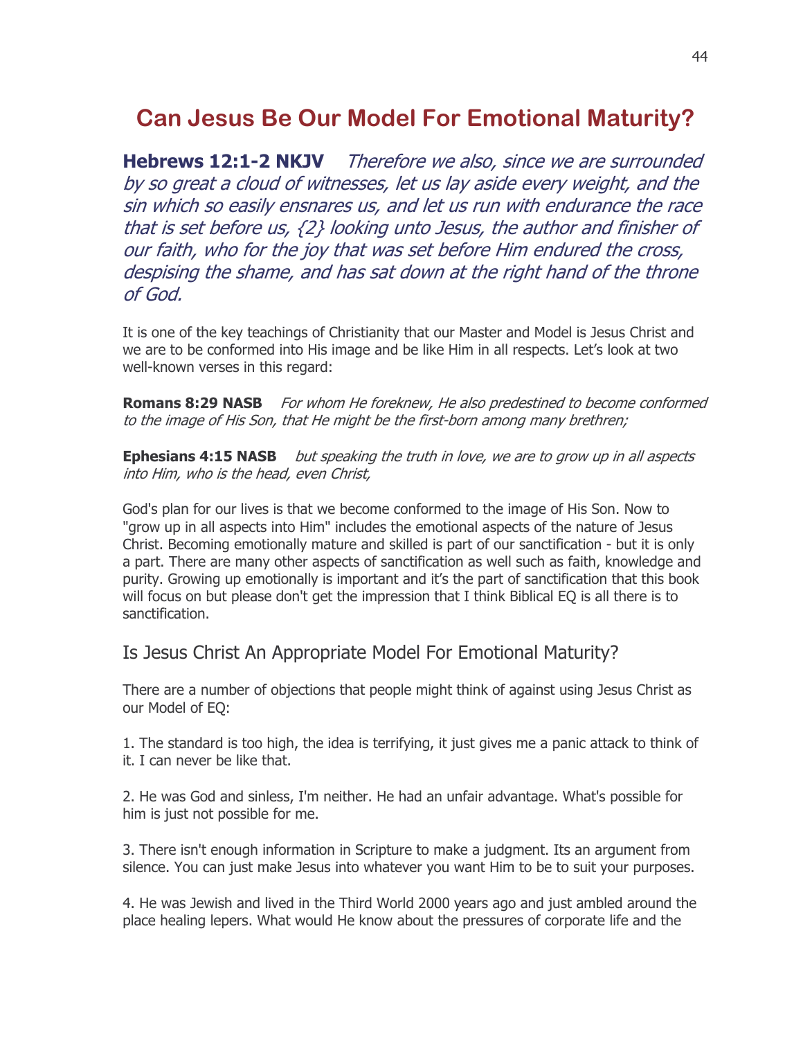# Can Jesus Be Our Model For Emotional Maturity?

**Hebrews 12:1-2 NKJV** *Therefore we also, since we are surrounded by so great a cloud of witnesses, let us lay aside every weight, and the sin which so easily ensnares us, and let us run with endurance the race that is set before us, {2} looking unto Jesus, the author and finisher of our faith, who for the joy that was set before Him endured the cross, despising the shame, and has sat down at the right hand of the throne of God.*

It is one of the key teachings of Christianity that our Master and Model is Jesus Christ and we are to be conformed into His image and be like Him in all respects. Let's look at two well-known verses in this regard:

**Romans 8:29 NASB** *For whom He foreknew, He also predestined to become conformed to the image of His Son, that He might be the first-born among many brethren;*

**Ephesians 4:15 NASB** *but speaking the truth in love, we are to grow up in all aspects into Him, who is the head, even Christ,*

God's plan for our lives is that we become conformed to the image of His Son. Now to "grow up in all aspects into Him" includes the emotional aspects of the nature of Jesus Christ. Becoming emotionally mature and skilled is part of our sanctification - but it is only a part. There are many other aspects of sanctification as well such as faith, knowledge and purity. Growing up emotionally is important and it's the part of sanctification that this book will focus on but please don't get the impression that I think Biblical EQ is all there is to sanctification.

## Is Jesus Christ An Appropriate Model For Emotional Maturity?

There are a number of objections that people might think of against using Jesus Christ as our Model of EQ:

1. The standard is too high, the idea is terrifying, it just gives me a panic attack to think of it. I can never be like that.

2. He was God and sinless, I'm neither. He had an unfair advantage. What's possible for him is just not possible for me.

3. There isn't enough information in Scripture to make a judgment. Its an argument from silence. You can just make Jesus into whatever you want Him to be to suit your purposes.

4. He was Jewish and lived in the Third World 2000 years ago and just ambled around the place healing lepers. What would He know about the pressures of corporate life and the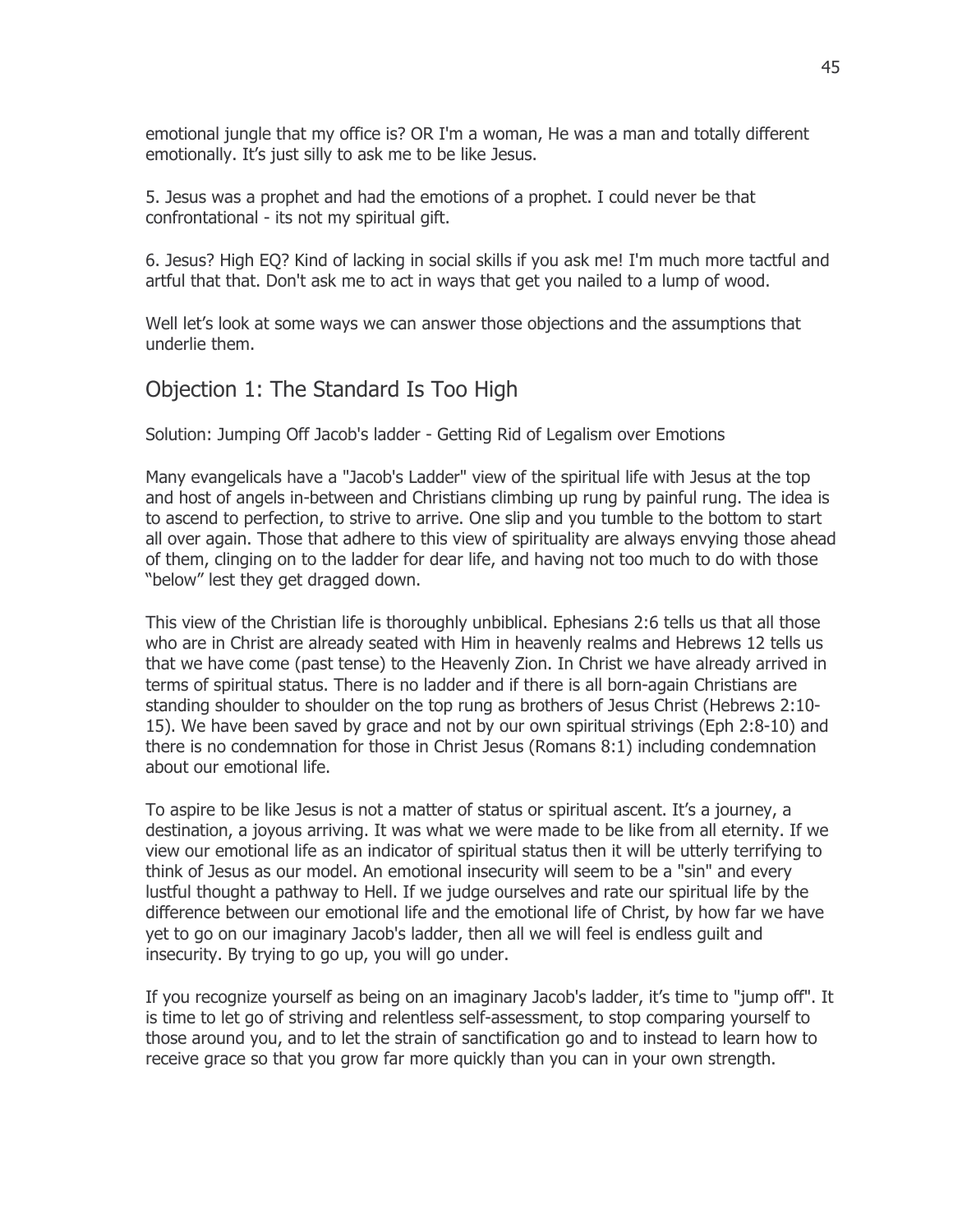emotional jungle that my office is? OR I'm a woman, He was a man and totally different emotionally. It's just silly to ask me to be like Jesus.

5. Jesus was a prophet and had the emotions of a prophet. I could never be that confrontational - its not my spiritual gift.

6. Jesus? High EQ? Kind of lacking in social skills if you ask me! I'm much more tactful and artful that that. Don't ask me to act in ways that get you nailed to a lump of wood.

Well let's look at some ways we can answer those objections and the assumptions that underlie them.

## Objection 1: The Standard Is Too High

Solution: Jumping Off Jacob's ladder - Getting Rid of Legalism over Emotions

Many evangelicals have a "Jacob's Ladder" view of the spiritual life with Jesus at the top and host of angels in-between and Christians climbing up rung by painful rung. The idea is to ascend to perfection, to strive to arrive. One slip and you tumble to the bottom to start all over again. Those that adhere to this view of spirituality are always envying those ahead of them, clinging on to the ladder for dear life, and having not too much to do with those "below" lest they get dragged down.

This view of the Christian life is thoroughly unbiblical. Ephesians 2:6 tells us that all those who are in Christ are already seated with Him in heavenly realms and Hebrews 12 tells us that we have come (past tense) to the Heavenly Zion. In Christ we have already arrived in terms of spiritual status. There is no ladder and if there is all born-again Christians are standing shoulder to shoulder on the top rung as brothers of Jesus Christ (Hebrews 2:10-15). We have been saved by grace and not by our own spiritual strivings (Eph 2:8-10) and there is no condemnation for those in Christ Jesus (Romans 8:1) including condemnation about our emotional life.

To aspire to be like Jesus is not a matter of status or spiritual ascent. It's a journey, a destination, a joyous arriving. It was what we were made to be like from all eternity. If we view our emotional life as an indicator of spiritual status then it will be utterly terrifying to think of Jesus as our model. An emotional insecurity will seem to be a "sin" and every lustful thought a pathway to Hell. If we judge ourselves and rate our spiritual life by the difference between our emotional life and the emotional life of Christ, by how far we have yet to go on our imaginary Jacob's ladder, then all we will feel is endless guilt and insecurity. By trying to go up, you will go under.

If you recognize yourself as being on an imaginary Jacob's ladder, it's time to "jump off". It is time to let go of striving and relentless self-assessment, to stop comparing yourself to those around you, and to let the strain of sanctification go and to instead to learn how to receive grace so that you grow far more quickly than you can in your own strength.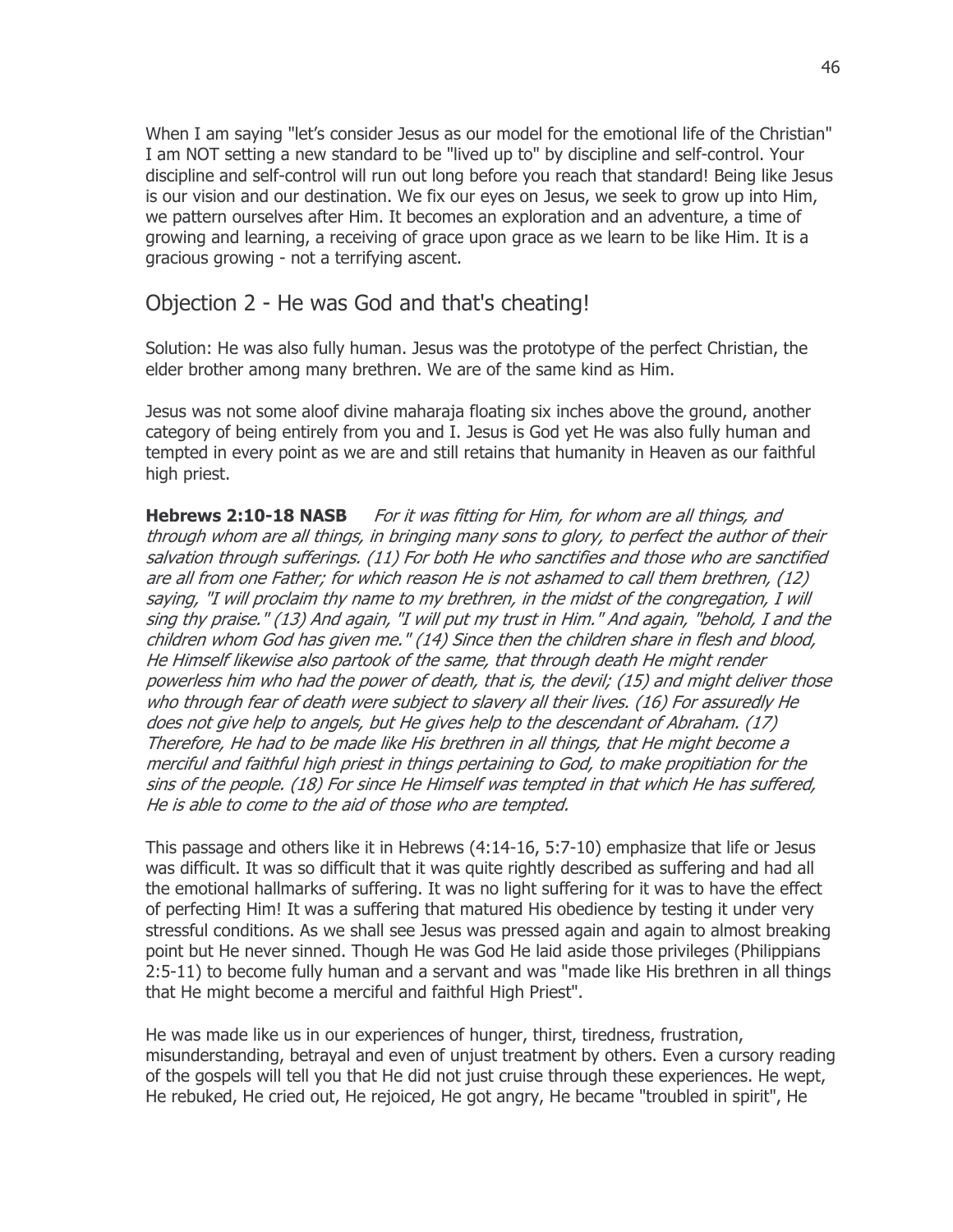When I am saying "let's consider Jesus as our model for the emotional life of the Christian" I am NOT setting a new standard to be "lived up to" by discipline and self-control. Your discipline and self-control will run out long before you reach that standard! Being like Jesus is our vision and our destination. We fix our eyes on Jesus, we seek to grow up into Him, we pattern ourselves after Him. It becomes an exploration and an adventure, a time of growing and learning, a receiving of grace upon grace as we learn to be like Him. It is a gracious growing - not a terrifying ascent.

## Objection 2 - He was God and that's cheating!

Solution: He was also fully human. Jesus was the prototype of the perfect Christian, the elder brother among many brethren. We are of the same kind as Him.

Jesus was not some aloof divine maharaja floating six inches above the ground, another category of being entirely from you and I. Jesus is God yet He was also fully human and tempted in every point as we are and still retains that humanity in Heaven as our faithful high priest.

**Hebrews 2:10-18 NASB** *For it was fitting for Him, for whom are all things, and through whom are all things, in bringing many sons to glory, to perfect the author of their salvation through sufferings. (11) For both He who sanctifies and those who are sanctified are all from one Father; for which reason He is not ashamed to call them brethren, (12) saying, "I will proclaim thy name to my brethren, in the midst of the congregation, I will sing thy praise." (13) And again, "I will put my trust in Him." And again, "behold, I and the children whom God has given me." (14) Since then the children share in flesh and blood, He Himself likewise also partook of the same, that through death He might render powerless him who had the power of death, that is, the devil; (15) and might deliver those who through fear of death were subject to slavery all their lives. (16) For assuredly He does not give help to angels, but He gives help to the descendant of Abraham. (17) Therefore, He had to be made like His brethren in all things, that He might become a merciful and faithful high priest in things pertaining to God, to make propitiation for the sins of the people. (18) For since He Himself was tempted in that which He has suffered, He is able to come to the aid of those who are tempted.*

This passage and others like it in Hebrews (4:14-16, 5:7-10) emphasize that life or Jesus was difficult. It was so difficult that it was quite rightly described as suffering and had all the emotional hallmarks of suffering. It was no light suffering for it was to have the effect of perfecting Him! It was a suffering that matured His obedience by testing it under very stressful conditions. As we shall see Jesus was pressed again and again to almost breaking point but He never sinned. Though He was God He laid aside those privileges (Philippians 2:5-11) to become fully human and a servant and was "made like His brethren in all things that He might become a merciful and faithful High Priest".

He was made like us in our experiences of hunger, thirst, tiredness, frustration, misunderstanding, betrayal and even of unjust treatment by others. Even a cursory reading of the gospels will tell you that He did not just cruise through these experiences. He wept, He rebuked, He cried out, He rejoiced, He got angry, He became "troubled in spirit", He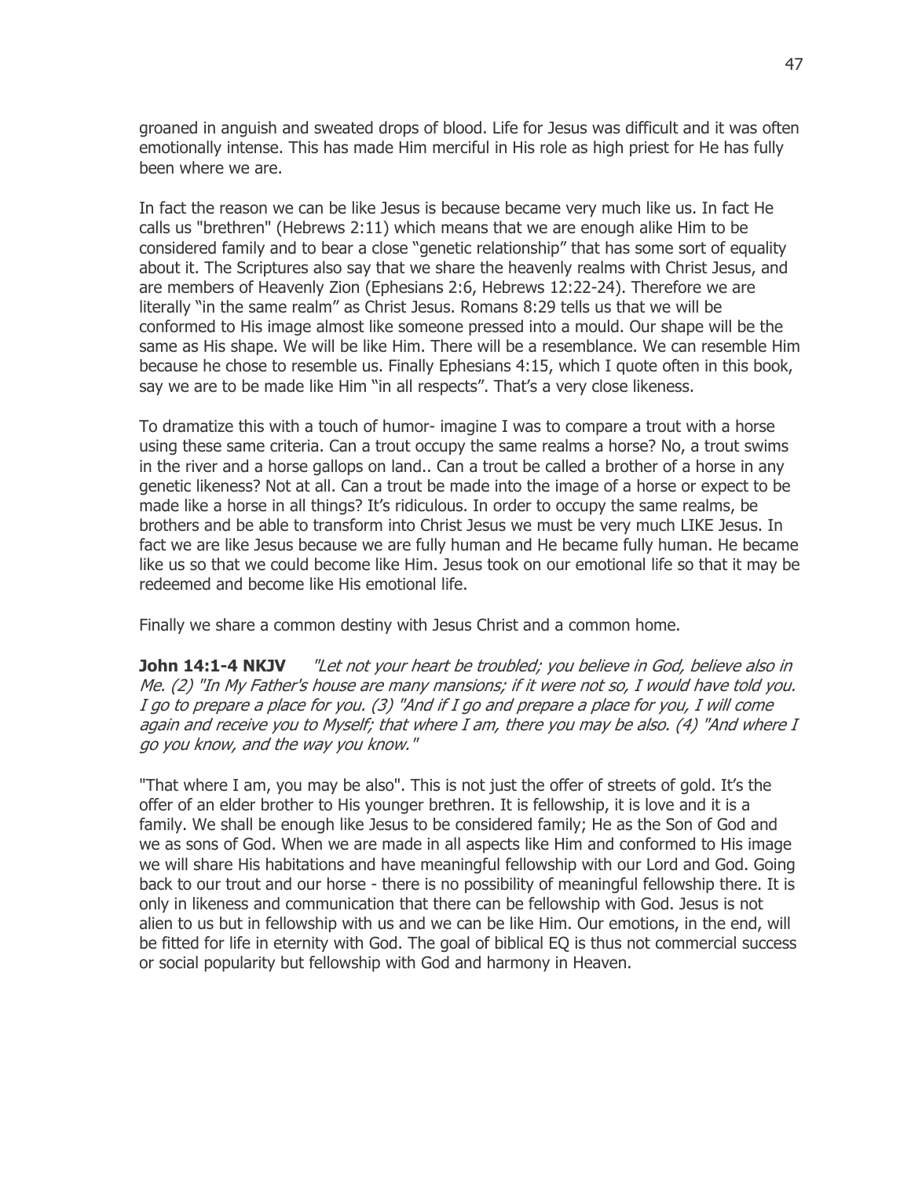groaned in anguish and sweated drops of blood. Life for Jesus was difficult and it was often emotionally intense. This has made Him merciful in His role as high priest for He has fully been where we are.

In fact the reason we can be like Jesus is because became very much like us. In fact He calls us "brethren" (Hebrews 2:11) which means that we are enough alike Him to be considered family and to bear a close "genetic relationship" that has some sort of equality about it. The Scriptures also say that we share the heavenly realms with Christ Jesus, and are members of Heavenly Zion (Ephesians 2:6, Hebrews 12:22-24). Therefore we are literally "in the same realm" as Christ Jesus. Romans 8:29 tells us that we will be conformed to His image almost like someone pressed into a mould. Our shape will be the same as His shape. We will be like Him. There will be a resemblance. We can resemble Him because he chose to resemble us. Finally Ephesians 4:15, which I quote often in this book, say we are to be made like Him "in all respects". That's a very close likeness.

To dramatize this with a touch of humor- imagine I was to compare a trout with a horse using these same criteria. Can a trout occupy the same realms a horse? No, a trout swims in the river and a horse gallops on land.. Can a trout be called a brother of a horse in any genetic likeness? Not at all. Can a trout be made into the image of a horse or expect to be made like a horse in all things? It's ridiculous. In order to occupy the same realms, be brothers and be able to transform into Christ Jesus we must be very much LIKE Jesus. In fact we are like Jesus because we are fully human and He became fully human. He became like us so that we could become like Him. Jesus took on our emotional life so that it may be redeemed and become like His emotional life.

Finally we share a common destiny with Jesus Christ and a common home.

**John 14:1-4 NKJV** *"Let not your heart be troubled; you believe in God, believe also in Me. (2) "In My Father's house are many mansions; if it were not so, I would have told you. I go to prepare a place for you. (3) "And if I go and prepare a place for you, I will come again and receive you to Myself; that where I am, there you may be also. (4) "And where I go you know, and the way you know."*

"That where I am, you may be also". This is not just the offer of streets of gold. It's the offer of an elder brother to His younger brethren. It is fellowship, it is love and it is a family. We shall be enough like Jesus to be considered family; He as the Son of God and we as sons of God. When we are made in all aspects like Him and conformed to His image we will share His habitations and have meaningful fellowship with our Lord and God. Going back to our trout and our horse - there is no possibility of meaningful fellowship there. It is only in likeness and communication that there can be fellowship with God. Jesus is not alien to us but in fellowship with us and we can be like Him. Our emotions, in the end, will be fitted for life in eternity with God. The goal of biblical EQ is thus not commercial success or social popularity but fellowship with God and harmony in Heaven.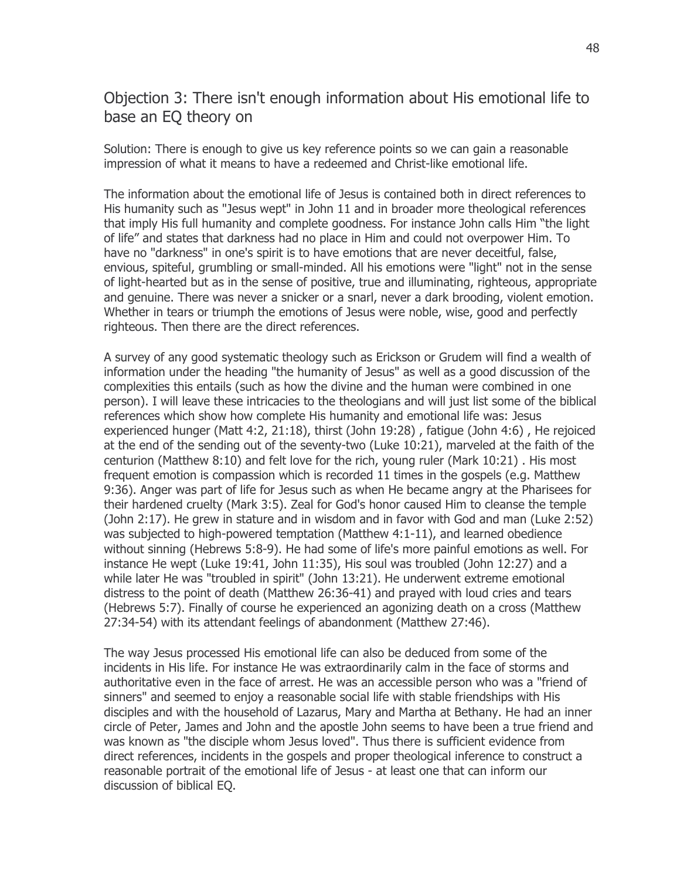## Objection 3: There isn't enough information about His emotional life to base an EQ theory on

Solution: There is enough to give us key reference points so we can gain a reasonable impression of what it means to have a redeemed and Christ-like emotional life.

The information about the emotional life of Jesus is contained both in direct references to His humanity such as "Jesus wept" in John 11 and in broader more theological references that imply His full humanity and complete goodness. For instance John calls Him "the light of life" and states that darkness had no place in Him and could not overpower Him. To have no "darkness" in one's spirit is to have emotions that are never deceitful, false, envious, spiteful, grumbling or small-minded. All his emotions were "light" not in the sense of light-hearted but as in the sense of positive, true and illuminating, righteous, appropriate and genuine. There was never a snicker or a snarl, never a dark brooding, violent emotion. Whether in tears or triumph the emotions of Jesus were noble, wise, good and perfectly righteous. Then there are the direct references.

A survey of any good systematic theology such as Erickson or Grudem will find a wealth of information under the heading "the humanity of Jesus" as well as a good discussion of the complexities this entails (such as how the divine and the human were combined in one person). I will leave these intricacies to the theologians and will just list some of the biblical references which show how complete His humanity and emotional life was: Jesus experienced hunger (Matt 4:2, 21:18), thirst (John 19:28) , fatigue (John 4:6) , He rejoiced at the end of the sending out of the seventy-two (Luke 10:21), marveled at the faith of the centurion (Matthew 8:10) and felt love for the rich, young ruler (Mark 10:21) . His most frequent emotion is compassion which is recorded 11 times in the gospels (e.g. Matthew 9:36). Anger was part of life for Jesus such as when He became angry at the Pharisees for their hardened cruelty (Mark 3:5). Zeal for God's honor caused Him to cleanse the temple (John 2:17). He grew in stature and in wisdom and in favor with God and man (Luke 2:52) was subjected to high-powered temptation (Matthew 4:1-11), and learned obedience without sinning (Hebrews 5:8-9). He had some of life's more painful emotions as well. For instance He wept (Luke 19:41, John 11:35), His soul was troubled (John 12:27) and a while later He was "troubled in spirit" (John 13:21). He underwent extreme emotional distress to the point of death (Matthew 26:36-41) and prayed with loud cries and tears (Hebrews 5:7). Finally of course he experienced an agonizing death on a cross (Matthew 27:34-54) with its attendant feelings of abandonment (Matthew 27:46).

The way Jesus processed His emotional life can also be deduced from some of the incidents in His life. For instance He was extraordinarily calm in the face of storms and authoritative even in the face of arrest. He was an accessible person who was a "friend of sinners" and seemed to enjoy a reasonable social life with stable friendships with His disciples and with the household of Lazarus, Mary and Martha at Bethany. He had an inner circle of Peter, James and John and the apostle John seems to have been a true friend and was known as "the disciple whom Jesus loved". Thus there is sufficient evidence from direct references, incidents in the gospels and proper theological inference to construct a reasonable portrait of the emotional life of Jesus - at least one that can inform our discussion of biblical EQ.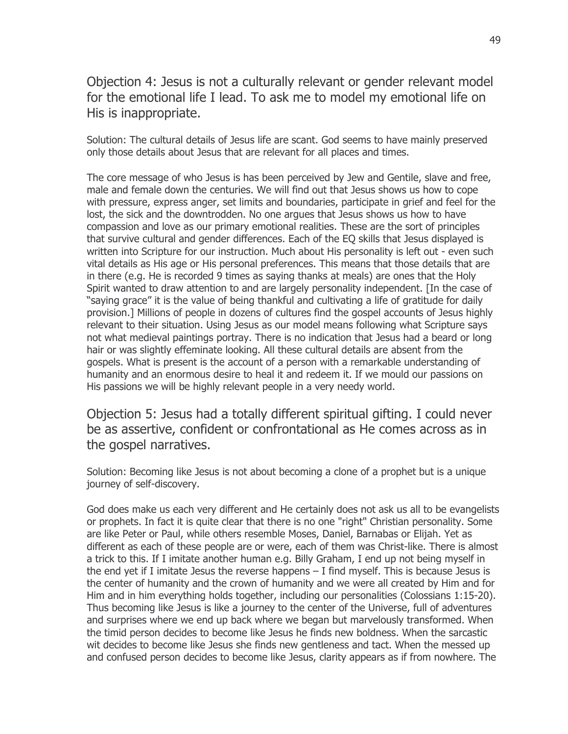## Objection 4: Jesus is not a culturally relevant or gender relevant model for the emotional life I lead. To ask me to model my emotional life on His is inappropriate.

Solution: The cultural details of Jesus life are scant. God seems to have mainly preserved only those details about Jesus that are relevant for all places and times.

The core message of who Jesus is has been perceived by Jew and Gentile, slave and free, male and female down the centuries. We will find out that Jesus shows us how to cope with pressure, express anger, set limits and boundaries, participate in grief and feel for the lost, the sick and the downtrodden. No one argues that Jesus shows us how to have compassion and love as our primary emotional realities. These are the sort of principles that survive cultural and gender differences. Each of the EQ skills that Jesus displayed is written into Scripture for our instruction. Much about His personality is left out - even such vital details as His age or His personal preferences. This means that those details that are in there (e.g. He is recorded 9 times as saying thanks at meals) are ones that the Holy Spirit wanted to draw attention to and are largely personality independent. [In the case of "saying grace" it is the value of being thankful and cultivating a life of gratitude for daily provision.] Millions of people in dozens of cultures find the gospel accounts of Jesus highly relevant to their situation. Using Jesus as our model means following what Scripture says not what medieval paintings portray. There is no indication that Jesus had a beard or long hair or was slightly effeminate looking. All these cultural details are absent from the gospels. What is present is the account of a person with a remarkable understanding of humanity and an enormous desire to heal it and redeem it. If we mould our passions on His passions we will be highly relevant people in a very needy world.

## Objection 5: Jesus had a totally different spiritual gifting. I could never be as assertive, confident or confrontational as He comes across as in the gospel narratives.

Solution: Becoming like Jesus is not about becoming a clone of a prophet but is a unique journey of self-discovery.

God does make us each very different and He certainly does not ask us all to be evangelists or prophets. In fact it is quite clear that there is no one "right" Christian personality. Some are like Peter or Paul, while others resemble Moses, Daniel, Barnabas or Elijah. Yet as different as each of these people are or were, each of them was Christ-like. There is almost a trick to this. If I imitate another human e.g. Billy Graham, I end up not being myself in the end yet if I imitate Jesus the reverse happens – I find myself. This is because Jesus is the center of humanity and the crown of humanity and we were all created by Him and for Him and in him everything holds together, including our personalities (Colossians 1:15-20). Thus becoming like Jesus is like a journey to the center of the Universe, full of adventures and surprises where we end up back where we began but marvelously transformed. When the timid person decides to become like Jesus he finds new boldness. When the sarcastic wit decides to become like Jesus she finds new gentleness and tact. When the messed up and confused person decides to become like Jesus, clarity appears as if from nowhere. The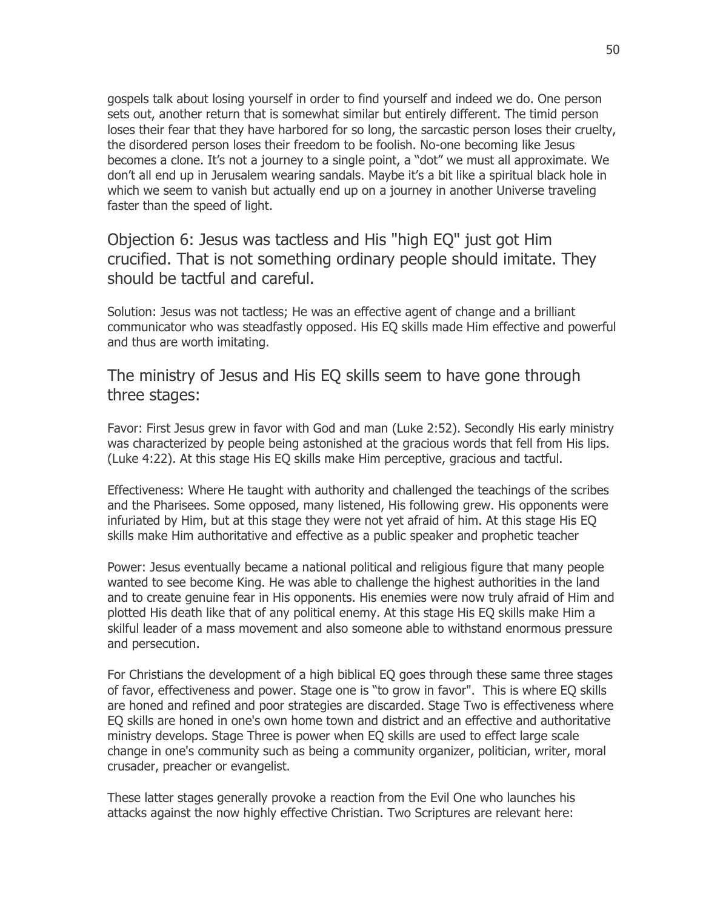gospels talk about losing yourself in order to find yourself and indeed we do. One person sets out, another return that is somewhat similar but entirely different. The timid person loses their fear that they have harbored for so long, the sarcastic person loses their cruelty, the disordered person loses their freedom to be foolish. No-one becoming like Jesus becomes a clone. It's not a journey to a single point, a "dot" we must all approximate. We don't all end up in Jerusalem wearing sandals. Maybe it's a bit like a spiritual black hole in which we seem to vanish but actually end up on a journey in another Universe traveling faster than the speed of light.

## Objection 6: Jesus was tactless and His "high EQ" just got Him crucified. That is not something ordinary people should imitate. They should be tactful and careful.

Solution: Jesus was not tactless; He was an effective agent of change and a brilliant communicator who was steadfastly opposed. His EQ skills made Him effective and powerful and thus are worth imitating.

## The ministry of Jesus and His EQ skills seem to have gone through three stages:

Favor: First Jesus grew in favor with God and man (Luke 2:52). Secondly His early ministry was characterized by people being astonished at the gracious words that fell from His lips. (Luke 4:22). At this stage His EQ skills make Him perceptive, gracious and tactful.

Effectiveness: Where He taught with authority and challenged the teachings of the scribes and the Pharisees. Some opposed, many listened, His following grew. His opponents were infuriated by Him, but at this stage they were not yet afraid of him. At this stage His EQ skills make Him authoritative and effective as a public speaker and prophetic teacher

Power: Jesus eventually became a national political and religious figure that many people wanted to see become King. He was able to challenge the highest authorities in the land and to create genuine fear in His opponents. His enemies were now truly afraid of Him and plotted His death like that of any political enemy. At this stage His EQ skills make Him a skilful leader of a mass movement and also someone able to withstand enormous pressure and persecution.

For Christians the development of a high biblical EQ goes through these same three stages of favor, effectiveness and power. Stage one is "to grow in favor". This is where EQ skills are honed and refined and poor strategies are discarded. Stage Two is effectiveness where EQ skills are honed in one's own home town and district and an effective and authoritative ministry develops. Stage Three is power when EQ skills are used to effect large scale change in one's community such as being a community organizer, politician, writer, moral crusader, preacher or evangelist.

These latter stages generally provoke a reaction from the Evil One who launches his attacks against the now highly effective Christian. Two Scriptures are relevant here: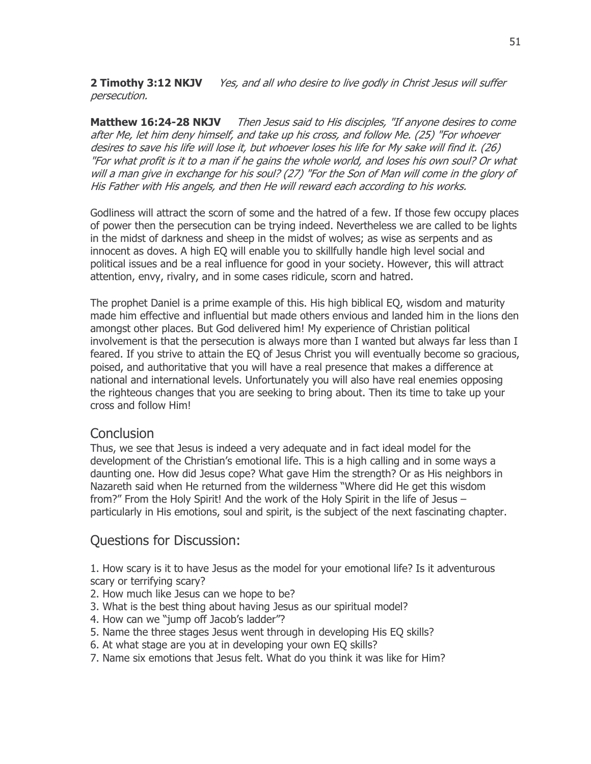**2 Timothy 3:12 NKJV** *Yes, and all who desire to live godly in Christ Jesus will suffer persecution.*

**Matthew 16:24-28 NKJV** *Then Jesus said to His disciples, "If anyone desires to come after Me, let him deny himself, and take up his cross, and follow Me. (25) "For whoever desires to save his life will lose it, but whoever loses his life for My sake will find it. (26) "For what profit is it to a man if he gains the whole world, and loses his own soul? Or what will a man give in exchange for his soul? (27) "For the Son of Man will come in the glory of His Father with His angels, and then He will reward each according to his works.*

Godliness will attract the scorn of some and the hatred of a few. If those few occupy places of power then the persecution can be trying indeed. Nevertheless we are called to be lights in the midst of darkness and sheep in the midst of wolves; as wise as serpents and as innocent as doves. A high EQ will enable you to skillfully handle high level social and political issues and be a real influence for good in your society. However, this will attract attention, envy, rivalry, and in some cases ridicule, scorn and hatred.

The prophet Daniel is a prime example of this. His high biblical EQ, wisdom and maturity made him effective and influential but made others envious and landed him in the lions den amongst other places. But God delivered him! My experience of Christian political involvement is that the persecution is always more than I wanted but always far less than I feared. If you strive to attain the EQ of Jesus Christ you will eventually become so gracious, poised, and authoritative that you will have a real presence that makes a difference at national and international levels. Unfortunately you will also have real enemies opposing the righteous changes that you are seeking to bring about. Then its time to take up your cross and follow Him!

## Conclusion

Thus, we see that Jesus is indeed a very adequate and in fact ideal model for the development of the Christian's emotional life. This is a high calling and in some ways a daunting one. How did Jesus cope? What gave Him the strength? Or as His neighbors in Nazareth said when He returned from the wilderness "Where did He get this wisdom from?" From the Holy Spirit! And the work of the Holy Spirit in the life of Jesus – particularly in His emotions, soul and spirit, is the subject of the next fascinating chapter.

## Questions for Discussion:

1. How scary is it to have Jesus as the model for your emotional life? Is it adventurous scary or terrifying scary?
2. How much like Jesus can we hope to be?
3. What is the best thing about having Jesus as our spiritual model?
4. How can we "jump off Jacob's ladder"?
5. Name the three stages Jesus went through in developing His EQ skills?
6. At what stage are you at in developing your own EQ skills?
7. Name six emotions that Jesus felt. What do you think it was like for Him?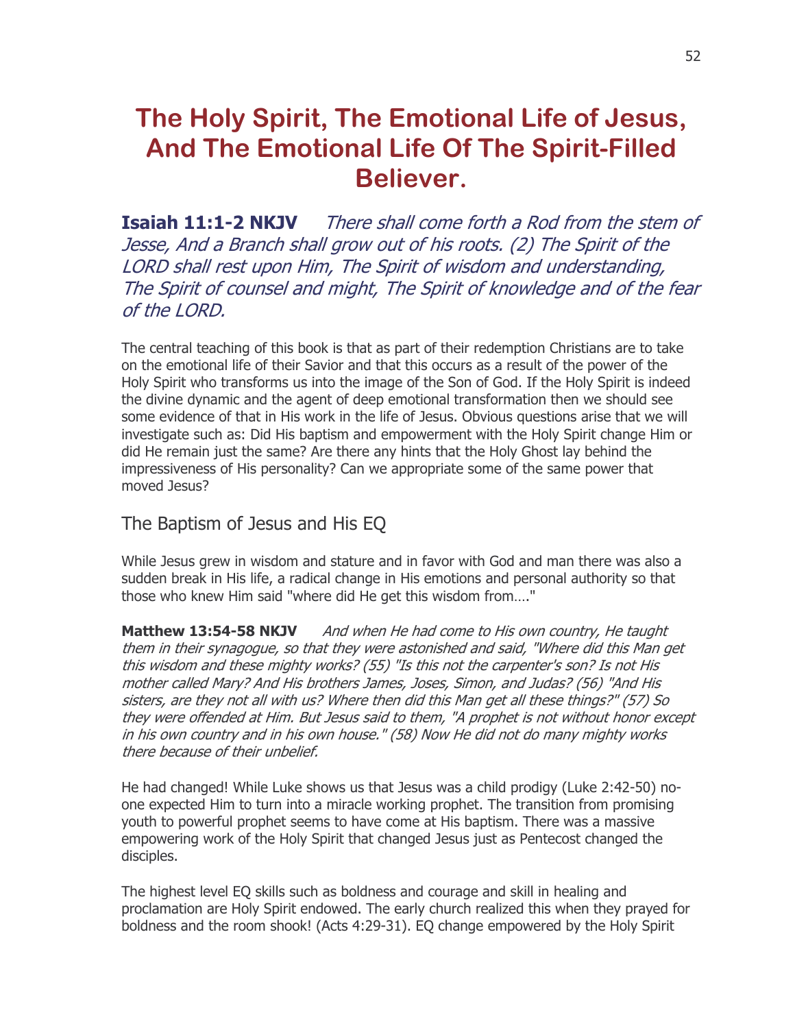# The Holy Spirit, The Emotional Life of Jesus, And The Emotional Life Of The Spirit-Filled Believer.

**Isaiah 11:1-2 NKJV** *There shall come forth a Rod from the stem of Jesse, And a Branch shall grow out of his roots. (2) The Spirit of the LORD shall rest upon Him, The Spirit of wisdom and understanding, The Spirit of counsel and might, The Spirit of knowledge and of the fear of the LORD.*

The central teaching of this book is that as part of their redemption Christians are to take on the emotional life of their Savior and that this occurs as a result of the power of the Holy Spirit who transforms us into the image of the Son of God. If the Holy Spirit is indeed the divine dynamic and the agent of deep emotional transformation then we should see some evidence of that in His work in the life of Jesus. Obvious questions arise that we will investigate such as: Did His baptism and empowerment with the Holy Spirit change Him or did He remain just the same? Are there any hints that the Holy Ghost lay behind the impressiveness of His personality? Can we appropriate some of the same power that moved Jesus?

## The Baptism of Jesus and His EQ

While Jesus grew in wisdom and stature and in favor with God and man there was also a sudden break in His life, a radical change in His emotions and personal authority so that those who knew Him said "where did He get this wisdom from…."

**Matthew 13:54-58 NKJV** *And when He had come to His own country, He taught them in their synagogue, so that they were astonished and said, "Where did this Man get this wisdom and these mighty works? (55) "Is this not the carpenter's son? Is not His mother called Mary? And His brothers James, Joses, Simon, and Judas? (56) "And His sisters, are they not all with us? Where then did this Man get all these things?" (57) So they were offended at Him. But Jesus said to them, "A prophet is not without honor except in his own country and in his own house." (58) Now He did not do many mighty works there because of their unbelief.*

He had changed! While Luke shows us that Jesus was a child prodigy (Luke 2:42-50) no-one expected Him to turn into a miracle working prophet. The transition from promising youth to powerful prophet seems to have come at His baptism. There was a massive empowering work of the Holy Spirit that changed Jesus just as Pentecost changed the disciples.

The highest level EQ skills such as boldness and courage and skill in healing and proclamation are Holy Spirit endowed. The early church realized this when they prayed for boldness and the room shook! (Acts 4:29-31). EQ change empowered by the Holy Spirit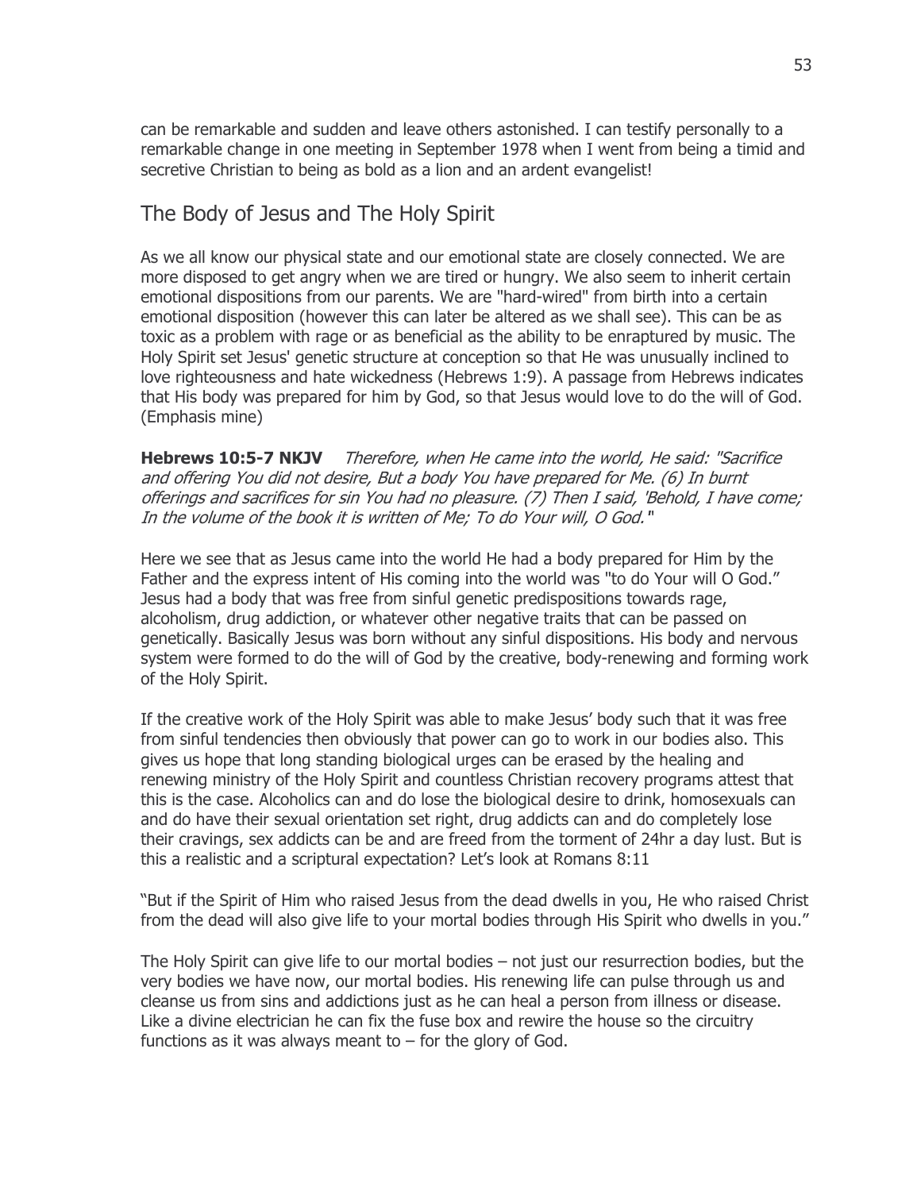can be remarkable and sudden and leave others astonished. I can testify personally to a remarkable change in one meeting in September 1978 when I went from being a timid and secretive Christian to being as bold as a lion and an ardent evangelist!

## The Body of Jesus and The Holy Spirit

As we all know our physical state and our emotional state are closely connected. We are more disposed to get angry when we are tired or hungry. We also seem to inherit certain emotional dispositions from our parents. We are "hard-wired" from birth into a certain emotional disposition (however this can later be altered as we shall see). This can be as toxic as a problem with rage or as beneficial as the ability to be enraptured by music. The Holy Spirit set Jesus' genetic structure at conception so that He was unusually inclined to love righteousness and hate wickedness (Hebrews 1:9). A passage from Hebrews indicates that His body was prepared for him by God, so that Jesus would love to do the will of God. (Emphasis mine)

**Hebrews 10:5-7 NKJV** *Therefore, when He came into the world, He said: "Sacrifice and offering You did not desire, But a body You have prepared for Me. (6) In burnt offerings and sacrifices for sin You had no pleasure. (7) Then I said, 'Behold, I have come; In the volume of the book it is written of Me; To do Your will, O God.'*"

Here we see that as Jesus came into the world He had a body prepared for Him by the Father and the express intent of His coming into the world was "to do Your will O God." Jesus had a body that was free from sinful genetic predispositions towards rage, alcoholism, drug addiction, or whatever other negative traits that can be passed on genetically. Basically Jesus was born without any sinful dispositions. His body and nervous system were formed to do the will of God by the creative, body-renewing and forming work of the Holy Spirit.

If the creative work of the Holy Spirit was able to make Jesus' body such that it was free from sinful tendencies then obviously that power can go to work in our bodies also. This gives us hope that long standing biological urges can be erased by the healing and renewing ministry of the Holy Spirit and countless Christian recovery programs attest that this is the case. Alcoholics can and do lose the biological desire to drink, homosexuals can and do have their sexual orientation set right, drug addicts can and do completely lose their cravings, sex addicts can be and are freed from the torment of 24hr a day lust. But is this a realistic and a scriptural expectation? Let's look at Romans 8:11

"But if the Spirit of Him who raised Jesus from the dead dwells in you, He who raised Christ from the dead will also give life to your mortal bodies through His Spirit who dwells in you."

The Holy Spirit can give life to our mortal bodies – not just our resurrection bodies, but the very bodies we have now, our mortal bodies. His renewing life can pulse through us and cleanse us from sins and addictions just as he can heal a person from illness or disease. Like a divine electrician he can fix the fuse box and rewire the house so the circuitry functions as it was always meant to – for the glory of God.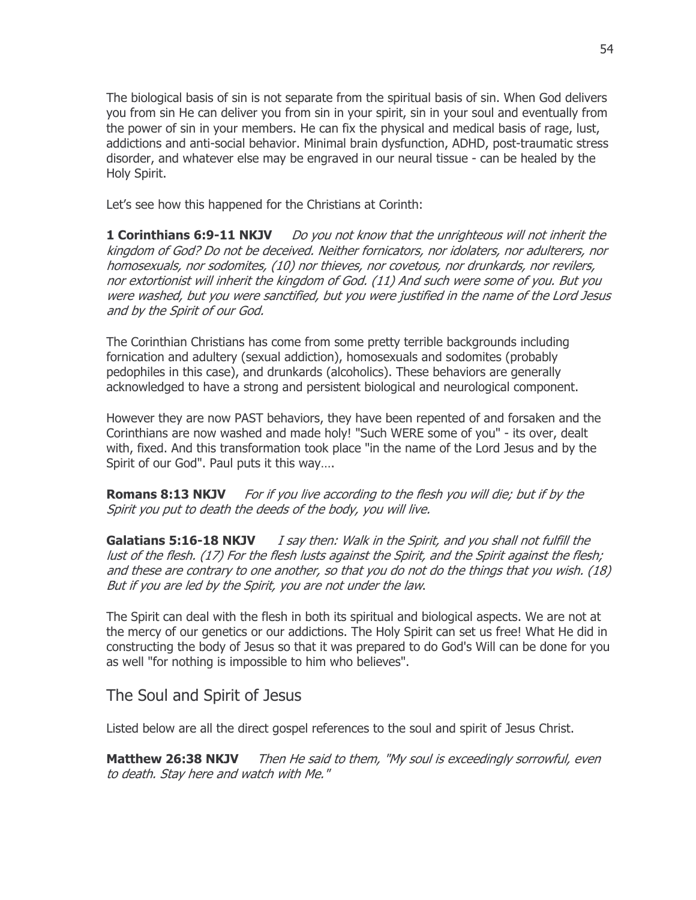The biological basis of sin is not separate from the spiritual basis of sin. When God delivers you from sin He can deliver you from sin in your spirit, sin in your soul and eventually from the power of sin in your members. He can fix the physical and medical basis of rage, lust, addictions and anti-social behavior. Minimal brain dysfunction, ADHD, post-traumatic stress disorder, and whatever else may be engraved in our neural tissue - can be healed by the Holy Spirit.

Let's see how this happened for the Christians at Corinth:

**1 Corinthians 6:9-11 NKJV** *Do you not know that the unrighteous will not inherit the kingdom of God? Do not be deceived. Neither fornicators, nor idolaters, nor adulterers, nor homosexuals, nor sodomites, (10) nor thieves, nor covetous, nor drunkards, nor revilers, nor extortionist will inherit the kingdom of God. (11) And such were some of you. But you were washed, but you were sanctified, but you were justified in the name of the Lord Jesus and by the Spirit of our God.*

The Corinthian Christians has come from some pretty terrible backgrounds including fornication and adultery (sexual addiction), homosexuals and sodomites (probably pedophiles in this case), and drunkards (alcoholics). These behaviors are generally acknowledged to have a strong and persistent biological and neurological component.

However they are now PAST behaviors, they have been repented of and forsaken and the Corinthians are now washed and made holy! "Such WERE some of you" - its over, dealt with, fixed. And this transformation took place "in the name of the Lord Jesus and by the Spirit of our God". Paul puts it this way….

**Romans 8:13 NKJV** *For if you live according to the flesh you will die; but if by the Spirit you put to death the deeds of the body, you will live.*

**Galatians 5:16-18 NKJV** *I say then: Walk in the Spirit, and you shall not fulfill the lust of the flesh. (17) For the flesh lusts against the Spirit, and the Spirit against the flesh; and these are contrary to one another, so that you do not do the things that you wish. (18) But if you are led by the Spirit, you are not under the law.*

The Spirit can deal with the flesh in both its spiritual and biological aspects. We are not at the mercy of our genetics or our addictions. The Holy Spirit can set us free! What He did in constructing the body of Jesus so that it was prepared to do God's Will can be done for you as well "for nothing is impossible to him who believes".

## The Soul and Spirit of Jesus

Listed below are all the direct gospel references to the soul and spirit of Jesus Christ.

**Matthew 26:38 NKJV** *Then He said to them, "My soul is exceedingly sorrowful, even to death. Stay here and watch with Me."*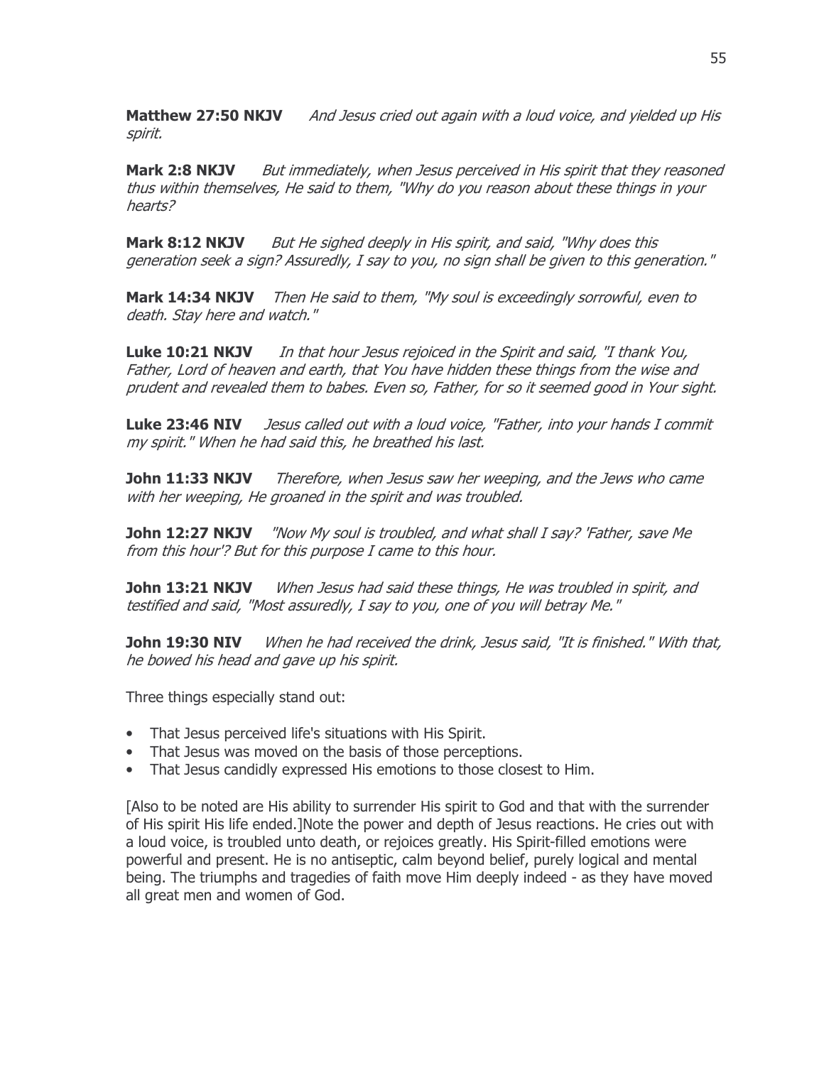**Matthew 27:50 NKJV** *And Jesus cried out again with a loud voice, and yielded up His spirit.*

**Mark 2:8 NKJV** *But immediately, when Jesus perceived in His spirit that they reasoned thus within themselves, He said to them, "Why do you reason about these things in your hearts?*

**Mark 8:12 NKJV** *But He sighed deeply in His spirit, and said, "Why does this generation seek a sign? Assuredly, I say to you, no sign shall be given to this generation."*

**Mark 14:34 NKJV** *Then He said to them, "My soul is exceedingly sorrowful, even to death. Stay here and watch."*

**Luke 10:21 NKJV** *In that hour Jesus rejoiced in the Spirit and said, "I thank You, Father, Lord of heaven and earth, that You have hidden these things from the wise and prudent and revealed them to babes. Even so, Father, for so it seemed good in Your sight.*

**Luke 23:46 NIV** *Jesus called out with a loud voice, "Father, into your hands I commit my spirit." When he had said this, he breathed his last.*

**John 11:33 NKJV** *Therefore, when Jesus saw her weeping, and the Jews who came with her weeping, He groaned in the spirit and was troubled.*

**John 12:27 NKJV** *"Now My soul is troubled, and what shall I say? 'Father, save Me from this hour'? But for this purpose I came to this hour.*

**John 13:21 NKJV** *When Jesus had said these things, He was troubled in spirit, and testified and said, "Most assuredly, I say to you, one of you will betray Me."*

**John 19:30 NIV** *When he had received the drink, Jesus said, "It is finished." With that, he bowed his head and gave up his spirit.*

Three things especially stand out:

- That Jesus perceived life's situations with His Spirit.
- That Jesus was moved on the basis of those perceptions.
- That Jesus candidly expressed His emotions to those closest to Him.

[Also to be noted are His ability to surrender His spirit to God and that with the surrender of His spirit His life ended.]Note the power and depth of Jesus reactions. He cries out with a loud voice, is troubled unto death, or rejoices greatly. His Spirit-filled emotions were powerful and present. He is no antiseptic, calm beyond belief, purely logical and mental being. The triumphs and tragedies of faith move Him deeply indeed - as they have moved all great men and women of God.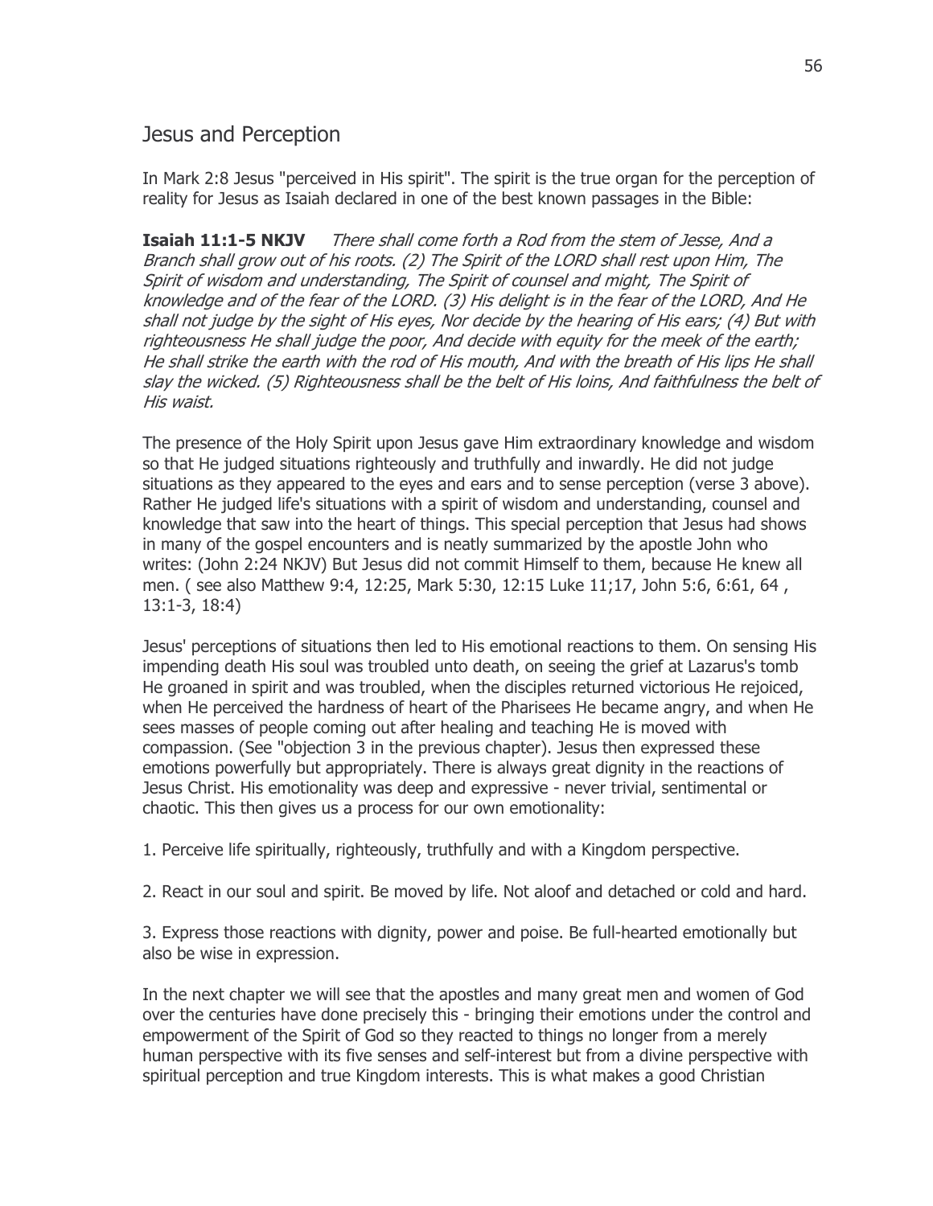## Jesus and Perception

In Mark 2:8 Jesus "perceived in His spirit". The spirit is the true organ for the perception of reality for Jesus as Isaiah declared in one of the best known passages in the Bible:

**Isaiah 11:1-5 NKJV** *There shall come forth a Rod from the stem of Jesse, And a Branch shall grow out of his roots. (2) The Spirit of the LORD shall rest upon Him, The Spirit of wisdom and understanding, The Spirit of counsel and might, The Spirit of knowledge and of the fear of the LORD. (3) His delight is in the fear of the LORD, And He shall not judge by the sight of His eyes, Nor decide by the hearing of His ears; (4) But with righteousness He shall judge the poor, And decide with equity for the meek of the earth; He shall strike the earth with the rod of His mouth, And with the breath of His lips He shall slay the wicked. (5) Righteousness shall be the belt of His loins, And faithfulness the belt of His waist.*

The presence of the Holy Spirit upon Jesus gave Him extraordinary knowledge and wisdom so that He judged situations righteously and truthfully and inwardly. He did not judge situations as they appeared to the eyes and ears and to sense perception (verse 3 above). Rather He judged life's situations with a spirit of wisdom and understanding, counsel and knowledge that saw into the heart of things. This special perception that Jesus had shows in many of the gospel encounters and is neatly summarized by the apostle John who writes: (John 2:24 NKJV) But Jesus did not commit Himself to them, because He knew all men. ( see also Matthew 9:4, 12:25, Mark 5:30, 12:15 Luke 11;17, John 5:6, 6:61, 64 , 13:1-3, 18:4)

Jesus' perceptions of situations then led to His emotional reactions to them. On sensing His impending death His soul was troubled unto death, on seeing the grief at Lazarus's tomb He groaned in spirit and was troubled, when the disciples returned victorious He rejoiced, when He perceived the hardness of heart of the Pharisees He became angry, and when He sees masses of people coming out after healing and teaching He is moved with compassion. (See "objection 3 in the previous chapter). Jesus then expressed these emotions powerfully but appropriately. There is always great dignity in the reactions of Jesus Christ. His emotionality was deep and expressive - never trivial, sentimental or chaotic. This then gives us a process for our own emotionality:

1. Perceive life spiritually, righteously, truthfully and with a Kingdom perspective.

2. React in our soul and spirit. Be moved by life. Not aloof and detached or cold and hard.

3. Express those reactions with dignity, power and poise. Be full-hearted emotionally but also be wise in expression.

In the next chapter we will see that the apostles and many great men and women of God over the centuries have done precisely this - bringing their emotions under the control and empowerment of the Spirit of God so they reacted to things no longer from a merely human perspective with its five senses and self-interest but from a divine perspective with spiritual perception and true Kingdom interests. This is what makes a good Christian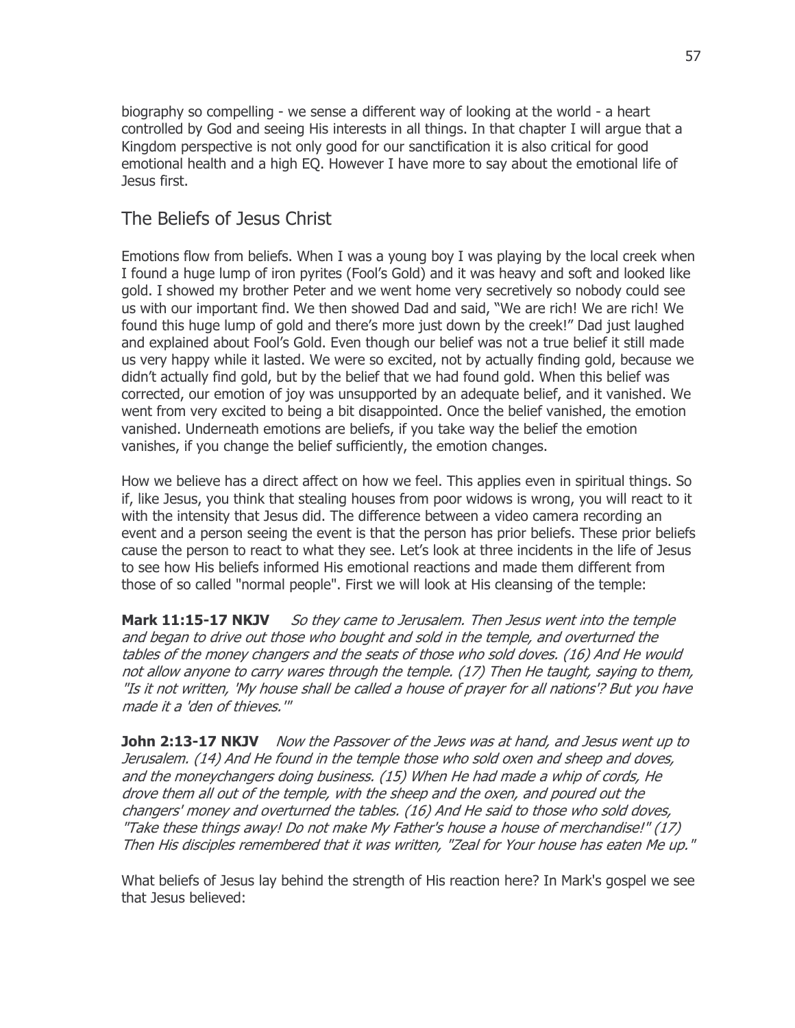biography so compelling - we sense a different way of looking at the world - a heart controlled by God and seeing His interests in all things. In that chapter I will argue that a Kingdom perspective is not only good for our sanctification it is also critical for good emotional health and a high EQ. However I have more to say about the emotional life of Jesus first.

## The Beliefs of Jesus Christ

Emotions flow from beliefs. When I was a young boy I was playing by the local creek when I found a huge lump of iron pyrites (Fool's Gold) and it was heavy and soft and looked like gold. I showed my brother Peter and we went home very secretively so nobody could see us with our important find. We then showed Dad and said, "We are rich! We are rich! We found this huge lump of gold and there's more just down by the creek!" Dad just laughed and explained about Fool's Gold. Even though our belief was not a true belief it still made us very happy while it lasted. We were so excited, not by actually finding gold, because we didn't actually find gold, but by the belief that we had found gold. When this belief was corrected, our emotion of joy was unsupported by an adequate belief, and it vanished. We went from very excited to being a bit disappointed. Once the belief vanished, the emotion vanished. Underneath emotions are beliefs, if you take way the belief the emotion vanishes, if you change the belief sufficiently, the emotion changes.

How we believe has a direct affect on how we feel. This applies even in spiritual things. So if, like Jesus, you think that stealing houses from poor widows is wrong, you will react to it with the intensity that Jesus did. The difference between a video camera recording an event and a person seeing the event is that the person has prior beliefs. These prior beliefs cause the person to react to what they see. Let's look at three incidents in the life of Jesus to see how His beliefs informed His emotional reactions and made them different from those of so called "normal people". First we will look at His cleansing of the temple:

**Mark 11:15-17 NKJV** *So they came to Jerusalem. Then Jesus went into the temple and began to drive out those who bought and sold in the temple, and overturned the tables of the money changers and the seats of those who sold doves. (16) And He would not allow anyone to carry wares through the temple. (17) Then He taught, saying to them, "Is it not written, 'My house shall be called a house of prayer for all nations'? But you have made it a 'den of thieves.'"*

**John 2:13-17 NKJV** *Now the Passover of the Jews was at hand, and Jesus went up to Jerusalem. (14) And He found in the temple those who sold oxen and sheep and doves, and the moneychangers doing business. (15) When He had made a whip of cords, He drove them all out of the temple, with the sheep and the oxen, and poured out the changers' money and overturned the tables. (16) And He said to those who sold doves, "Take these things away! Do not make My Father's house a house of merchandise!" (17) Then His disciples remembered that it was written, "Zeal for Your house has eaten Me up."*

What beliefs of Jesus lay behind the strength of His reaction here? In Mark's gospel we see that Jesus believed: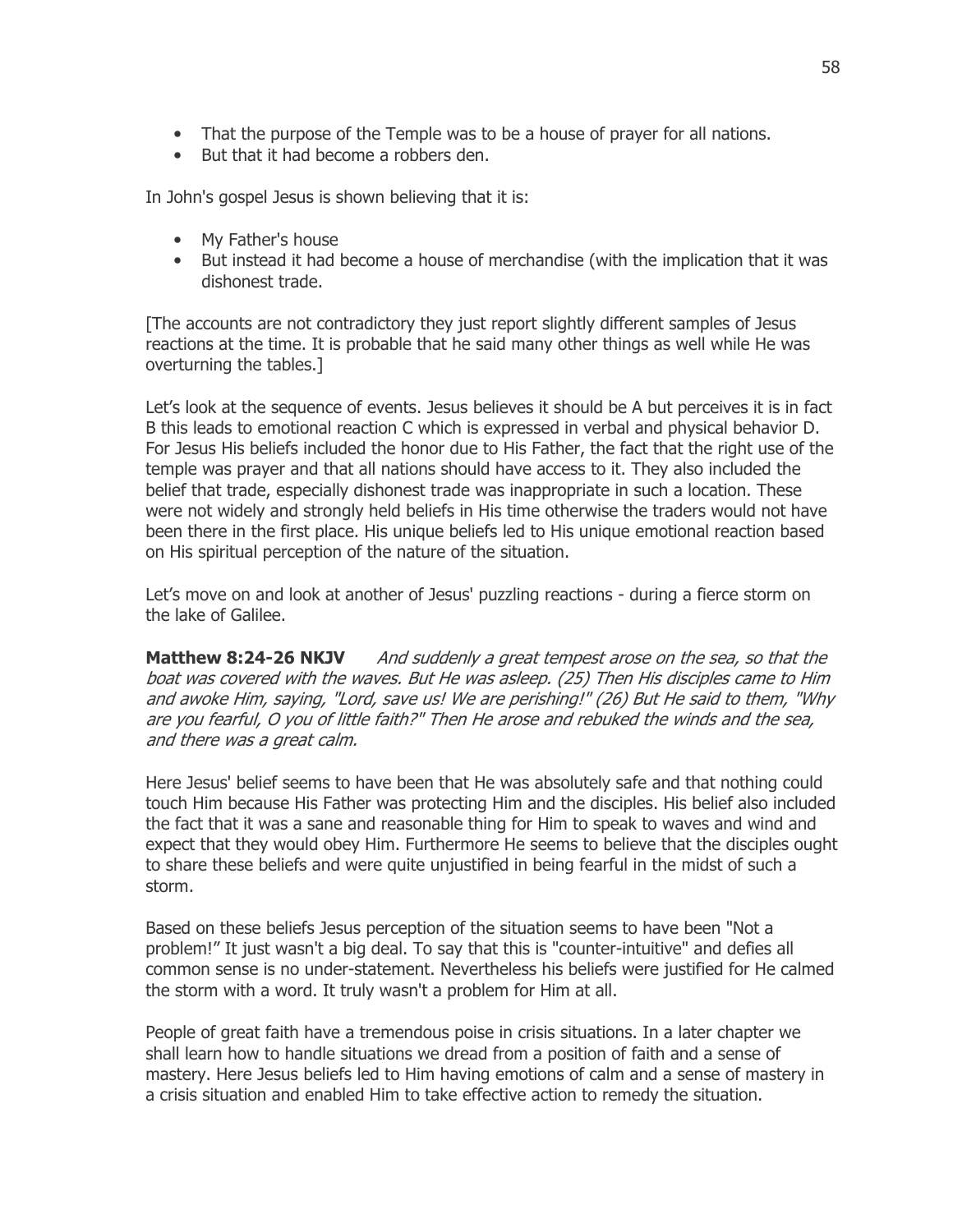- That the purpose of the Temple was to be a house of prayer for all nations.
- But that it had become a robbers den.

In John's gospel Jesus is shown believing that it is:

- My Father's house
- But instead it had become a house of merchandise (with the implication that it was dishonest trade.

[The accounts are not contradictory they just report slightly different samples of Jesus reactions at the time. It is probable that he said many other things as well while He was overturning the tables.]

Let's look at the sequence of events. Jesus believes it should be A but perceives it is in fact B this leads to emotional reaction C which is expressed in verbal and physical behavior D. For Jesus His beliefs included the honor due to His Father, the fact that the right use of the temple was prayer and that all nations should have access to it. They also included the belief that trade, especially dishonest trade was inappropriate in such a location. These were not widely and strongly held beliefs in His time otherwise the traders would not have been there in the first place. His unique beliefs led to His unique emotional reaction based on His spiritual perception of the nature of the situation.

Let's move on and look at another of Jesus' puzzling reactions - during a fierce storm on the lake of Galilee.

**Matthew 8:24-26 NKJV** *And suddenly a great tempest arose on the sea, so that the boat was covered with the waves. But He was asleep. (25) Then His disciples came to Him and awoke Him, saying, "Lord, save us! We are perishing!" (26) But He said to them, "Why are you fearful, O you of little faith?" Then He arose and rebuked the winds and the sea, and there was a great calm.*

Here Jesus' belief seems to have been that He was absolutely safe and that nothing could touch Him because His Father was protecting Him and the disciples. His belief also included the fact that it was a sane and reasonable thing for Him to speak to waves and wind and expect that they would obey Him. Furthermore He seems to believe that the disciples ought to share these beliefs and were quite unjustified in being fearful in the midst of such a storm.

Based on these beliefs Jesus perception of the situation seems to have been "Not a problem!" It just wasn't a big deal. To say that this is "counter-intuitive" and defies all common sense is no under-statement. Nevertheless his beliefs were justified for He calmed the storm with a word. It truly wasn't a problem for Him at all.

People of great faith have a tremendous poise in crisis situations. In a later chapter we shall learn how to handle situations we dread from a position of faith and a sense of mastery. Here Jesus beliefs led to Him having emotions of calm and a sense of mastery in a crisis situation and enabled Him to take effective action to remedy the situation.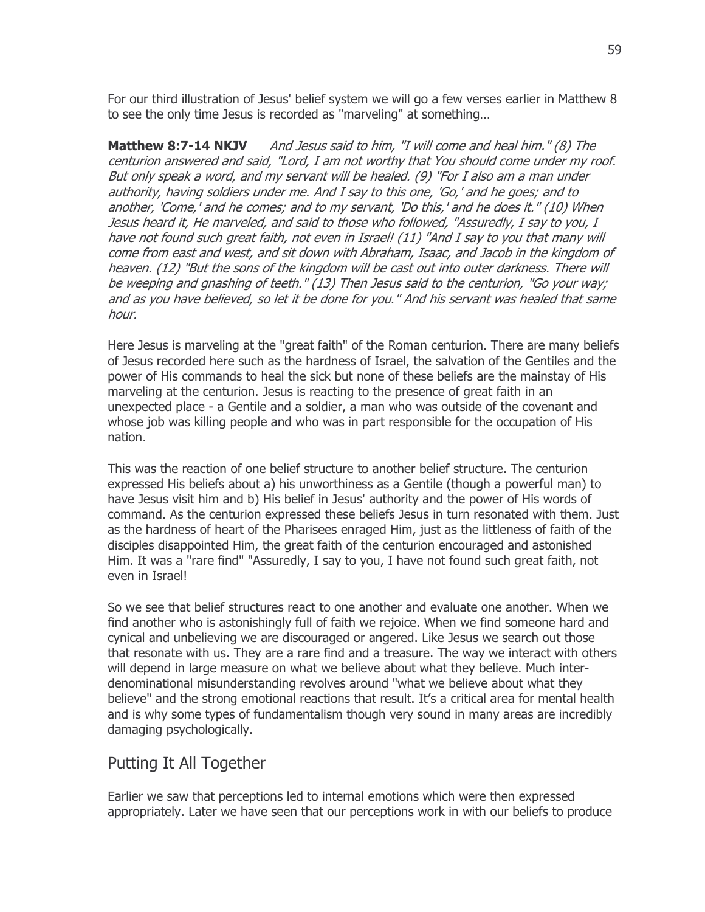For our third illustration of Jesus' belief system we will go a few verses earlier in Matthew 8 to see the only time Jesus is recorded as "marveling" at something…

**Matthew 8:7-14 NKJV** *And Jesus said to him, "I will come and heal him." (8) The centurion answered and said, "Lord, I am not worthy that You should come under my roof. But only speak a word, and my servant will be healed. (9) "For I also am a man under authority, having soldiers under me. And I say to this one, 'Go,' and he goes; and to another, 'Come,' and he comes; and to my servant, 'Do this,' and he does it." (10) When Jesus heard it, He marveled, and said to those who followed, "Assuredly, I say to you, I have not found such great faith, not even in Israel! (11) "And I say to you that many will come from east and west, and sit down with Abraham, Isaac, and Jacob in the kingdom of heaven. (12) "But the sons of the kingdom will be cast out into outer darkness. There will be weeping and gnashing of teeth." (13) Then Jesus said to the centurion, "Go your way; and as you have believed, so let it be done for you." And his servant was healed that same hour.*

Here Jesus is marveling at the "great faith" of the Roman centurion. There are many beliefs of Jesus recorded here such as the hardness of Israel, the salvation of the Gentiles and the power of His commands to heal the sick but none of these beliefs are the mainstay of His marveling at the centurion. Jesus is reacting to the presence of great faith in an unexpected place - a Gentile and a soldier, a man who was outside of the covenant and whose job was killing people and who was in part responsible for the occupation of His nation.

This was the reaction of one belief structure to another belief structure. The centurion expressed His beliefs about a) his unworthiness as a Gentile (though a powerful man) to have Jesus visit him and b) His belief in Jesus' authority and the power of His words of command. As the centurion expressed these beliefs Jesus in turn resonated with them. Just as the hardness of heart of the Pharisees enraged Him, just as the littleness of faith of the disciples disappointed Him, the great faith of the centurion encouraged and astonished Him. It was a "rare find" "Assuredly, I say to you, I have not found such great faith, not even in Israel!

So we see that belief structures react to one another and evaluate one another. When we find another who is astonishingly full of faith we rejoice. When we find someone hard and cynical and unbelieving we are discouraged or angered. Like Jesus we search out those that resonate with us. They are a rare find and a treasure. The way we interact with others will depend in large measure on what we believe about what they believe. Much inter-denominational misunderstanding revolves around "what we believe about what they believe" and the strong emotional reactions that result. It's a critical area for mental health and is why some types of fundamentalism though very sound in many areas are incredibly damaging psychologically.

## Putting It All Together

Earlier we saw that perceptions led to internal emotions which were then expressed appropriately. Later we have seen that our perceptions work in with our beliefs to produce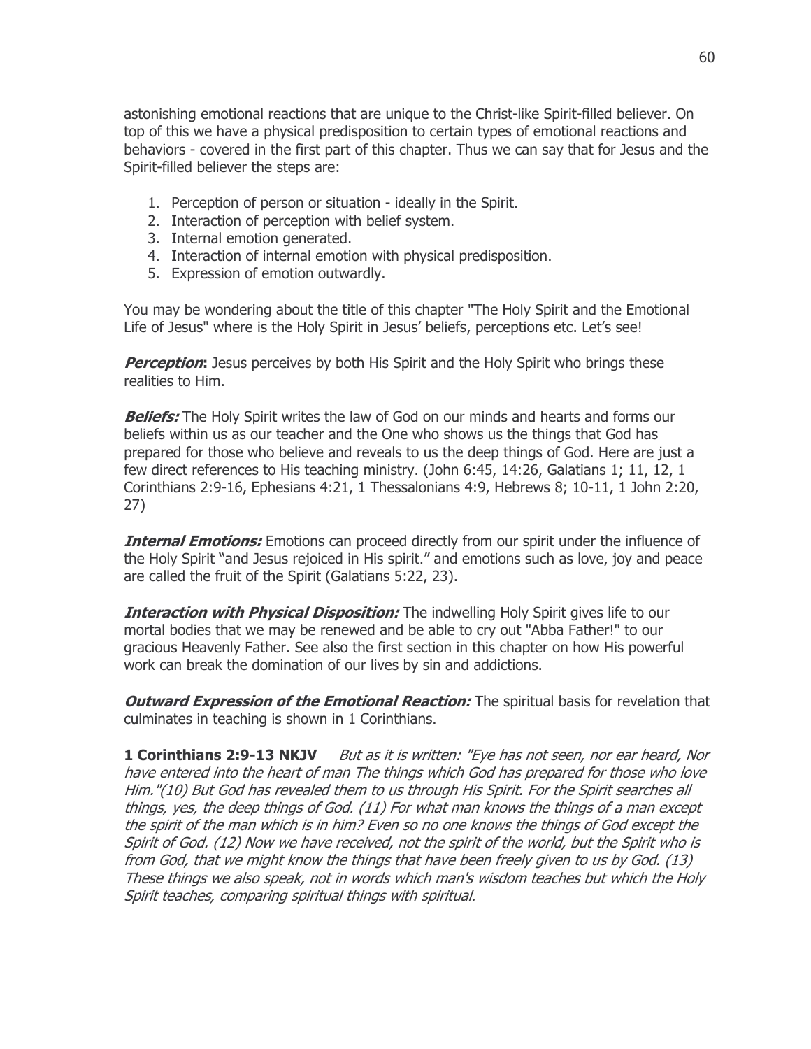astonishing emotional reactions that are unique to the Christ-like Spirit-filled believer. On top of this we have a physical predisposition to certain types of emotional reactions and behaviors - covered in the first part of this chapter. Thus we can say that for Jesus and the Spirit-filled believer the steps are:

1. Perception of person or situation - ideally in the Spirit.
2. Interaction of perception with belief system.
3. Internal emotion generated.
4. Interaction of internal emotion with physical predisposition.
5. Expression of emotion outwardly.

You may be wondering about the title of this chapter "The Holy Spirit and the Emotional Life of Jesus" where is the Holy Spirit in Jesus' beliefs, perceptions etc. Let's see!

***Perception*:** Jesus perceives by both His Spirit and the Holy Spirit who brings these realities to Him.

***Beliefs:*** The Holy Spirit writes the law of God on our minds and hearts and forms our beliefs within us as our teacher and the One who shows us the things that God has prepared for those who believe and reveals to us the deep things of God. Here are just a few direct references to His teaching ministry. (John 6:45, 14:26, Galatians 1; 11, 12, 1 Corinthians 2:9-16, Ephesians 4:21, 1 Thessalonians 4:9, Hebrews 8; 10-11, 1 John 2:20, 27)

***Internal Emotions:*** Emotions can proceed directly from our spirit under the influence of the Holy Spirit "and Jesus rejoiced in His spirit." and emotions such as love, joy and peace are called the fruit of the Spirit (Galatians 5:22, 23).

***Interaction with Physical Disposition:*** The indwelling Holy Spirit gives life to our mortal bodies that we may be renewed and be able to cry out "Abba Father!" to our gracious Heavenly Father. See also the first section in this chapter on how His powerful work can break the domination of our lives by sin and addictions.

***Outward Expression of the Emotional Reaction:*** The spiritual basis for revelation that culminates in teaching is shown in 1 Corinthians.

**1 Corinthians 2:9-13 NKJV** *But as it is written: "Eye has not seen, nor ear heard, Nor have entered into the heart of man The things which God has prepared for those who love Him."(10) But God has revealed them to us through His Spirit. For the Spirit searches all things, yes, the deep things of God. (11) For what man knows the things of a man except the spirit of the man which is in him? Even so no one knows the things of God except the Spirit of God. (12) Now we have received, not the spirit of the world, but the Spirit who is from God, that we might know the things that have been freely given to us by God. (13) These things we also speak, not in words which man's wisdom teaches but which the Holy Spirit teaches, comparing spiritual things with spiritual.*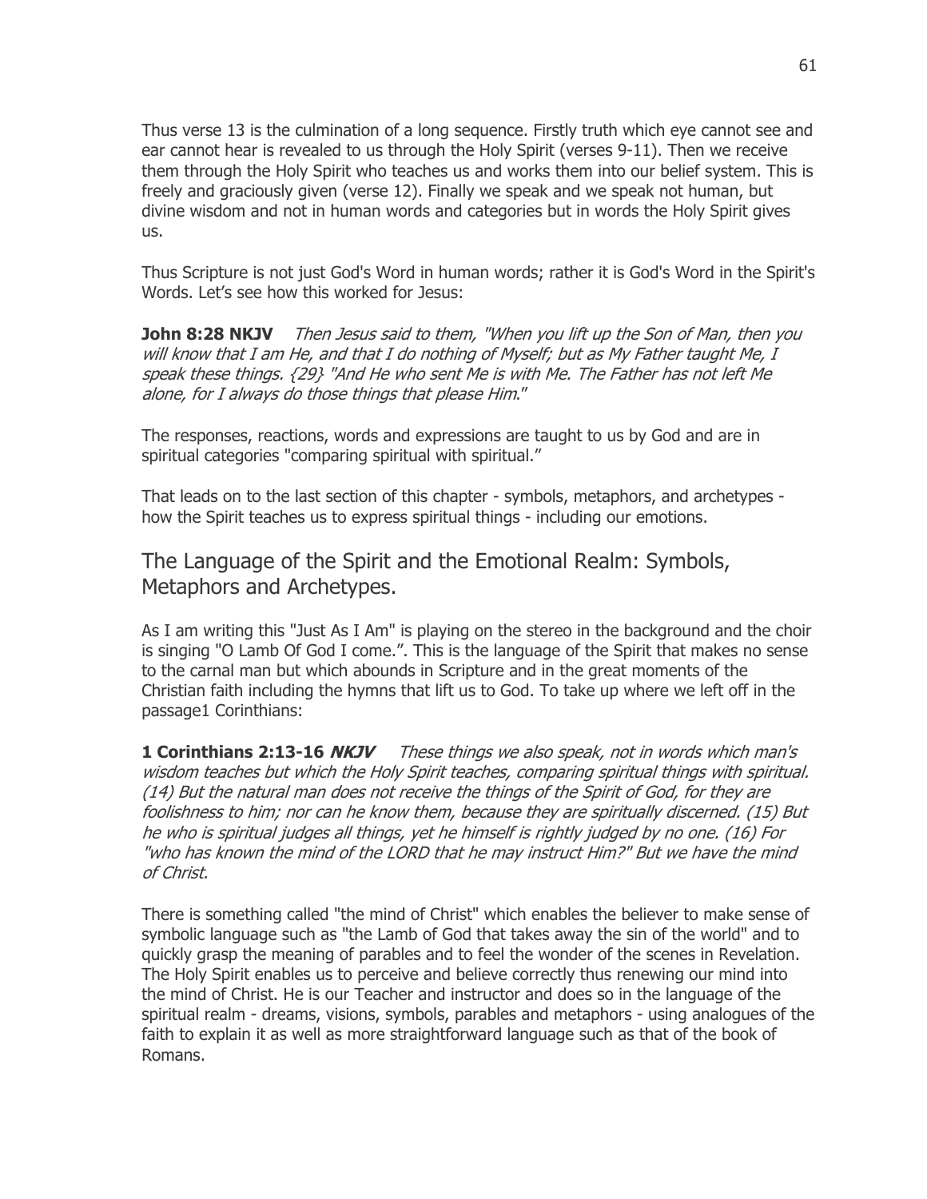Thus verse 13 is the culmination of a long sequence. Firstly truth which eye cannot see and ear cannot hear is revealed to us through the Holy Spirit (verses 9-11). Then we receive them through the Holy Spirit who teaches us and works them into our belief system. This is freely and graciously given (verse 12). Finally we speak and we speak not human, but divine wisdom and not in human words and categories but in words the Holy Spirit gives us.

Thus Scripture is not just God's Word in human words; rather it is God's Word in the Spirit's Words. Let's see how this worked for Jesus:

**John 8:28 NKJV** *Then Jesus said to them, "When you lift up the Son of Man, then you will know that I am He, and that I do nothing of Myself; but as My Father taught Me, I speak these things. {29} "And He who sent Me is with Me. The Father has not left Me alone, for I always do those things that please Him*."

The responses, reactions, words and expressions are taught to us by God and are in spiritual categories "comparing spiritual with spiritual."

That leads on to the last section of this chapter - symbols, metaphors, and archetypes - how the Spirit teaches us to express spiritual things - including our emotions.

## The Language of the Spirit and the Emotional Realm: Symbols, Metaphors and Archetypes.

As I am writing this "Just As I Am" is playing on the stereo in the background and the choir is singing "O Lamb Of God I come.". This is the language of the Spirit that makes no sense to the carnal man but which abounds in Scripture and in the great moments of the Christian faith including the hymns that lift us to God. To take up where we left off in the passage1 Corinthians:

**1 Corinthians 2:13-16 *NKJV*** *These things we also speak, not in words which man's wisdom teaches but which the Holy Spirit teaches, comparing spiritual things with spiritual. (14) But the natural man does not receive the things of the Spirit of God, for they are foolishness to him; nor can he know them, because they are spiritually discerned. (15) But he who is spiritual judges all things, yet he himself is rightly judged by no one. (16) For "who has known the mind of the LORD that he may instruct Him?" But we have the mind of Christ.*

There is something called "the mind of Christ" which enables the believer to make sense of symbolic language such as "the Lamb of God that takes away the sin of the world" and to quickly grasp the meaning of parables and to feel the wonder of the scenes in Revelation. The Holy Spirit enables us to perceive and believe correctly thus renewing our mind into the mind of Christ. He is our Teacher and instructor and does so in the language of the spiritual realm - dreams, visions, symbols, parables and metaphors - using analogues of the faith to explain it as well as more straightforward language such as that of the book of Romans.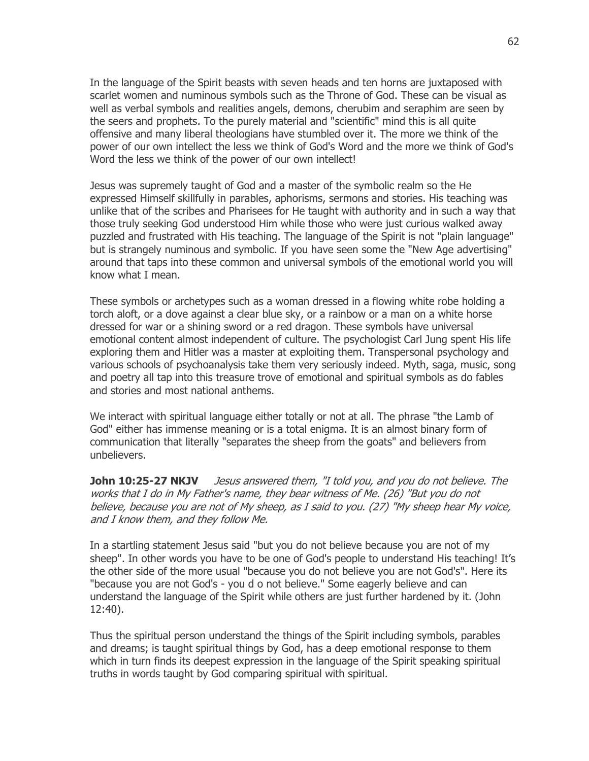In the language of the Spirit beasts with seven heads and ten horns are juxtaposed with scarlet women and numinous symbols such as the Throne of God. These can be visual as well as verbal symbols and realities angels, demons, cherubim and seraphim are seen by the seers and prophets. To the purely material and "scientific" mind this is all quite offensive and many liberal theologians have stumbled over it. The more we think of the power of our own intellect the less we think of God's Word and the more we think of God's Word the less we think of the power of our own intellect!

Jesus was supremely taught of God and a master of the symbolic realm so the He expressed Himself skillfully in parables, aphorisms, sermons and stories. His teaching was unlike that of the scribes and Pharisees for He taught with authority and in such a way that those truly seeking God understood Him while those who were just curious walked away puzzled and frustrated with His teaching. The language of the Spirit is not "plain language" but is strangely numinous and symbolic. If you have seen some the "New Age advertising" around that taps into these common and universal symbols of the emotional world you will know what I mean.

These symbols or archetypes such as a woman dressed in a flowing white robe holding a torch aloft, or a dove against a clear blue sky, or a rainbow or a man on a white horse dressed for war or a shining sword or a red dragon. These symbols have universal emotional content almost independent of culture. The psychologist Carl Jung spent His life exploring them and Hitler was a master at exploiting them. Transpersonal psychology and various schools of psychoanalysis take them very seriously indeed. Myth, saga, music, song and poetry all tap into this treasure trove of emotional and spiritual symbols as do fables and stories and most national anthems.

We interact with spiritual language either totally or not at all. The phrase "the Lamb of God" either has immense meaning or is a total enigma. It is an almost binary form of communication that literally "separates the sheep from the goats" and believers from unbelievers.

**John 10:25-27 NKJV** *Jesus answered them, "I told you, and you do not believe. The works that I do in My Father's name, they bear witness of Me. (26) "But you do not believe, because you are not of My sheep, as I said to you. (27) "My sheep hear My voice, and I know them, and they follow Me.*

In a startling statement Jesus said "but you do not believe because you are not of my sheep". In other words you have to be one of God's people to understand His teaching! It's the other side of the more usual "because you do not believe you are not God's". Here its "because you are not God's - you d o not believe." Some eagerly believe and can understand the language of the Spirit while others are just further hardened by it. (John 12:40).

Thus the spiritual person understand the things of the Spirit including symbols, parables and dreams; is taught spiritual things by God, has a deep emotional response to them which in turn finds its deepest expression in the language of the Spirit speaking spiritual truths in words taught by God comparing spiritual with spiritual.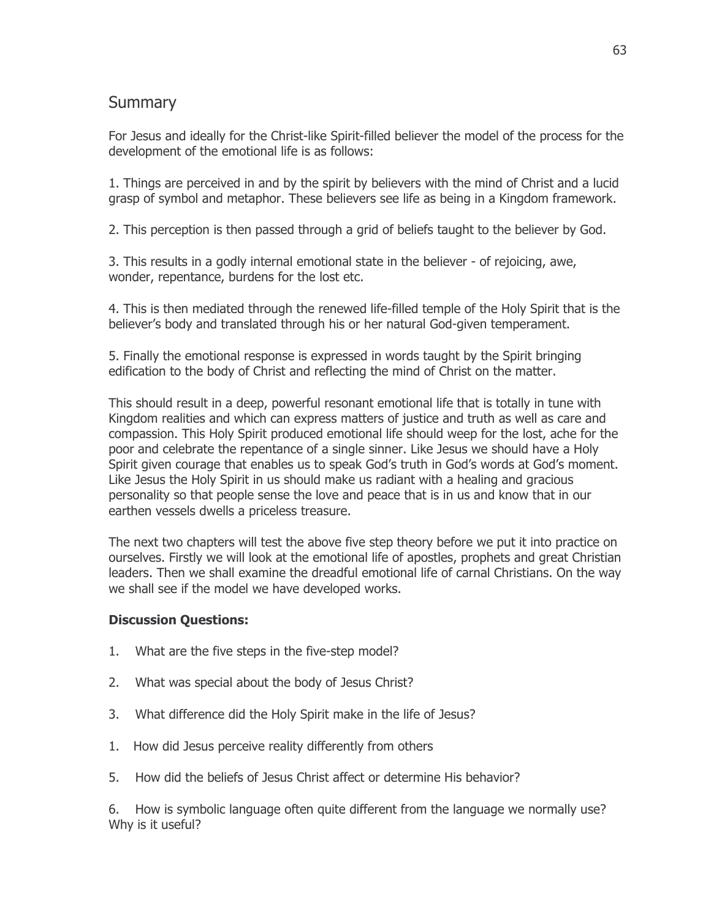## Summary

For Jesus and ideally for the Christ-like Spirit-filled believer the model of the process for the development of the emotional life is as follows:

1. Things are perceived in and by the spirit by believers with the mind of Christ and a lucid grasp of symbol and metaphor. These believers see life as being in a Kingdom framework.

2. This perception is then passed through a grid of beliefs taught to the believer by God.

3. This results in a godly internal emotional state in the believer - of rejoicing, awe, wonder, repentance, burdens for the lost etc.

4. This is then mediated through the renewed life-filled temple of the Holy Spirit that is the believer's body and translated through his or her natural God-given temperament.

5. Finally the emotional response is expressed in words taught by the Spirit bringing edification to the body of Christ and reflecting the mind of Christ on the matter.

This should result in a deep, powerful resonant emotional life that is totally in tune with Kingdom realities and which can express matters of justice and truth as well as care and compassion. This Holy Spirit produced emotional life should weep for the lost, ache for the poor and celebrate the repentance of a single sinner. Like Jesus we should have a Holy Spirit given courage that enables us to speak God's truth in God's words at God's moment. Like Jesus the Holy Spirit in us should make us radiant with a healing and gracious personality so that people sense the love and peace that is in us and know that in our earthen vessels dwells a priceless treasure.

The next two chapters will test the above five step theory before we put it into practice on ourselves. Firstly we will look at the emotional life of apostles, prophets and great Christian leaders. Then we shall examine the dreadful emotional life of carnal Christians. On the way we shall see if the model we have developed works.

**Discussion Questions:**

1. What are the five steps in the five-step model?

2. What was special about the body of Jesus Christ?

3. What difference did the Holy Spirit make in the life of Jesus?

1. How did Jesus perceive reality differently from others

5. How did the beliefs of Jesus Christ affect or determine His behavior?

6. How is symbolic language often quite different from the language we normally use? Why is it useful?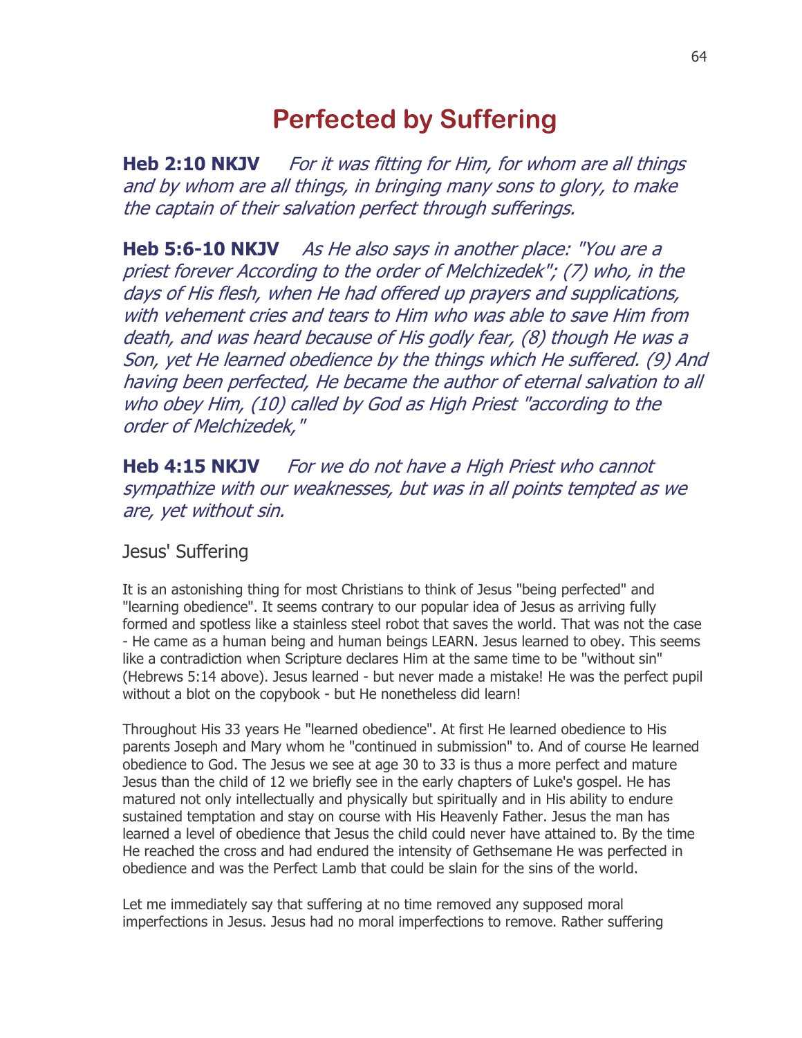# Perfected by Suffering

**Heb 2:10 NKJV** *For it was fitting for Him, for whom are all things and by whom are all things, in bringing many sons to glory, to make the captain of their salvation perfect through sufferings.*

**Heb 5:6-10 NKJV** *As He also says in another place: "You are a priest forever According to the order of Melchizedek"; (7) who, in the days of His flesh, when He had offered up prayers and supplications, with vehement cries and tears to Him who was able to save Him from death, and was heard because of His godly fear, (8) though He was a Son, yet He learned obedience by the things which He suffered. (9) And having been perfected, He became the author of eternal salvation to all who obey Him, (10) called by God as High Priest "according to the order of Melchizedek,"*

**Heb 4:15 NKJV** *For we do not have a High Priest who cannot sympathize with our weaknesses, but was in all points tempted as we are, yet without sin.*

## Jesus' Suffering

It is an astonishing thing for most Christians to think of Jesus "being perfected" and "learning obedience". It seems contrary to our popular idea of Jesus as arriving fully formed and spotless like a stainless steel robot that saves the world. That was not the case - He came as a human being and human beings LEARN. Jesus learned to obey. This seems like a contradiction when Scripture declares Him at the same time to be "without sin" (Hebrews 5:14 above). Jesus learned - but never made a mistake! He was the perfect pupil without a blot on the copybook - but He nonetheless did learn!

Throughout His 33 years He "learned obedience". At first He learned obedience to His parents Joseph and Mary whom he "continued in submission" to. And of course He learned obedience to God. The Jesus we see at age 30 to 33 is thus a more perfect and mature Jesus than the child of 12 we briefly see in the early chapters of Luke's gospel. He has matured not only intellectually and physically but spiritually and in His ability to endure sustained temptation and stay on course with His Heavenly Father. Jesus the man has learned a level of obedience that Jesus the child could never have attained to. By the time He reached the cross and had endured the intensity of Gethsemane He was perfected in obedience and was the Perfect Lamb that could be slain for the sins of the world.

Let me immediately say that suffering at no time removed any supposed moral imperfections in Jesus. Jesus had no moral imperfections to remove. Rather suffering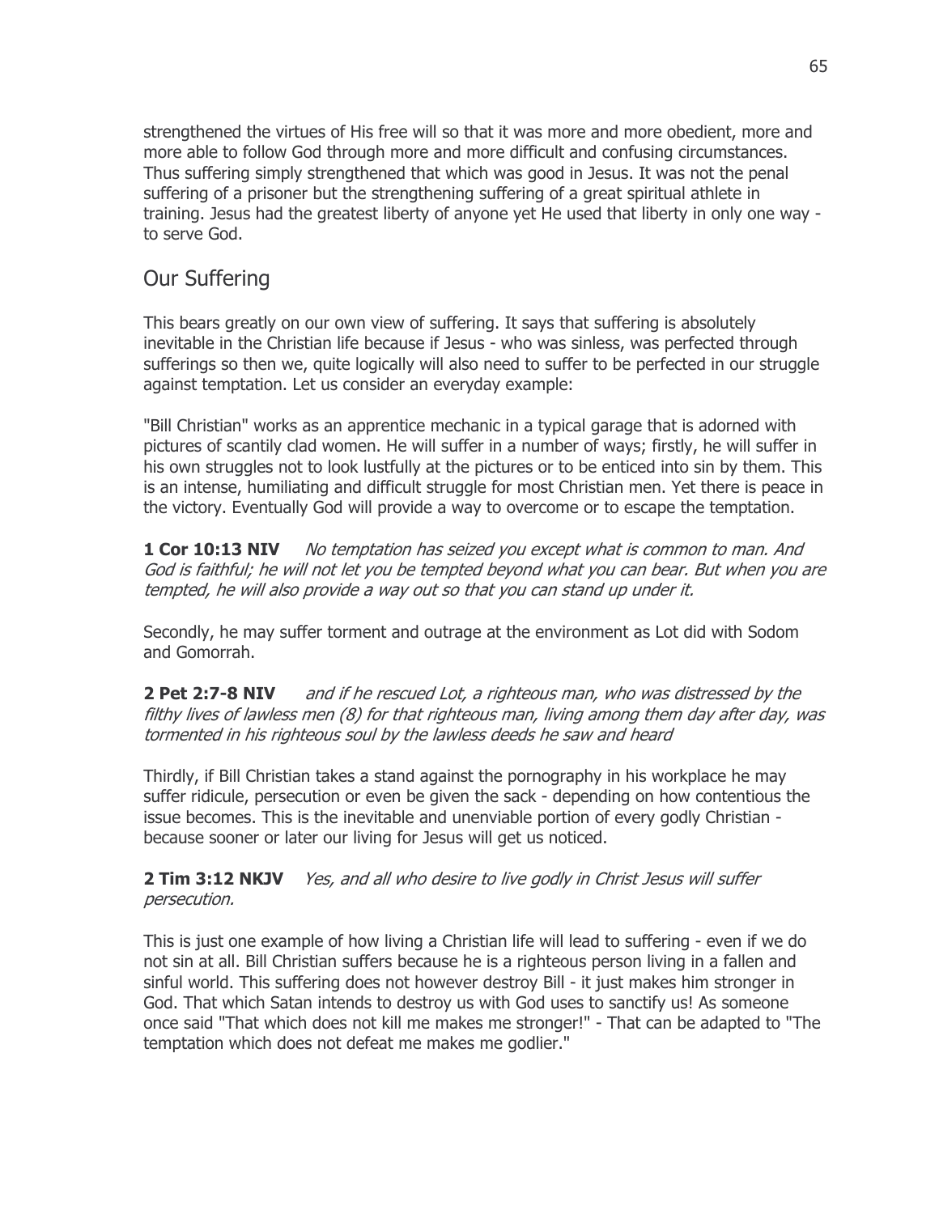strengthened the virtues of His free will so that it was more and more obedient, more and more able to follow God through more and more difficult and confusing circumstances. Thus suffering simply strengthened that which was good in Jesus. It was not the penal suffering of a prisoner but the strengthening suffering of a great spiritual athlete in training. Jesus had the greatest liberty of anyone yet He used that liberty in only one way - to serve God.

## Our Suffering

This bears greatly on our own view of suffering. It says that suffering is absolutely inevitable in the Christian life because if Jesus - who was sinless, was perfected through sufferings so then we, quite logically will also need to suffer to be perfected in our struggle against temptation. Let us consider an everyday example:

"Bill Christian" works as an apprentice mechanic in a typical garage that is adorned with pictures of scantily clad women. He will suffer in a number of ways; firstly, he will suffer in his own struggles not to look lustfully at the pictures or to be enticed into sin by them. This is an intense, humiliating and difficult struggle for most Christian men. Yet there is peace in the victory. Eventually God will provide a way to overcome or to escape the temptation.

**1 Cor 10:13 NIV** *No temptation has seized you except what is common to man. And God is faithful; he will not let you be tempted beyond what you can bear. But when you are tempted, he will also provide a way out so that you can stand up under it.*

Secondly, he may suffer torment and outrage at the environment as Lot did with Sodom and Gomorrah.

**2 Pet 2:7-8 NIV** *and if he rescued Lot, a righteous man, who was distressed by the filthy lives of lawless men (8) for that righteous man, living among them day after day, was tormented in his righteous soul by the lawless deeds he saw and heard*

Thirdly, if Bill Christian takes a stand against the pornography in his workplace he may suffer ridicule, persecution or even be given the sack - depending on how contentious the issue becomes. This is the inevitable and unenviable portion of every godly Christian - because sooner or later our living for Jesus will get us noticed.

**2 Tim 3:12 NKJV** *Yes, and all who desire to live godly in Christ Jesus will suffer persecution.*

This is just one example of how living a Christian life will lead to suffering - even if we do not sin at all. Bill Christian suffers because he is a righteous person living in a fallen and sinful world. This suffering does not however destroy Bill - it just makes him stronger in God. That which Satan intends to destroy us with God uses to sanctify us! As someone once said "That which does not kill me makes me stronger!" - That can be adapted to "The temptation which does not defeat me makes me godlier."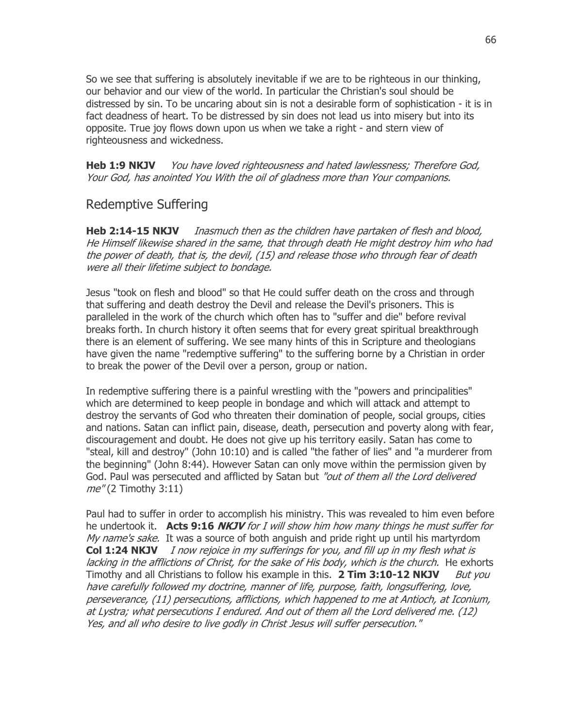So we see that suffering is absolutely inevitable if we are to be righteous in our thinking, our behavior and our view of the world. In particular the Christian's soul should be distressed by sin. To be uncaring about sin is not a desirable form of sophistication - it is in fact deadness of heart. To be distressed by sin does not lead us into misery but into its opposite. True joy flows down upon us when we take a right - and stern view of righteousness and wickedness.

**Heb 1:9 NKJV** *You have loved righteousness and hated lawlessness; Therefore God, Your God, has anointed You With the oil of gladness more than Your companions.*

## Redemptive Suffering

**Heb 2:14-15 NKJV** *Inasmuch then as the children have partaken of flesh and blood, He Himself likewise shared in the same, that through death He might destroy him who had the power of death, that is, the devil, (15) and release those who through fear of death were all their lifetime subject to bondage.*

Jesus "took on flesh and blood" so that He could suffer death on the cross and through that suffering and death destroy the Devil and release the Devil's prisoners. This is paralleled in the work of the church which often has to "suffer and die" before revival breaks forth. In church history it often seems that for every great spiritual breakthrough there is an element of suffering. We see many hints of this in Scripture and theologians have given the name "redemptive suffering" to the suffering borne by a Christian in order to break the power of the Devil over a person, group or nation.

In redemptive suffering there is a painful wrestling with the "powers and principalities" which are determined to keep people in bondage and which will attack and attempt to destroy the servants of God who threaten their domination of people, social groups, cities and nations. Satan can inflict pain, disease, death, persecution and poverty along with fear, discouragement and doubt. He does not give up his territory easily. Satan has come to "steal, kill and destroy" (John 10:10) and is called "the father of lies" and "a murderer from the beginning" (John 8:44). However Satan can only move within the permission given by God. Paul was persecuted and afflicted by Satan but *"out of them all the Lord delivered me"* (2 Timothy 3:11)

Paul had to suffer in order to accomplish his ministry. This was revealed to him even before he undertook it. **Acts 9:16 *NKJV*** *for I will show him how many things he must suffer for My name's sake.* It was a source of both anguish and pride right up until his martyrdom **Col 1:24 NKJV** *I now rejoice in my sufferings for you, and fill up in my flesh what is lacking in the afflictions of Christ, for the sake of His body, which is the church.* He exhorts Timothy and all Christians to follow his example in this. **2 Tim 3:10-12 NKJV** *But you have carefully followed my doctrine, manner of life, purpose, faith, longsuffering, love, perseverance, (11) persecutions, afflictions, which happened to me at Antioch, at Iconium, at Lystra; what persecutions I endured. And out of them all the Lord delivered me. (12) Yes, and all who desire to live godly in Christ Jesus will suffer persecution."*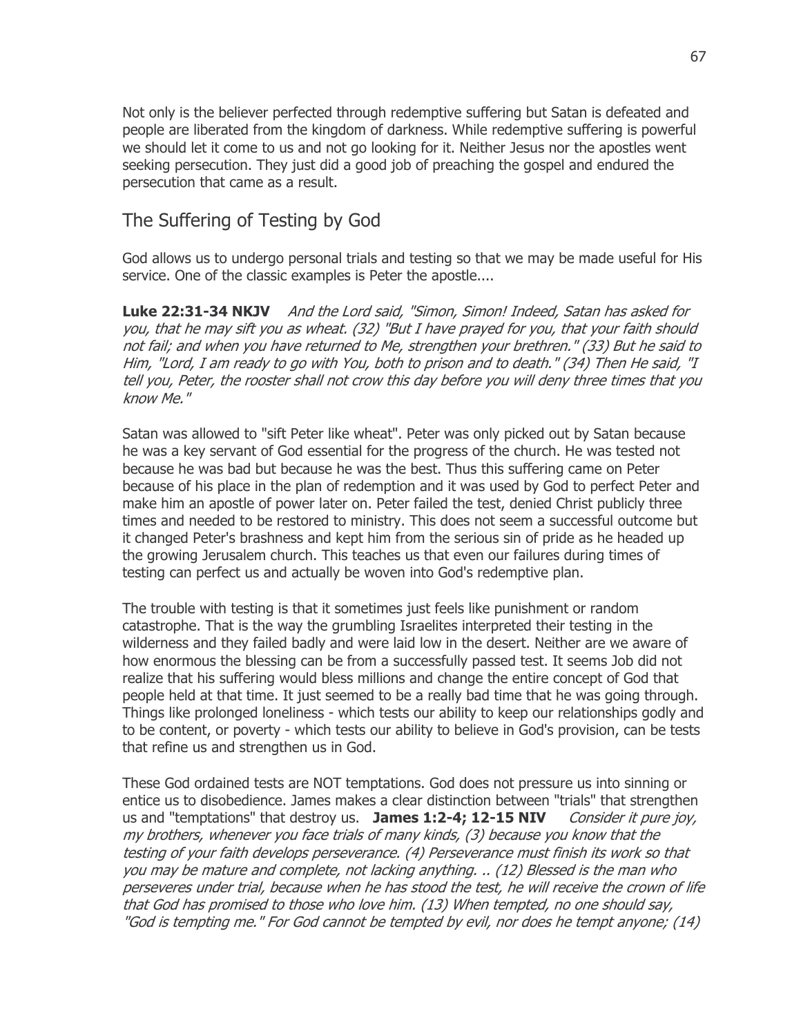Not only is the believer perfected through redemptive suffering but Satan is defeated and people are liberated from the kingdom of darkness. While redemptive suffering is powerful we should let it come to us and not go looking for it. Neither Jesus nor the apostles went seeking persecution. They just did a good job of preaching the gospel and endured the persecution that came as a result.

## The Suffering of Testing by God

God allows us to undergo personal trials and testing so that we may be made useful for His service. One of the classic examples is Peter the apostle....

**Luke 22:31-34 NKJV** *And the Lord said, "Simon, Simon! Indeed, Satan has asked for you, that he may sift you as wheat. (32) "But I have prayed for you, that your faith should not fail; and when you have returned to Me, strengthen your brethren." (33) But he said to Him, "Lord, I am ready to go with You, both to prison and to death." (34) Then He said, "I tell you, Peter, the rooster shall not crow this day before you will deny three times that you know Me."*

Satan was allowed to "sift Peter like wheat". Peter was only picked out by Satan because he was a key servant of God essential for the progress of the church. He was tested not because he was bad but because he was the best. Thus this suffering came on Peter because of his place in the plan of redemption and it was used by God to perfect Peter and make him an apostle of power later on. Peter failed the test, denied Christ publicly three times and needed to be restored to ministry. This does not seem a successful outcome but it changed Peter's brashness and kept him from the serious sin of pride as he headed up the growing Jerusalem church. This teaches us that even our failures during times of testing can perfect us and actually be woven into God's redemptive plan.

The trouble with testing is that it sometimes just feels like punishment or random catastrophe. That is the way the grumbling Israelites interpreted their testing in the wilderness and they failed badly and were laid low in the desert. Neither are we aware of how enormous the blessing can be from a successfully passed test. It seems Job did not realize that his suffering would bless millions and change the entire concept of God that people held at that time. It just seemed to be a really bad time that he was going through. Things like prolonged loneliness - which tests our ability to keep our relationships godly and to be content, or poverty - which tests our ability to believe in God's provision, can be tests that refine us and strengthen us in God.

These God ordained tests are NOT temptations. God does not pressure us into sinning or entice us to disobedience. James makes a clear distinction between "trials" that strengthen us and "temptations" that destroy us. **James 1:2-4; 12-15 NIV** *Consider it pure joy, my brothers, whenever you face trials of many kinds, (3) because you know that the testing of your faith develops perseverance. (4) Perseverance must finish its work so that you may be mature and complete, not lacking anything. .. (12) Blessed is the man who perseveres under trial, because when he has stood the test, he will receive the crown of life that God has promised to those who love him. (13) When tempted, no one should say, "God is tempting me." For God cannot be tempted by evil, nor does he tempt anyone; (14)*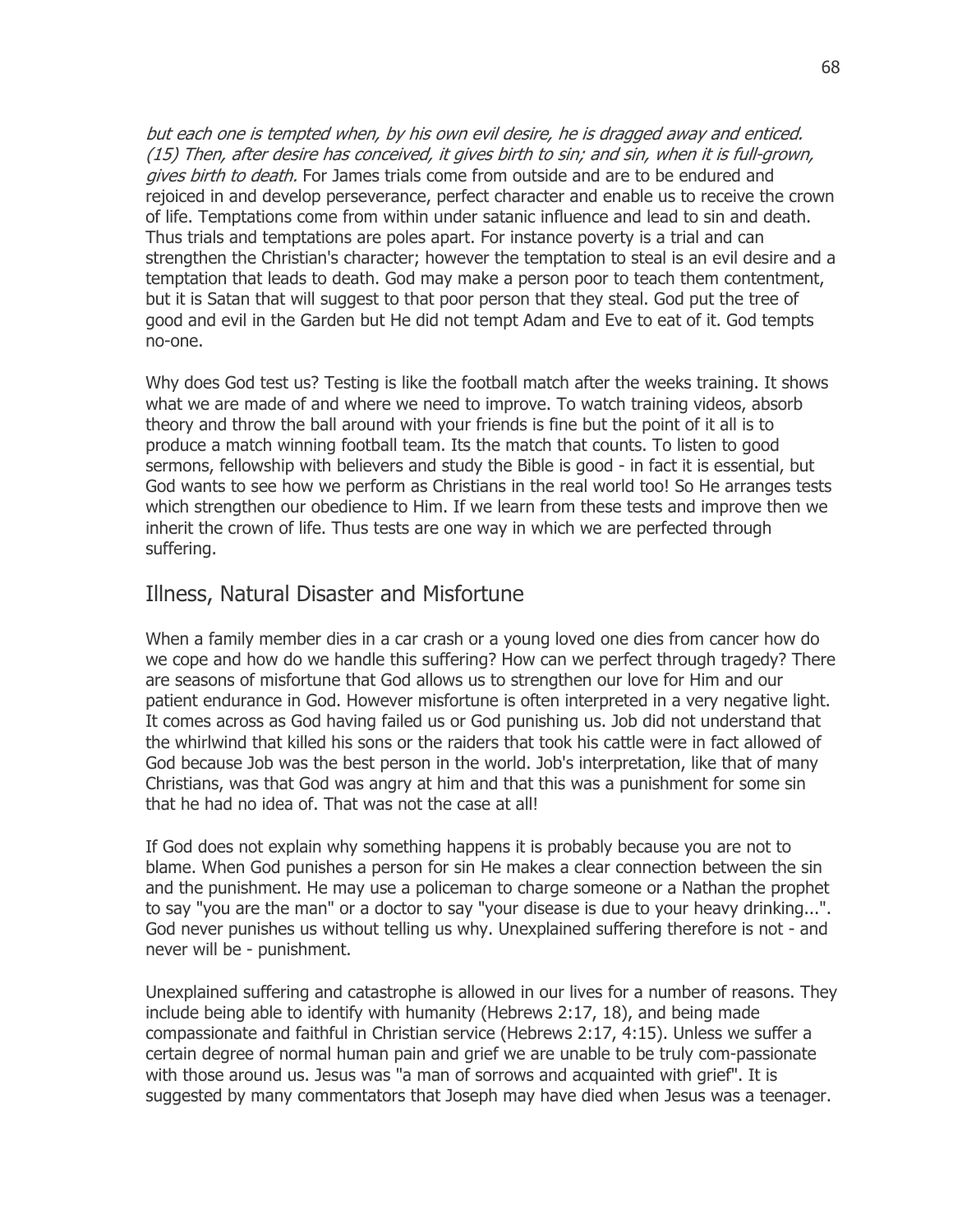*but each one is tempted when, by his own evil desire, he is dragged away and enticed. (15) Then, after desire has conceived, it gives birth to sin; and sin, when it is full-grown, gives birth to death.* For James trials come from outside and are to be endured and rejoiced in and develop perseverance, perfect character and enable us to receive the crown of life. Temptations come from within under satanic influence and lead to sin and death. Thus trials and temptations are poles apart. For instance poverty is a trial and can strengthen the Christian's character; however the temptation to steal is an evil desire and a temptation that leads to death. God may make a person poor to teach them contentment, but it is Satan that will suggest to that poor person that they steal. God put the tree of good and evil in the Garden but He did not tempt Adam and Eve to eat of it. God tempts no-one.

Why does God test us? Testing is like the football match after the weeks training. It shows what we are made of and where we need to improve. To watch training videos, absorb theory and throw the ball around with your friends is fine but the point of it all is to produce a match winning football team. Its the match that counts. To listen to good sermons, fellowship with believers and study the Bible is good - in fact it is essential, but God wants to see how we perform as Christians in the real world too! So He arranges tests which strengthen our obedience to Him. If we learn from these tests and improve then we inherit the crown of life. Thus tests are one way in which we are perfected through suffering.

## Illness, Natural Disaster and Misfortune

When a family member dies in a car crash or a young loved one dies from cancer how do we cope and how do we handle this suffering? How can we perfect through tragedy? There are seasons of misfortune that God allows us to strengthen our love for Him and our patient endurance in God. However misfortune is often interpreted in a very negative light. It comes across as God having failed us or God punishing us. Job did not understand that the whirlwind that killed his sons or the raiders that took his cattle were in fact allowed of God because Job was the best person in the world. Job's interpretation, like that of many Christians, was that God was angry at him and that this was a punishment for some sin that he had no idea of. That was not the case at all!

If God does not explain why something happens it is probably because you are not to blame. When God punishes a person for sin He makes a clear connection between the sin and the punishment. He may use a policeman to charge someone or a Nathan the prophet to say "you are the man" or a doctor to say "your disease is due to your heavy drinking...". God never punishes us without telling us why. Unexplained suffering therefore is not - and never will be - punishment.

Unexplained suffering and catastrophe is allowed in our lives for a number of reasons. They include being able to identify with humanity (Hebrews 2:17, 18), and being made compassionate and faithful in Christian service (Hebrews 2:17, 4:15). Unless we suffer a certain degree of normal human pain and grief we are unable to be truly com-passionate with those around us. Jesus was "a man of sorrows and acquainted with grief". It is suggested by many commentators that Joseph may have died when Jesus was a teenager.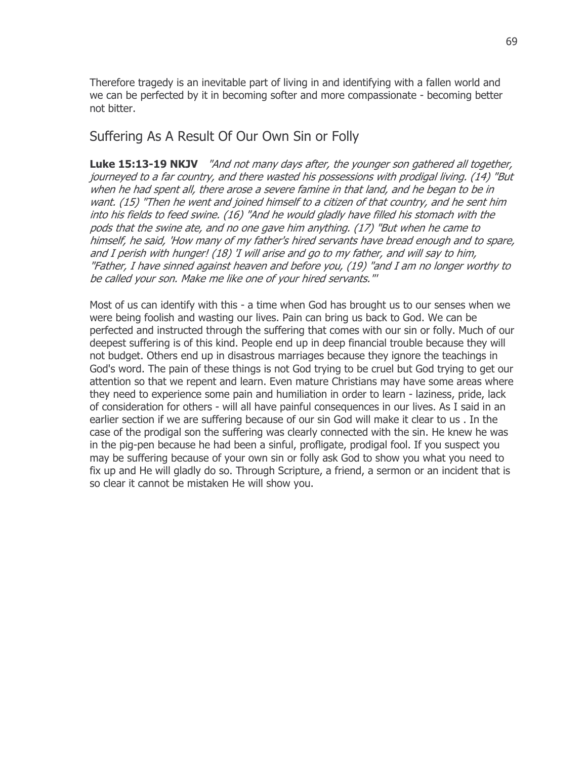Therefore tragedy is an inevitable part of living in and identifying with a fallen world and we can be perfected by it in becoming softer and more compassionate - becoming better not bitter.

## Suffering As A Result Of Our Own Sin or Folly

**Luke 15:13-19 NKJV** *"And not many days after, the younger son gathered all together, journeyed to a far country, and there wasted his possessions with prodigal living. (14) "But when he had spent all, there arose a severe famine in that land, and he began to be in want. (15) "Then he went and joined himself to a citizen of that country, and he sent him into his fields to feed swine. (16) "And he would gladly have filled his stomach with the pods that the swine ate, and no one gave him anything. (17) "But when he came to himself, he said, 'How many of my father's hired servants have bread enough and to spare, and I perish with hunger! (18) 'I will arise and go to my father, and will say to him, "Father, I have sinned against heaven and before you, (19) "and I am no longer worthy to be called your son. Make me like one of your hired servants."'*

Most of us can identify with this - a time when God has brought us to our senses when we were being foolish and wasting our lives. Pain can bring us back to God. We can be perfected and instructed through the suffering that comes with our sin or folly. Much of our deepest suffering is of this kind. People end up in deep financial trouble because they will not budget. Others end up in disastrous marriages because they ignore the teachings in God's word. The pain of these things is not God trying to be cruel but God trying to get our attention so that we repent and learn. Even mature Christians may have some areas where they need to experience some pain and humiliation in order to learn - laziness, pride, lack of consideration for others - will all have painful consequences in our lives. As I said in an earlier section if we are suffering because of our sin God will make it clear to us . In the case of the prodigal son the suffering was clearly connected with the sin. He knew he was in the pig-pen because he had been a sinful, profligate, prodigal fool. If you suspect you may be suffering because of your own sin or folly ask God to show you what you need to fix up and He will gladly do so. Through Scripture, a friend, a sermon or an incident that is so clear it cannot be mistaken He will show you.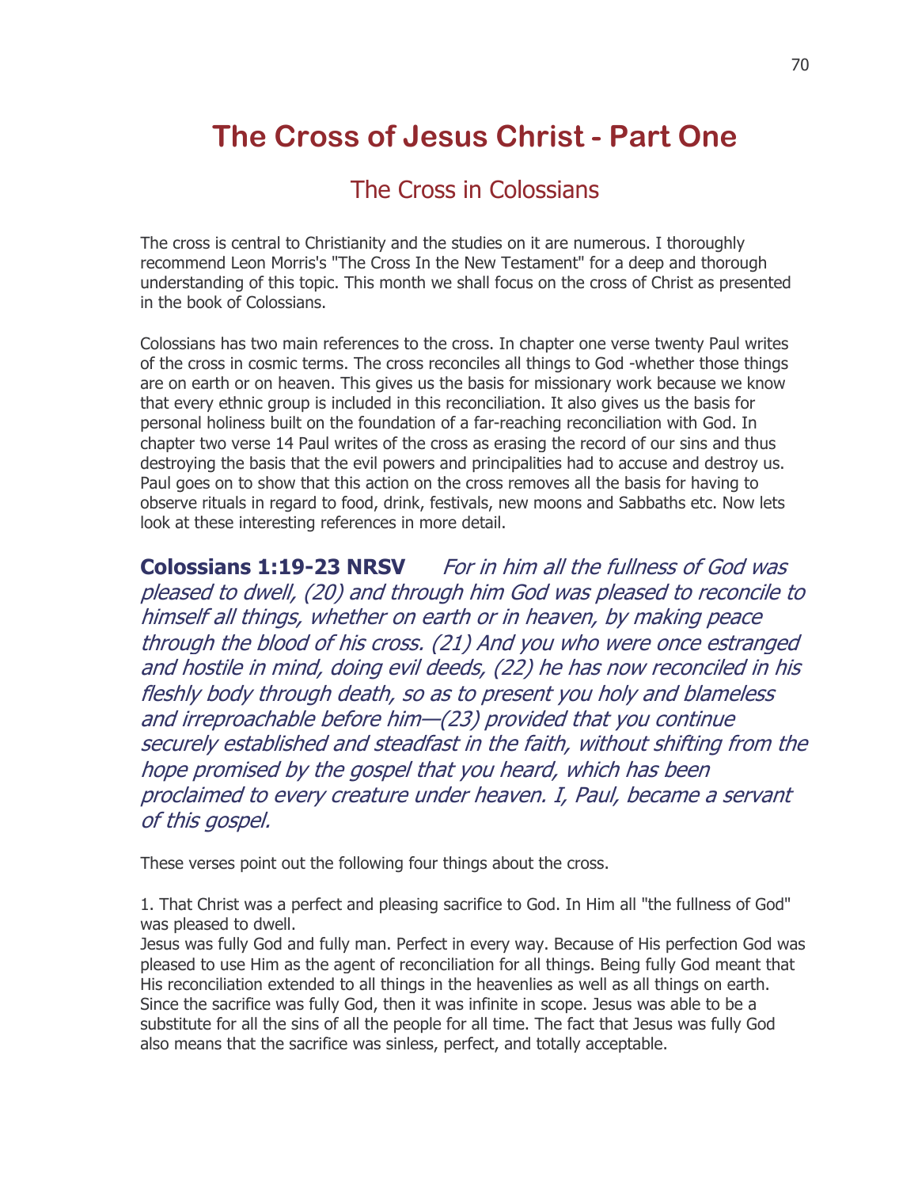# The Cross of Jesus Christ - Part One

## The Cross in Colossians

The cross is central to Christianity and the studies on it are numerous. I thoroughly recommend Leon Morris's "The Cross In the New Testament" for a deep and thorough understanding of this topic. This month we shall focus on the cross of Christ as presented in the book of Colossians.

Colossians has two main references to the cross. In chapter one verse twenty Paul writes of the cross in cosmic terms. The cross reconciles all things to God -whether those things are on earth or on heaven. This gives us the basis for missionary work because we know that every ethnic group is included in this reconciliation. It also gives us the basis for personal holiness built on the foundation of a far-reaching reconciliation with God. In chapter two verse 14 Paul writes of the cross as erasing the record of our sins and thus destroying the basis that the evil powers and principalities had to accuse and destroy us. Paul goes on to show that this action on the cross removes all the basis for having to observe rituals in regard to food, drink, festivals, new moons and Sabbaths etc. Now lets look at these interesting references in more detail.

**Colossians 1:19-23 NRSV** *For in him all the fullness of God was pleased to dwell, (20) and through him God was pleased to reconcile to himself all things, whether on earth or in heaven, by making peace through the blood of his cross. (21) And you who were once estranged and hostile in mind, doing evil deeds, (22) he has now reconciled in his fleshly body through death, so as to present you holy and blameless and irreproachable before him—(23) provided that you continue securely established and steadfast in the faith, without shifting from the hope promised by the gospel that you heard, which has been proclaimed to every creature under heaven. I, Paul, became a servant of this gospel.*

These verses point out the following four things about the cross.

1. That Christ was a perfect and pleasing sacrifice to God. In Him all "the fullness of God" was pleased to dwell.
Jesus was fully God and fully man. Perfect in every way. Because of His perfection God was pleased to use Him as the agent of reconciliation for all things. Being fully God meant that His reconciliation extended to all things in the heavenlies as well as all things on earth. Since the sacrifice was fully God, then it was infinite in scope. Jesus was able to be a substitute for all the sins of all the people for all time. The fact that Jesus was fully God also means that the sacrifice was sinless, perfect, and totally acceptable.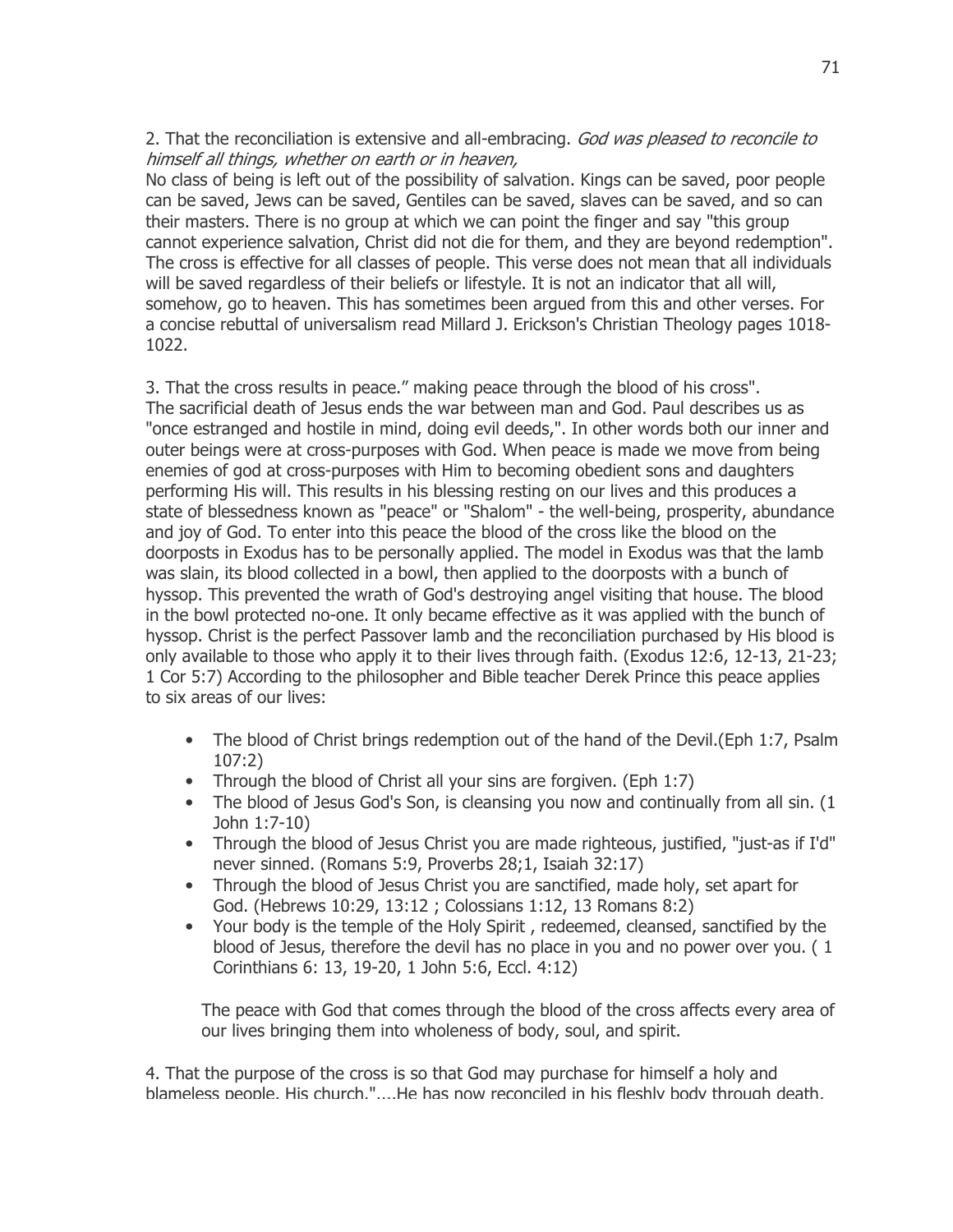2. That the reconciliation is extensive and all-embracing. *God was pleased to reconcile to himself all things, whether on earth or in heaven,*

No class of being is left out of the possibility of salvation. Kings can be saved, poor people can be saved, Jews can be saved, Gentiles can be saved, slaves can be saved, and so can their masters. There is no group at which we can point the finger and say "this group cannot experience salvation, Christ did not die for them, and they are beyond redemption". The cross is effective for all classes of people. This verse does not mean that all individuals will be saved regardless of their beliefs or lifestyle. It is not an indicator that all will, somehow, go to heaven. This has sometimes been argued from this and other verses. For a concise rebuttal of universalism read Millard J. Erickson's Christian Theology pages 1018-1022.

3. That the cross results in peace." making peace through the blood of his cross".

The sacrificial death of Jesus ends the war between man and God. Paul describes us as "once estranged and hostile in mind, doing evil deeds,". In other words both our inner and outer beings were at cross-purposes with God. When peace is made we move from being enemies of god at cross-purposes with Him to becoming obedient sons and daughters performing His will. This results in his blessing resting on our lives and this produces a state of blessedness known as "peace" or "Shalom" - the well-being, prosperity, abundance and joy of God. To enter into this peace the blood of the cross like the blood on the doorposts in Exodus has to be personally applied. The model in Exodus was that the lamb was slain, its blood collected in a bowl, then applied to the doorposts with a bunch of hyssop. This prevented the wrath of God's destroying angel visiting that house. The blood in the bowl protected no-one. It only became effective as it was applied with the bunch of hyssop. Christ is the perfect Passover lamb and the reconciliation purchased by His blood is only available to those who apply it to their lives through faith. (Exodus 12:6, 12-13, 21-23; 1 Cor 5:7) According to the philosopher and Bible teacher Derek Prince this peace applies to six areas of our lives:

- The blood of Christ brings redemption out of the hand of the Devil.(Eph 1:7, Psalm 107:2)
- Through the blood of Christ all your sins are forgiven. (Eph 1:7)
- The blood of Jesus God's Son, is cleansing you now and continually from all sin. (1 John 1:7-10)
- Through the blood of Jesus Christ you are made righteous, justified, "just-as if I'd" never sinned. (Romans 5:9, Proverbs 28;1, Isaiah 32:17)
- Through the blood of Jesus Christ you are sanctified, made holy, set apart for God. (Hebrews 10:29, 13:12 ; Colossians 1:12, 13 Romans 8:2)
- Your body is the temple of the Holy Spirit , redeemed, cleansed, sanctified by the blood of Jesus, therefore the devil has no place in you and no power over you. ( 1 Corinthians 6: 13, 19-20, 1 John 5:6, Eccl. 4:12)

The peace with God that comes through the blood of the cross affects every area of our lives bringing them into wholeness of body, soul, and spirit.

4. That the purpose of the cross is so that God may purchase for himself a holy and blameless people, His church."....He has now reconciled in his fleshly body through death,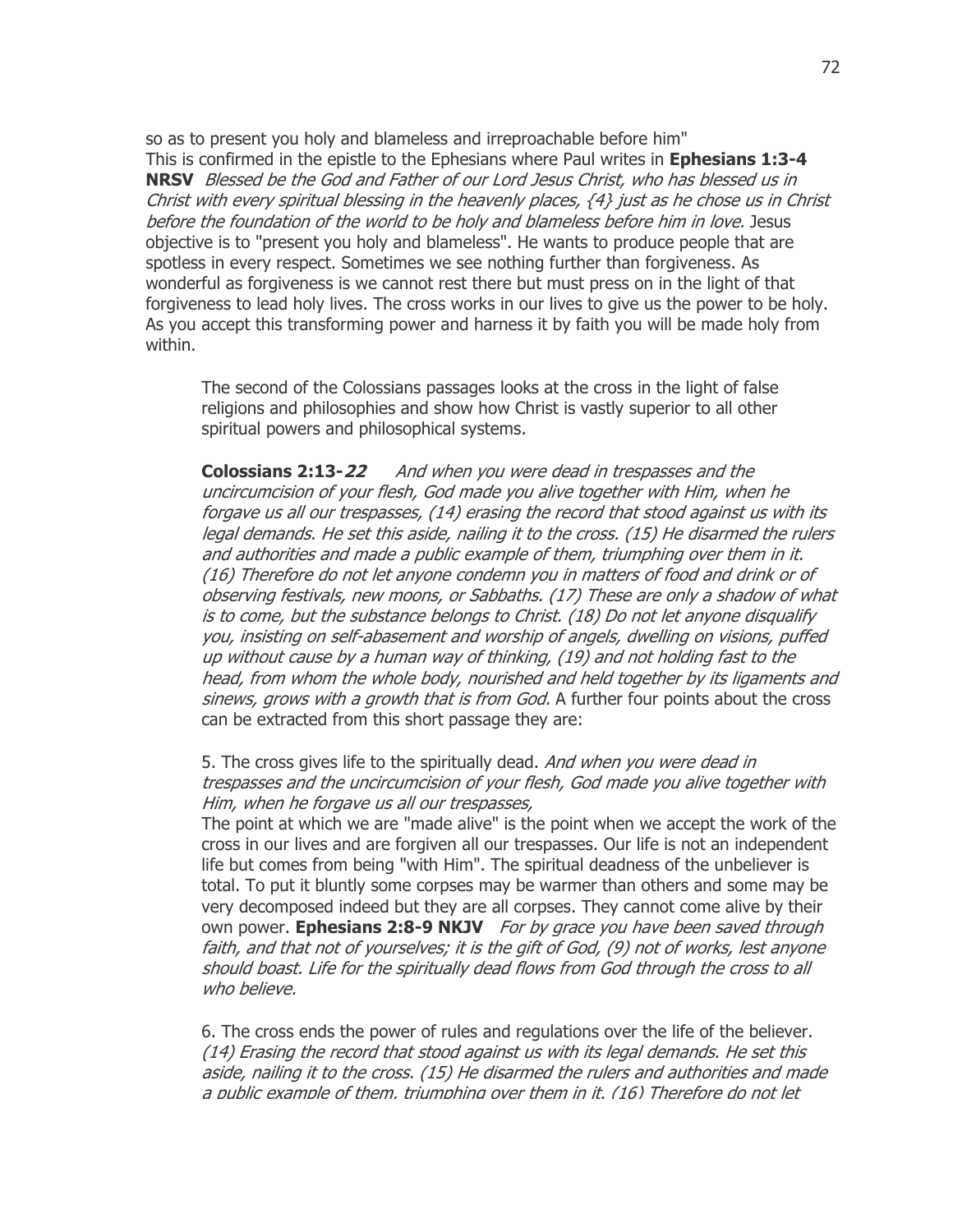so as to present you holy and blameless and irreproachable before him"
This is confirmed in the epistle to the Ephesians where Paul writes in **Ephesians 1:3-4 NRSV** *Blessed be the God and Father of our Lord Jesus Christ, who has blessed us in Christ with every spiritual blessing in the heavenly places, {4} just as he chose us in Christ before the foundation of the world to be holy and blameless before him in love.* Jesus objective is to "present you holy and blameless". He wants to produce people that are spotless in every respect. Sometimes we see nothing further than forgiveness. As wonderful as forgiveness is we cannot rest there but must press on in the light of that forgiveness to lead holy lives. The cross works in our lives to give us the power to be holy. As you accept this transforming power and harness it by faith you will be made holy from within.

The second of the Colossians passages looks at the cross in the light of false religions and philosophies and show how Christ is vastly superior to all other spiritual powers and philosophical systems.

**Colossians 2:13-*22*** *And when you were dead in trespasses and the uncircumcision of your flesh, God made you alive together with Him, when he forgave us all our trespasses, (14) erasing the record that stood against us with its legal demands. He set this aside, nailing it to the cross. (15) He disarmed the rulers and authorities and made a public example of them, triumphing over them in it. (16) Therefore do not let anyone condemn you in matters of food and drink or of observing festivals, new moons, or Sabbaths. (17) These are only a shadow of what is to come, but the substance belongs to Christ. (18) Do not let anyone disqualify you, insisting on self-abasement and worship of angels, dwelling on visions, puffed up without cause by a human way of thinking, (19) and not holding fast to the head, from whom the whole body, nourished and held together by its ligaments and sinews, grows with a growth that is from God.* A further four points about the cross can be extracted from this short passage they are:

5. The cross gives life to the spiritually dead. *And when you were dead in trespasses and the uncircumcision of your flesh, God made you alive together with Him, when he forgave us all our trespasses,*
The point at which we are "made alive" is the point when we accept the work of the cross in our lives and are forgiven all our trespasses. Our life is not an independent life but comes from being "with Him". The spiritual deadness of the unbeliever is total. To put it bluntly some corpses may be warmer than others and some may be very decomposed indeed but they are all corpses. They cannot come alive by their own power. **Ephesians 2:8-9 NKJV** *For by grace you have been saved through faith, and that not of yourselves; it is the gift of God, (9) not of works, lest anyone should boast. Life for the spiritually dead flows from God through the cross to all who believe.*

6. The cross ends the power of rules and regulations over the life of the believer. *(14) Erasing the record that stood against us with its legal demands. He set this aside, nailing it to the cross. (15) He disarmed the rulers and authorities and made a public example of them, triumphing over them in it. (16) Therefore do not let*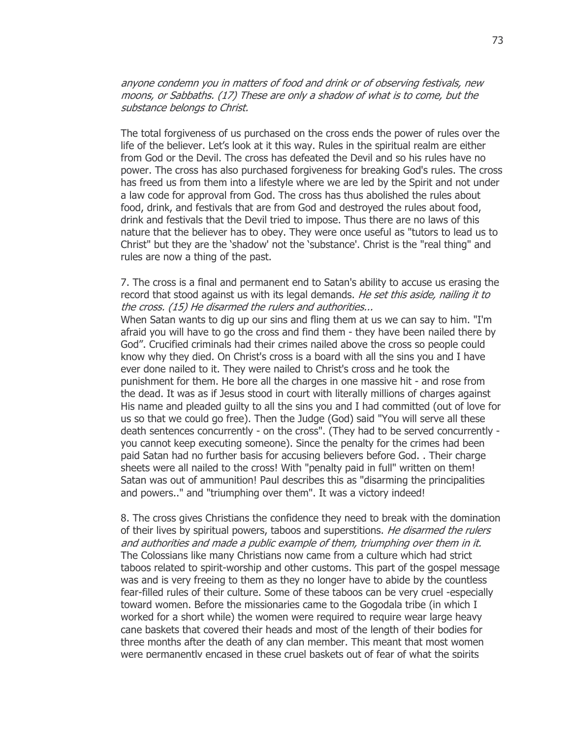*anyone condemn you in matters of food and drink or of observing festivals, new moons, or Sabbaths. (17) These are only a shadow of what is to come, but the substance belongs to Christ.*

The total forgiveness of us purchased on the cross ends the power of rules over the life of the believer. Let's look at it this way. Rules in the spiritual realm are either from God or the Devil. The cross has defeated the Devil and so his rules have no power. The cross has also purchased forgiveness for breaking God's rules. The cross has freed us from them into a lifestyle where we are led by the Spirit and not under a law code for approval from God. The cross has thus abolished the rules about food, drink, and festivals that are from God and destroyed the rules about food, drink and festivals that the Devil tried to impose. Thus there are no laws of this nature that the believer has to obey. They were once useful as "tutors to lead us to Christ" but they are the 'shadow' not the 'substance'. Christ is the "real thing" and rules are now a thing of the past.

7. The cross is a final and permanent end to Satan's ability to accuse us erasing the record that stood against us with its legal demands. *He set this aside, nailing it to the cross. (15) He disarmed the rulers and authorities...*
When Satan wants to dig up our sins and fling them at us we can say to him. "I'm afraid you will have to go the cross and find them - they have been nailed there by God". Crucified criminals had their crimes nailed above the cross so people could know why they died. On Christ's cross is a board with all the sins you and I have ever done nailed to it. They were nailed to Christ's cross and he took the punishment for them. He bore all the charges in one massive hit - and rose from the dead. It was as if Jesus stood in court with literally millions of charges against His name and pleaded guilty to all the sins you and I had committed (out of love for us so that we could go free). Then the Judge (God) said "You will serve all these death sentences concurrently - on the cross". (They had to be served concurrently - you cannot keep executing someone). Since the penalty for the crimes had been paid Satan had no further basis for accusing believers before God. . Their charge sheets were all nailed to the cross! With "penalty paid in full" written on them! Satan was out of ammunition! Paul describes this as "disarming the principalities and powers.." and "triumphing over them". It was a victory indeed!

8. The cross gives Christians the confidence they need to break with the domination of their lives by spiritual powers, taboos and superstitions. *He disarmed the rulers and authorities and made a public example of them, triumphing over them in it.*
The Colossians like many Christians now came from a culture which had strict taboos related to spirit-worship and other customs. This part of the gospel message was and is very freeing to them as they no longer have to abide by the countless fear-filled rules of their culture. Some of these taboos can be very cruel -especially toward women. Before the missionaries came to the Gogodala tribe (in which I worked for a short while) the women were required to require wear large heavy cane baskets that covered their heads and most of the length of their bodies for three months after the death of any clan member. This meant that most women were permanently encased in these cruel baskets out of fear of what the spirits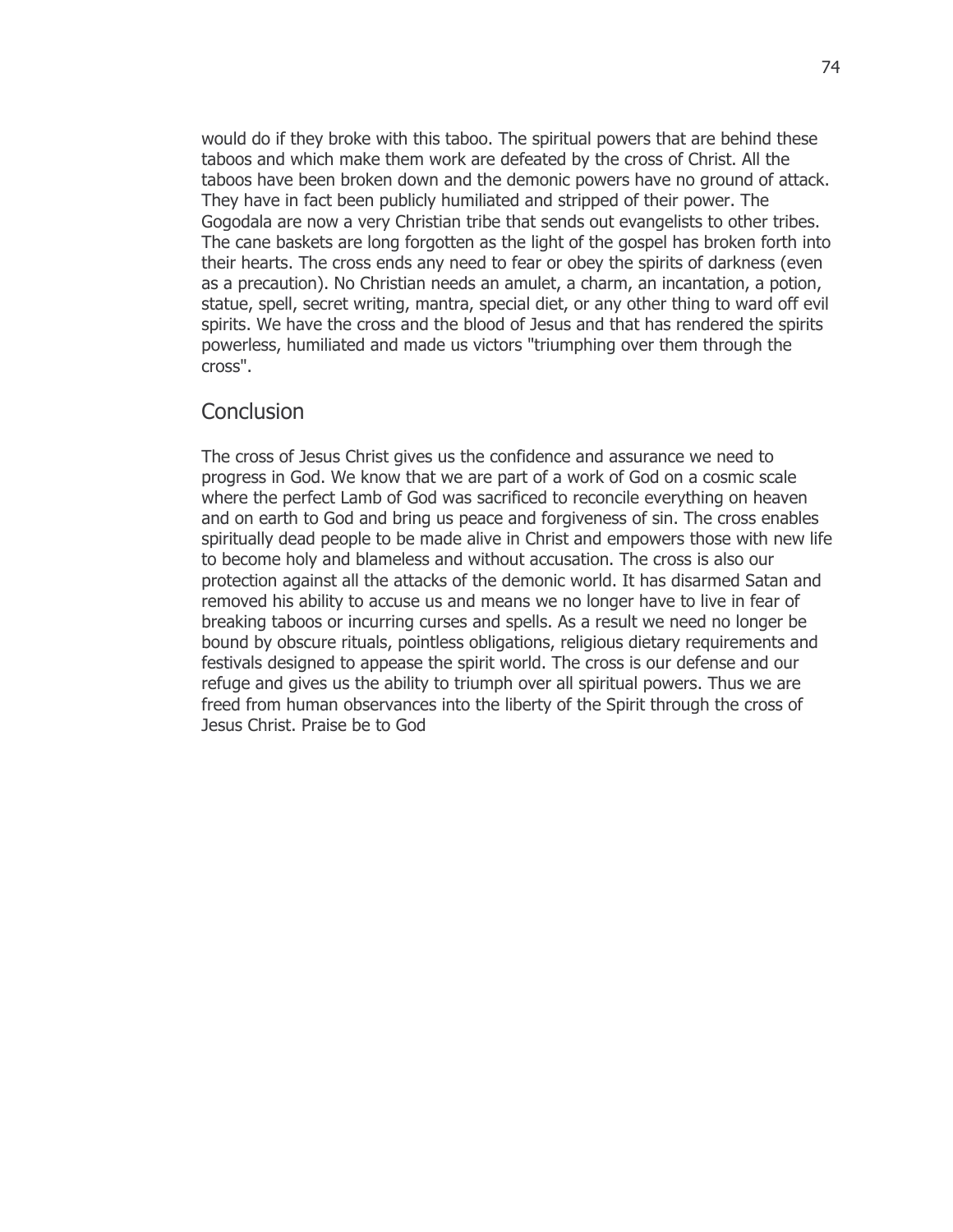would do if they broke with this taboo. The spiritual powers that are behind these taboos and which make them work are defeated by the cross of Christ. All the taboos have been broken down and the demonic powers have no ground of attack. They have in fact been publicly humiliated and stripped of their power. The Gogodala are now a very Christian tribe that sends out evangelists to other tribes. The cane baskets are long forgotten as the light of the gospel has broken forth into their hearts. The cross ends any need to fear or obey the spirits of darkness (even as a precaution). No Christian needs an amulet, a charm, an incantation, a potion, statue, spell, secret writing, mantra, special diet, or any other thing to ward off evil spirits. We have the cross and the blood of Jesus and that has rendered the spirits powerless, humiliated and made us victors "triumphing over them through the cross".

## Conclusion

The cross of Jesus Christ gives us the confidence and assurance we need to progress in God. We know that we are part of a work of God on a cosmic scale where the perfect Lamb of God was sacrificed to reconcile everything on heaven and on earth to God and bring us peace and forgiveness of sin. The cross enables spiritually dead people to be made alive in Christ and empowers those with new life to become holy and blameless and without accusation. The cross is also our protection against all the attacks of the demonic world. It has disarmed Satan and removed his ability to accuse us and means we no longer have to live in fear of breaking taboos or incurring curses and spells. As a result we need no longer be bound by obscure rituals, pointless obligations, religious dietary requirements and festivals designed to appease the spirit world. The cross is our defense and our refuge and gives us the ability to triumph over all spiritual powers. Thus we are freed from human observances into the liberty of the Spirit through the cross of Jesus Christ. Praise be to God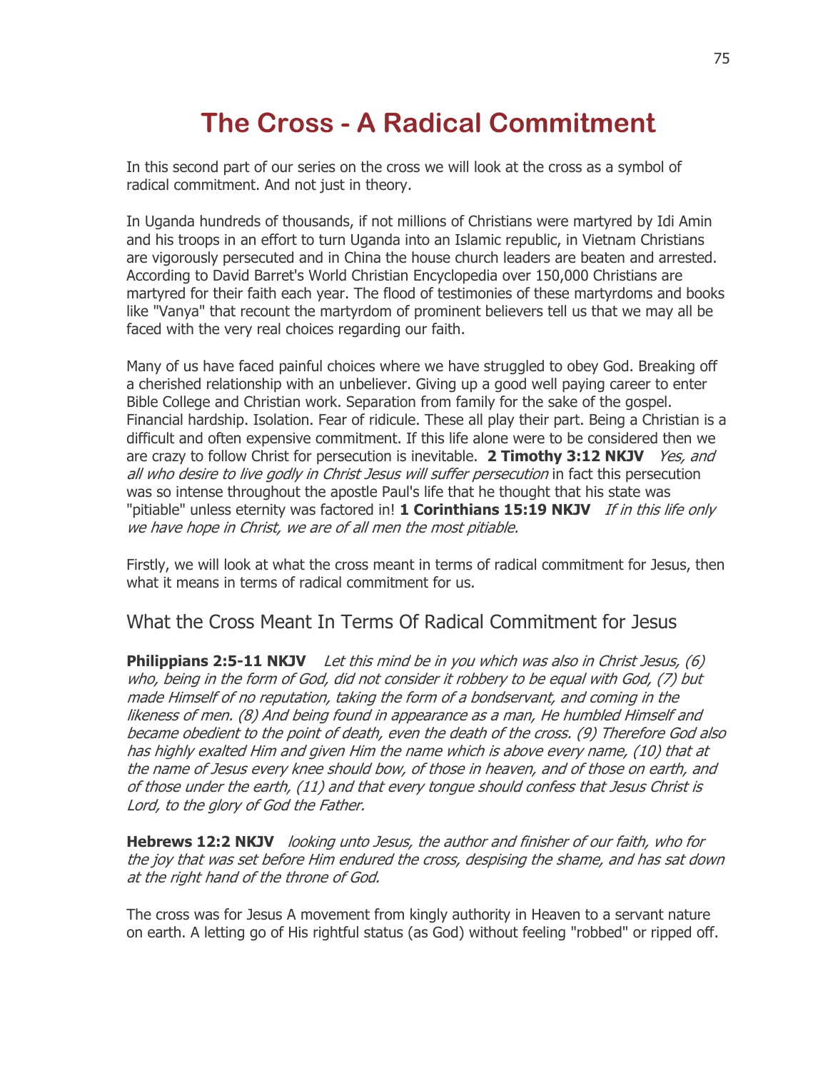# The Cross - A Radical Commitment

In this second part of our series on the cross we will look at the cross as a symbol of radical commitment. And not just in theory.

In Uganda hundreds of thousands, if not millions of Christians were martyred by Idi Amin and his troops in an effort to turn Uganda into an Islamic republic, in Vietnam Christians are vigorously persecuted and in China the house church leaders are beaten and arrested. According to David Barret's World Christian Encyclopedia over 150,000 Christians are martyred for their faith each year. The flood of testimonies of these martyrdoms and books like "Vanya" that recount the martyrdom of prominent believers tell us that we may all be faced with the very real choices regarding our faith.

Many of us have faced painful choices where we have struggled to obey God. Breaking off a cherished relationship with an unbeliever. Giving up a good well paying career to enter Bible College and Christian work. Separation from family for the sake of the gospel. Financial hardship. Isolation. Fear of ridicule. These all play their part. Being a Christian is a difficult and often expensive commitment. If this life alone were to be considered then we are crazy to follow Christ for persecution is inevitable. **2 Timothy 3:12 NKJV** *Yes, and all who desire to live godly in Christ Jesus will suffer persecution* in fact this persecution was so intense throughout the apostle Paul's life that he thought that his state was "pitiable" unless eternity was factored in! **1 Corinthians 15:19 NKJV** *If in this life only we have hope in Christ, we are of all men the most pitiable.*

Firstly, we will look at what the cross meant in terms of radical commitment for Jesus, then what it means in terms of radical commitment for us.

## What the Cross Meant In Terms Of Radical Commitment for Jesus

**Philippians 2:5-11 NKJV** *Let this mind be in you which was also in Christ Jesus, (6) who, being in the form of God, did not consider it robbery to be equal with God, (7) but made Himself of no reputation, taking the form of a bondservant, and coming in the likeness of men. (8) And being found in appearance as a man, He humbled Himself and became obedient to the point of death, even the death of the cross. (9) Therefore God also has highly exalted Him and given Him the name which is above every name, (10) that at the name of Jesus every knee should bow, of those in heaven, and of those on earth, and of those under the earth, (11) and that every tongue should confess that Jesus Christ is Lord, to the glory of God the Father.*

**Hebrews 12:2 NKJV** *looking unto Jesus, the author and finisher of our faith, who for the joy that was set before Him endured the cross, despising the shame, and has sat down at the right hand of the throne of God.*

The cross was for Jesus A movement from kingly authority in Heaven to a servant nature on earth. A letting go of His rightful status (as God) without feeling "robbed" or ripped off.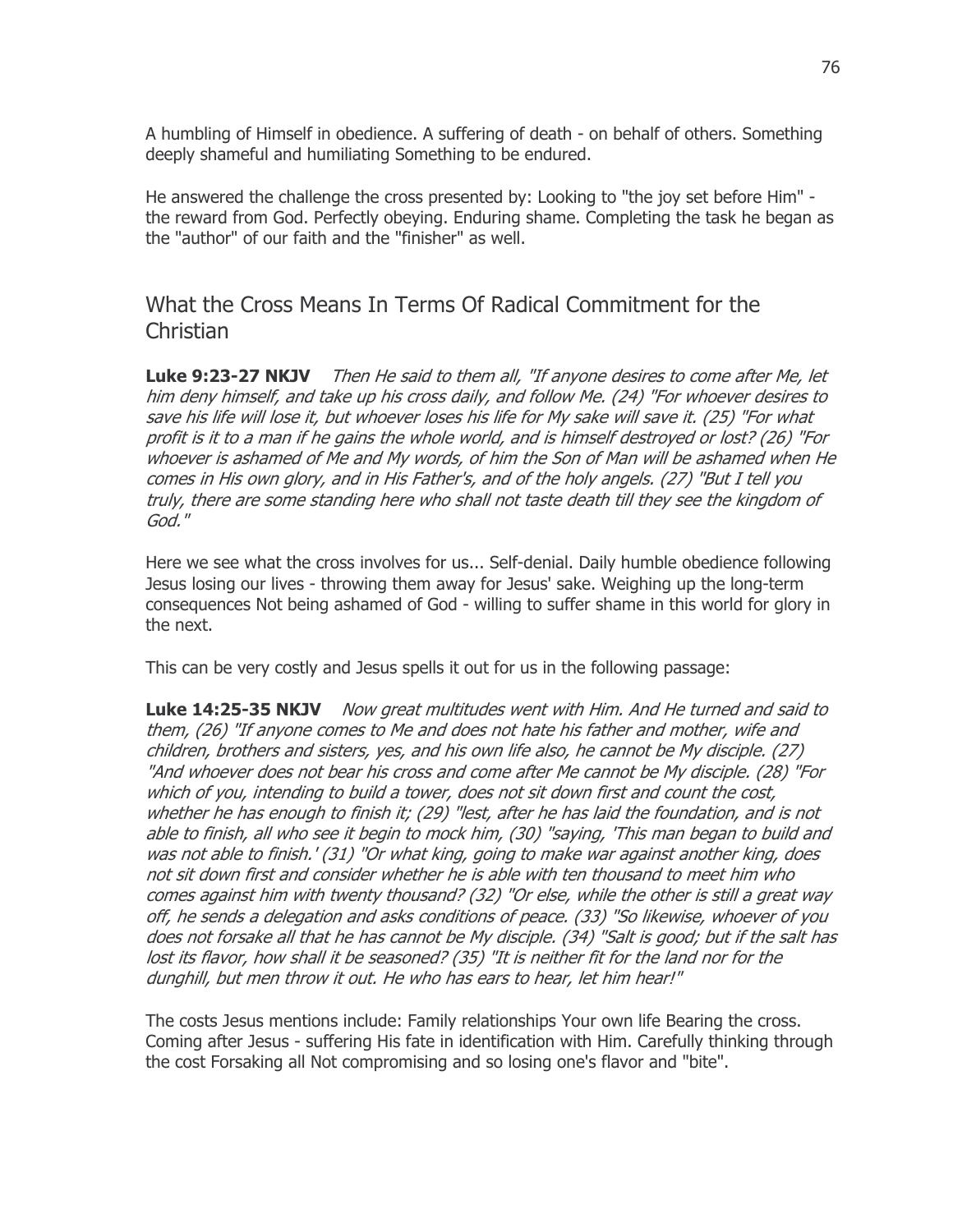A humbling of Himself in obedience. A suffering of death - on behalf of others. Something deeply shameful and humiliating Something to be endured.

He answered the challenge the cross presented by: Looking to "the joy set before Him" - the reward from God. Perfectly obeying. Enduring shame. Completing the task he began as the "author" of our faith and the "finisher" as well.

## What the Cross Means In Terms Of Radical Commitment for the Christian

**Luke 9:23-27 NKJV** *Then He said to them all, "If anyone desires to come after Me, let him deny himself, and take up his cross daily, and follow Me. (24) "For whoever desires to save his life will lose it, but whoever loses his life for My sake will save it. (25) "For what profit is it to a man if he gains the whole world, and is himself destroyed or lost? (26) "For whoever is ashamed of Me and My words, of him the Son of Man will be ashamed when He comes in His own glory, and in His Father's, and of the holy angels. (27) "But I tell you truly, there are some standing here who shall not taste death till they see the kingdom of God."*

Here we see what the cross involves for us... Self-denial. Daily humble obedience following Jesus losing our lives - throwing them away for Jesus' sake. Weighing up the long-term consequences Not being ashamed of God - willing to suffer shame in this world for glory in the next.

This can be very costly and Jesus spells it out for us in the following passage:

**Luke 14:25-35 NKJV** *Now great multitudes went with Him. And He turned and said to them, (26) "If anyone comes to Me and does not hate his father and mother, wife and children, brothers and sisters, yes, and his own life also, he cannot be My disciple. (27) "And whoever does not bear his cross and come after Me cannot be My disciple. (28) "For which of you, intending to build a tower, does not sit down first and count the cost, whether he has enough to finish it; (29) "lest, after he has laid the foundation, and is not able to finish, all who see it begin to mock him, (30) "saying, 'This man began to build and was not able to finish.' (31) "Or what king, going to make war against another king, does not sit down first and consider whether he is able with ten thousand to meet him who comes against him with twenty thousand? (32) "Or else, while the other is still a great way off, he sends a delegation and asks conditions of peace. (33) "So likewise, whoever of you does not forsake all that he has cannot be My disciple. (34) "Salt is good; but if the salt has lost its flavor, how shall it be seasoned? (35) "It is neither fit for the land nor for the dunghill, but men throw it out. He who has ears to hear, let him hear!"*

The costs Jesus mentions include: Family relationships Your own life Bearing the cross. Coming after Jesus - suffering His fate in identification with Him. Carefully thinking through the cost Forsaking all Not compromising and so losing one's flavor and "bite".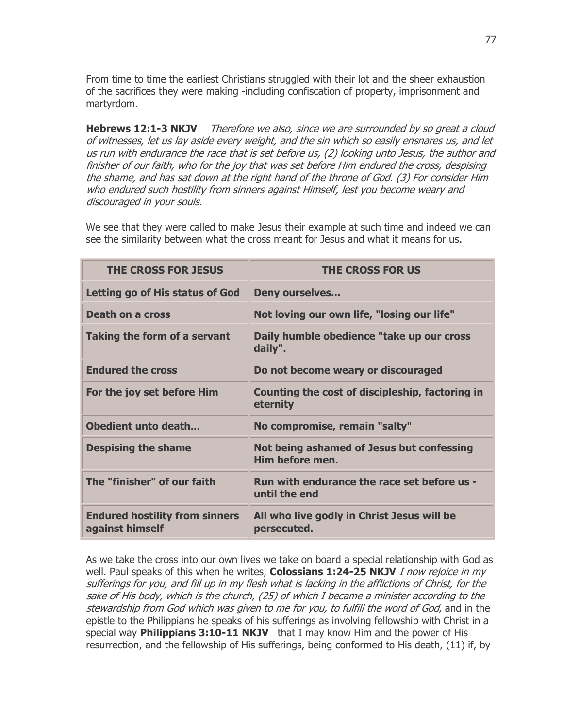From time to time the earliest Christians struggled with their lot and the sheer exhaustion of the sacrifices they were making -including confiscation of property, imprisonment and martyrdom.

**Hebrews 12:1-3 NKJV** *Therefore we also, since we are surrounded by so great a cloud of witnesses, let us lay aside every weight, and the sin which so easily ensnares us, and let us run with endurance the race that is set before us, (2) looking unto Jesus, the author and finisher of our faith, who for the joy that was set before Him endured the cross, despising the shame, and has sat down at the right hand of the throne of God. (3) For consider Him who endured such hostility from sinners against Himself, lest you become weary and discouraged in your souls.*

We see that they were called to make Jesus their example at such time and indeed we can see the similarity between what the cross meant for Jesus and what it means for us.

| THE CROSS FOR JESUS | THE CROSS FOR US |
|---|---|
| **Letting go of His status of God** | **Deny ourselves...** |
| **Death on a cross** | **Not loving our own life, "losing our life"** |
| **Taking the form of a servant** | **Daily humble obedience "take up our cross daily".** |
| **Endured the cross** | **Do not become weary or discouraged** |
| **For the joy set before Him** | **Counting the cost of discipleship, factoring in eternity** |
| **Obedient unto death...** | **No compromise, remain "salty"** |
| **Despising the shame** | **Not being ashamed of Jesus but confessing Him before men.** |
| **The "finisher" of our faith** | **Run with endurance the race set before us - until the end** |
| **Endured hostility from sinners against himself** | **All who live godly in Christ Jesus will be persecuted.** |

As we take the cross into our own lives we take on board a special relationship with God as well. Paul speaks of this when he writes, **Colossians 1:24-25 NKJV** *I now rejoice in my sufferings for you, and fill up in my flesh what is lacking in the afflictions of Christ, for the sake of His body, which is the church, (25) of which I became a minister according to the stewardship from God which was given to me for you, to fulfill the word of God*, and in the epistle to the Philippians he speaks of his sufferings as involving fellowship with Christ in a special way **Philippians 3:10-11 NKJV** that I may know Him and the power of His resurrection, and the fellowship of His sufferings, being conformed to His death, (11) if, by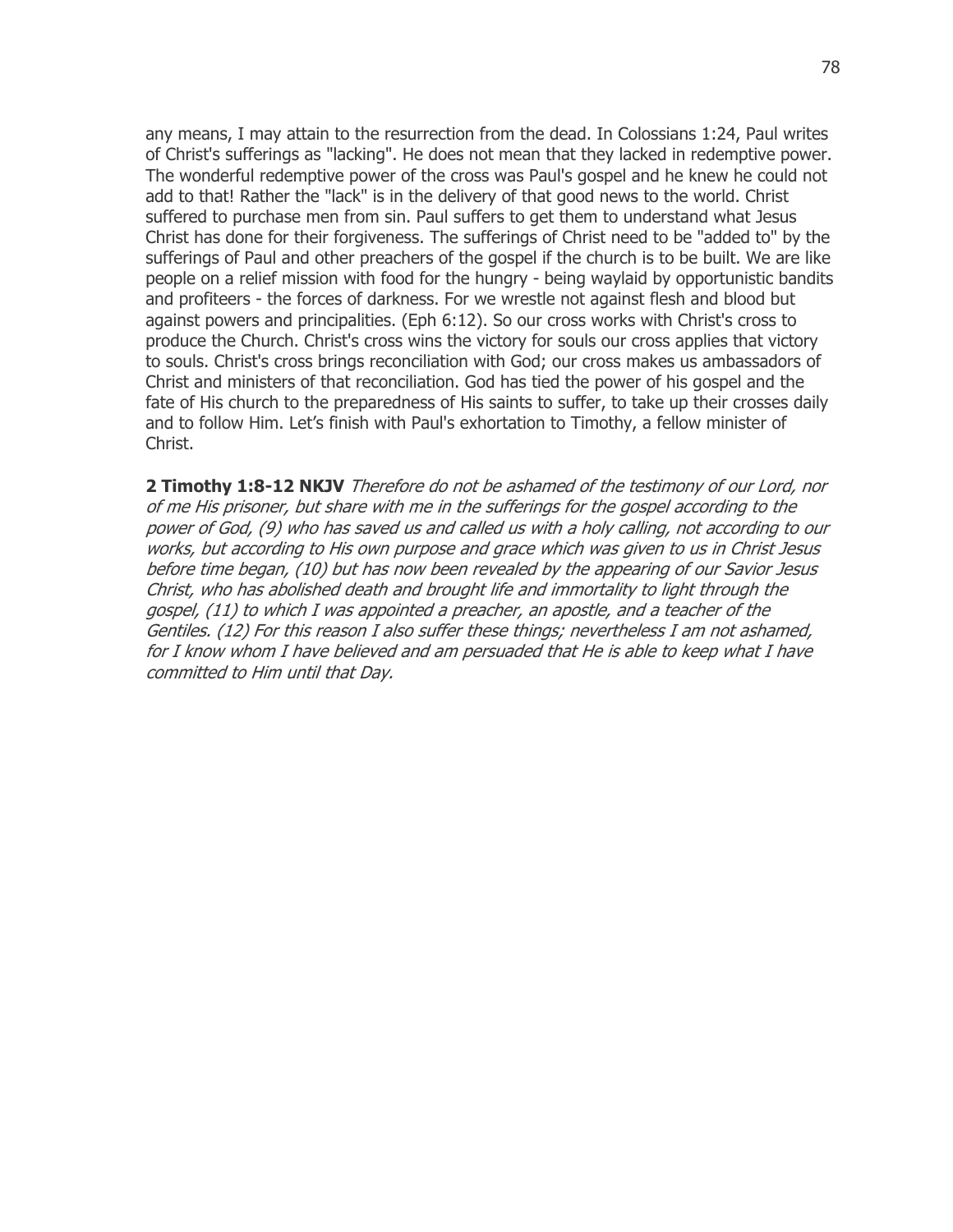any means, I may attain to the resurrection from the dead. In Colossians 1:24, Paul writes of Christ's sufferings as "lacking". He does not mean that they lacked in redemptive power. The wonderful redemptive power of the cross was Paul's gospel and he knew he could not add to that! Rather the "lack" is in the delivery of that good news to the world. Christ suffered to purchase men from sin. Paul suffers to get them to understand what Jesus Christ has done for their forgiveness. The sufferings of Christ need to be "added to" by the sufferings of Paul and other preachers of the gospel if the church is to be built. We are like people on a relief mission with food for the hungry - being waylaid by opportunistic bandits and profiteers - the forces of darkness. For we wrestle not against flesh and blood but against powers and principalities. (Eph 6:12). So our cross works with Christ's cross to produce the Church. Christ's cross wins the victory for souls our cross applies that victory to souls. Christ's cross brings reconciliation with God; our cross makes us ambassadors of Christ and ministers of that reconciliation. God has tied the power of his gospel and the fate of His church to the preparedness of His saints to suffer, to take up their crosses daily and to follow Him. Let's finish with Paul's exhortation to Timothy, a fellow minister of Christ.

**2 Timothy 1:8-12 NKJV** *Therefore do not be ashamed of the testimony of our Lord, nor of me His prisoner, but share with me in the sufferings for the gospel according to the power of God, (9) who has saved us and called us with a holy calling, not according to our works, but according to His own purpose and grace which was given to us in Christ Jesus before time began, (10) but has now been revealed by the appearing of our Savior Jesus Christ, who has abolished death and brought life and immortality to light through the gospel, (11) to which I was appointed a preacher, an apostle, and a teacher of the Gentiles. (12) For this reason I also suffer these things; nevertheless I am not ashamed, for I know whom I have believed and am persuaded that He is able to keep what I have committed to Him until that Day.*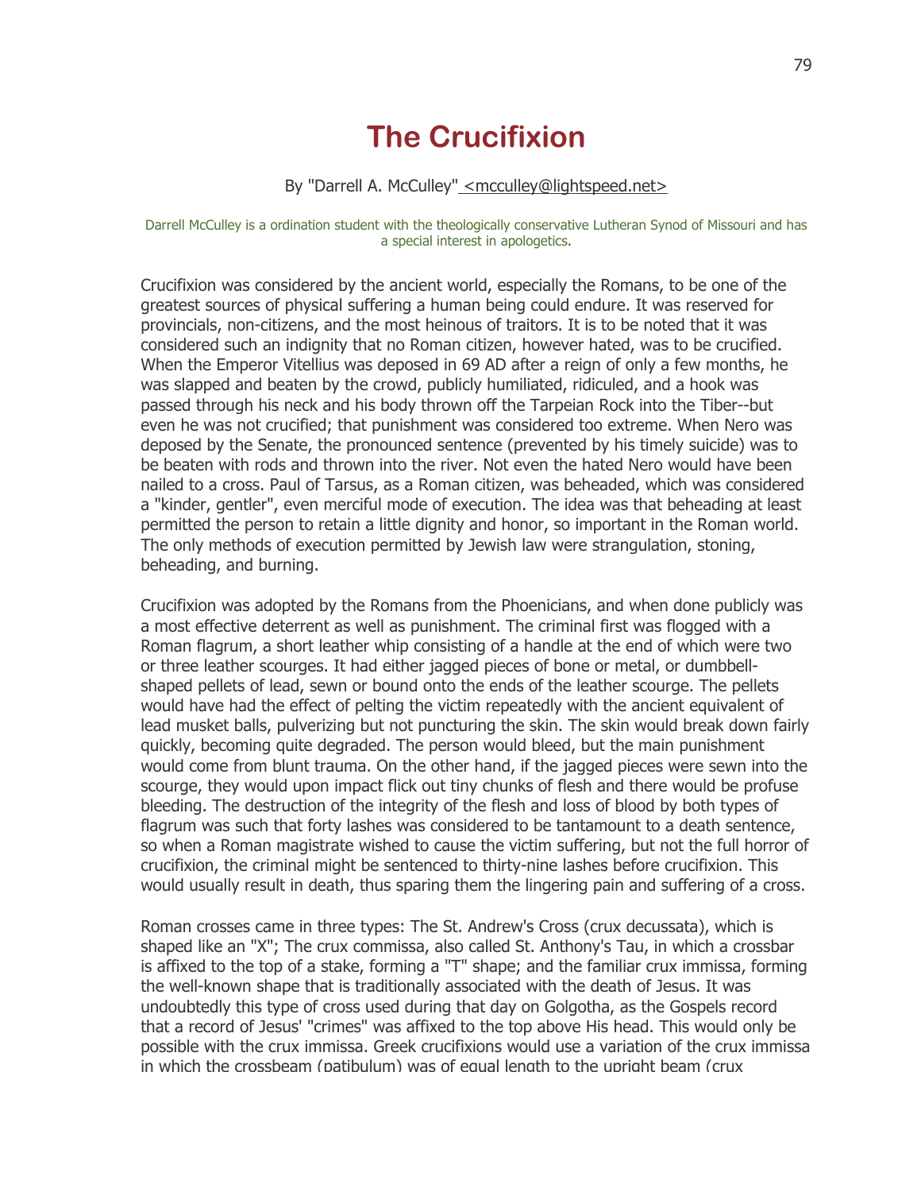# The Crucifixion

By "Darrell A. McCulley" <mcculley@lightspeed.net>

Darrell McCulley is a ordination student with the theologically conservative Lutheran Synod of Missouri and has a special interest in apologetics.

Crucifixion was considered by the ancient world, especially the Romans, to be one of the greatest sources of physical suffering a human being could endure. It was reserved for provincials, non-citizens, and the most heinous of traitors. It is to be noted that it was considered such an indignity that no Roman citizen, however hated, was to be crucified. When the Emperor Vitellius was deposed in 69 AD after a reign of only a few months, he was slapped and beaten by the crowd, publicly humiliated, ridiculed, and a hook was passed through his neck and his body thrown off the Tarpeian Rock into the Tiber--but even he was not crucified; that punishment was considered too extreme. When Nero was deposed by the Senate, the pronounced sentence (prevented by his timely suicide) was to be beaten with rods and thrown into the river. Not even the hated Nero would have been nailed to a cross. Paul of Tarsus, as a Roman citizen, was beheaded, which was considered a "kinder, gentler", even merciful mode of execution. The idea was that beheading at least permitted the person to retain a little dignity and honor, so important in the Roman world. The only methods of execution permitted by Jewish law were strangulation, stoning, beheading, and burning.

Crucifixion was adopted by the Romans from the Phoenicians, and when done publicly was a most effective deterrent as well as punishment. The criminal first was flogged with a Roman flagrum, a short leather whip consisting of a handle at the end of which were two or three leather scourges. It had either jagged pieces of bone or metal, or dumbbell-shaped pellets of lead, sewn or bound onto the ends of the leather scourge. The pellets would have had the effect of pelting the victim repeatedly with the ancient equivalent of lead musket balls, pulverizing but not puncturing the skin. The skin would break down fairly quickly, becoming quite degraded. The person would bleed, but the main punishment would come from blunt trauma. On the other hand, if the jagged pieces were sewn into the scourge, they would upon impact flick out tiny chunks of flesh and there would be profuse bleeding. The destruction of the integrity of the flesh and loss of blood by both types of flagrum was such that forty lashes was considered to be tantamount to a death sentence, so when a Roman magistrate wished to cause the victim suffering, but not the full horror of crucifixion, the criminal might be sentenced to thirty-nine lashes before crucifixion. This would usually result in death, thus sparing them the lingering pain and suffering of a cross.

Roman crosses came in three types: The St. Andrew's Cross (crux decussata), which is shaped like an "X"; The crux commissa, also called St. Anthony's Tau, in which a crossbar is affixed to the top of a stake, forming a "T" shape; and the familiar crux immissa, forming the well-known shape that is traditionally associated with the death of Jesus. It was undoubtedly this type of cross used during that day on Golgotha, as the Gospels record that a record of Jesus' "crimes" was affixed to the top above His head. This would only be possible with the crux immissa. Greek crucifixions would use a variation of the crux immissa in which the crossbeam (patibulum) was of equal length to the upright beam (crux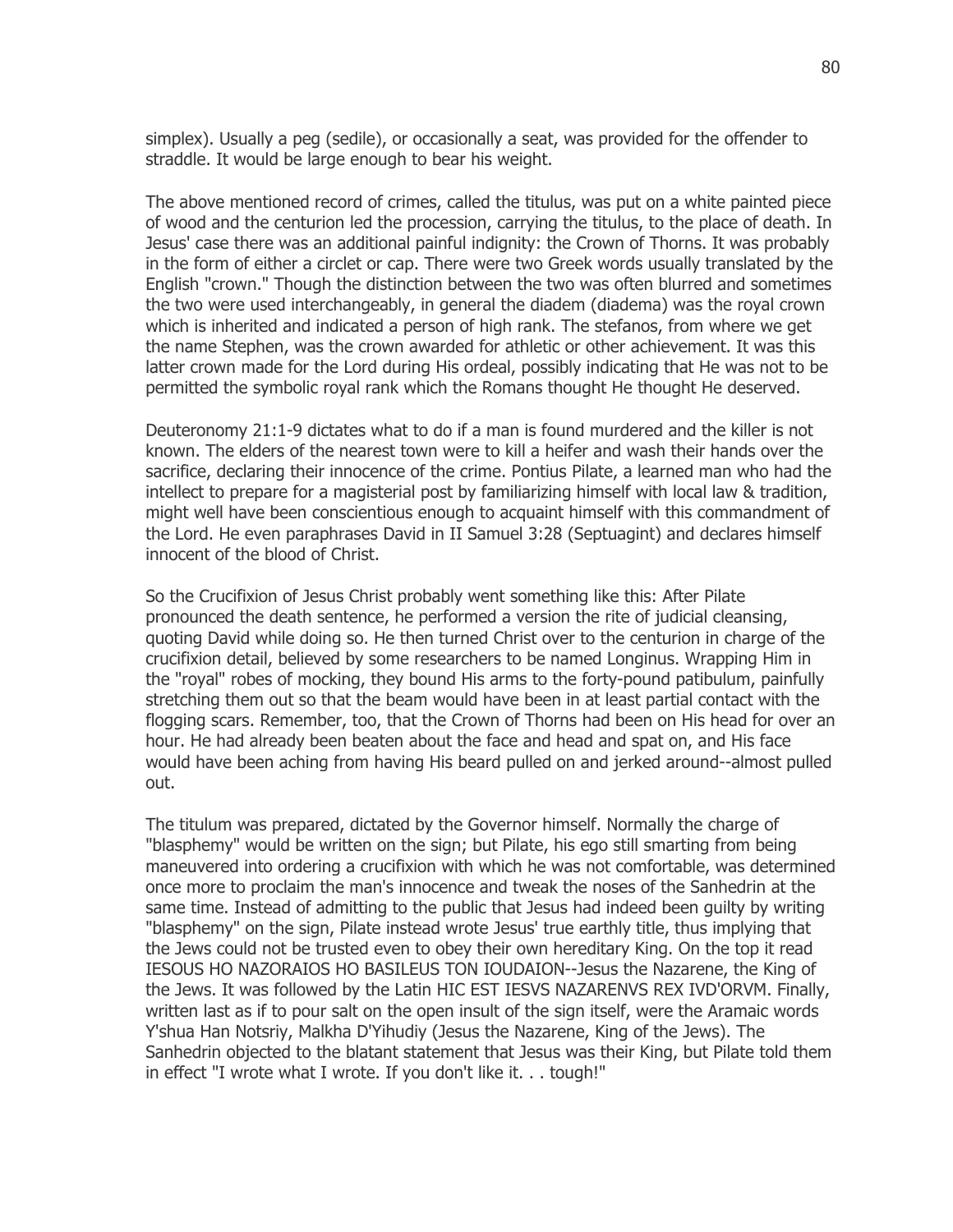simplex). Usually a peg (sedile), or occasionally a seat, was provided for the offender to straddle. It would be large enough to bear his weight.

The above mentioned record of crimes, called the titulus, was put on a white painted piece of wood and the centurion led the procession, carrying the titulus, to the place of death. In Jesus' case there was an additional painful indignity: the Crown of Thorns. It was probably in the form of either a circlet or cap. There were two Greek words usually translated by the English "crown." Though the distinction between the two was often blurred and sometimes the two were used interchangeably, in general the diadem (diadema) was the royal crown which is inherited and indicated a person of high rank. The stefanos, from where we get the name Stephen, was the crown awarded for athletic or other achievement. It was this latter crown made for the Lord during His ordeal, possibly indicating that He was not to be permitted the symbolic royal rank which the Romans thought He thought He deserved.

Deuteronomy 21:1-9 dictates what to do if a man is found murdered and the killer is not known. The elders of the nearest town were to kill a heifer and wash their hands over the sacrifice, declaring their innocence of the crime. Pontius Pilate, a learned man who had the intellect to prepare for a magisterial post by familiarizing himself with local law & tradition, might well have been conscientious enough to acquaint himself with this commandment of the Lord. He even paraphrases David in II Samuel 3:28 (Septuagint) and declares himself innocent of the blood of Christ.

So the Crucifixion of Jesus Christ probably went something like this: After Pilate pronounced the death sentence, he performed a version the rite of judicial cleansing, quoting David while doing so. He then turned Christ over to the centurion in charge of the crucifixion detail, believed by some researchers to be named Longinus. Wrapping Him in the "royal" robes of mocking, they bound His arms to the forty-pound patibulum, painfully stretching them out so that the beam would have been in at least partial contact with the flogging scars. Remember, too, that the Crown of Thorns had been on His head for over an hour. He had already been beaten about the face and head and spat on, and His face would have been aching from having His beard pulled on and jerked around--almost pulled out.

The titulum was prepared, dictated by the Governor himself. Normally the charge of "blasphemy" would be written on the sign; but Pilate, his ego still smarting from being maneuvered into ordering a crucifixion with which he was not comfortable, was determined once more to proclaim the man's innocence and tweak the noses of the Sanhedrin at the same time. Instead of admitting to the public that Jesus had indeed been guilty by writing "blasphemy" on the sign, Pilate instead wrote Jesus' true earthly title, thus implying that the Jews could not be trusted even to obey their own hereditary King. On the top it read IESOUS HO NAZORAIOS HO BASILEUS TON IOUDAION--Jesus the Nazarene, the King of the Jews. It was followed by the Latin HIC EST IESVS NAZARENVS REX IVD'ORVM. Finally, written last as if to pour salt on the open insult of the sign itself, were the Aramaic words Y'shua Han Notsriy, Malkha D'Yihudiy (Jesus the Nazarene, King of the Jews). The Sanhedrin objected to the blatant statement that Jesus was their King, but Pilate told them in effect "I wrote what I wrote. If you don't like it. . . tough!"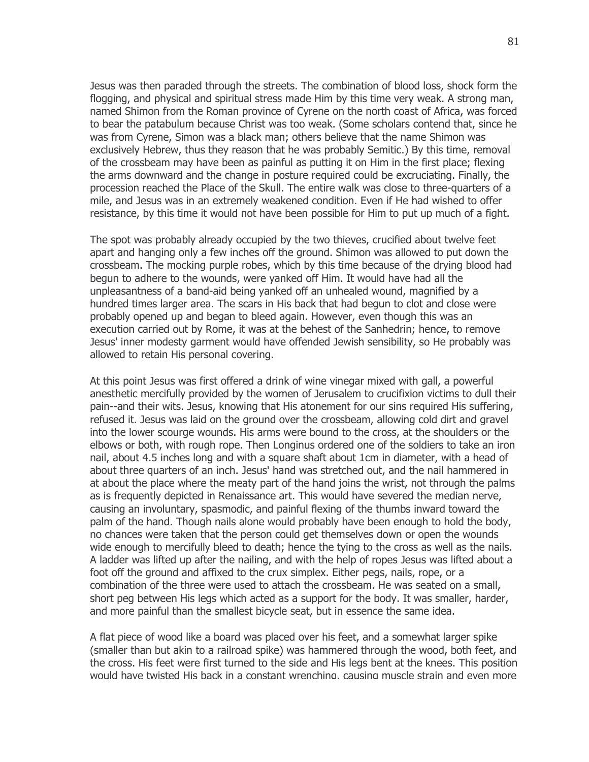Jesus was then paraded through the streets. The combination of blood loss, shock form the flogging, and physical and spiritual stress made Him by this time very weak. A strong man, named Shimon from the Roman province of Cyrene on the north coast of Africa, was forced to bear the patabulum because Christ was too weak. (Some scholars contend that, since he was from Cyrene, Simon was a black man; others believe that the name Shimon was exclusively Hebrew, thus they reason that he was probably Semitic.) By this time, removal of the crossbeam may have been as painful as putting it on Him in the first place; flexing the arms downward and the change in posture required could be excruciating. Finally, the procession reached the Place of the Skull. The entire walk was close to three-quarters of a mile, and Jesus was in an extremely weakened condition. Even if He had wished to offer resistance, by this time it would not have been possible for Him to put up much of a fight.

The spot was probably already occupied by the two thieves, crucified about twelve feet apart and hanging only a few inches off the ground. Shimon was allowed to put down the crossbeam. The mocking purple robes, which by this time because of the drying blood had begun to adhere to the wounds, were yanked off Him. It would have had all the unpleasantness of a band-aid being yanked off an unhealed wound, magnified by a hundred times larger area. The scars in His back that had begun to clot and close were probably opened up and began to bleed again. However, even though this was an execution carried out by Rome, it was at the behest of the Sanhedrin; hence, to remove Jesus' inner modesty garment would have offended Jewish sensibility, so He probably was allowed to retain His personal covering.

At this point Jesus was first offered a drink of wine vinegar mixed with gall, a powerful anesthetic mercifully provided by the women of Jerusalem to crucifixion victims to dull their pain--and their wits. Jesus, knowing that His atonement for our sins required His suffering, refused it. Jesus was laid on the ground over the crossbeam, allowing cold dirt and gravel into the lower scourge wounds. His arms were bound to the cross, at the shoulders or the elbows or both, with rough rope. Then Longinus ordered one of the soldiers to take an iron nail, about 4.5 inches long and with a square shaft about 1cm in diameter, with a head of about three quarters of an inch. Jesus' hand was stretched out, and the nail hammered in at about the place where the meaty part of the hand joins the wrist, not through the palms as is frequently depicted in Renaissance art. This would have severed the median nerve, causing an involuntary, spasmodic, and painful flexing of the thumbs inward toward the palm of the hand. Though nails alone would probably have been enough to hold the body, no chances were taken that the person could get themselves down or open the wounds wide enough to mercifully bleed to death; hence the tying to the cross as well as the nails. A ladder was lifted up after the nailing, and with the help of ropes Jesus was lifted about a foot off the ground and affixed to the crux simplex. Either pegs, nails, rope, or a combination of the three were used to attach the crossbeam. He was seated on a small, short peg between His legs which acted as a support for the body. It was smaller, harder, and more painful than the smallest bicycle seat, but in essence the same idea.

A flat piece of wood like a board was placed over his feet, and a somewhat larger spike (smaller than but akin to a railroad spike) was hammered through the wood, both feet, and the cross. His feet were first turned to the side and His legs bent at the knees. This position would have twisted His back in a constant wrenching, causing muscle strain and even more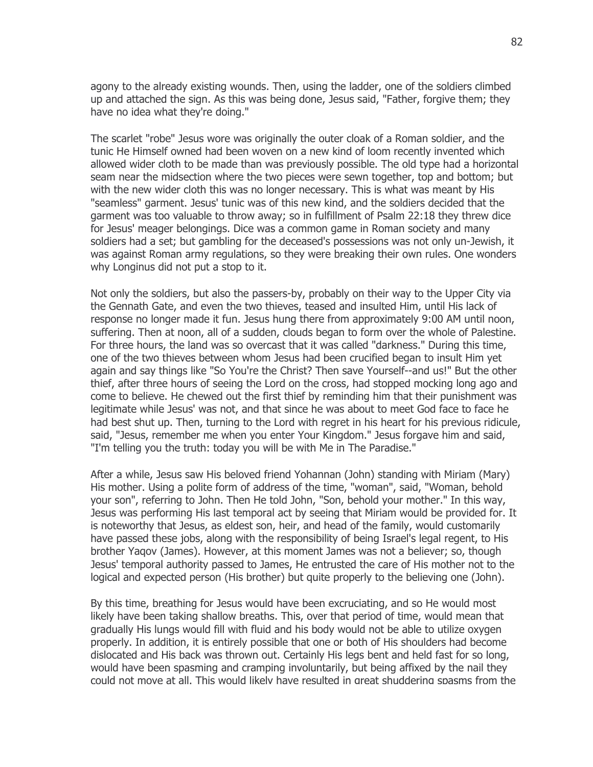agony to the already existing wounds. Then, using the ladder, one of the soldiers climbed up and attached the sign. As this was being done, Jesus said, "Father, forgive them; they have no idea what they're doing."

The scarlet "robe" Jesus wore was originally the outer cloak of a Roman soldier, and the tunic He Himself owned had been woven on a new kind of loom recently invented which allowed wider cloth to be made than was previously possible. The old type had a horizontal seam near the midsection where the two pieces were sewn together, top and bottom; but with the new wider cloth this was no longer necessary. This is what was meant by His "seamless" garment. Jesus' tunic was of this new kind, and the soldiers decided that the garment was too valuable to throw away; so in fulfillment of Psalm 22:18 they threw dice for Jesus' meager belongings. Dice was a common game in Roman society and many soldiers had a set; but gambling for the deceased's possessions was not only un-Jewish, it was against Roman army regulations, so they were breaking their own rules. One wonders why Longinus did not put a stop to it.

Not only the soldiers, but also the passers-by, probably on their way to the Upper City via the Gennath Gate, and even the two thieves, teased and insulted Him, until His lack of response no longer made it fun. Jesus hung there from approximately 9:00 AM until noon, suffering. Then at noon, all of a sudden, clouds began to form over the whole of Palestine. For three hours, the land was so overcast that it was called "darkness." During this time, one of the two thieves between whom Jesus had been crucified began to insult Him yet again and say things like "So You're the Christ? Then save Yourself--and us!" But the other thief, after three hours of seeing the Lord on the cross, had stopped mocking long ago and come to believe. He chewed out the first thief by reminding him that their punishment was legitimate while Jesus' was not, and that since he was about to meet God face to face he had best shut up. Then, turning to the Lord with regret in his heart for his previous ridicule, said, "Jesus, remember me when you enter Your Kingdom." Jesus forgave him and said, "I'm telling you the truth: today you will be with Me in The Paradise."

After a while, Jesus saw His beloved friend Yohannan (John) standing with Miriam (Mary) His mother. Using a polite form of address of the time, "woman", said, "Woman, behold your son", referring to John. Then He told John, "Son, behold your mother." In this way, Jesus was performing His last temporal act by seeing that Miriam would be provided for. It is noteworthy that Jesus, as eldest son, heir, and head of the family, would customarily have passed these jobs, along with the responsibility of being Israel's legal regent, to His brother Yaqov (James). However, at this moment James was not a believer; so, though Jesus' temporal authority passed to James, He entrusted the care of His mother not to the logical and expected person (His brother) but quite properly to the believing one (John).

By this time, breathing for Jesus would have been excruciating, and so He would most likely have been taking shallow breaths. This, over that period of time, would mean that gradually His lungs would fill with fluid and his body would not be able to utilize oxygen properly. In addition, it is entirely possible that one or both of His shoulders had become dislocated and His back was thrown out. Certainly His legs bent and held fast for so long, would have been spasming and cramping involuntarily, but being affixed by the nail they could not move at all. This would likely have resulted in great shuddering spasms from the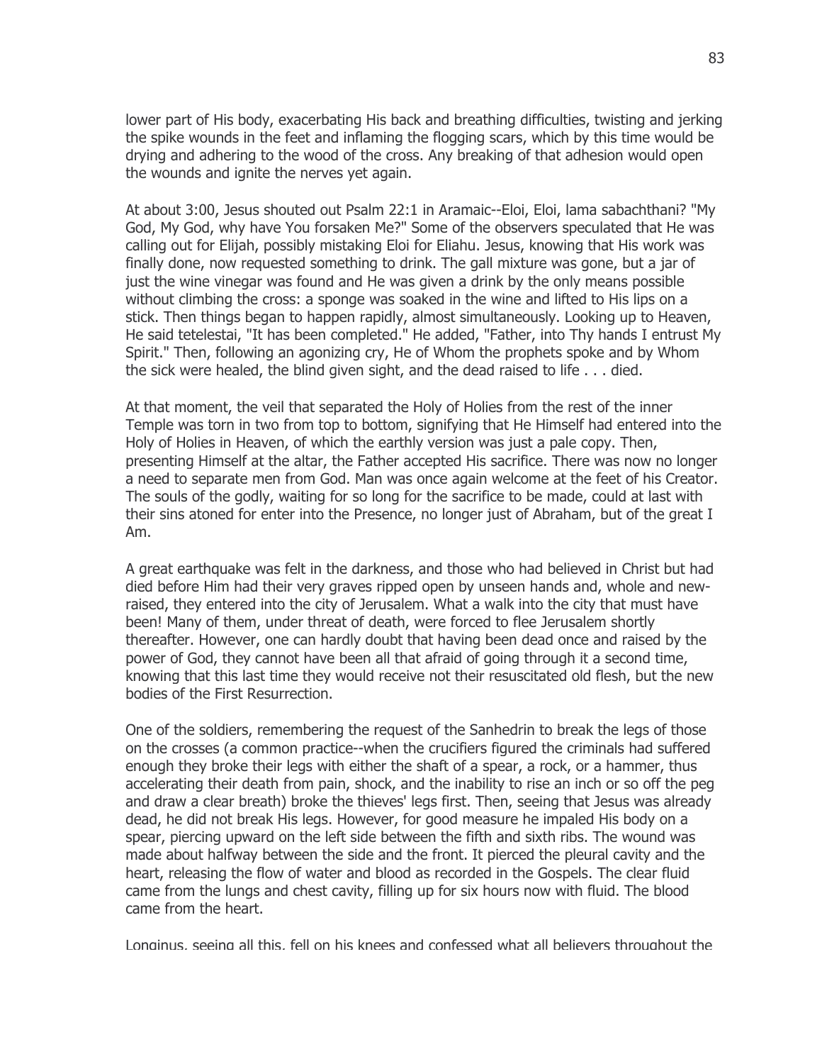lower part of His body, exacerbating His back and breathing difficulties, twisting and jerking the spike wounds in the feet and inflaming the flogging scars, which by this time would be drying and adhering to the wood of the cross. Any breaking of that adhesion would open the wounds and ignite the nerves yet again.

At about 3:00, Jesus shouted out Psalm 22:1 in Aramaic--Eloi, Eloi, lama sabachthani? "My God, My God, why have You forsaken Me?" Some of the observers speculated that He was calling out for Elijah, possibly mistaking Eloi for Eliahu. Jesus, knowing that His work was finally done, now requested something to drink. The gall mixture was gone, but a jar of just the wine vinegar was found and He was given a drink by the only means possible without climbing the cross: a sponge was soaked in the wine and lifted to His lips on a stick. Then things began to happen rapidly, almost simultaneously. Looking up to Heaven, He said tetelestai, "It has been completed." He added, "Father, into Thy hands I entrust My Spirit." Then, following an agonizing cry, He of Whom the prophets spoke and by Whom the sick were healed, the blind given sight, and the dead raised to life . . . died.

At that moment, the veil that separated the Holy of Holies from the rest of the inner Temple was torn in two from top to bottom, signifying that He Himself had entered into the Holy of Holies in Heaven, of which the earthly version was just a pale copy. Then, presenting Himself at the altar, the Father accepted His sacrifice. There was now no longer a need to separate men from God. Man was once again welcome at the feet of his Creator. The souls of the godly, waiting for so long for the sacrifice to be made, could at last with their sins atoned for enter into the Presence, no longer just of Abraham, but of the great I Am.

A great earthquake was felt in the darkness, and those who had believed in Christ but had died before Him had their very graves ripped open by unseen hands and, whole and new-raised, they entered into the city of Jerusalem. What a walk into the city that must have been! Many of them, under threat of death, were forced to flee Jerusalem shortly thereafter. However, one can hardly doubt that having been dead once and raised by the power of God, they cannot have been all that afraid of going through it a second time, knowing that this last time they would receive not their resuscitated old flesh, but the new bodies of the First Resurrection.

One of the soldiers, remembering the request of the Sanhedrin to break the legs of those on the crosses (a common practice--when the crucifiers figured the criminals had suffered enough they broke their legs with either the shaft of a spear, a rock, or a hammer, thus accelerating their death from pain, shock, and the inability to rise an inch or so off the peg and draw a clear breath) broke the thieves' legs first. Then, seeing that Jesus was already dead, he did not break His legs. However, for good measure he impaled His body on a spear, piercing upward on the left side between the fifth and sixth ribs. The wound was made about halfway between the side and the front. It pierced the pleural cavity and the heart, releasing the flow of water and blood as recorded in the Gospels. The clear fluid came from the lungs and chest cavity, filling up for six hours now with fluid. The blood came from the heart.

Longinus, seeing all this, fell on his knees and confessed what all believers throughout the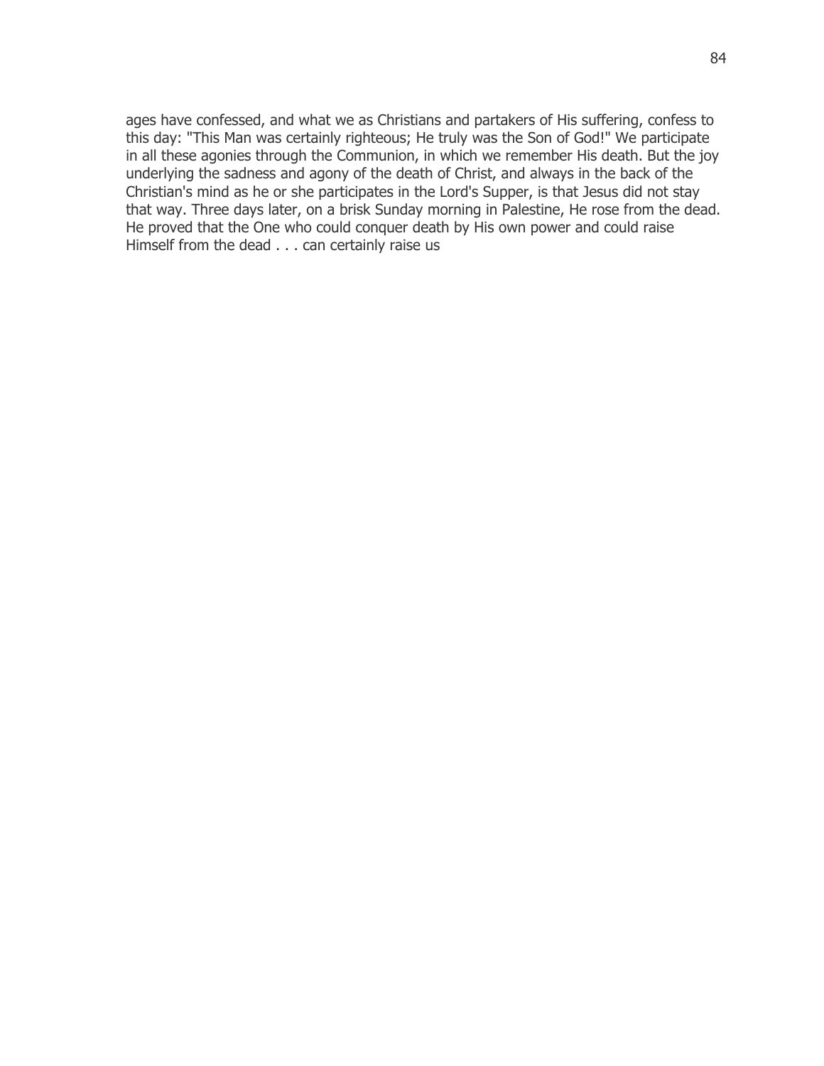ages have confessed, and what we as Christians and partakers of His suffering, confess to this day: "This Man was certainly righteous; He truly was the Son of God!" We participate in all these agonies through the Communion, in which we remember His death. But the joy underlying the sadness and agony of the death of Christ, and always in the back of the Christian's mind as he or she participates in the Lord's Supper, is that Jesus did not stay that way. Three days later, on a brisk Sunday morning in Palestine, He rose from the dead. He proved that the One who could conquer death by His own power and could raise Himself from the dead . . . can certainly raise us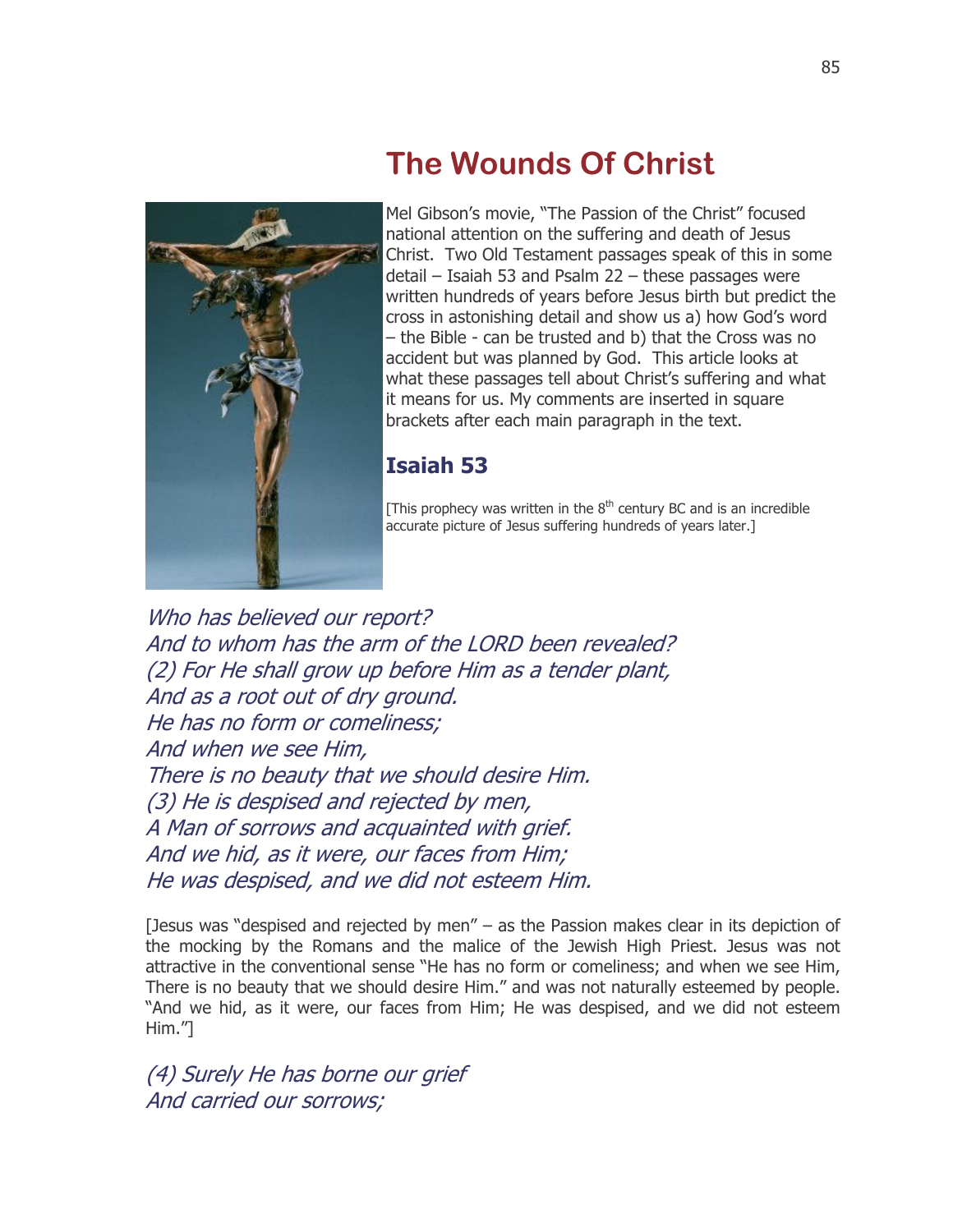# The Wounds Of Christ

Mel Gibson's movie, "The Passion of the Christ" focused national attention on the suffering and death of Jesus Christ. Two Old Testament passages speak of this in some detail – Isaiah 53 and Psalm 22 – these passages were written hundreds of years before Jesus birth but predict the cross in astonishing detail and show us a) how God's word – the Bible - can be trusted and b) that the Cross was no accident but was planned by God. This article looks at what these passages tell about Christ's suffering and what it means for us. My comments are inserted in square brackets after each main paragraph in the text.

## Isaiah 53

[This prophecy was written in the 8th century BC and is an incredible accurate picture of Jesus suffering hundreds of years later.]

*Who has believed our report?*
*And to whom has the arm of the LORD been revealed?*
*(2) For He shall grow up before Him as a tender plant,*
*And as a root out of dry ground.*
*He has no form or comeliness;*
*And when we see Him,*
*There is no beauty that we should desire Him.*
*(3) He is despised and rejected by men,*
*A Man of sorrows and acquainted with grief.*
*And we hid, as it were, our faces from Him;*
*He was despised, and we did not esteem Him.*

[Jesus was "despised and rejected by men" – as the Passion makes clear in its depiction of the mocking by the Romans and the malice of the Jewish High Priest. Jesus was not attractive in the conventional sense "He has no form or comeliness; and when we see Him, There is no beauty that we should desire Him." and was not naturally esteemed by people. "And we hid, as it were, our faces from Him; He was despised, and we did not esteem Him."]

*(4) Surely He has borne our grief*
*And carried our sorrows;*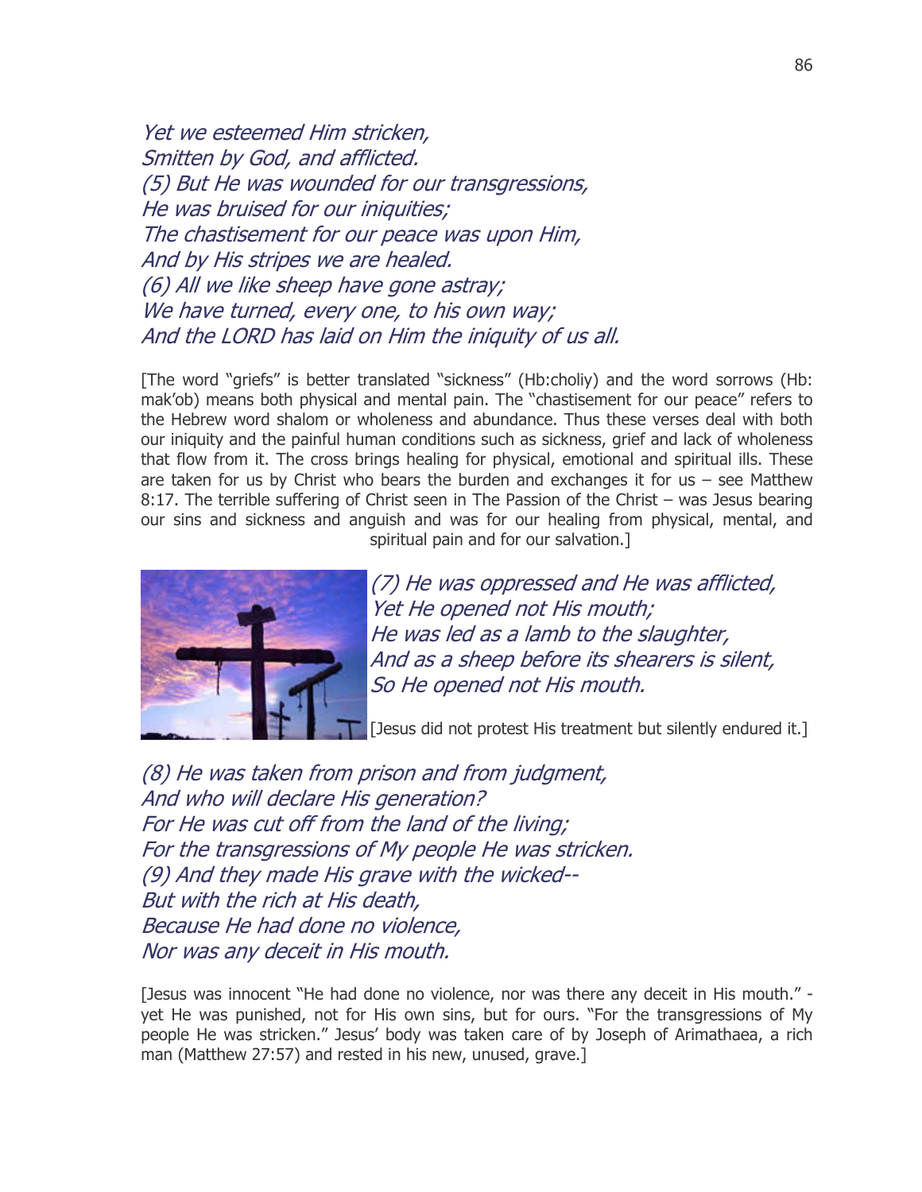*Yet we esteemed Him stricken,*
*Smitten by God, and afflicted.*
*(5) But He was wounded for our transgressions,*
*He was bruised for our iniquities;*
*The chastisement for our peace was upon Him,*
*And by His stripes we are healed.*
*(6) All we like sheep have gone astray;*
*We have turned, every one, to his own way;*
*And the LORD has laid on Him the iniquity of us all.*

[The word "griefs" is better translated "sickness" (Hb:choliy) and the word sorrows (Hb: mak'ob) means both physical and mental pain. The "chastisement for our peace" refers to the Hebrew word shalom or wholeness and abundance. Thus these verses deal with both our iniquity and the painful human conditions such as sickness, grief and lack of wholeness that flow from it. The cross brings healing for physical, emotional and spiritual ills. These are taken for us by Christ who bears the burden and exchanges it for us – see Matthew 8:17. The terrible suffering of Christ seen in The Passion of the Christ – was Jesus bearing our sins and sickness and anguish and was for our healing from physical, mental, and spiritual pain and for our salvation.]

*(7) He was oppressed and He was afflicted,*
*Yet He opened not His mouth;*
*He was led as a lamb to the slaughter,*
*And as a sheep before its shearers is silent,*
*So He opened not His mouth.*

[Jesus did not protest His treatment but silently endured it.]

*(8) He was taken from prison and from judgment,*
*And who will declare His generation?*
*For He was cut off from the land of the living;*
*For the transgressions of My people He was stricken.*
*(9) And they made His grave with the wicked--*
*But with the rich at His death,*
*Because He had done no violence,*
*Nor was any deceit in His mouth.*

[Jesus was innocent "He had done no violence, nor was there any deceit in His mouth." - yet He was punished, not for His own sins, but for ours. "For the transgressions of My people He was stricken." Jesus' body was taken care of by Joseph of Arimathaea, a rich man (Matthew 27:57) and rested in his new, unused, grave.]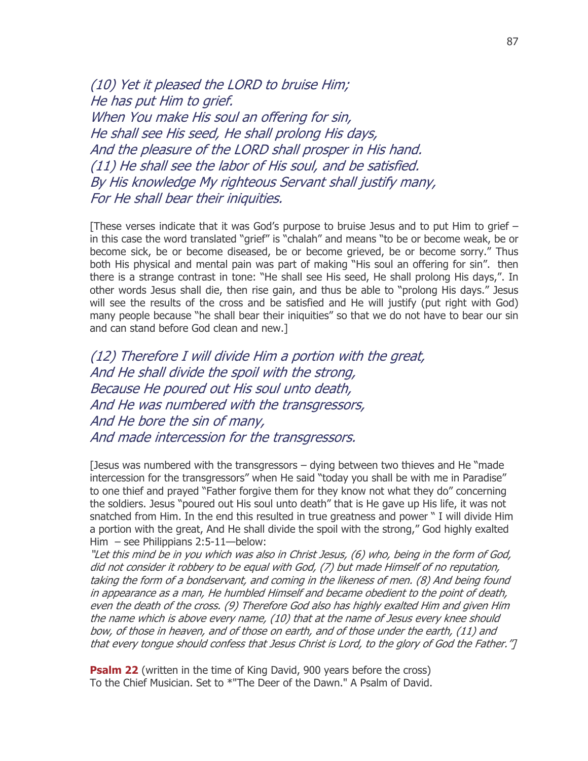*(10) Yet it pleased the LORD to bruise Him;*
*He has put Him to grief.*
*When You make His soul an offering for sin,*
*He shall see His seed, He shall prolong His days,*
*And the pleasure of the LORD shall prosper in His hand.*
*(11) He shall see the labor of His soul, and be satisfied.*
*By His knowledge My righteous Servant shall justify many,*
*For He shall bear their iniquities.*

[These verses indicate that it was God's purpose to bruise Jesus and to put Him to grief – in this case the word translated "grief" is "chalah" and means "to be or become weak, be or become sick, be or become diseased, be or become grieved, be or become sorry." Thus both His physical and mental pain was part of making "His soul an offering for sin". then there is a strange contrast in tone: "He shall see His seed, He shall prolong His days,". In other words Jesus shall die, then rise gain, and thus be able to "prolong His days." Jesus will see the results of the cross and be satisfied and He will justify (put right with God) many people because "he shall bear their iniquities" so that we do not have to bear our sin and can stand before God clean and new.]

*(12) Therefore I will divide Him a portion with the great,*
*And He shall divide the spoil with the strong,*
*Because He poured out His soul unto death,*
*And He was numbered with the transgressors,*
*And He bore the sin of many,*
*And made intercession for the transgressors.*

[Jesus was numbered with the transgressors – dying between two thieves and He "made intercession for the transgressors" when He said "today you shall be with me in Paradise" to one thief and prayed "Father forgive them for they know not what they do" concerning the soldiers. Jesus "poured out His soul unto death" that is He gave up His life, it was not snatched from Him. In the end this resulted in true greatness and power " I will divide Him a portion with the great, And He shall divide the spoil with the strong," God highly exalted Him – see Philippians 2:5-11—below:
*"Let this mind be in you which was also in Christ Jesus, (6) who, being in the form of God, did not consider it robbery to be equal with God, (7) but made Himself of no reputation, taking the form of a bondservant, and coming in the likeness of men. (8) And being found in appearance as a man, He humbled Himself and became obedient to the point of death, even the death of the cross. (9) Therefore God also has highly exalted Him and given Him the name which is above every name, (10) that at the name of Jesus every knee should bow, of those in heaven, and of those on earth, and of those under the earth, (11) and that every tongue should confess that Jesus Christ is Lord, to the glory of God the Father."]*

**Psalm 22** (written in the time of King David, 900 years before the cross)
To the Chief Musician. Set to *"The Deer of the Dawn." A Psalm of David.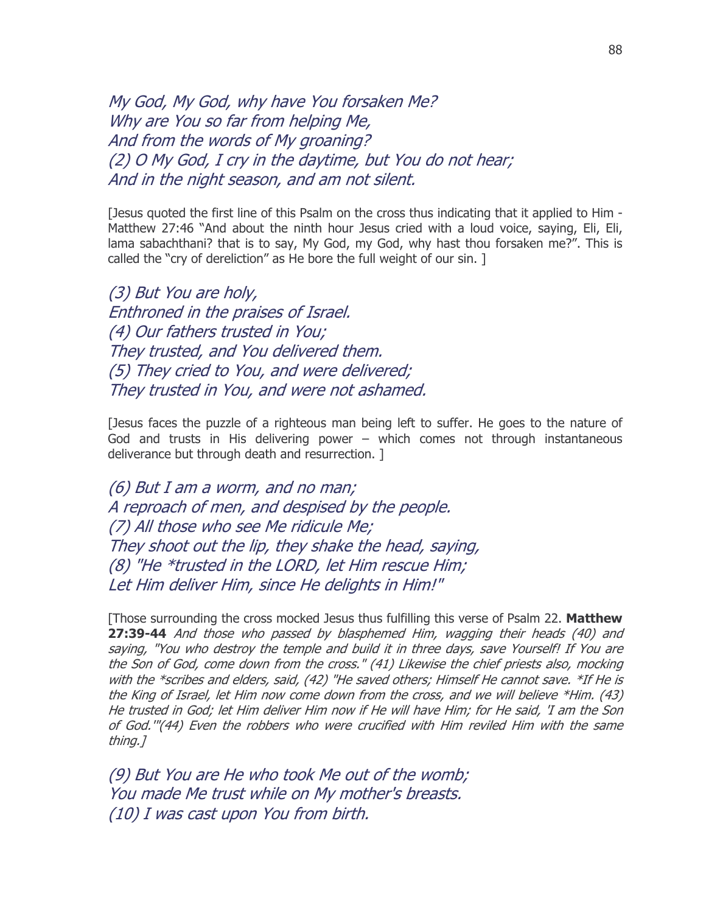*My God, My God, why have You forsaken Me?*
*Why are You so far from helping Me,*
*And from the words of My groaning?*
*(2) O My God, I cry in the daytime, but You do not hear;*
*And in the night season, and am not silent.*

[Jesus quoted the first line of this Psalm on the cross thus indicating that it applied to Him - Matthew 27:46 "And about the ninth hour Jesus cried with a loud voice, saying, Eli, Eli, lama sabachthani? that is to say, My God, my God, why hast thou forsaken me?". This is called the "cry of dereliction" as He bore the full weight of our sin. ]

*(3) But You are holy,*
*Enthroned in the praises of Israel.*
*(4) Our fathers trusted in You;*
*They trusted, and You delivered them.*
*(5) They cried to You, and were delivered;*
*They trusted in You, and were not ashamed.*

[Jesus faces the puzzle of a righteous man being left to suffer. He goes to the nature of God and trusts in His delivering power – which comes not through instantaneous deliverance but through death and resurrection. ]

*(6) But I am a worm, and no man;*
*A reproach of men, and despised by the people.*
*(7) All those who see Me ridicule Me;*
*They shoot out the lip, they shake the head, saying,*
*(8) "He *trusted in the LORD, let Him rescue Him;*
*Let Him deliver Him, since He delights in Him!"*

[Those surrounding the cross mocked Jesus thus fulfilling this verse of Psalm 22. **Matthew 27:39-44** *And those who passed by blasphemed Him, wagging their heads (40) and saying, "You who destroy the temple and build it in three days, save Yourself! If You are the Son of God, come down from the cross." (41) Likewise the chief priests also, mocking with the *scribes and elders, said, (42) "He saved others; Himself He cannot save. *If He is the King of Israel, let Him now come down from the cross, and we will believe *Him. (43) He trusted in God; let Him deliver Him now if He will have Him; for He said, 'I am the Son of God.'"(44) Even the robbers who were crucified with Him reviled Him with the same thing.]*

*(9) But You are He who took Me out of the womb;*
*You made Me trust while on My mother's breasts.*
*(10) I was cast upon You from birth.*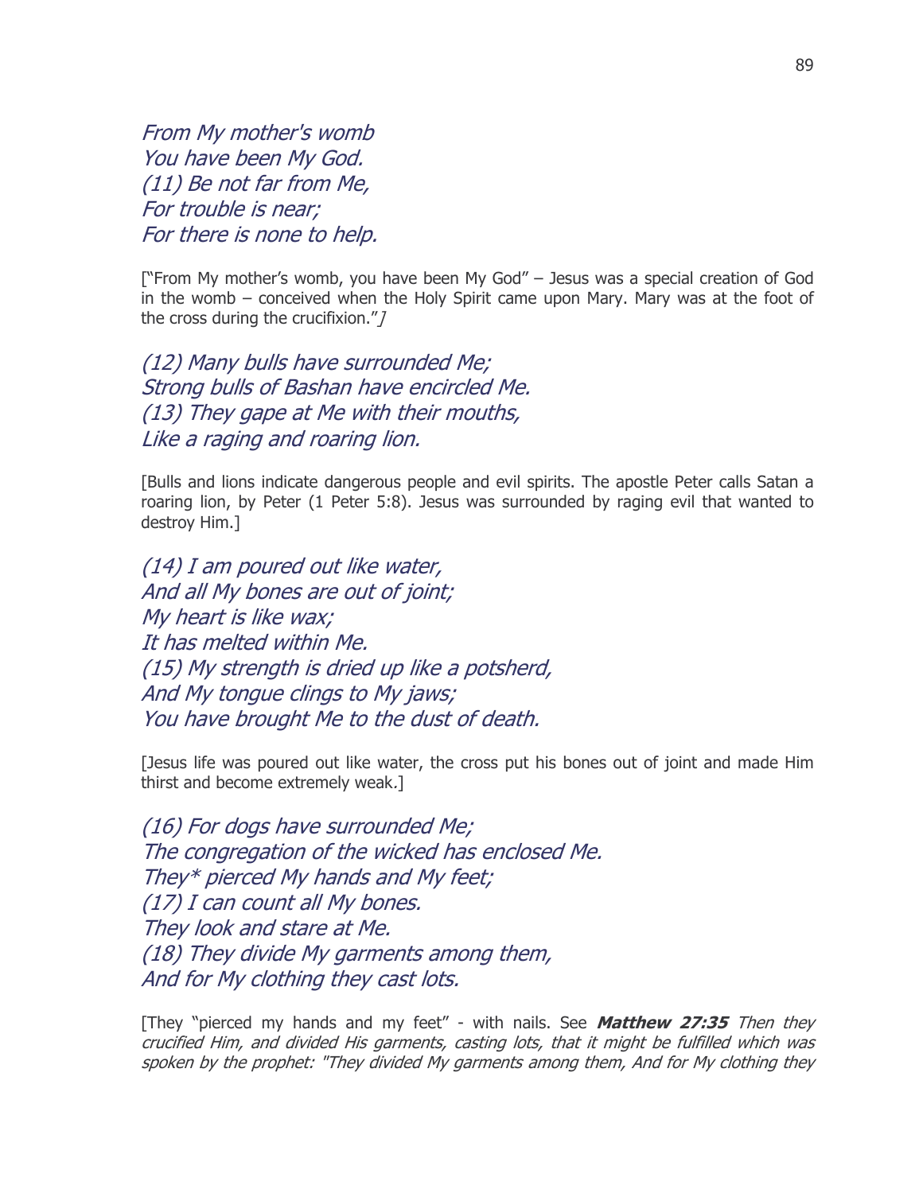*From My mother's womb*
*You have been My God.*
*(11) Be not far from Me,*
*For trouble is near;*
*For there is none to help.*

["From My mother's womb, you have been My God" – Jesus was a special creation of God in the womb – conceived when the Holy Spirit came upon Mary. Mary was at the foot of the cross during the crucifixion."*]*

*(12) Many bulls have surrounded Me;*
*Strong bulls of Bashan have encircled Me.*
*(13) They gape at Me with their mouths,*
*Like a raging and roaring lion.*

[Bulls and lions indicate dangerous people and evil spirits. The apostle Peter calls Satan a roaring lion, by Peter (1 Peter 5:8). Jesus was surrounded by raging evil that wanted to destroy Him.]

*(14) I am poured out like water,*
*And all My bones are out of joint;*
*My heart is like wax;*
*It has melted within Me.*
*(15) My strength is dried up like a potsherd,*
*And My tongue clings to My jaws;*
*You have brought Me to the dust of death.*

[Jesus life was poured out like water, the cross put his bones out of joint and made Him thirst and become extremely weak.]

*(16) For dogs have surrounded Me;*
*The congregation of the wicked has enclosed Me.*
*They* pierced My hands and My feet;*
*(17) I can count all My bones.*
*They look and stare at Me.*
*(18) They divide My garments among them,*
*And for My clothing they cast lots.*

[They "pierced my hands and my feet" - with nails. See ***Matthew 27:35*** *Then they crucified Him, and divided His garments, casting lots, that it might be fulfilled which was spoken by the prophet: "They divided My garments among them, And for My clothing they*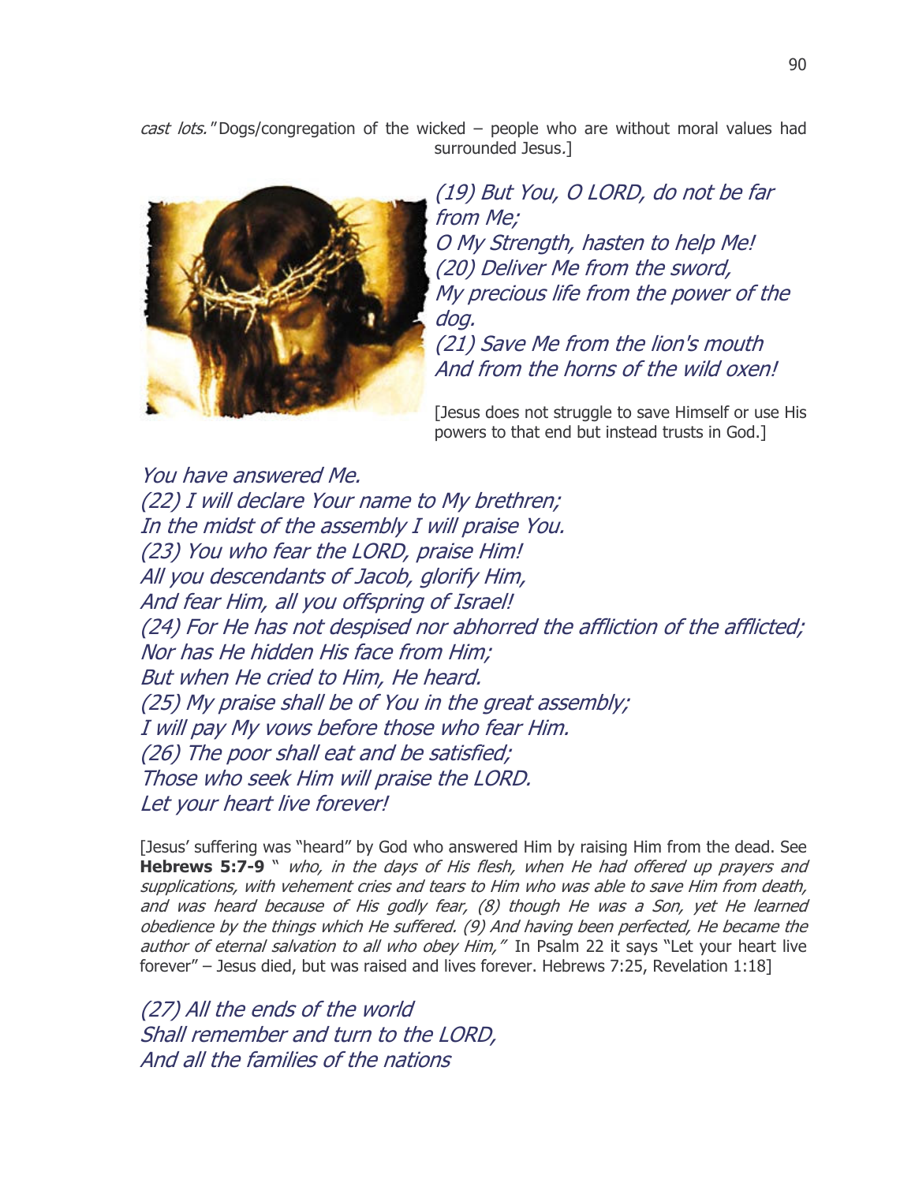*cast lots."* Dogs/congregation of the wicked – people who are without moral values had surrounded Jesus.]

*(19) But You, O LORD, do not be far from Me;*
*O My Strength, hasten to help Me!*
*(20) Deliver Me from the sword,*
*My precious life from the power of the dog.*
*(21) Save Me from the lion's mouth*
*And from the horns of the wild oxen!*

[Jesus does not struggle to save Himself or use His powers to that end but instead trusts in God.]

*You have answered Me.*
*(22) I will declare Your name to My brethren;*
*In the midst of the assembly I will praise You.*
*(23) You who fear the LORD, praise Him!*
*All you descendants of Jacob, glorify Him,*
*And fear Him, all you offspring of Israel!*
*(24) For He has not despised nor abhorred the affliction of the afflicted;*
*Nor has He hidden His face from Him;*
*But when He cried to Him, He heard.*
*(25) My praise shall be of You in the great assembly;*
*I will pay My vows before those who fear Him.*
*(26) The poor shall eat and be satisfied;*
*Those who seek Him will praise the LORD.*
*Let your heart live forever!*

[Jesus' suffering was "heard" by God who answered Him by raising Him from the dead. See **Hebrews 5:7-9** " *who, in the days of His flesh, when He had offered up prayers and supplications, with vehement cries and tears to Him who was able to save Him from death, and was heard because of His godly fear, (8) though He was a Son, yet He learned obedience by the things which He suffered. (9) And having been perfected, He became the author of eternal salvation to all who obey Him,"* In Psalm 22 it says "Let your heart live forever" – Jesus died, but was raised and lives forever. Hebrews 7:25, Revelation 1:18]

*(27) All the ends of the world*
*Shall remember and turn to the LORD,*
*And all the families of the nations*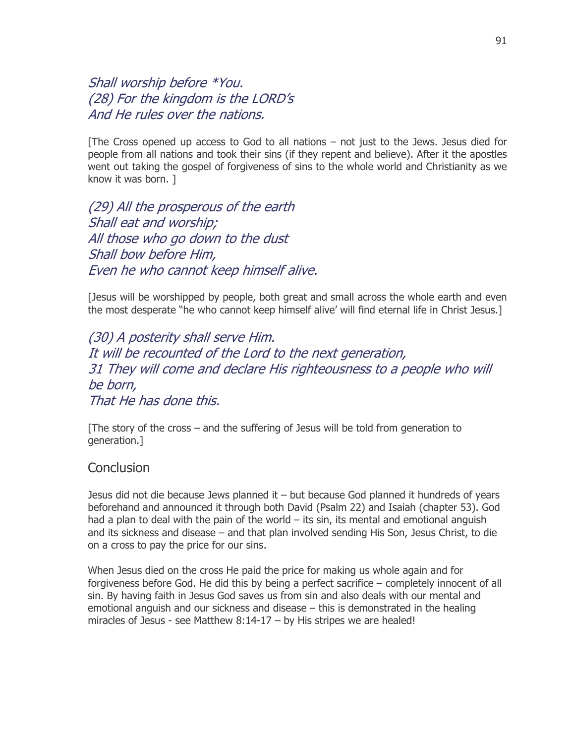*Shall worship before \*You.*
*(28) For the kingdom is the LORD's*
*And He rules over the nations.*

[The Cross opened up access to God to all nations – not just to the Jews. Jesus died for people from all nations and took their sins (if they repent and believe). After it the apostles went out taking the gospel of forgiveness of sins to the whole world and Christianity as we know it was born. ]

*(29) All the prosperous of the earth*
*Shall eat and worship;*
*All those who go down to the dust*
*Shall bow before Him,*
*Even he who cannot keep himself alive.*

[Jesus will be worshipped by people, both great and small across the whole earth and even the most desperate "he who cannot keep himself alive' will find eternal life in Christ Jesus.]

*(30) A posterity shall serve Him.*
*It will be recounted of the Lord to the next generation,*
*31 They will come and declare His righteousness to a people who will be born,*
*That He has done this.*

[The story of the cross – and the suffering of Jesus will be told from generation to generation.]

## Conclusion

Jesus did not die because Jews planned it – but because God planned it hundreds of years beforehand and announced it through both David (Psalm 22) and Isaiah (chapter 53). God had a plan to deal with the pain of the world – its sin, its mental and emotional anguish and its sickness and disease – and that plan involved sending His Son, Jesus Christ, to die on a cross to pay the price for our sins.

When Jesus died on the cross He paid the price for making us whole again and for forgiveness before God. He did this by being a perfect sacrifice – completely innocent of all sin. By having faith in Jesus God saves us from sin and also deals with our mental and emotional anguish and our sickness and disease – this is demonstrated in the healing miracles of Jesus - see Matthew 8:14-17 – by His stripes we are healed!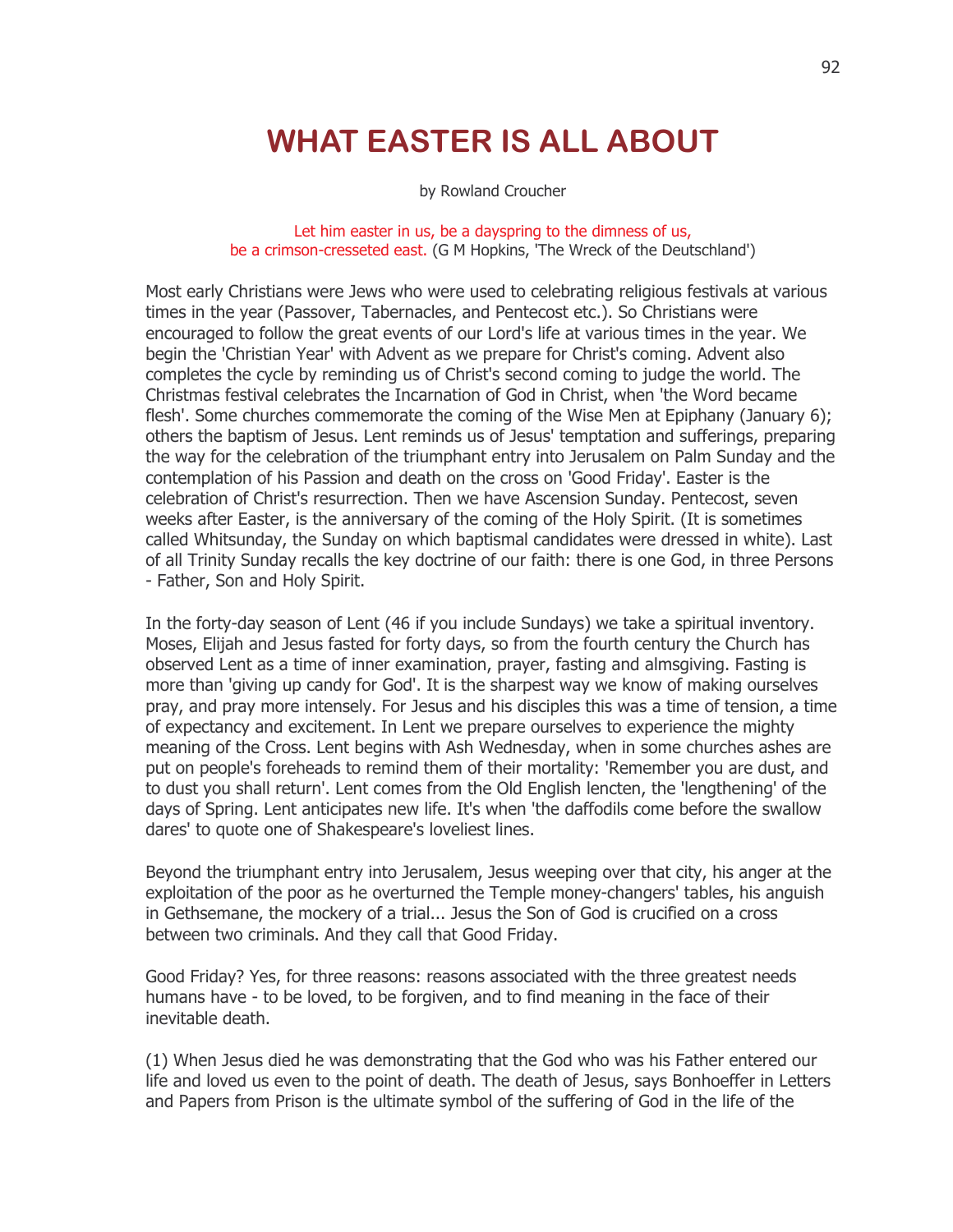# WHAT EASTER IS ALL ABOUT

by Rowland Croucher

Let him easter in us, be a dayspring to the dimness of us,
be a crimson-cresseted east. (G M Hopkins, 'The Wreck of the Deutschland')

Most early Christians were Jews who were used to celebrating religious festivals at various times in the year (Passover, Tabernacles, and Pentecost etc.). So Christians were encouraged to follow the great events of our Lord's life at various times in the year. We begin the 'Christian Year' with Advent as we prepare for Christ's coming. Advent also completes the cycle by reminding us of Christ's second coming to judge the world. The Christmas festival celebrates the Incarnation of God in Christ, when 'the Word became flesh'. Some churches commemorate the coming of the Wise Men at Epiphany (January 6); others the baptism of Jesus. Lent reminds us of Jesus' temptation and sufferings, preparing the way for the celebration of the triumphant entry into Jerusalem on Palm Sunday and the contemplation of his Passion and death on the cross on 'Good Friday'. Easter is the celebration of Christ's resurrection. Then we have Ascension Sunday. Pentecost, seven weeks after Easter, is the anniversary of the coming of the Holy Spirit. (It is sometimes called Whitsunday, the Sunday on which baptismal candidates were dressed in white). Last of all Trinity Sunday recalls the key doctrine of our faith: there is one God, in three Persons - Father, Son and Holy Spirit.

In the forty-day season of Lent (46 if you include Sundays) we take a spiritual inventory. Moses, Elijah and Jesus fasted for forty days, so from the fourth century the Church has observed Lent as a time of inner examination, prayer, fasting and almsgiving. Fasting is more than 'giving up candy for God'. It is the sharpest way we know of making ourselves pray, and pray more intensely. For Jesus and his disciples this was a time of tension, a time of expectancy and excitement. In Lent we prepare ourselves to experience the mighty meaning of the Cross. Lent begins with Ash Wednesday, when in some churches ashes are put on people's foreheads to remind them of their mortality: 'Remember you are dust, and to dust you shall return'. Lent comes from the Old English lencten, the 'lengthening' of the days of Spring. Lent anticipates new life. It's when 'the daffodils come before the swallow dares' to quote one of Shakespeare's loveliest lines.

Beyond the triumphant entry into Jerusalem, Jesus weeping over that city, his anger at the exploitation of the poor as he overturned the Temple money-changers' tables, his anguish in Gethsemane, the mockery of a trial... Jesus the Son of God is crucified on a cross between two criminals. And they call that Good Friday.

Good Friday? Yes, for three reasons: reasons associated with the three greatest needs humans have - to be loved, to be forgiven, and to find meaning in the face of their inevitable death.

(1) When Jesus died he was demonstrating that the God who was his Father entered our life and loved us even to the point of death. The death of Jesus, says Bonhoeffer in Letters and Papers from Prison is the ultimate symbol of the suffering of God in the life of the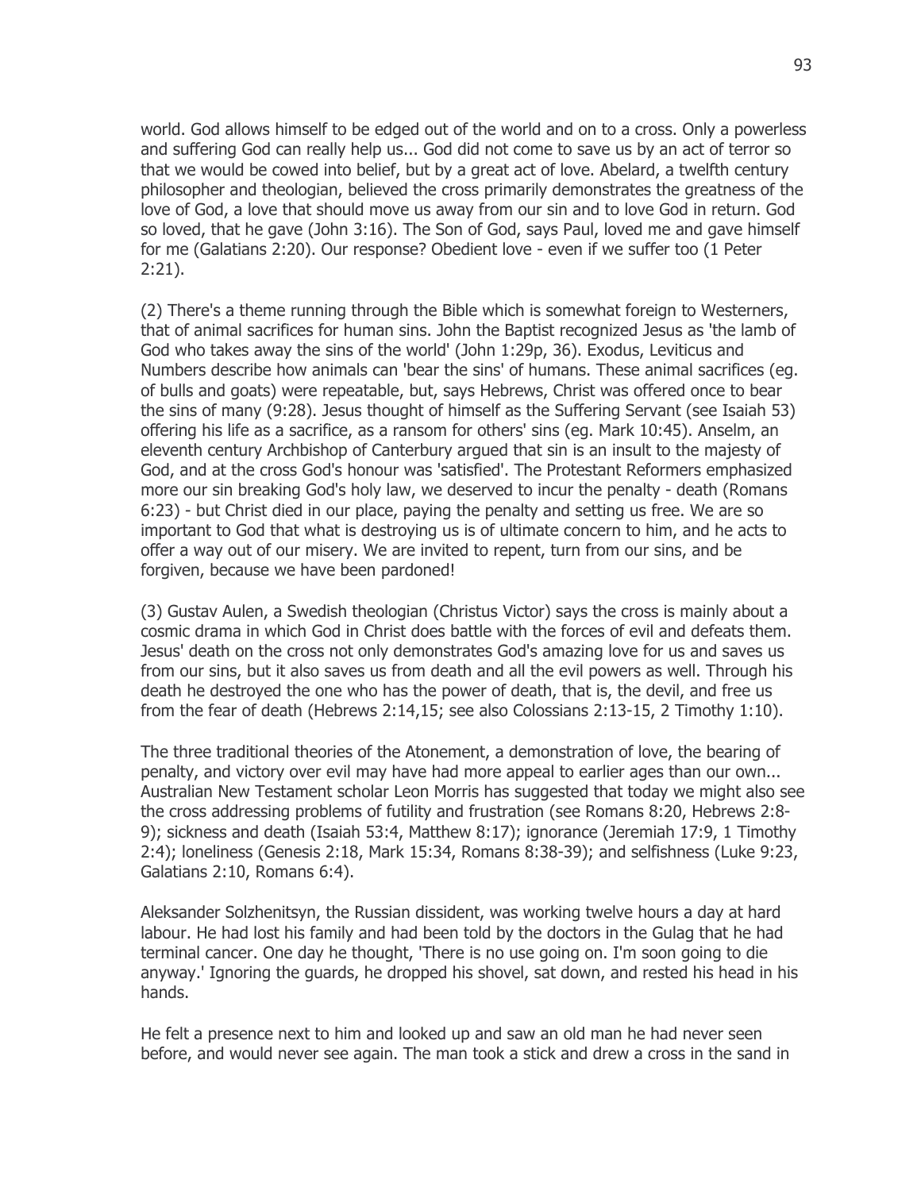world. God allows himself to be edged out of the world and on to a cross. Only a powerless and suffering God can really help us... God did not come to save us by an act of terror so that we would be cowed into belief, but by a great act of love. Abelard, a twelfth century philosopher and theologian, believed the cross primarily demonstrates the greatness of the love of God, a love that should move us away from our sin and to love God in return. God so loved, that he gave (John 3:16). The Son of God, says Paul, loved me and gave himself for me (Galatians 2:20). Our response? Obedient love - even if we suffer too (1 Peter 2:21).

(2) There's a theme running through the Bible which is somewhat foreign to Westerners, that of animal sacrifices for human sins. John the Baptist recognized Jesus as 'the lamb of God who takes away the sins of the world' (John 1:29p, 36). Exodus, Leviticus and Numbers describe how animals can 'bear the sins' of humans. These animal sacrifices (eg. of bulls and goats) were repeatable, but, says Hebrews, Christ was offered once to bear the sins of many (9:28). Jesus thought of himself as the Suffering Servant (see Isaiah 53) offering his life as a sacrifice, as a ransom for others' sins (eg. Mark 10:45). Anselm, an eleventh century Archbishop of Canterbury argued that sin is an insult to the majesty of God, and at the cross God's honour was 'satisfied'. The Protestant Reformers emphasized more our sin breaking God's holy law, we deserved to incur the penalty - death (Romans 6:23) - but Christ died in our place, paying the penalty and setting us free. We are so important to God that what is destroying us is of ultimate concern to him, and he acts to offer a way out of our misery. We are invited to repent, turn from our sins, and be forgiven, because we have been pardoned!

(3) Gustav Aulen, a Swedish theologian (Christus Victor) says the cross is mainly about a cosmic drama in which God in Christ does battle with the forces of evil and defeats them. Jesus' death on the cross not only demonstrates God's amazing love for us and saves us from our sins, but it also saves us from death and all the evil powers as well. Through his death he destroyed the one who has the power of death, that is, the devil, and free us from the fear of death (Hebrews 2:14,15; see also Colossians 2:13-15, 2 Timothy 1:10).

The three traditional theories of the Atonement, a demonstration of love, the bearing of penalty, and victory over evil may have had more appeal to earlier ages than our own... Australian New Testament scholar Leon Morris has suggested that today we might also see the cross addressing problems of futility and frustration (see Romans 8:20, Hebrews 2:8-9); sickness and death (Isaiah 53:4, Matthew 8:17); ignorance (Jeremiah 17:9, 1 Timothy 2:4); loneliness (Genesis 2:18, Mark 15:34, Romans 8:38-39); and selfishness (Luke 9:23, Galatians 2:10, Romans 6:4).

Aleksander Solzhenitsyn, the Russian dissident, was working twelve hours a day at hard labour. He had lost his family and had been told by the doctors in the Gulag that he had terminal cancer. One day he thought, 'There is no use going on. I'm soon going to die anyway.' Ignoring the guards, he dropped his shovel, sat down, and rested his head in his hands.

He felt a presence next to him and looked up and saw an old man he had never seen before, and would never see again. The man took a stick and drew a cross in the sand in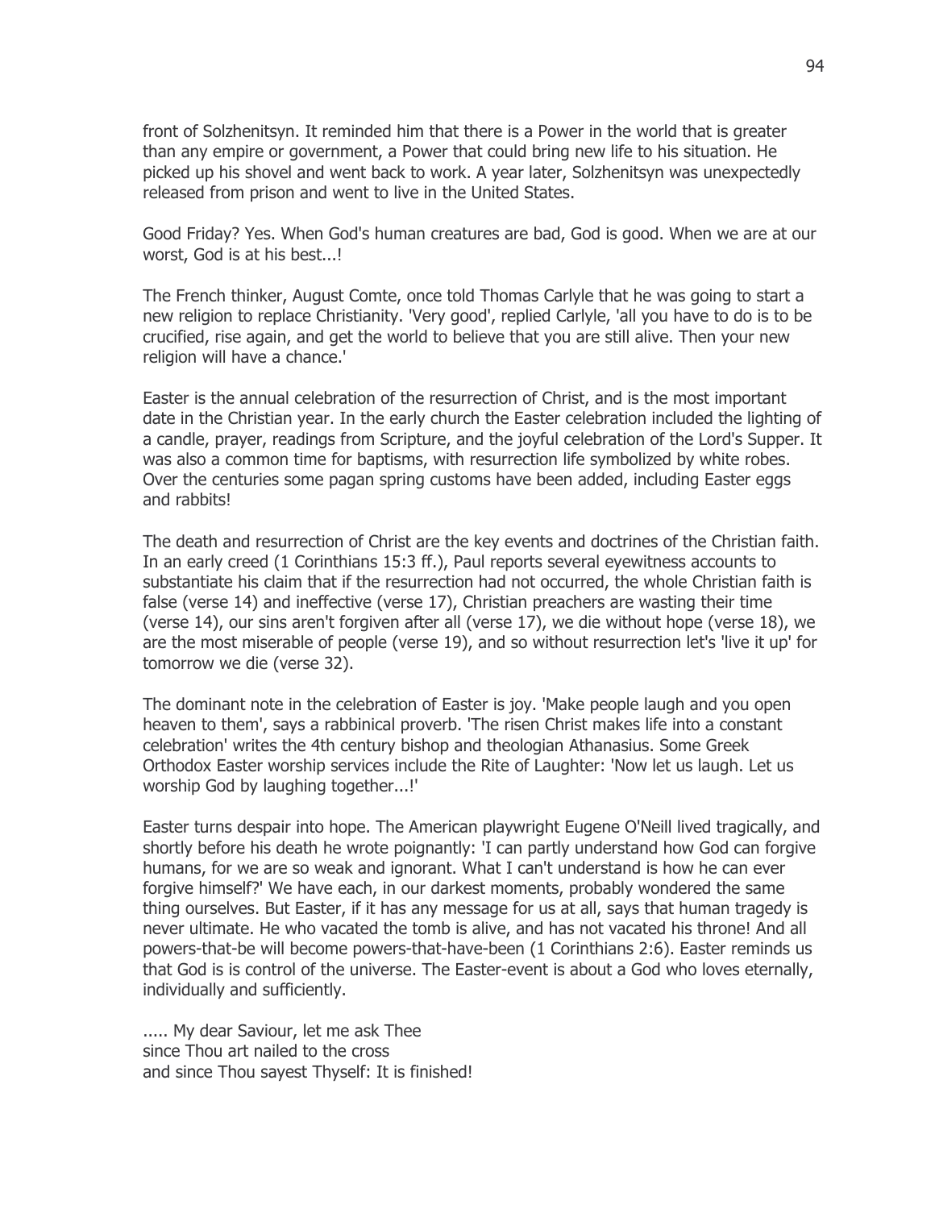front of Solzhenitsyn. It reminded him that there is a Power in the world that is greater than any empire or government, a Power that could bring new life to his situation. He picked up his shovel and went back to work. A year later, Solzhenitsyn was unexpectedly released from prison and went to live in the United States.

Good Friday? Yes. When God's human creatures are bad, God is good. When we are at our worst, God is at his best...!

The French thinker, August Comte, once told Thomas Carlyle that he was going to start a new religion to replace Christianity. 'Very good', replied Carlyle, 'all you have to do is to be crucified, rise again, and get the world to believe that you are still alive. Then your new religion will have a chance.'

Easter is the annual celebration of the resurrection of Christ, and is the most important date in the Christian year. In the early church the Easter celebration included the lighting of a candle, prayer, readings from Scripture, and the joyful celebration of the Lord's Supper. It was also a common time for baptisms, with resurrection life symbolized by white robes. Over the centuries some pagan spring customs have been added, including Easter eggs and rabbits!

The death and resurrection of Christ are the key events and doctrines of the Christian faith. In an early creed (1 Corinthians 15:3 ff.), Paul reports several eyewitness accounts to substantiate his claim that if the resurrection had not occurred, the whole Christian faith is false (verse 14) and ineffective (verse 17), Christian preachers are wasting their time (verse 14), our sins aren't forgiven after all (verse 17), we die without hope (verse 18), we are the most miserable of people (verse 19), and so without resurrection let's 'live it up' for tomorrow we die (verse 32).

The dominant note in the celebration of Easter is joy. 'Make people laugh and you open heaven to them', says a rabbinical proverb. 'The risen Christ makes life into a constant celebration' writes the 4th century bishop and theologian Athanasius. Some Greek Orthodox Easter worship services include the Rite of Laughter: 'Now let us laugh. Let us worship God by laughing together...!'

Easter turns despair into hope. The American playwright Eugene O'Neill lived tragically, and shortly before his death he wrote poignantly: 'I can partly understand how God can forgive humans, for we are so weak and ignorant. What I can't understand is how he can ever forgive himself?' We have each, in our darkest moments, probably wondered the same thing ourselves. But Easter, if it has any message for us at all, says that human tragedy is never ultimate. He who vacated the tomb is alive, and has not vacated his throne! And all powers-that-be will become powers-that-have-been (1 Corinthians 2:6). Easter reminds us that God is is control of the universe. The Easter-event is about a God who loves eternally, individually and sufficiently.

..... My dear Saviour, let me ask Thee
since Thou art nailed to the cross
and since Thou sayest Thyself: It is finished!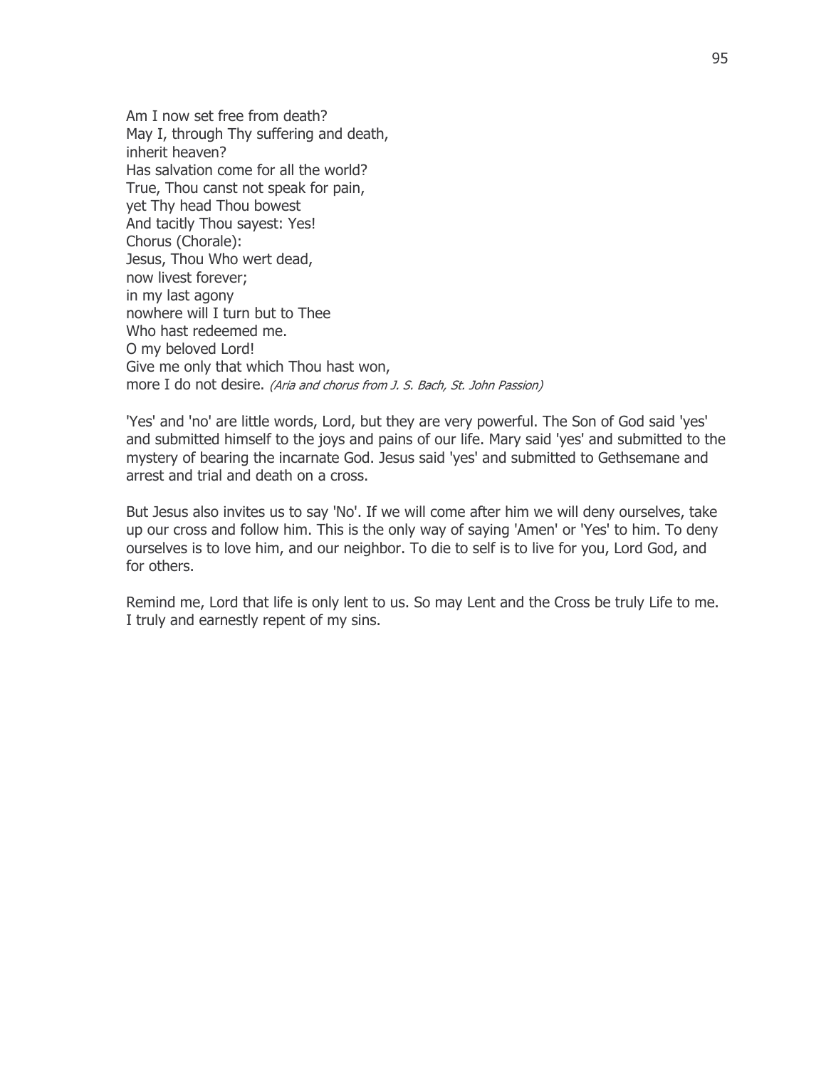Am I now set free from death?  
May I, through Thy suffering and death,  
inherit heaven?  
Has salvation come for all the world?  
True, Thou canst not speak for pain,  
yet Thy head Thou bowest  
And tacitly Thou sayest: Yes!  
Chorus (Chorale):  
Jesus, Thou Who wert dead,  
now livest forever;  
in my last agony  
nowhere will I turn but to Thee  
Who hast redeemed me.  
O my beloved Lord!  
Give me only that which Thou hast won,  
more I do not desire. *(Aria and chorus from J. S. Bach, St. John Passion)*

'Yes' and 'no' are little words, Lord, but they are very powerful. The Son of God said 'yes' and submitted himself to the joys and pains of our life. Mary said 'yes' and submitted to the mystery of bearing the incarnate God. Jesus said 'yes' and submitted to Gethsemane and arrest and trial and death on a cross.

But Jesus also invites us to say 'No'. If we will come after him we will deny ourselves, take up our cross and follow him. This is the only way of saying 'Amen' or 'Yes' to him. To deny ourselves is to love him, and our neighbor. To die to self is to live for you, Lord God, and for others.

Remind me, Lord that life is only lent to us. So may Lent and the Cross be truly Life to me. I truly and earnestly repent of my sins.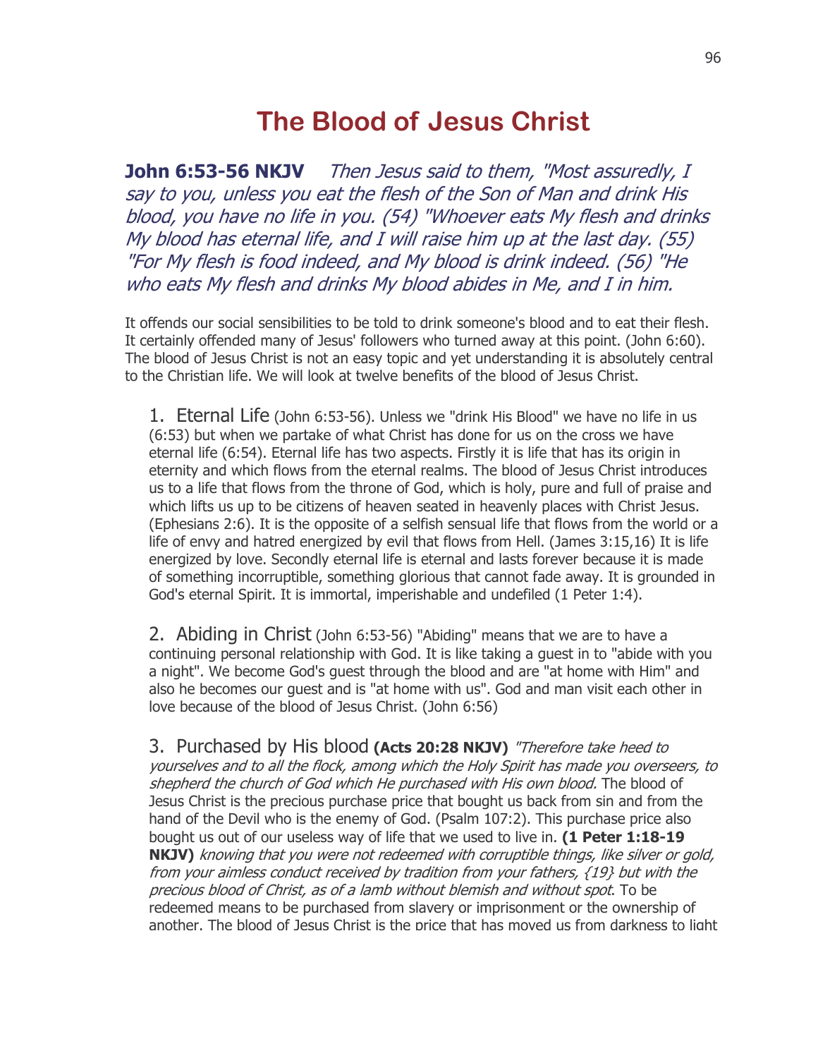# The Blood of Jesus Christ

**John 6:53-56 NKJV** *Then Jesus said to them, "Most assuredly, I say to you, unless you eat the flesh of the Son of Man and drink His blood, you have no life in you. (54) "Whoever eats My flesh and drinks My blood has eternal life, and I will raise him up at the last day. (55) "For My flesh is food indeed, and My blood is drink indeed. (56) "He who eats My flesh and drinks My blood abides in Me, and I in him.*

It offends our social sensibilities to be told to drink someone's blood and to eat their flesh. It certainly offended many of Jesus' followers who turned away at this point. (John 6:60). The blood of Jesus Christ is not an easy topic and yet understanding it is absolutely central to the Christian life. We will look at twelve benefits of the blood of Jesus Christ.

1. Eternal Life (John 6:53-56). Unless we "drink His Blood" we have no life in us (6:53) but when we partake of what Christ has done for us on the cross we have eternal life (6:54). Eternal life has two aspects. Firstly it is life that has its origin in eternity and which flows from the eternal realms. The blood of Jesus Christ introduces us to a life that flows from the throne of God, which is holy, pure and full of praise and which lifts us up to be citizens of heaven seated in heavenly places with Christ Jesus. (Ephesians 2:6). It is the opposite of a selfish sensual life that flows from the world or a life of envy and hatred energized by evil that flows from Hell. (James 3:15,16) It is life energized by love. Secondly eternal life is eternal and lasts forever because it is made of something incorruptible, something glorious that cannot fade away. It is grounded in God's eternal Spirit. It is immortal, imperishable and undefiled (1 Peter 1:4).

2. Abiding in Christ (John 6:53-56) "Abiding" means that we are to have a continuing personal relationship with God. It is like taking a guest in to "abide with you a night". We become God's guest through the blood and are "at home with Him" and also he becomes our guest and is "at home with us". God and man visit each other in love because of the blood of Jesus Christ. (John 6:56)

3. Purchased by His blood **(Acts 20:28 NKJV)** *"Therefore take heed to yourselves and to all the flock, among which the Holy Spirit has made you overseers, to shepherd the church of God which He purchased with His own blood.* The blood of Jesus Christ is the precious purchase price that bought us back from sin and from the hand of the Devil who is the enemy of God. (Psalm 107:2). This purchase price also bought us out of our useless way of life that we used to live in. **(1 Peter 1:18-19 NKJV)** *knowing that you were not redeemed with corruptible things, like silver or gold, from your aimless conduct received by tradition from your fathers, {19} but with the precious blood of Christ, as of a lamb without blemish and without spot*. To be redeemed means to be purchased from slavery or imprisonment or the ownership of another. The blood of Jesus Christ is the price that has moved us from darkness to light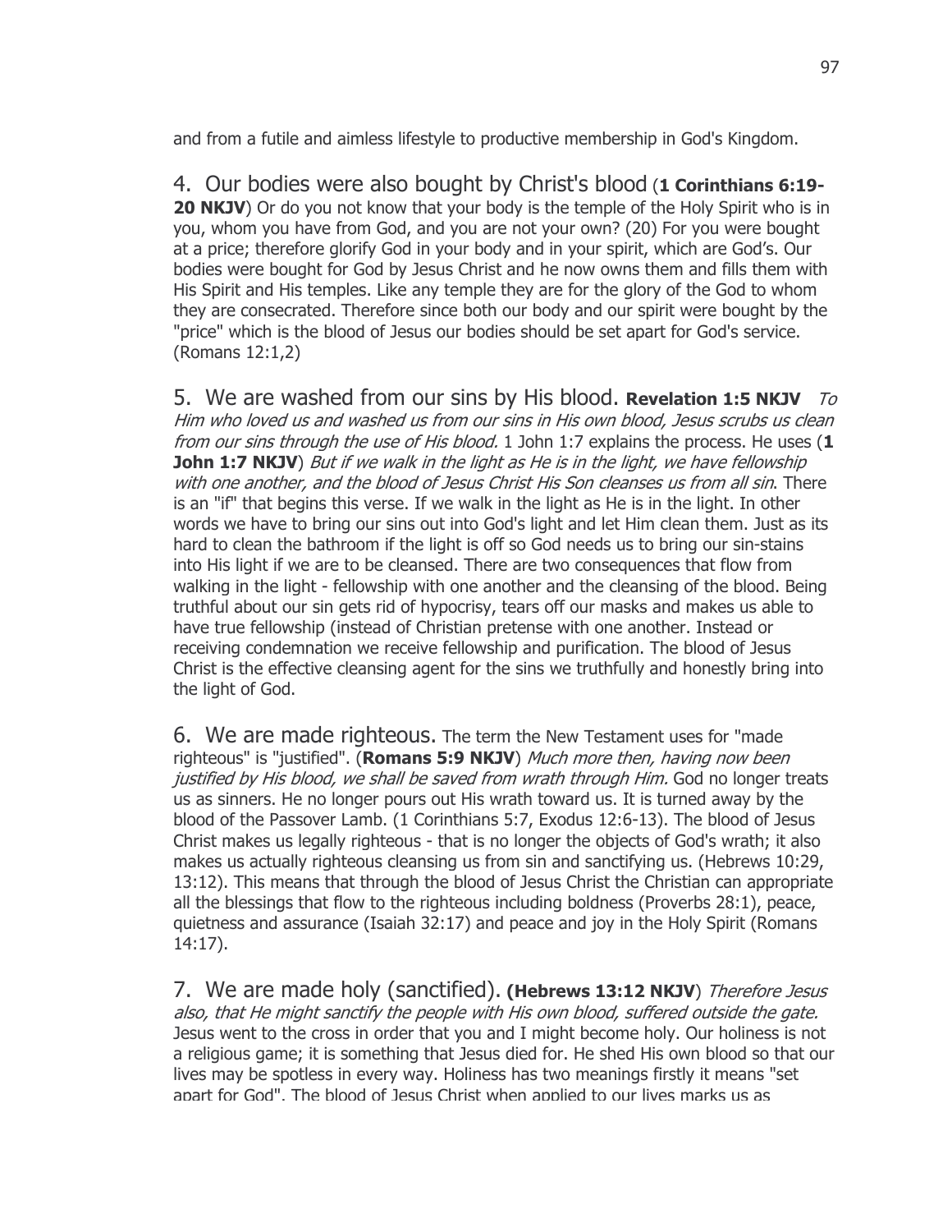and from a futile and aimless lifestyle to productive membership in God's Kingdom.

4. Our bodies were also bought by Christ's blood (**1 Corinthians 6:19-20 NKJV**) Or do you not know that your body is the temple of the Holy Spirit who is in you, whom you have from God, and you are not your own? (20) For you were bought at a price; therefore glorify God in your body and in your spirit, which are God's. Our bodies were bought for God by Jesus Christ and he now owns them and fills them with His Spirit and His temples. Like any temple they are for the glory of the God to whom they are consecrated. Therefore since both our body and our spirit were bought by the "price" which is the blood of Jesus our bodies should be set apart for God's service. (Romans 12:1,2)

5. We are washed from our sins by His blood. **Revelation 1:5 NKJV** *To Him who loved us and washed us from our sins in His own blood, Jesus scrubs us clean from our sins through the use of His blood.* 1 John 1:7 explains the process. He uses (**1 John 1:7 NKJV**) *But if we walk in the light as He is in the light, we have fellowship with one another, and the blood of Jesus Christ His Son cleanses us from all sin*. There is an "if" that begins this verse. If we walk in the light as He is in the light. In other words we have to bring our sins out into God's light and let Him clean them. Just as its hard to clean the bathroom if the light is off so God needs us to bring our sin-stains into His light if we are to be cleansed. There are two consequences that flow from walking in the light - fellowship with one another and the cleansing of the blood. Being truthful about our sin gets rid of hypocrisy, tears off our masks and makes us able to have true fellowship (instead of Christian pretense with one another. Instead or receiving condemnation we receive fellowship and purification. The blood of Jesus Christ is the effective cleansing agent for the sins we truthfully and honestly bring into the light of God.

6. We are made righteous. The term the New Testament uses for "made righteous" is "justified". (**Romans 5:9 NKJV**) *Much more then, having now been justified by His blood, we shall be saved from wrath through Him.* God no longer treats us as sinners. He no longer pours out His wrath toward us. It is turned away by the blood of the Passover Lamb. (1 Corinthians 5:7, Exodus 12:6-13). The blood of Jesus Christ makes us legally righteous - that is no longer the objects of God's wrath; it also makes us actually righteous cleansing us from sin and sanctifying us. (Hebrews 10:29, 13:12). This means that through the blood of Jesus Christ the Christian can appropriate all the blessings that flow to the righteous including boldness (Proverbs 28:1), peace, quietness and assurance (Isaiah 32:17) and peace and joy in the Holy Spirit (Romans 14:17).

7. We are made holy (sanctified). **(Hebrews 13:12 NKJV**) *Therefore Jesus also, that He might sanctify the people with His own blood, suffered outside the gate.* Jesus went to the cross in order that you and I might become holy. Our holiness is not a religious game; it is something that Jesus died for. He shed His own blood so that our lives may be spotless in every way. Holiness has two meanings firstly it means "set apart for God". The blood of Jesus Christ when applied to our lives marks us as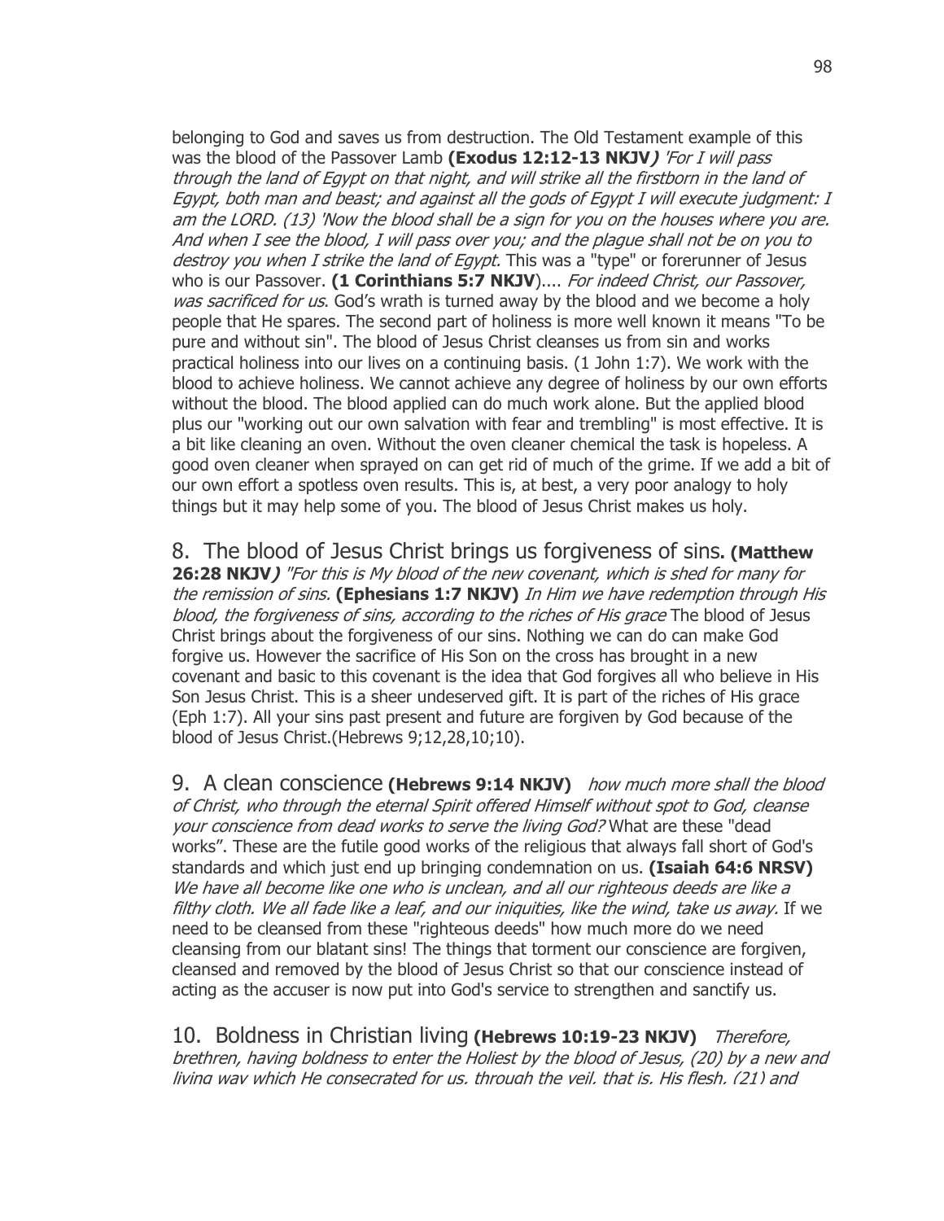belonging to God and saves us from destruction. The Old Testament example of this was the blood of the Passover Lamb **(Exodus 12:12-13 NKJV)** *'For I will pass through the land of Egypt on that night, and will strike all the firstborn in the land of Egypt, both man and beast; and against all the gods of Egypt I will execute judgment: I am the LORD. (13) 'Now the blood shall be a sign for you on the houses where you are. And when I see the blood, I will pass over you; and the plague shall not be on you to destroy you when I strike the land of Egypt.* This was a "type" or forerunner of Jesus who is our Passover. **(1 Corinthians 5:7 NKJV)**.... *For indeed Christ, our Passover, was sacrificed for us*. God's wrath is turned away by the blood and we become a holy people that He spares. The second part of holiness is more well known it means "To be pure and without sin". The blood of Jesus Christ cleanses us from sin and works practical holiness into our lives on a continuing basis. (1 John 1:7). We work with the blood to achieve holiness. We cannot achieve any degree of holiness by our own efforts without the blood. The blood applied can do much work alone. But the applied blood plus our "working out our own salvation with fear and trembling" is most effective. It is a bit like cleaning an oven. Without the oven cleaner chemical the task is hopeless. A good oven cleaner when sprayed on can get rid of much of the grime. If we add a bit of our own effort a spotless oven results. This is, at best, a very poor analogy to holy things but it may help some of you. The blood of Jesus Christ makes us holy.

8. The blood of Jesus Christ brings us forgiveness of sins. **(Matthew 26:28 NKJV)** *"For this is My blood of the new covenant, which is shed for many for the remission of sins.* **(Ephesians 1:7 NKJV)** *In Him we have redemption through His blood, the forgiveness of sins, according to the riches of His grace* The blood of Jesus Christ brings about the forgiveness of our sins. Nothing we can do can make God forgive us. However the sacrifice of His Son on the cross has brought in a new covenant and basic to this covenant is the idea that God forgives all who believe in His Son Jesus Christ. This is a sheer undeserved gift. It is part of the riches of His grace (Eph 1:7). All your sins past present and future are forgiven by God because of the blood of Jesus Christ.(Hebrews 9;12,28,10;10).

9. A clean conscience **(Hebrews 9:14 NKJV)** *how much more shall the blood of Christ, who through the eternal Spirit offered Himself without spot to God, cleanse your conscience from dead works to serve the living God?* What are these "dead works". These are the futile good works of the religious that always fall short of God's standards and which just end up bringing condemnation on us. **(Isaiah 64:6 NRSV)** *We have all become like one who is unclean, and all our righteous deeds are like a filthy cloth. We all fade like a leaf, and our iniquities, like the wind, take us away.* If we need to be cleansed from these "righteous deeds" how much more do we need cleansing from our blatant sins! The things that torment our conscience are forgiven, cleansed and removed by the blood of Jesus Christ so that our conscience instead of acting as the accuser is now put into God's service to strengthen and sanctify us.

10. Boldness in Christian living **(Hebrews 10:19-23 NKJV)** *Therefore, brethren, having boldness to enter the Holiest by the blood of Jesus, (20) by a new and living way which He consecrated for us, through the veil, that is, His flesh, (21) and*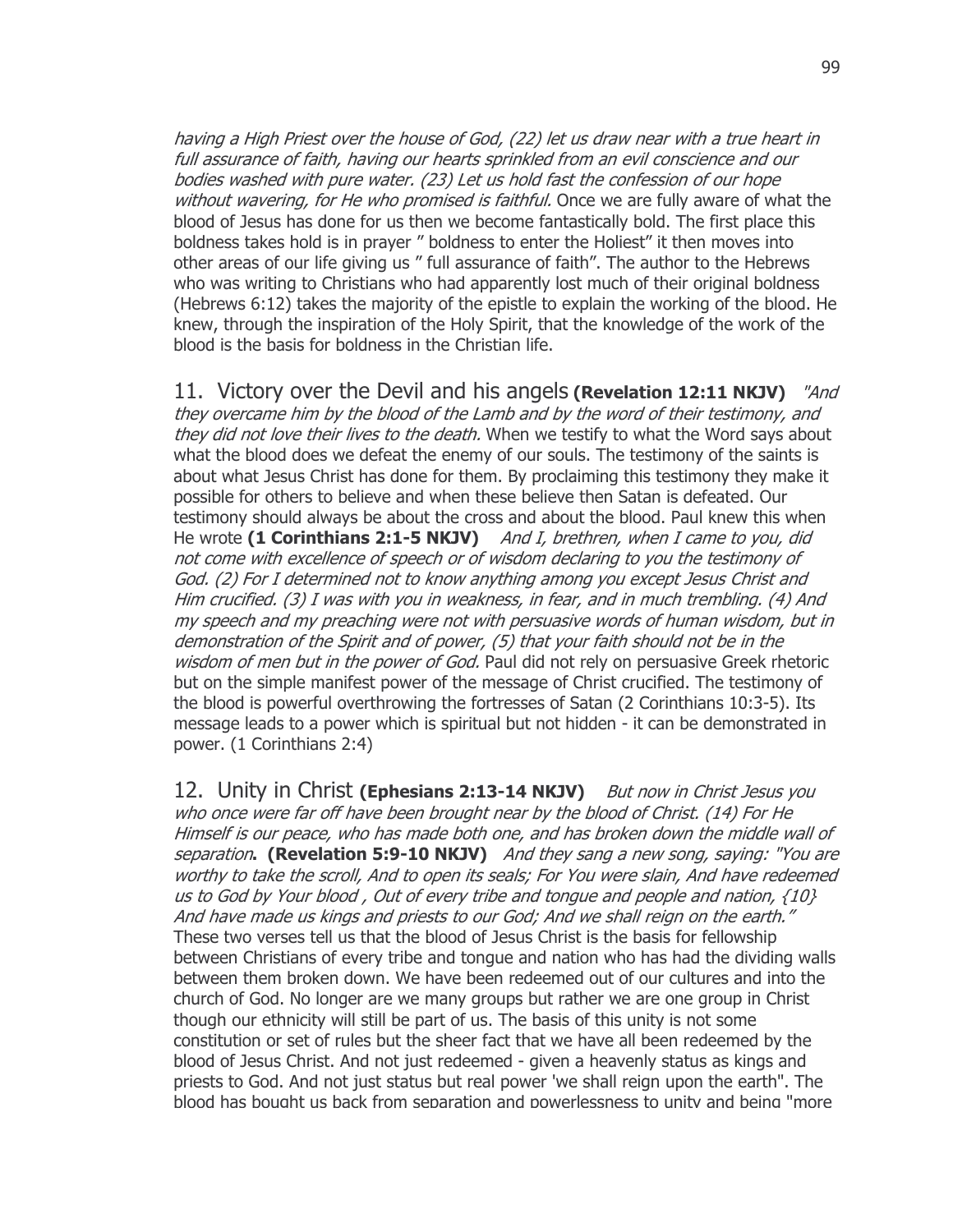*having a High Priest over the house of God, (22) let us draw near with a true heart in full assurance of faith, having our hearts sprinkled from an evil conscience and our bodies washed with pure water. (23) Let us hold fast the confession of our hope without wavering, for He who promised is faithful.* Once we are fully aware of what the blood of Jesus has done for us then we become fantastically bold. The first place this boldness takes hold is in prayer " boldness to enter the Holiest" it then moves into other areas of our life giving us " full assurance of faith". The author to the Hebrews who was writing to Christians who had apparently lost much of their original boldness (Hebrews 6:12) takes the majority of the epistle to explain the working of the blood. He knew, through the inspiration of the Holy Spirit, that the knowledge of the work of the blood is the basis for boldness in the Christian life.

11. Victory over the Devil and his angels **(Revelation 12:11 NKJV)** *"And they overcame him by the blood of the Lamb and by the word of their testimony, and they did not love their lives to the death.* When we testify to what the Word says about what the blood does we defeat the enemy of our souls. The testimony of the saints is about what Jesus Christ has done for them. By proclaiming this testimony they make it possible for others to believe and when these believe then Satan is defeated. Our testimony should always be about the cross and about the blood. Paul knew this when He wrote **(1 Corinthians 2:1-5 NKJV)** *And I, brethren, when I came to you, did not come with excellence of speech or of wisdom declaring to you the testimony of God. (2) For I determined not to know anything among you except Jesus Christ and Him crucified. (3) I was with you in weakness, in fear, and in much trembling. (4) And my speech and my preaching were not with persuasive words of human wisdom, but in demonstration of the Spirit and of power, (5) that your faith should not be in the wisdom of men but in the power of God.* Paul did not rely on persuasive Greek rhetoric but on the simple manifest power of the message of Christ crucified. The testimony of the blood is powerful overthrowing the fortresses of Satan (2 Corinthians 10:3-5). Its message leads to a power which is spiritual but not hidden - it can be demonstrated in power. (1 Corinthians 2:4)

12. Unity in Christ **(Ephesians 2:13-14 NKJV)** *But now in Christ Jesus you who once were far off have been brought near by the blood of Christ. (14) For He Himself is our peace, who has made both one, and has broken down the middle wall of separation***. (Revelation 5:9-10 NKJV)** *And they sang a new song, saying: "You are worthy to take the scroll, And to open its seals; For You were slain, And have redeemed us to God by Your blood , Out of every tribe and tongue and people and nation, {10} And have made us kings and priests to our God; And we shall reign on the earth."* These two verses tell us that the blood of Jesus Christ is the basis for fellowship between Christians of every tribe and tongue and nation who has had the dividing walls between them broken down. We have been redeemed out of our cultures and into the church of God. No longer are we many groups but rather we are one group in Christ though our ethnicity will still be part of us. The basis of this unity is not some constitution or set of rules but the sheer fact that we have all been redeemed by the blood of Jesus Christ. And not just redeemed - given a heavenly status as kings and priests to God. And not just status but real power 'we shall reign upon the earth". The blood has bought us back from separation and powerlessness to unity and being "more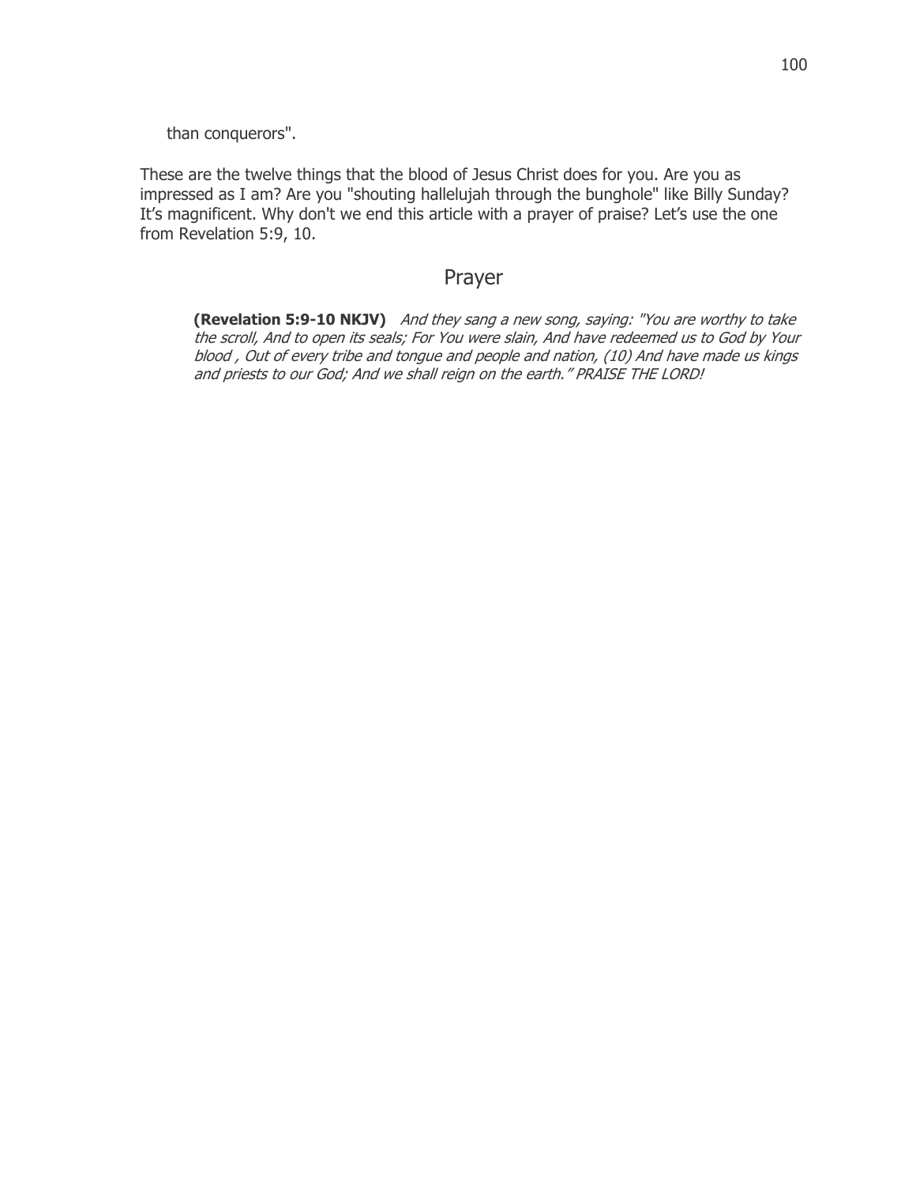than conquerors".

These are the twelve things that the blood of Jesus Christ does for you. Are you as impressed as I am? Are you "shouting hallelujah through the bunghole" like Billy Sunday? It's magnificent. Why don't we end this article with a prayer of praise? Let's use the one from Revelation 5:9, 10.

## Prayer

**(Revelation 5:9-10 NKJV)** *And they sang a new song, saying: "You are worthy to take the scroll, And to open its seals; For You were slain, And have redeemed us to God by Your blood , Out of every tribe and tongue and people and nation, (10) And have made us kings and priests to our God; And we shall reign on the earth." PRAISE THE LORD!*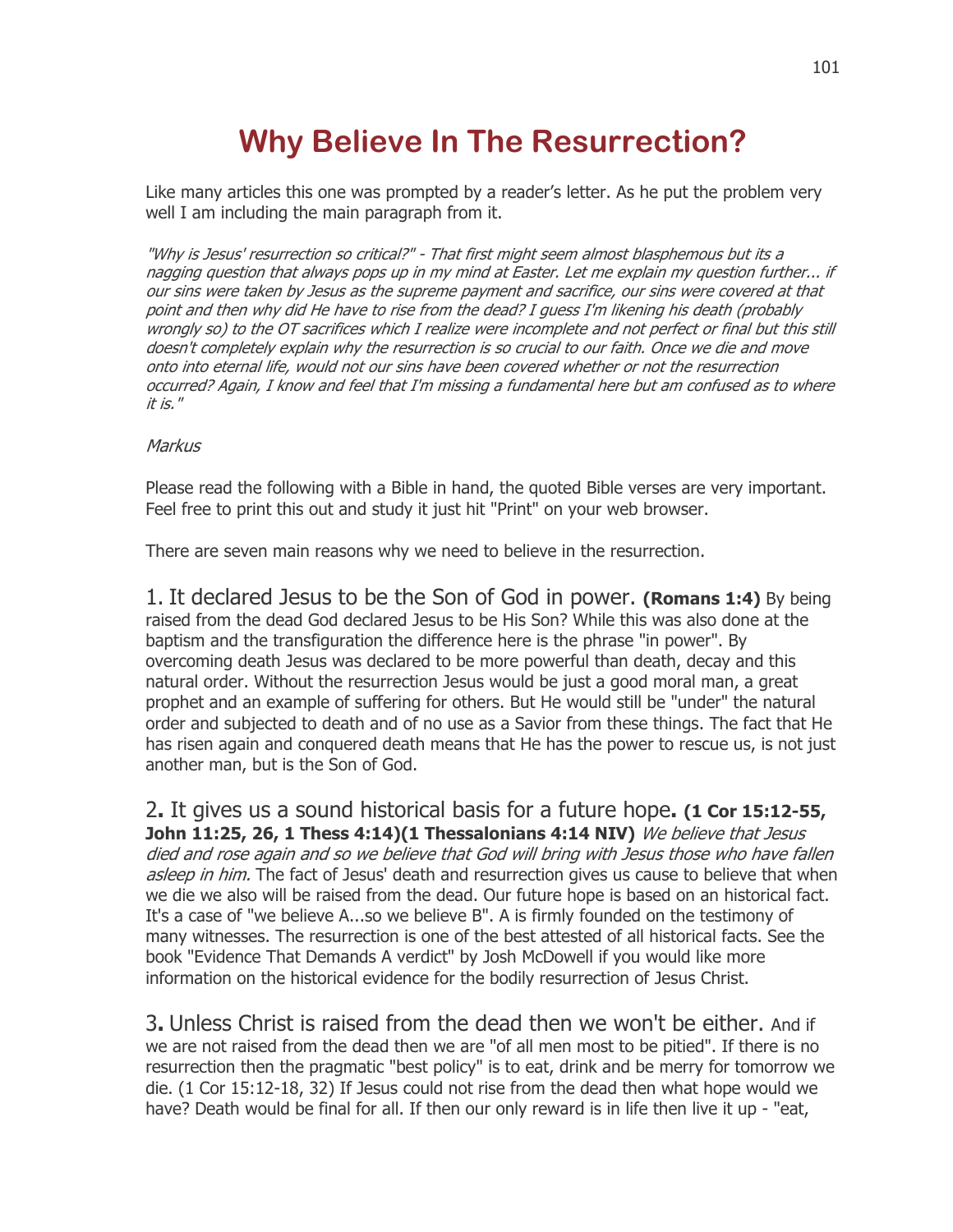# Why Believe In The Resurrection?

Like many articles this one was prompted by a reader's letter. As he put the problem very well I am including the main paragraph from it.

*"Why is Jesus' resurrection so critical?" - That first might seem almost blasphemous but its a nagging question that always pops up in my mind at Easter. Let me explain my question further... if our sins were taken by Jesus as the supreme payment and sacrifice, our sins were covered at that point and then why did He have to rise from the dead? I guess I'm likening his death (probably wrongly so) to the OT sacrifices which I realize were incomplete and not perfect or final but this still doesn't completely explain why the resurrection is so crucial to our faith. Once we die and move onto into eternal life, would not our sins have been covered whether or not the resurrection occurred? Again, I know and feel that I'm missing a fundamental here but am confused as to where it is."*

*Markus*

Please read the following with a Bible in hand, the quoted Bible verses are very important. Feel free to print this out and study it just hit "Print" on your web browser.

There are seven main reasons why we need to believe in the resurrection.

1. It declared Jesus to be the Son of God in power. **(Romans 1:4)** By being raised from the dead God declared Jesus to be His Son? While this was also done at the baptism and the transfiguration the difference here is the phrase "in power". By overcoming death Jesus was declared to be more powerful than death, decay and this natural order. Without the resurrection Jesus would be just a good moral man, a great prophet and an example of suffering for others. But He would still be "under" the natural order and subjected to death and of no use as a Savior from these things. The fact that He has risen again and conquered death means that He has the power to rescue us, is not just another man, but is the Son of God.

2**.** It gives us a sound historical basis for a future hope**. (1 Cor 15:12-55, John 11:25, 26, 1 Thess 4:14)(1 Thessalonians 4:14 NIV)** *We believe that Jesus died and rose again and so we believe that God will bring with Jesus those who have fallen asleep in him.* The fact of Jesus' death and resurrection gives us cause to believe that when we die we also will be raised from the dead. Our future hope is based on an historical fact. It's a case of "we believe A...so we believe B". A is firmly founded on the testimony of many witnesses. The resurrection is one of the best attested of all historical facts. See the book "Evidence That Demands A verdict" by Josh McDowell if you would like more information on the historical evidence for the bodily resurrection of Jesus Christ.

3**.** Unless Christ is raised from the dead then we won't be either. And if we are not raised from the dead then we are "of all men most to be pitied". If there is no resurrection then the pragmatic "best policy" is to eat, drink and be merry for tomorrow we die. (1 Cor 15:12-18, 32) If Jesus could not rise from the dead then what hope would we have? Death would be final for all. If then our only reward is in life then live it up - "eat,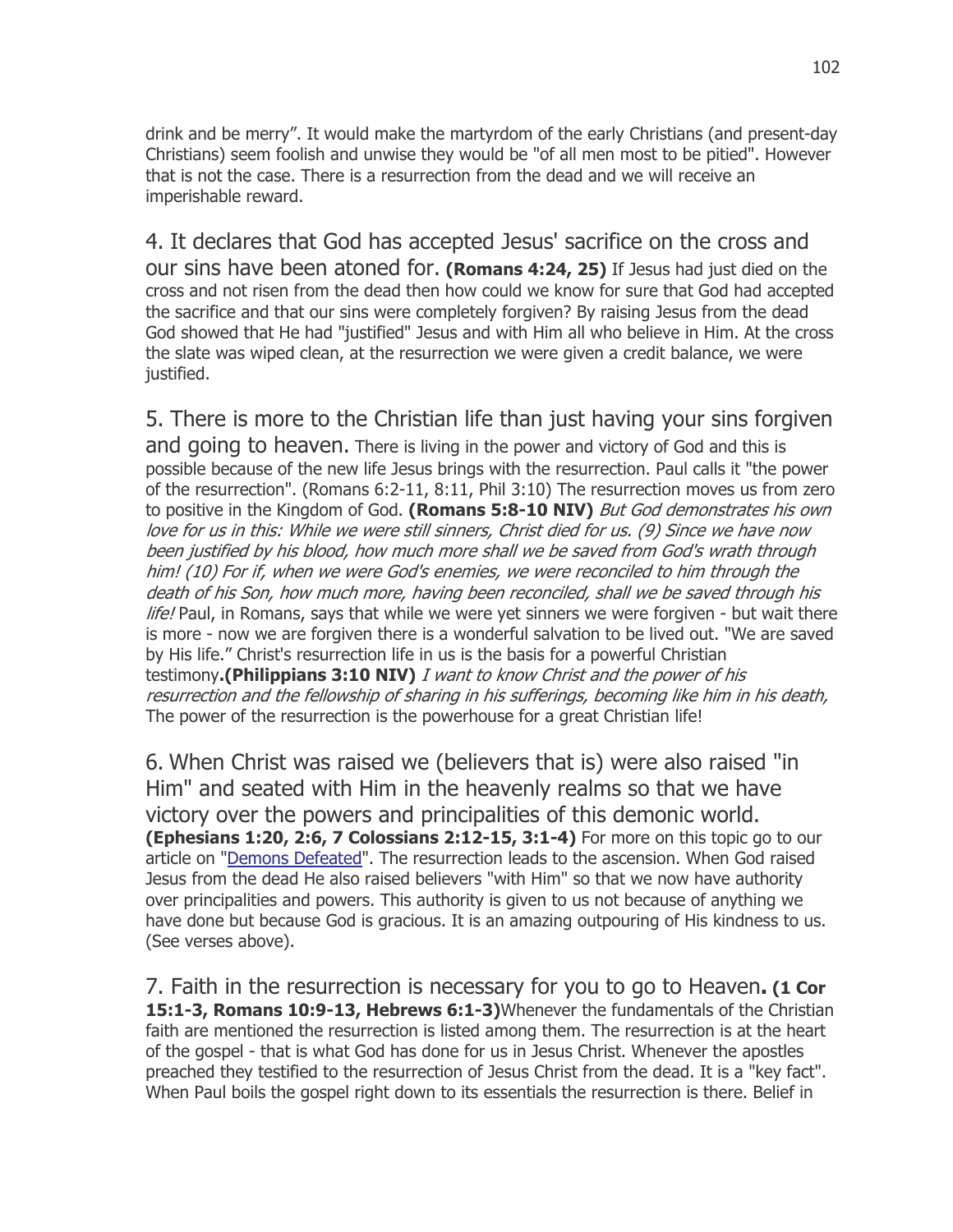drink and be merry". It would make the martyrdom of the early Christians (and present-day Christians) seem foolish and unwise they would be "of all men most to be pitied". However that is not the case. There is a resurrection from the dead and we will receive an imperishable reward.

4. It declares that God has accepted Jesus' sacrifice on the cross and our sins have been atoned for. **(Romans 4:24, 25)** If Jesus had just died on the cross and not risen from the dead then how could we know for sure that God had accepted the sacrifice and that our sins were completely forgiven? By raising Jesus from the dead God showed that He had "justified" Jesus and with Him all who believe in Him. At the cross the slate was wiped clean, at the resurrection we were given a credit balance, we were justified.

5. There is more to the Christian life than just having your sins forgiven and going to heaven. There is living in the power and victory of God and this is possible because of the new life Jesus brings with the resurrection. Paul calls it "the power of the resurrection". (Romans 6:2-11, 8:11, Phil 3:10) The resurrection moves us from zero to positive in the Kingdom of God. **(Romans 5:8-10 NIV)** *But God demonstrates his own love for us in this: While we were still sinners, Christ died for us. (9) Since we have now been justified by his blood, how much more shall we be saved from God's wrath through him! (10) For if, when we were God's enemies, we were reconciled to him through the death of his Son, how much more, having been reconciled, shall we be saved through his life!* Paul, in Romans, says that while we were yet sinners we were forgiven - but wait there is more - now we are forgiven there is a wonderful salvation to be lived out. "We are saved by His life." Christ's resurrection life in us is the basis for a powerful Christian testimony. **(Philippians 3:10 NIV)** *I want to know Christ and the power of his resurrection and the fellowship of sharing in his sufferings, becoming like him in his death,* The power of the resurrection is the powerhouse for a great Christian life!

6. When Christ was raised we (believers that is) were also raised "in Him" and seated with Him in the heavenly realms so that we have victory over the powers and principalities of this demonic world. **(Ephesians 1:20, 2:6, 7 Colossians 2:12-15, 3:1-4)** For more on this topic go to our article on "Demons Defeated". The resurrection leads to the ascension. When God raised Jesus from the dead He also raised believers "with Him" so that we now have authority over principalities and powers. This authority is given to us not because of anything we have done but because God is gracious. It is an amazing outpouring of His kindness to us. (See verses above).

7. Faith in the resurrection is necessary for you to go to Heaven. **(1 Cor 15:1-3, Romans 10:9-13, Hebrews 6:1-3)** Whenever the fundamentals of the Christian faith are mentioned the resurrection is listed among them. The resurrection is at the heart of the gospel - that is what God has done for us in Jesus Christ. Whenever the apostles preached they testified to the resurrection of Jesus Christ from the dead. It is a "key fact". When Paul boils the gospel right down to its essentials the resurrection is there. Belief in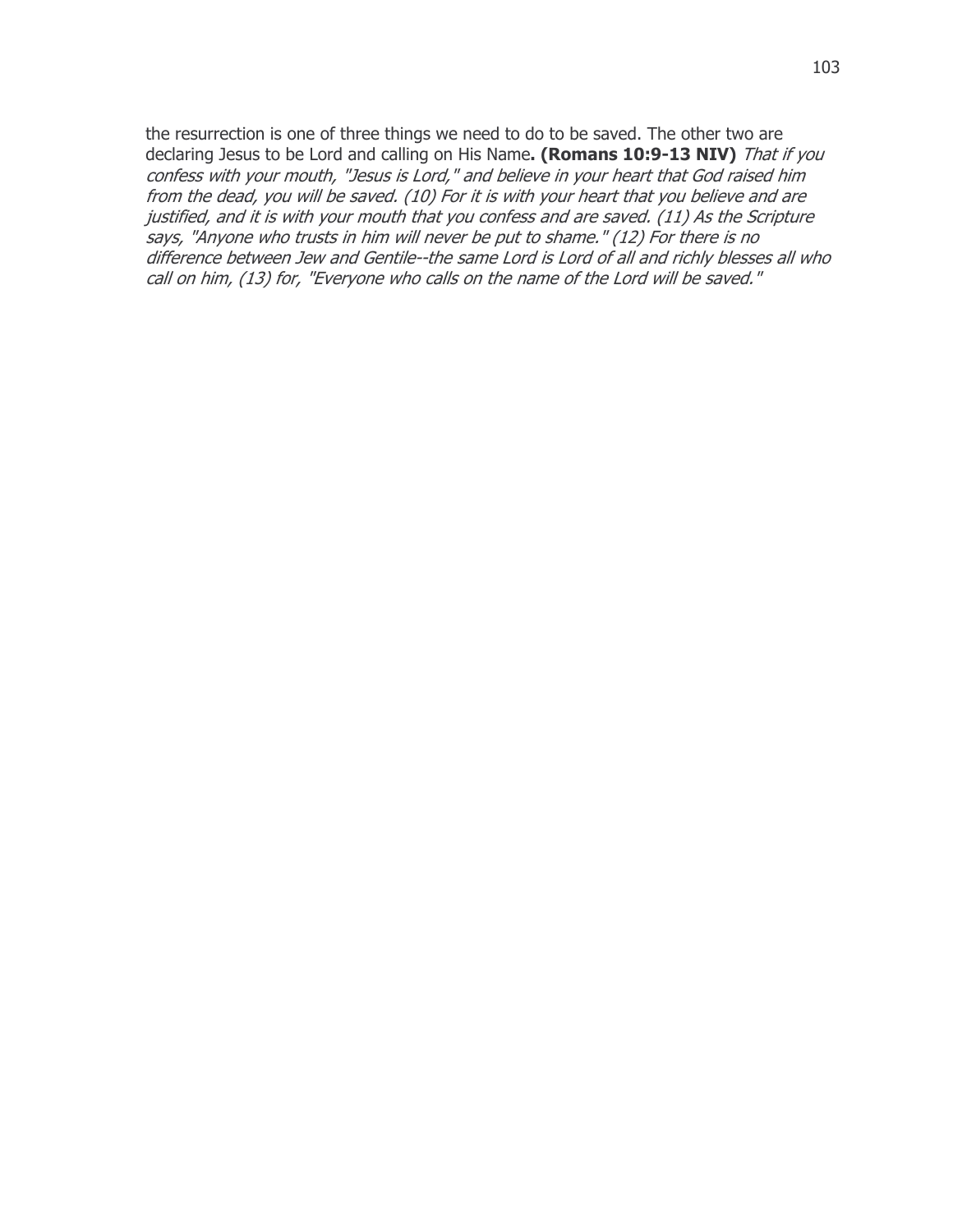the resurrection is one of three things we need to do to be saved. The other two are declaring Jesus to be Lord and calling on His Name**. (Romans 10:9-13 NIV)** *That if you confess with your mouth, "Jesus is Lord," and believe in your heart that God raised him from the dead, you will be saved. (10) For it is with your heart that you believe and are justified, and it is with your mouth that you confess and are saved. (11) As the Scripture says, "Anyone who trusts in him will never be put to shame." (12) For there is no difference between Jew and Gentile--the same Lord is Lord of all and richly blesses all who call on him, (13) for, "Everyone who calls on the name of the Lord will be saved."*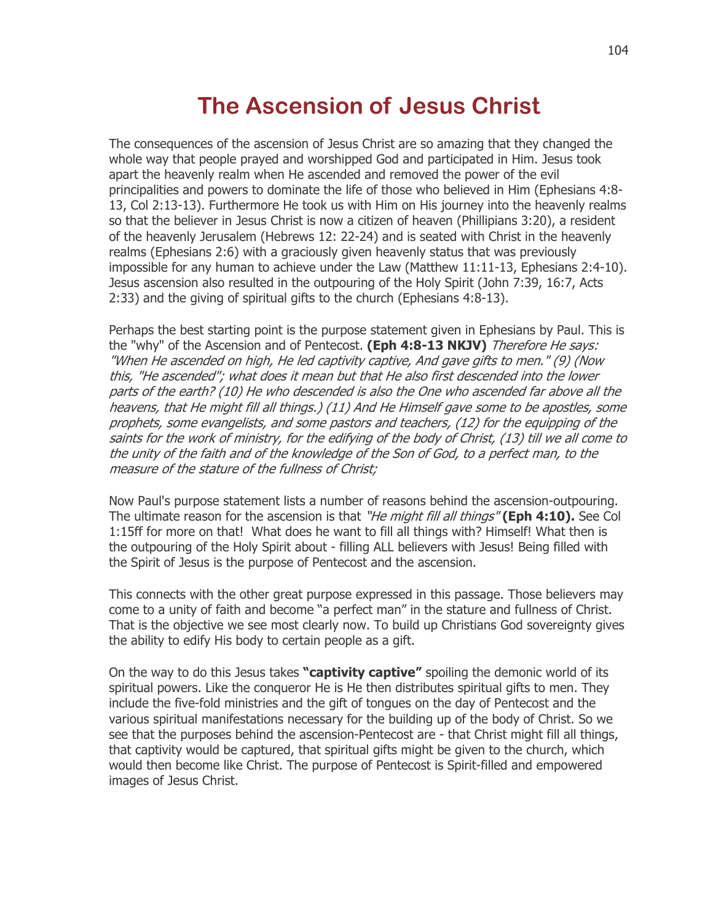# The Ascension of Jesus Christ

The consequences of the ascension of Jesus Christ are so amazing that they changed the whole way that people prayed and worshipped God and participated in Him. Jesus took apart the heavenly realm when He ascended and removed the power of the evil principalities and powers to dominate the life of those who believed in Him (Ephesians 4:8-13, Col 2:13-13). Furthermore He took us with Him on His journey into the heavenly realms so that the believer in Jesus Christ is now a citizen of heaven (Phillipians 3:20), a resident of the heavenly Jerusalem (Hebrews 12: 22-24) and is seated with Christ in the heavenly realms (Ephesians 2:6) with a graciously given heavenly status that was previously impossible for any human to achieve under the Law (Matthew 11:11-13, Ephesians 2:4-10). Jesus ascension also resulted in the outpouring of the Holy Spirit (John 7:39, 16:7, Acts 2:33) and the giving of spiritual gifts to the church (Ephesians 4:8-13).

Perhaps the best starting point is the purpose statement given in Ephesians by Paul. This is the "why" of the Ascension and of Pentecost. **(Eph 4:8-13 NKJV)** *Therefore He says: "When He ascended on high, He led captivity captive, And gave gifts to men." (9) (Now this, "He ascended"; what does it mean but that He also first descended into the lower parts of the earth? (10) He who descended is also the One who ascended far above all the heavens, that He might fill all things.) (11) And He Himself gave some to be apostles, some prophets, some evangelists, and some pastors and teachers, (12) for the equipping of the saints for the work of ministry, for the edifying of the body of Christ, (13) till we all come to the unity of the faith and of the knowledge of the Son of God, to a perfect man, to the measure of the stature of the fullness of Christ;*

Now Paul's purpose statement lists a number of reasons behind the ascension-outpouring. The ultimate reason for the ascension is that *"He might fill all things"* **(Eph 4:10).** See Col 1:15ff for more on that! What does he want to fill all things with? Himself! What then is the outpouring of the Holy Spirit about - filling ALL believers with Jesus! Being filled with the Spirit of Jesus is the purpose of Pentecost and the ascension.

This connects with the other great purpose expressed in this passage. Those believers may come to a unity of faith and become "a perfect man" in the stature and fullness of Christ. That is the objective we see most clearly now. To build up Christians God sovereignty gives the ability to edify His body to certain people as a gift.

On the way to do this Jesus takes **"captivity captive"** spoiling the demonic world of its spiritual powers. Like the conqueror He is He then distributes spiritual gifts to men. They include the five-fold ministries and the gift of tongues on the day of Pentecost and the various spiritual manifestations necessary for the building up of the body of Christ. So we see that the purposes behind the ascension-Pentecost are - that Christ might fill all things, that captivity would be captured, that spiritual gifts might be given to the church, which would then become like Christ. The purpose of Pentecost is Spirit-filled and empowered images of Jesus Christ.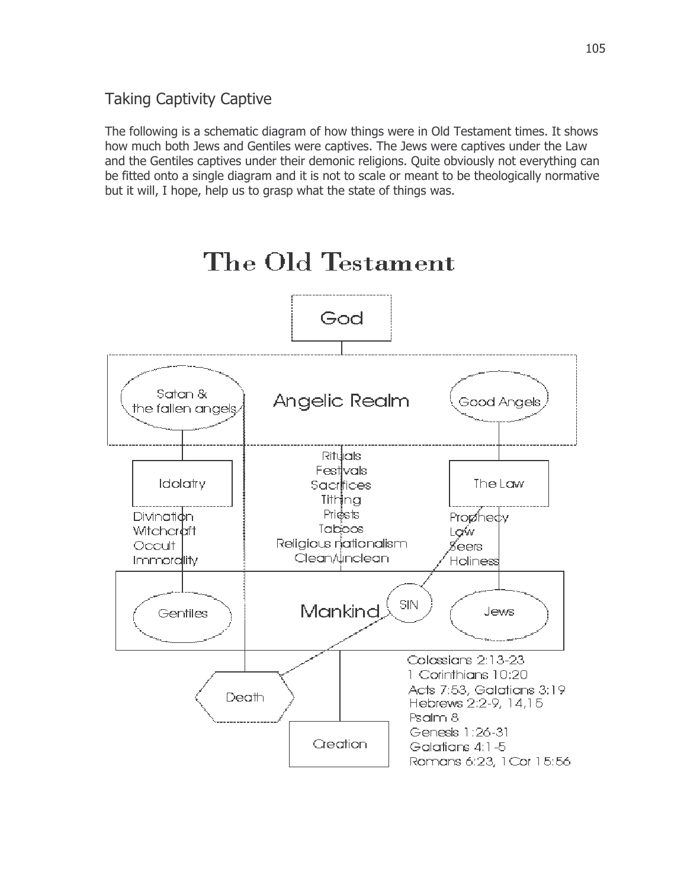## Taking Captivity Captive

The following is a schematic diagram of how things were in Old Testament times. It shows how much both Jews and Gentiles were captives. The Jews were captives under the Law and the Gentiles captives under their demonic religions. Quite obviously not everything can be fitted onto a single diagram and it is not to scale or meant to be theologically normative but it will, I hope, help us to grasp what the state of things was.

### The Old Testament

God

Angelic Realm

Satan & the fallen angels

Good Angels

Idolatry

The Law

Rituals
Festivals
Sacrifices
Tithing
Priests
Taboos
Religious nationalism
Clean/Unclean

Divination
Witchcraft
Occult
Immorality

Prophecy
Law
Seers
Holiness

Mankind

Gentiles

SIN

Jews

Death

Creation

Colossians 2:13-23
1 Corinthians 10:20
Acts 7:53, Galatians 3:19
Hebrews 2:2-9, 14,15
Psalm 8
Genesis 1:26-31
Galatians 4:1-5
Romans 6:23, 1Cor 15:56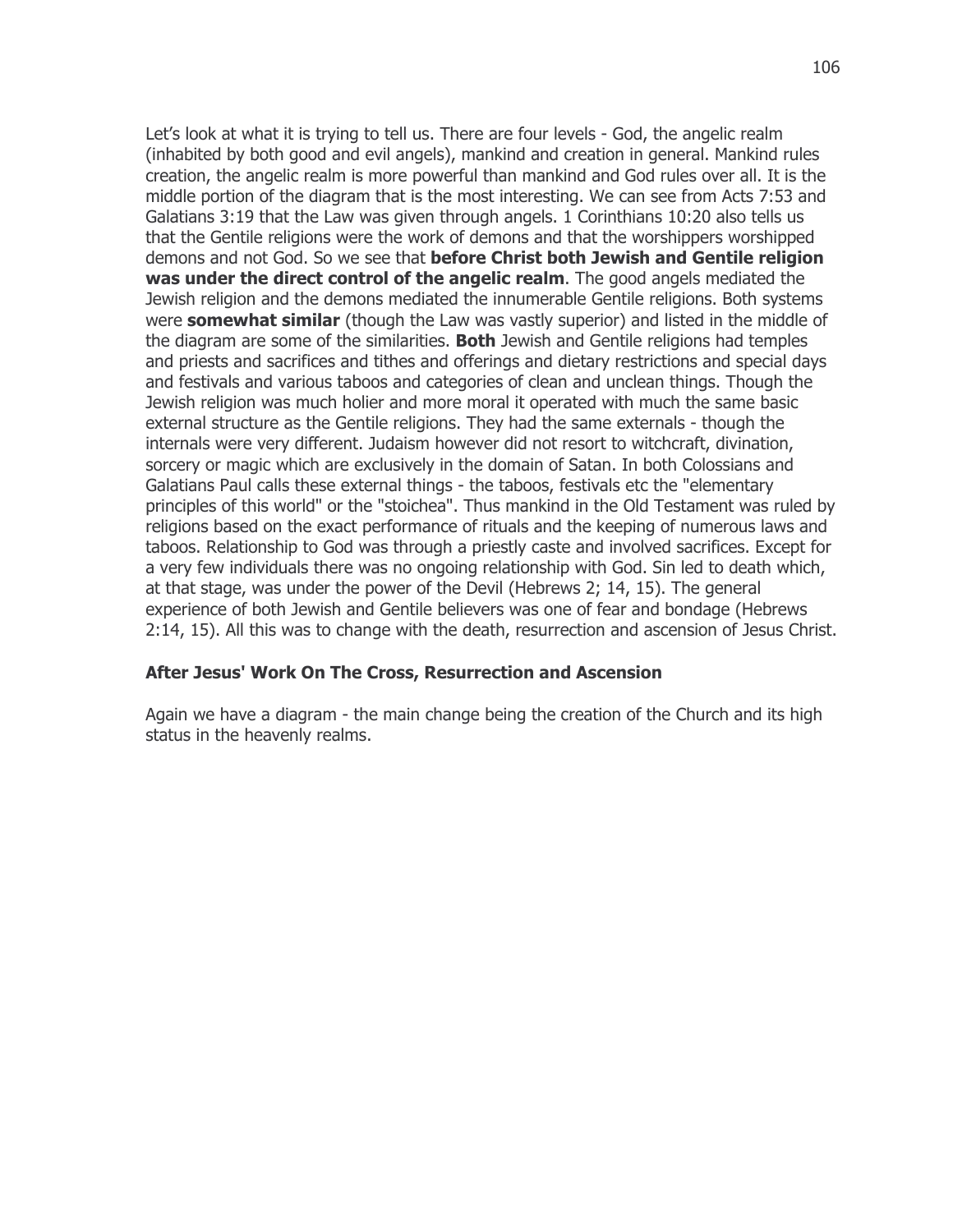Let's look at what it is trying to tell us. There are four levels - God, the angelic realm (inhabited by both good and evil angels), mankind and creation in general. Mankind rules creation, the angelic realm is more powerful than mankind and God rules over all. It is the middle portion of the diagram that is the most interesting. We can see from Acts 7:53 and Galatians 3:19 that the Law was given through angels. 1 Corinthians 10:20 also tells us that the Gentile religions were the work of demons and that the worshippers worshipped demons and not God. So we see that **before Christ both Jewish and Gentile religion was under the direct control of the angelic realm**. The good angels mediated the Jewish religion and the demons mediated the innumerable Gentile religions. Both systems were **somewhat similar** (though the Law was vastly superior) and listed in the middle of the diagram are some of the similarities. **Both** Jewish and Gentile religions had temples and priests and sacrifices and tithes and offerings and dietary restrictions and special days and festivals and various taboos and categories of clean and unclean things. Though the Jewish religion was much holier and more moral it operated with much the same basic external structure as the Gentile religions. They had the same externals - though the internals were very different. Judaism however did not resort to witchcraft, divination, sorcery or magic which are exclusively in the domain of Satan. In both Colossians and Galatians Paul calls these external things - the taboos, festivals etc the "elementary principles of this world" or the "stoichea". Thus mankind in the Old Testament was ruled by religions based on the exact performance of rituals and the keeping of numerous laws and taboos. Relationship to God was through a priestly caste and involved sacrifices. Except for a very few individuals there was no ongoing relationship with God. Sin led to death which, at that stage, was under the power of the Devil (Hebrews 2; 14, 15). The general experience of both Jewish and Gentile believers was one of fear and bondage (Hebrews 2:14, 15). All this was to change with the death, resurrection and ascension of Jesus Christ.

### After Jesus' Work On The Cross, Resurrection and Ascension

Again we have a diagram - the main change being the creation of the Church and its high status in the heavenly realms.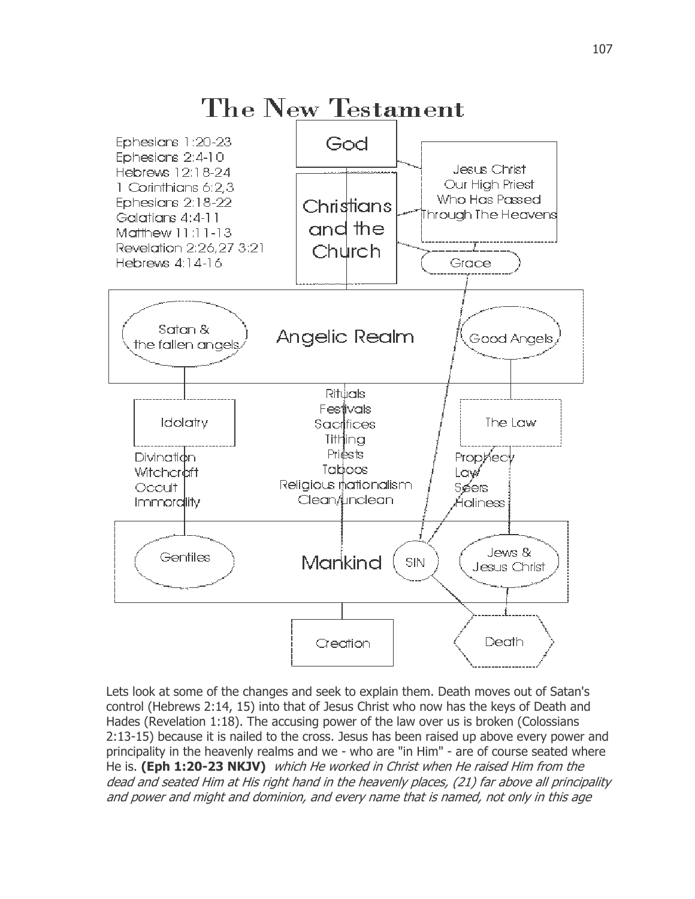# The New Testament

Ephesians 1:20-23
Ephesians 2:4-10
Hebrews 12:18-24
1 Corinthians 6:2,3
Ephesians 2:18-22
Galatians 4:4-11
Matthew 11:11-13
Revelation 2:26,27 3:21
Hebrews 4:14-16

God

Christians and the Church

Jesus Christ Our High Priest Who Has Passed Through The Heavens

Grace

Angelic Realm

Satan & the fallen angels

Good Angels

Idolatry

Divination
Witchcraft
Occult
Immorality

Rituals
Festivals
Sacrifices
Tithing
Priests
Taboos
Religious nationalism
Clean/unclean

The Law

Prophecy
Law
Seers
Holiness

Mankind

Gentiles

SIN

Jews & Jesus Christ

Creation

Death

Lets look at some of the changes and seek to explain them. Death moves out of Satan's control (Hebrews 2:14, 15) into that of Jesus Christ who now has the keys of Death and Hades (Revelation 1:18). The accusing power of the law over us is broken (Colossians 2:13-15) because it is nailed to the cross. Jesus has been raised up above every power and principality in the heavenly realms and we - who are "in Him" - are of course seated where He is. **(Eph 1:20-23 NKJV)** *which He worked in Christ when He raised Him from the dead and seated Him at His right hand in the heavenly places, (21) far above all principality and power and might and dominion, and every name that is named, not only in this age*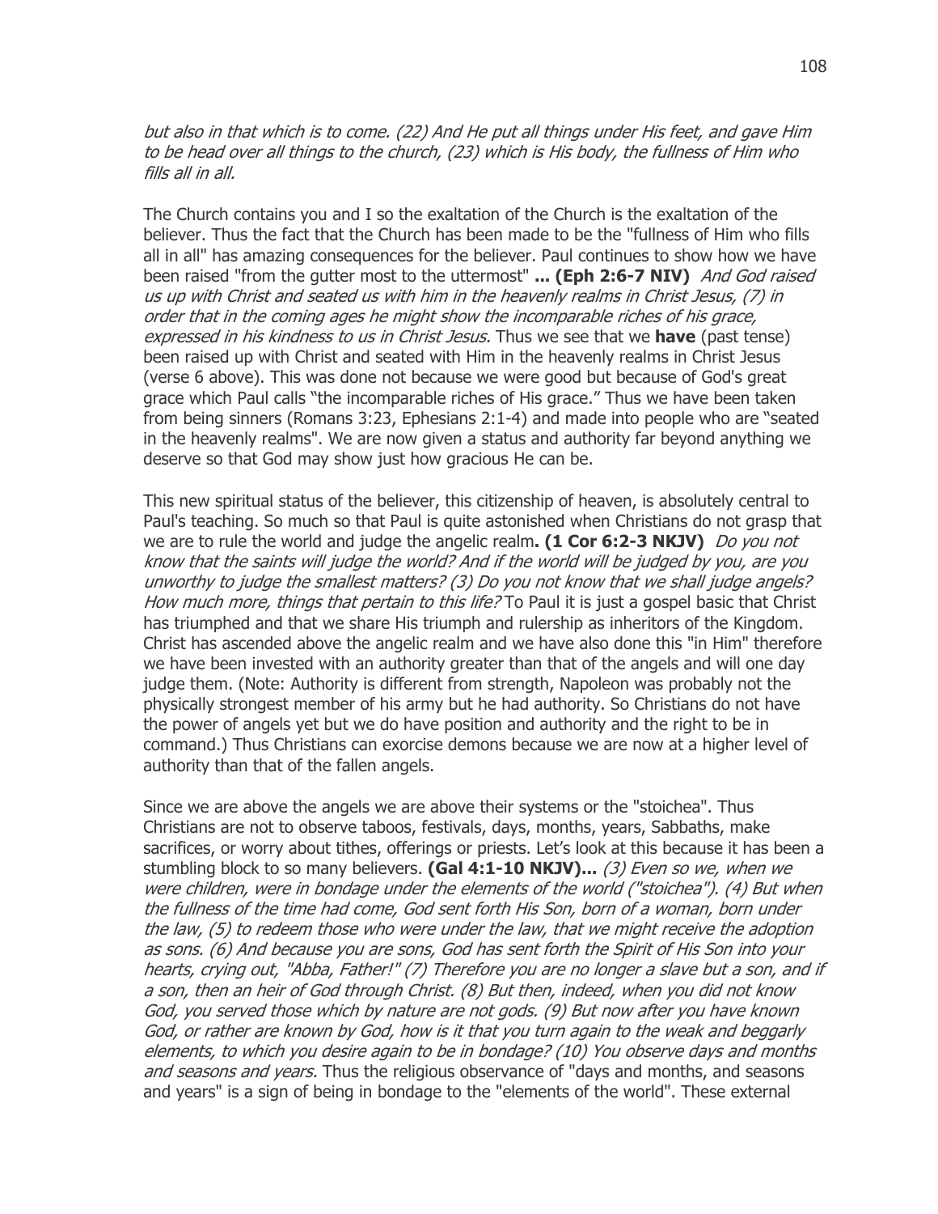*but also in that which is to come. (22) And He put all things under His feet, and gave Him to be head over all things to the church, (23) which is His body, the fullness of Him who fills all in all.*

The Church contains you and I so the exaltation of the Church is the exaltation of the believer. Thus the fact that the Church has been made to be the "fullness of Him who fills all in all" has amazing consequences for the believer. Paul continues to show how we have been raised "from the gutter most to the uttermost" **... (Eph 2:6-7 NIV)** *And God raised us up with Christ and seated us with him in the heavenly realms in Christ Jesus, (7) in order that in the coming ages he might show the incomparable riches of his grace, expressed in his kindness to us in Christ Jesus.* Thus we see that we **have** (past tense) been raised up with Christ and seated with Him in the heavenly realms in Christ Jesus (verse 6 above). This was done not because we were good but because of God's great grace which Paul calls "the incomparable riches of His grace." Thus we have been taken from being sinners (Romans 3:23, Ephesians 2:1-4) and made into people who are "seated in the heavenly realms". We are now given a status and authority far beyond anything we deserve so that God may show just how gracious He can be.

This new spiritual status of the believer, this citizenship of heaven, is absolutely central to Paul's teaching. So much so that Paul is quite astonished when Christians do not grasp that we are to rule the world and judge the angelic realm**. (1 Cor 6:2-3 NKJV)** *Do you not know that the saints will judge the world? And if the world will be judged by you, are you unworthy to judge the smallest matters? (3) Do you not know that we shall judge angels? How much more, things that pertain to this life?* To Paul it is just a gospel basic that Christ has triumphed and that we share His triumph and rulership as inheritors of the Kingdom. Christ has ascended above the angelic realm and we have also done this "in Him" therefore we have been invested with an authority greater than that of the angels and will one day judge them. (Note: Authority is different from strength, Napoleon was probably not the physically strongest member of his army but he had authority. So Christians do not have the power of angels yet but we do have position and authority and the right to be in command.) Thus Christians can exorcise demons because we are now at a higher level of authority than that of the fallen angels.

Since we are above the angels we are above their systems or the "stoichea". Thus Christians are not to observe taboos, festivals, days, months, years, Sabbaths, make sacrifices, or worry about tithes, offerings or priests. Let's look at this because it has been a stumbling block to so many believers. **(Gal 4:1-10 NKJV)...** *(3) Even so we, when we were children, were in bondage under the elements of the world ("stoichea"). (4) But when the fullness of the time had come, God sent forth His Son, born of a woman, born under the law, (5) to redeem those who were under the law, that we might receive the adoption as sons. (6) And because you are sons, God has sent forth the Spirit of His Son into your hearts, crying out, "Abba, Father!" (7) Therefore you are no longer a slave but a son, and if a son, then an heir of God through Christ. (8) But then, indeed, when you did not know God, you served those which by nature are not gods. (9) But now after you have known God, or rather are known by God, how is it that you turn again to the weak and beggarly elements, to which you desire again to be in bondage? (10) You observe days and months and seasons and years.* Thus the religious observance of "days and months, and seasons and years" is a sign of being in bondage to the "elements of the world". These external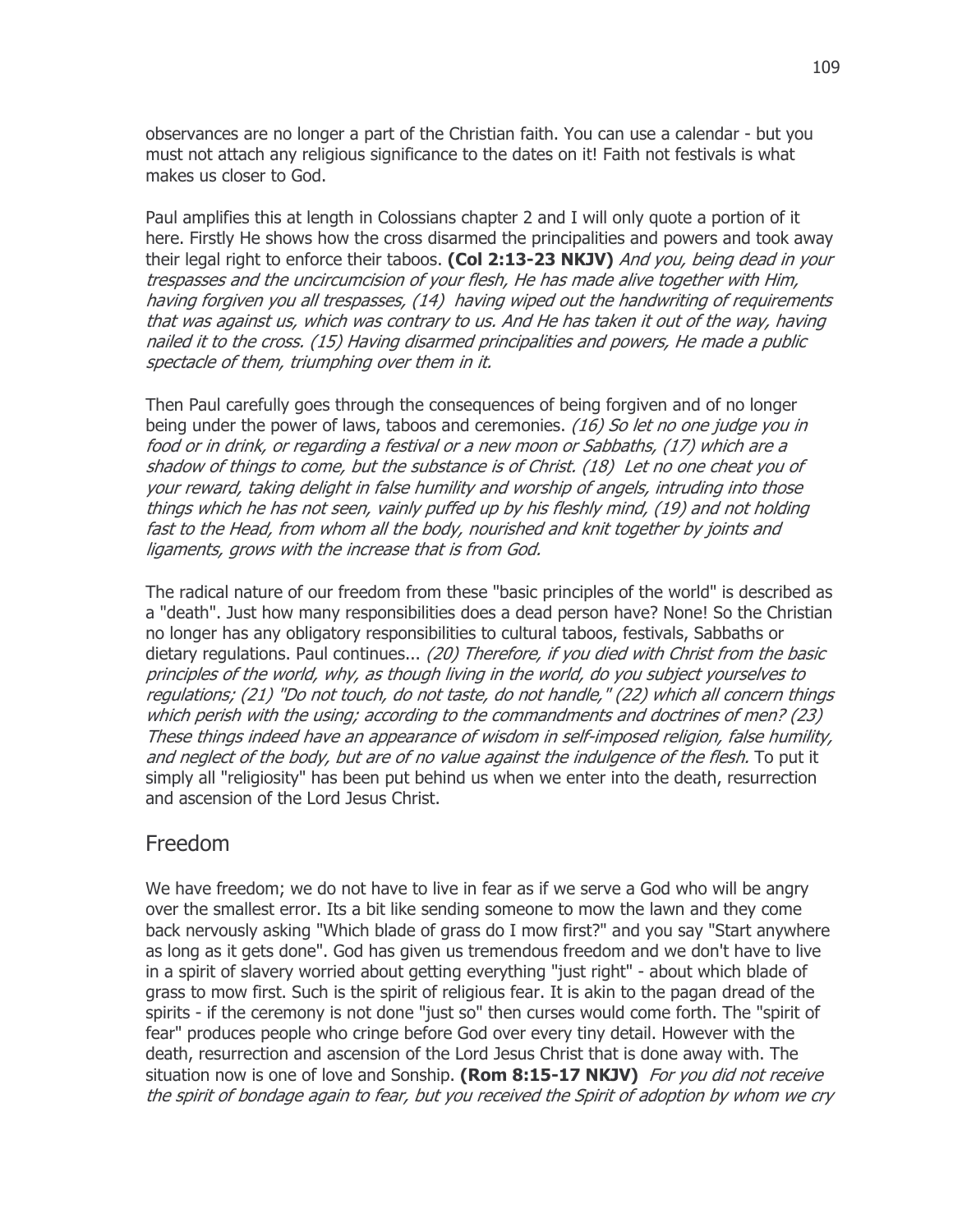observances are no longer a part of the Christian faith. You can use a calendar - but you must not attach any religious significance to the dates on it! Faith not festivals is what makes us closer to God.

Paul amplifies this at length in Colossians chapter 2 and I will only quote a portion of it here. Firstly He shows how the cross disarmed the principalities and powers and took away their legal right to enforce their taboos. **(Col 2:13-23 NKJV)** *And you, being dead in your trespasses and the uncircumcision of your flesh, He has made alive together with Him, having forgiven you all trespasses, (14) having wiped out the handwriting of requirements that was against us, which was contrary to us. And He has taken it out of the way, having nailed it to the cross. (15) Having disarmed principalities and powers, He made a public spectacle of them, triumphing over them in it.*

Then Paul carefully goes through the consequences of being forgiven and of no longer being under the power of laws, taboos and ceremonies. *(16) So let no one judge you in food or in drink, or regarding a festival or a new moon or Sabbaths, (17) which are a shadow of things to come, but the substance is of Christ. (18) Let no one cheat you of your reward, taking delight in false humility and worship of angels, intruding into those things which he has not seen, vainly puffed up by his fleshly mind, (19) and not holding fast to the Head, from whom all the body, nourished and knit together by joints and ligaments, grows with the increase that is from God.*

The radical nature of our freedom from these "basic principles of the world" is described as a "death". Just how many responsibilities does a dead person have? None! So the Christian no longer has any obligatory responsibilities to cultural taboos, festivals, Sabbaths or dietary regulations. Paul continues... *(20) Therefore, if you died with Christ from the basic principles of the world, why, as though living in the world, do you subject yourselves to regulations; (21) "Do not touch, do not taste, do not handle," (22) which all concern things which perish with the using; according to the commandments and doctrines of men? (23) These things indeed have an appearance of wisdom in self-imposed religion, false humility, and neglect of the body, but are of no value against the indulgence of the flesh.* To put it simply all "religiosity" has been put behind us when we enter into the death, resurrection and ascension of the Lord Jesus Christ.

## Freedom

We have freedom; we do not have to live in fear as if we serve a God who will be angry over the smallest error. Its a bit like sending someone to mow the lawn and they come back nervously asking "Which blade of grass do I mow first?" and you say "Start anywhere as long as it gets done". God has given us tremendous freedom and we don't have to live in a spirit of slavery worried about getting everything "just right" - about which blade of grass to mow first. Such is the spirit of religious fear. It is akin to the pagan dread of the spirits - if the ceremony is not done "just so" then curses would come forth. The "spirit of fear" produces people who cringe before God over every tiny detail. However with the death, resurrection and ascension of the Lord Jesus Christ that is done away with. The situation now is one of love and Sonship. **(Rom 8:15-17 NKJV)** *For you did not receive the spirit of bondage again to fear, but you received the Spirit of adoption by whom we cry*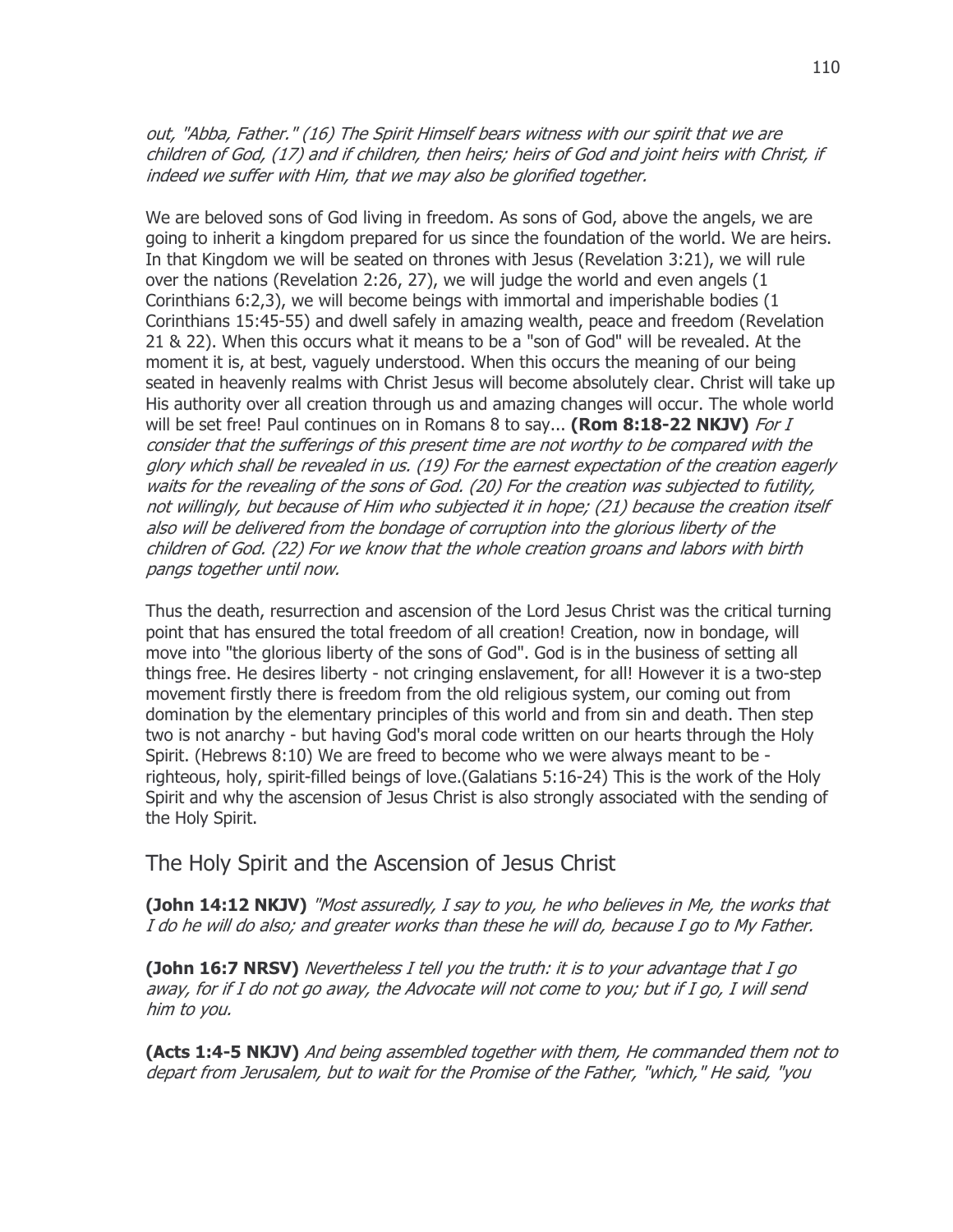*out, "Abba, Father." (16) The Spirit Himself bears witness with our spirit that we are children of God, (17) and if children, then heirs; heirs of God and joint heirs with Christ, if indeed we suffer with Him, that we may also be glorified together.*

We are beloved sons of God living in freedom. As sons of God, above the angels, we are going to inherit a kingdom prepared for us since the foundation of the world. We are heirs. In that Kingdom we will be seated on thrones with Jesus (Revelation 3:21), we will rule over the nations (Revelation 2:26, 27), we will judge the world and even angels (1 Corinthians 6:2,3), we will become beings with immortal and imperishable bodies (1 Corinthians 15:45-55) and dwell safely in amazing wealth, peace and freedom (Revelation 21 & 22). When this occurs what it means to be a "son of God" will be revealed. At the moment it is, at best, vaguely understood. When this occurs the meaning of our being seated in heavenly realms with Christ Jesus will become absolutely clear. Christ will take up His authority over all creation through us and amazing changes will occur. The whole world will be set free! Paul continues on in Romans 8 to say... **(Rom 8:18-22 NKJV)** *For I consider that the sufferings of this present time are not worthy to be compared with the glory which shall be revealed in us. (19) For the earnest expectation of the creation eagerly waits for the revealing of the sons of God. (20) For the creation was subjected to futility, not willingly, but because of Him who subjected it in hope; (21) because the creation itself also will be delivered from the bondage of corruption into the glorious liberty of the children of God. (22) For we know that the whole creation groans and labors with birth pangs together until now.*

Thus the death, resurrection and ascension of the Lord Jesus Christ was the critical turning point that has ensured the total freedom of all creation! Creation, now in bondage, will move into "the glorious liberty of the sons of God". God is in the business of setting all things free. He desires liberty - not cringing enslavement, for all! However it is a two-step movement firstly there is freedom from the old religious system, our coming out from domination by the elementary principles of this world and from sin and death. Then step two is not anarchy - but having God's moral code written on our hearts through the Holy Spirit. (Hebrews 8:10) We are freed to become who we were always meant to be - righteous, holy, spirit-filled beings of love.(Galatians 5:16-24) This is the work of the Holy Spirit and why the ascension of Jesus Christ is also strongly associated with the sending of the Holy Spirit.

## The Holy Spirit and the Ascension of Jesus Christ

**(John 14:12 NKJV)** *"Most assuredly, I say to you, he who believes in Me, the works that I do he will do also; and greater works than these he will do, because I go to My Father.*

**(John 16:7 NRSV)** *Nevertheless I tell you the truth: it is to your advantage that I go away, for if I do not go away, the Advocate will not come to you; but if I go, I will send him to you.*

**(Acts 1:4-5 NKJV)** *And being assembled together with them, He commanded them not to depart from Jerusalem, but to wait for the Promise of the Father, "which," He said, "you*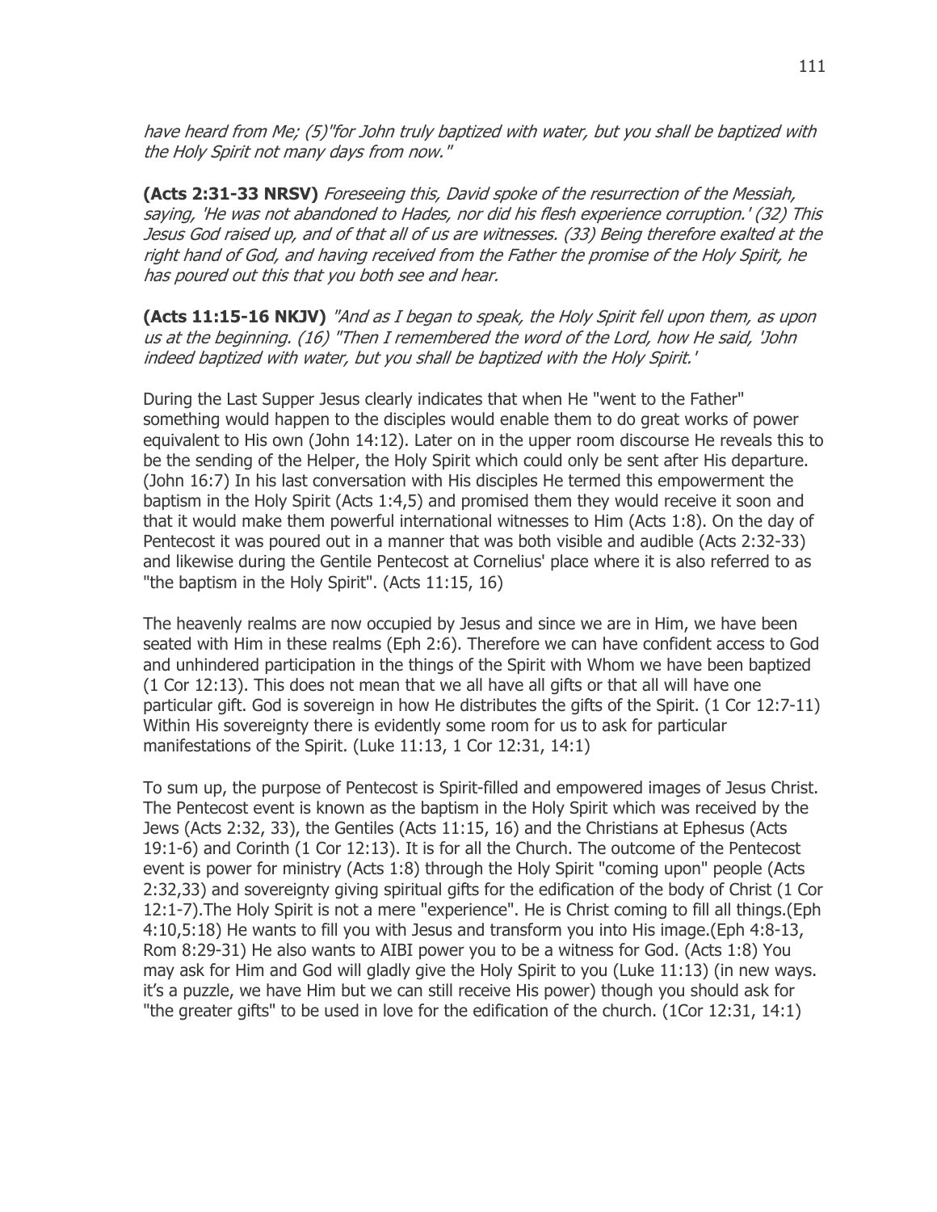*have heard from Me; (5)"for John truly baptized with water, but you shall be baptized with the Holy Spirit not many days from now."*

**(Acts 2:31-33 NRSV)** *Foreseeing this, David spoke of the resurrection of the Messiah, saying, 'He was not abandoned to Hades, nor did his flesh experience corruption.' (32) This Jesus God raised up, and of that all of us are witnesses. (33) Being therefore exalted at the right hand of God, and having received from the Father the promise of the Holy Spirit, he has poured out this that you both see and hear.*

**(Acts 11:15-16 NKJV)** *"And as I began to speak, the Holy Spirit fell upon them, as upon us at the beginning. (16) "Then I remembered the word of the Lord, how He said, 'John indeed baptized with water, but you shall be baptized with the Holy Spirit.'*

During the Last Supper Jesus clearly indicates that when He "went to the Father" something would happen to the disciples would enable them to do great works of power equivalent to His own (John 14:12). Later on in the upper room discourse He reveals this to be the sending of the Helper, the Holy Spirit which could only be sent after His departure. (John 16:7) In his last conversation with His disciples He termed this empowerment the baptism in the Holy Spirit (Acts 1:4,5) and promised them they would receive it soon and that it would make them powerful international witnesses to Him (Acts 1:8). On the day of Pentecost it was poured out in a manner that was both visible and audible (Acts 2:32-33) and likewise during the Gentile Pentecost at Cornelius' place where it is also referred to as "the baptism in the Holy Spirit". (Acts 11:15, 16)

The heavenly realms are now occupied by Jesus and since we are in Him, we have been seated with Him in these realms (Eph 2:6). Therefore we can have confident access to God and unhindered participation in the things of the Spirit with Whom we have been baptized (1 Cor 12:13). This does not mean that we all have all gifts or that all will have one particular gift. God is sovereign in how He distributes the gifts of the Spirit. (1 Cor 12:7-11) Within His sovereignty there is evidently some room for us to ask for particular manifestations of the Spirit. (Luke 11:13, 1 Cor 12:31, 14:1)

To sum up, the purpose of Pentecost is Spirit-filled and empowered images of Jesus Christ. The Pentecost event is known as the baptism in the Holy Spirit which was received by the Jews (Acts 2:32, 33), the Gentiles (Acts 11:15, 16) and the Christians at Ephesus (Acts 19:1-6) and Corinth (1 Cor 12:13). It is for all the Church. The outcome of the Pentecost event is power for ministry (Acts 1:8) through the Holy Spirit "coming upon" people (Acts 2:32,33) and sovereignty giving spiritual gifts for the edification of the body of Christ (1 Cor 12:1-7).The Holy Spirit is not a mere "experience". He is Christ coming to fill all things.(Eph 4:10,5:18) He wants to fill you with Jesus and transform you into His image.(Eph 4:8-13, Rom 8:29-31) He also wants to AIBI power you to be a witness for God. (Acts 1:8) You may ask for Him and God will gladly give the Holy Spirit to you (Luke 11:13) (in new ways. it's a puzzle, we have Him but we can still receive His power) though you should ask for "the greater gifts" to be used in love for the edification of the church. (1Cor 12:31, 14:1)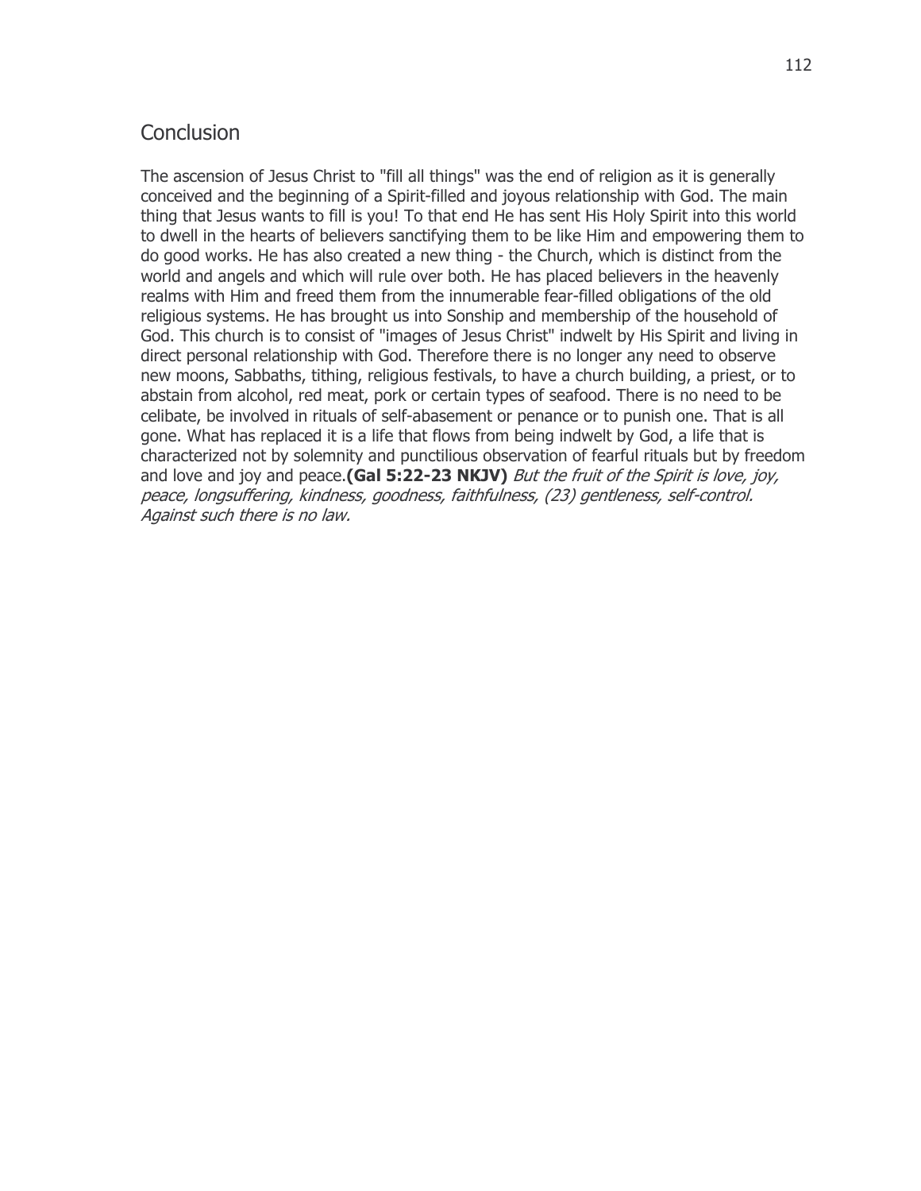## Conclusion

The ascension of Jesus Christ to "fill all things" was the end of religion as it is generally conceived and the beginning of a Spirit-filled and joyous relationship with God. The main thing that Jesus wants to fill is you! To that end He has sent His Holy Spirit into this world to dwell in the hearts of believers sanctifying them to be like Him and empowering them to do good works. He has also created a new thing - the Church, which is distinct from the world and angels and which will rule over both. He has placed believers in the heavenly realms with Him and freed them from the innumerable fear-filled obligations of the old religious systems. He has brought us into Sonship and membership of the household of God. This church is to consist of "images of Jesus Christ" indwelt by His Spirit and living in direct personal relationship with God. Therefore there is no longer any need to observe new moons, Sabbaths, tithing, religious festivals, to have a church building, a priest, or to abstain from alcohol, red meat, pork or certain types of seafood. There is no need to be celibate, be involved in rituals of self-abasement or penance or to punish one. That is all gone. What has replaced it is a life that flows from being indwelt by God, a life that is characterized not by solemnity and punctilious observation of fearful rituals but by freedom and love and joy and peace.**(Gal 5:22-23 NKJV)** *But the fruit of the Spirit is love, joy, peace, longsuffering, kindness, goodness, faithfulness, (23) gentleness, self-control. Against such there is no law.*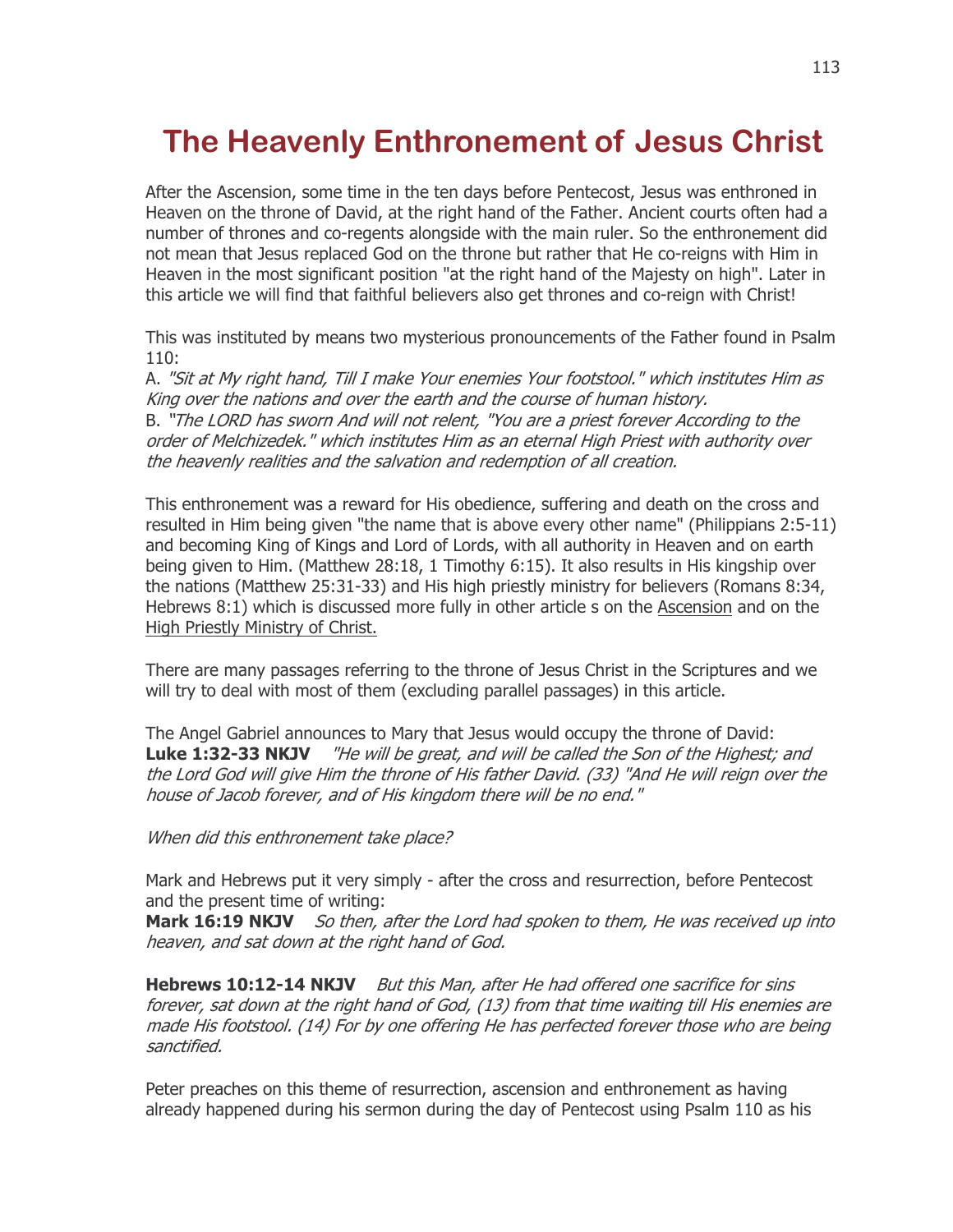# The Heavenly Enthronement of Jesus Christ

After the Ascension, some time in the ten days before Pentecost, Jesus was enthroned in Heaven on the throne of David, at the right hand of the Father. Ancient courts often had a number of thrones and co-regents alongside with the main ruler. So the enthronement did not mean that Jesus replaced God on the throne but rather that He co-reigns with Him in Heaven in the most significant position "at the right hand of the Majesty on high". Later in this article we will find that faithful believers also get thrones and co-reign with Christ!

This was instituted by means two mysterious pronouncements of the Father found in Psalm 110:

A. *"Sit at My right hand, Till I make Your enemies Your footstool." which institutes Him as King over the nations and over the earth and the course of human history.*

B. *"The LORD has sworn And will not relent, "You are a priest forever According to the order of Melchizedek." which institutes Him as an eternal High Priest with authority over the heavenly realities and the salvation and redemption of all creation.*

This enthronement was a reward for His obedience, suffering and death on the cross and resulted in Him being given "the name that is above every other name" (Philippians 2:5-11) and becoming King of Kings and Lord of Lords, with all authority in Heaven and on earth being given to Him. (Matthew 28:18, 1 Timothy 6:15). It also results in His kingship over the nations (Matthew 25:31-33) and His high priestly ministry for believers (Romans 8:34, Hebrews 8:1) which is discussed more fully in other article s on the Ascension and on the High Priestly Ministry of Christ.

There are many passages referring to the throne of Jesus Christ in the Scriptures and we will try to deal with most of them (excluding parallel passages) in this article.

The Angel Gabriel announces to Mary that Jesus would occupy the throne of David:
**Luke 1:32-33 NKJV** *"He will be great, and will be called the Son of the Highest; and the Lord God will give Him the throne of His father David. (33) "And He will reign over the house of Jacob forever, and of His kingdom there will be no end."*

*When did this enthronement take place?*

Mark and Hebrews put it very simply - after the cross and resurrection, before Pentecost and the present time of writing:
**Mark 16:19 NKJV** *So then, after the Lord had spoken to them, He was received up into heaven, and sat down at the right hand of God.*

**Hebrews 10:12-14 NKJV** *But this Man, after He had offered one sacrifice for sins forever, sat down at the right hand of God, (13) from that time waiting till His enemies are made His footstool. (14) For by one offering He has perfected forever those who are being sanctified.*

Peter preaches on this theme of resurrection, ascension and enthronement as having already happened during his sermon during the day of Pentecost using Psalm 110 as his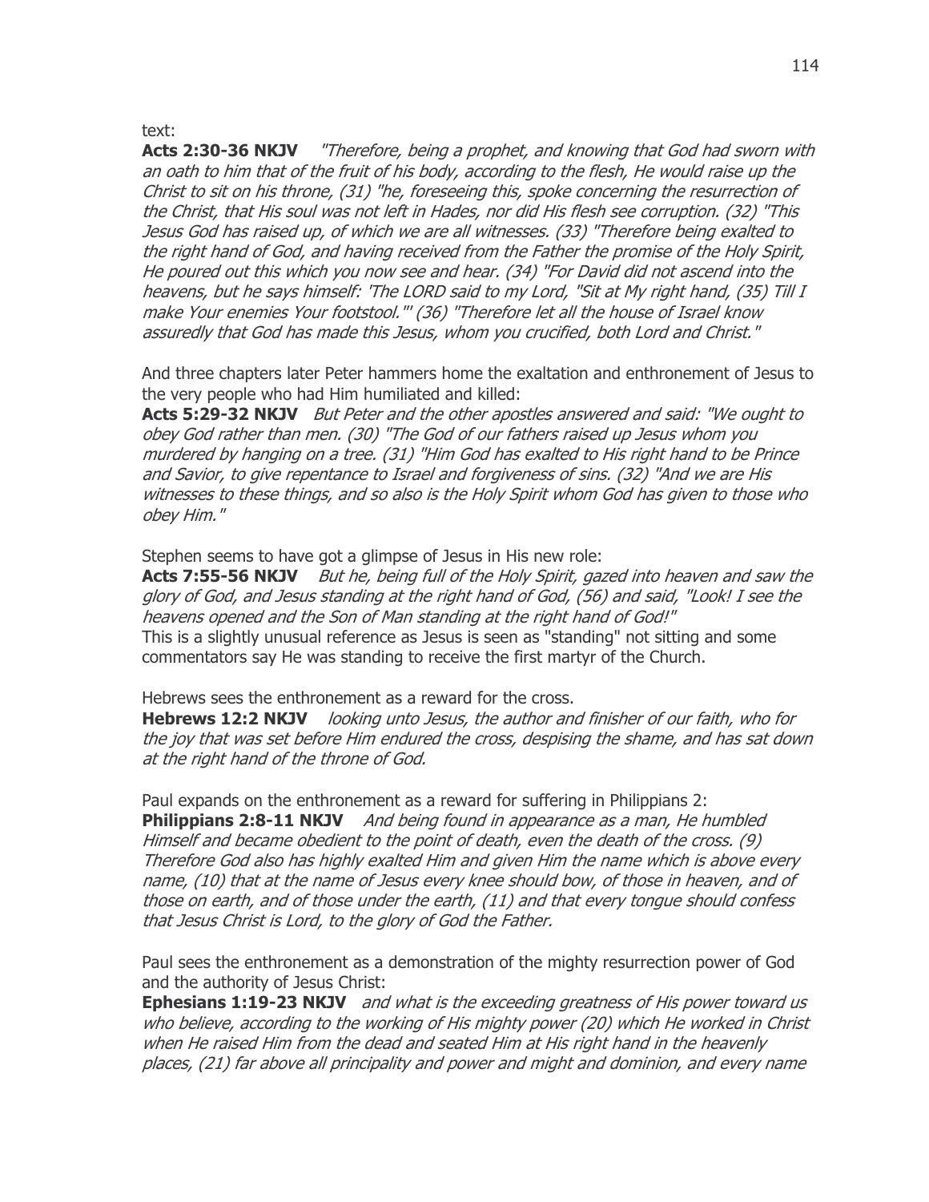text:
**Acts 2:30-36 NKJV** *"Therefore, being a prophet, and knowing that God had sworn with an oath to him that of the fruit of his body, according to the flesh, He would raise up the Christ to sit on his throne, (31) "he, foreseeing this, spoke concerning the resurrection of the Christ, that His soul was not left in Hades, nor did His flesh see corruption. (32) "This Jesus God has raised up, of which we are all witnesses. (33) "Therefore being exalted to the right hand of God, and having received from the Father the promise of the Holy Spirit, He poured out this which you now see and hear. (34) "For David did not ascend into the heavens, but he says himself: 'The LORD said to my Lord, "Sit at My right hand, (35) Till I make Your enemies Your footstool."' (36) "Therefore let all the house of Israel know assuredly that God has made this Jesus, whom you crucified, both Lord and Christ."*

And three chapters later Peter hammers home the exaltation and enthronement of Jesus to the very people who had Him humiliated and killed:
**Acts 5:29-32 NKJV** *But Peter and the other apostles answered and said: "We ought to obey God rather than men. (30) "The God of our fathers raised up Jesus whom you murdered by hanging on a tree. (31) "Him God has exalted to His right hand to be Prince and Savior, to give repentance to Israel and forgiveness of sins. (32) "And we are His witnesses to these things, and so also is the Holy Spirit whom God has given to those who obey Him."*

Stephen seems to have got a glimpse of Jesus in His new role:
**Acts 7:55-56 NKJV** *But he, being full of the Holy Spirit, gazed into heaven and saw the glory of God, and Jesus standing at the right hand of God, (56) and said, "Look! I see the heavens opened and the Son of Man standing at the right hand of God!"*
This is a slightly unusual reference as Jesus is seen as "standing" not sitting and some commentators say He was standing to receive the first martyr of the Church.

Hebrews sees the enthronement as a reward for the cross.
**Hebrews 12:2 NKJV** *looking unto Jesus, the author and finisher of our faith, who for the joy that was set before Him endured the cross, despising the shame, and has sat down at the right hand of the throne of God.*

Paul expands on the enthronement as a reward for suffering in Philippians 2:
**Philippians 2:8-11 NKJV** *And being found in appearance as a man, He humbled Himself and became obedient to the point of death, even the death of the cross. (9) Therefore God also has highly exalted Him and given Him the name which is above every name, (10) that at the name of Jesus every knee should bow, of those in heaven, and of those on earth, and of those under the earth, (11) and that every tongue should confess that Jesus Christ is Lord, to the glory of God the Father.*

Paul sees the enthronement as a demonstration of the mighty resurrection power of God and the authority of Jesus Christ:
**Ephesians 1:19-23 NKJV** *and what is the exceeding greatness of His power toward us who believe, according to the working of His mighty power (20) which He worked in Christ when He raised Him from the dead and seated Him at His right hand in the heavenly places, (21) far above all principality and power and might and dominion, and every name*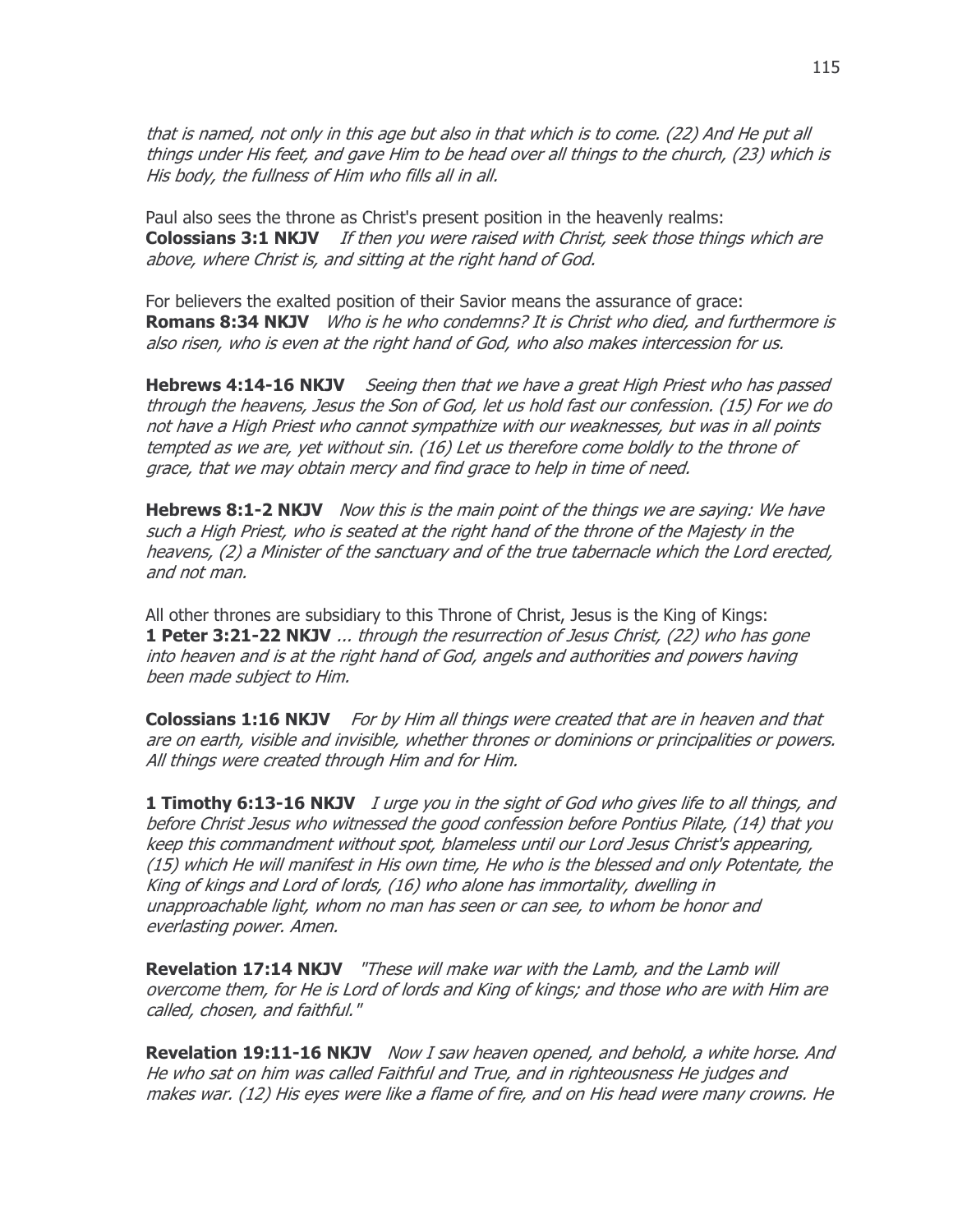*that is named, not only in this age but also in that which is to come. (22) And He put all things under His feet, and gave Him to be head over all things to the church, (23) which is His body, the fullness of Him who fills all in all.*

Paul also sees the throne as Christ's present position in the heavenly realms:
**Colossians 3:1 NKJV** *If then you were raised with Christ, seek those things which are above, where Christ is, and sitting at the right hand of God.*

For believers the exalted position of their Savior means the assurance of grace:
**Romans 8:34 NKJV** *Who is he who condemns? It is Christ who died, and furthermore is also risen, who is even at the right hand of God, who also makes intercession for us.*

**Hebrews 4:14-16 NKJV** *Seeing then that we have a great High Priest who has passed through the heavens, Jesus the Son of God, let us hold fast our confession. (15) For we do not have a High Priest who cannot sympathize with our weaknesses, but was in all points tempted as we are, yet without sin. (16) Let us therefore come boldly to the throne of grace, that we may obtain mercy and find grace to help in time of need.*

**Hebrews 8:1-2 NKJV** *Now this is the main point of the things we are saying: We have such a High Priest, who is seated at the right hand of the throne of the Majesty in the heavens, (2) a Minister of the sanctuary and of the true tabernacle which the Lord erected, and not man.*

All other thrones are subsidiary to this Throne of Christ, Jesus is the King of Kings:
**1 Peter 3:21-22 NKJV** *... through the resurrection of Jesus Christ, (22) who has gone into heaven and is at the right hand of God, angels and authorities and powers having been made subject to Him.*

**Colossians 1:16 NKJV** *For by Him all things were created that are in heaven and that are on earth, visible and invisible, whether thrones or dominions or principalities or powers. All things were created through Him and for Him.*

**1 Timothy 6:13-16 NKJV** *I urge you in the sight of God who gives life to all things, and before Christ Jesus who witnessed the good confession before Pontius Pilate, (14) that you keep this commandment without spot, blameless until our Lord Jesus Christ's appearing, (15) which He will manifest in His own time, He who is the blessed and only Potentate, the King of kings and Lord of lords, (16) who alone has immortality, dwelling in unapproachable light, whom no man has seen or can see, to whom be honor and everlasting power. Amen.*

**Revelation 17:14 NKJV** *"These will make war with the Lamb, and the Lamb will overcome them, for He is Lord of lords and King of kings; and those who are with Him are called, chosen, and faithful."*

**Revelation 19:11-16 NKJV** *Now I saw heaven opened, and behold, a white horse. And He who sat on him was called Faithful and True, and in righteousness He judges and makes war. (12) His eyes were like a flame of fire, and on His head were many crowns. He*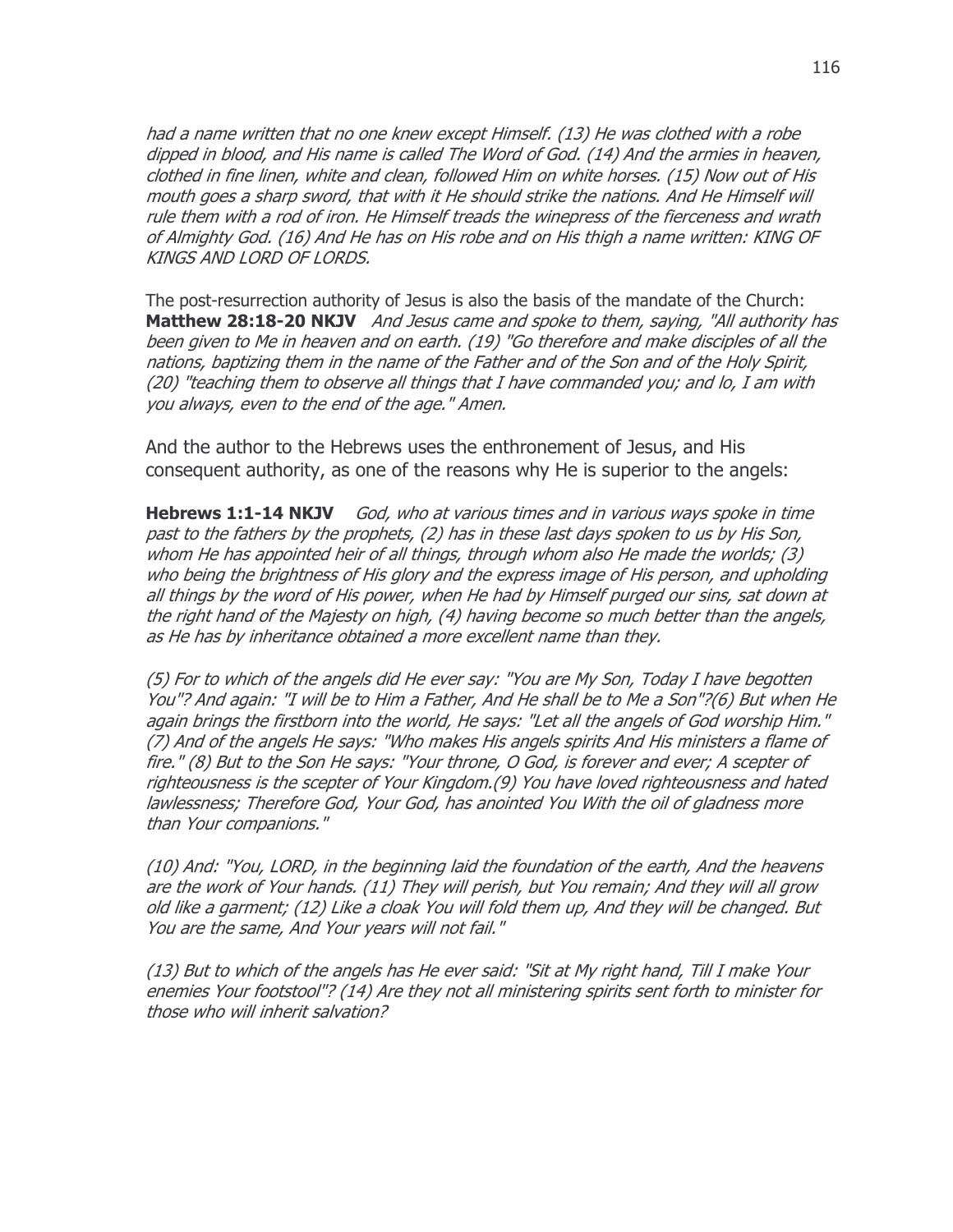*had a name written that no one knew except Himself. (13) He was clothed with a robe dipped in blood, and His name is called The Word of God. (14) And the armies in heaven, clothed in fine linen, white and clean, followed Him on white horses. (15) Now out of His mouth goes a sharp sword, that with it He should strike the nations. And He Himself will rule them with a rod of iron. He Himself treads the winepress of the fierceness and wrath of Almighty God. (16) And He has on His robe and on His thigh a name written: KING OF KINGS AND LORD OF LORDS.*

The post-resurrection authority of Jesus is also the basis of the mandate of the Church:
**Matthew 28:18-20 NKJV** *And Jesus came and spoke to them, saying, "All authority has been given to Me in heaven and on earth. (19) "Go therefore and make disciples of all the nations, baptizing them in the name of the Father and of the Son and of the Holy Spirit, (20) "teaching them to observe all things that I have commanded you; and lo, I am with you always, even to the end of the age." Amen.*

And the author to the Hebrews uses the enthronement of Jesus, and His consequent authority, as one of the reasons why He is superior to the angels:

**Hebrews 1:1-14 NKJV** *God, who at various times and in various ways spoke in time past to the fathers by the prophets, (2) has in these last days spoken to us by His Son, whom He has appointed heir of all things, through whom also He made the worlds; (3) who being the brightness of His glory and the express image of His person, and upholding all things by the word of His power, when He had by Himself purged our sins, sat down at the right hand of the Majesty on high, (4) having become so much better than the angels, as He has by inheritance obtained a more excellent name than they.*

*(5) For to which of the angels did He ever say: "You are My Son, Today I have begotten You"? And again: "I will be to Him a Father, And He shall be to Me a Son"?(6) But when He again brings the firstborn into the world, He says: "Let all the angels of God worship Him." (7) And of the angels He says: "Who makes His angels spirits And His ministers a flame of fire." (8) But to the Son He says: "Your throne, O God, is forever and ever; A scepter of righteousness is the scepter of Your Kingdom.(9) You have loved righteousness and hated lawlessness; Therefore God, Your God, has anointed You With the oil of gladness more than Your companions."*

*(10) And: "You, LORD, in the beginning laid the foundation of the earth, And the heavens are the work of Your hands. (11) They will perish, but You remain; And they will all grow old like a garment; (12) Like a cloak You will fold them up, And they will be changed. But You are the same, And Your years will not fail."*

*(13) But to which of the angels has He ever said: "Sit at My right hand, Till I make Your enemies Your footstool"? (14) Are they not all ministering spirits sent forth to minister for those who will inherit salvation?*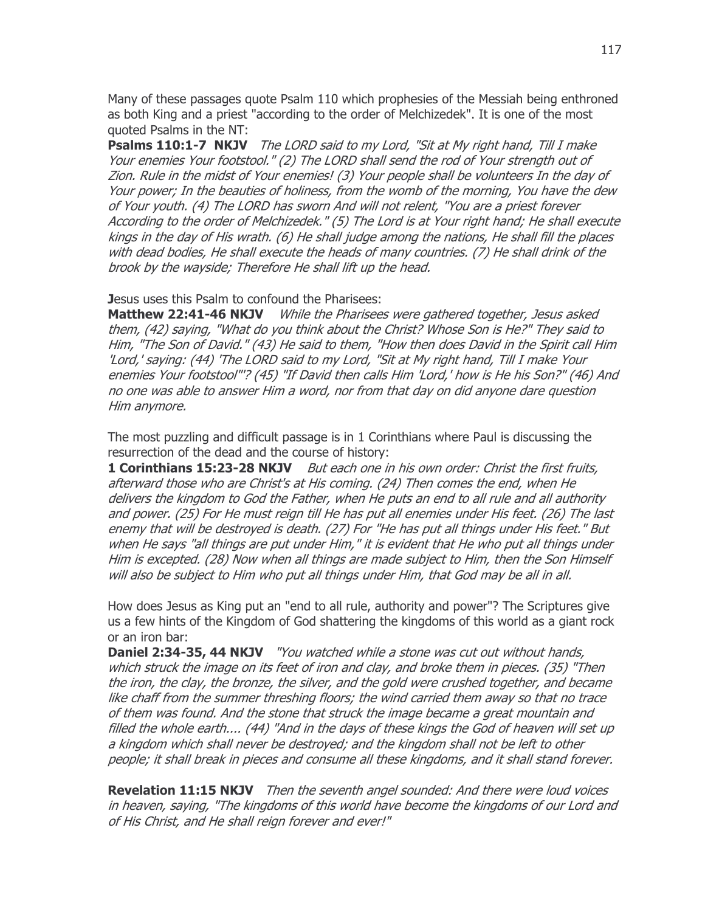Many of these passages quote Psalm 110 which prophesies of the Messiah being enthroned as both King and a priest "according to the order of Melchizedek". It is one of the most quoted Psalms in the NT:

**Psalms 110:1-7 NKJV** *The LORD said to my Lord, "Sit at My right hand, Till I make Your enemies Your footstool." (2) The LORD shall send the rod of Your strength out of Zion. Rule in the midst of Your enemies! (3) Your people shall be volunteers In the day of Your power; In the beauties of holiness, from the womb of the morning, You have the dew of Your youth. (4) The LORD has sworn And will not relent, "You are a priest forever According to the order of Melchizedek." (5) The Lord is at Your right hand; He shall execute kings in the day of His wrath. (6) He shall judge among the nations, He shall fill the places with dead bodies, He shall execute the heads of many countries. (7) He shall drink of the brook by the wayside; Therefore He shall lift up the head.*

**J**esus uses this Psalm to confound the Pharisees:

**Matthew 22:41-46 NKJV** *While the Pharisees were gathered together, Jesus asked them, (42) saying, "What do you think about the Christ? Whose Son is He?" They said to Him, "The Son of David." (43) He said to them, "How then does David in the Spirit call Him 'Lord,' saying: (44) 'The LORD said to my Lord, "Sit at My right hand, Till I make Your enemies Your footstool"'? (45) "If David then calls Him 'Lord,' how is He his Son?" (46) And no one was able to answer Him a word, nor from that day on did anyone dare question Him anymore.*

The most puzzling and difficult passage is in 1 Corinthians where Paul is discussing the resurrection of the dead and the course of history:

**1 Corinthians 15:23-28 NKJV** *But each one in his own order: Christ the first fruits, afterward those who are Christ's at His coming. (24) Then comes the end, when He delivers the kingdom to God the Father, when He puts an end to all rule and all authority and power. (25) For He must reign till He has put all enemies under His feet. (26) The last enemy that will be destroyed is death. (27) For "He has put all things under His feet." But when He says "all things are put under Him," it is evident that He who put all things under Him is excepted. (28) Now when all things are made subject to Him, then the Son Himself will also be subject to Him who put all things under Him, that God may be all in all.*

How does Jesus as King put an "end to all rule, authority and power"? The Scriptures give us a few hints of the Kingdom of God shattering the kingdoms of this world as a giant rock or an iron bar:

**Daniel 2:34-35, 44 NKJV** *"You watched while a stone was cut out without hands, which struck the image on its feet of iron and clay, and broke them in pieces. (35) "Then the iron, the clay, the bronze, the silver, and the gold were crushed together, and became like chaff from the summer threshing floors; the wind carried them away so that no trace of them was found. And the stone that struck the image became a great mountain and filled the whole earth.... (44) "And in the days of these kings the God of heaven will set up a kingdom which shall never be destroyed; and the kingdom shall not be left to other people; it shall break in pieces and consume all these kingdoms, and it shall stand forever.*

**Revelation 11:15 NKJV** *Then the seventh angel sounded: And there were loud voices in heaven, saying, "The kingdoms of this world have become the kingdoms of our Lord and of His Christ, and He shall reign forever and ever!"*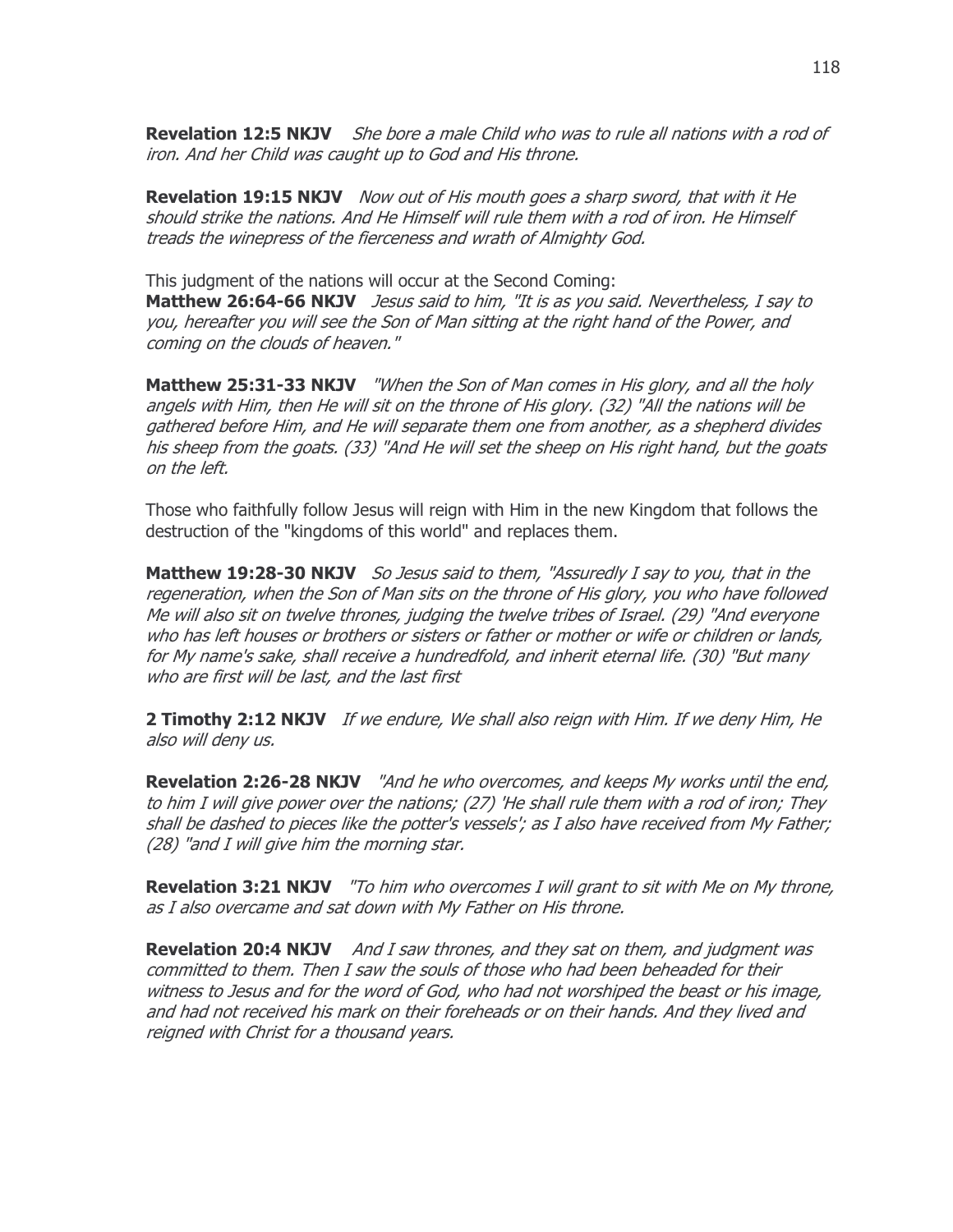**Revelation 12:5 NKJV** *She bore a male Child who was to rule all nations with a rod of iron. And her Child was caught up to God and His throne.*

**Revelation 19:15 NKJV** *Now out of His mouth goes a sharp sword, that with it He should strike the nations. And He Himself will rule them with a rod of iron. He Himself treads the winepress of the fierceness and wrath of Almighty God.*

This judgment of the nations will occur at the Second Coming:
**Matthew 26:64-66 NKJV** *Jesus said to him, "It is as you said. Nevertheless, I say to you, hereafter you will see the Son of Man sitting at the right hand of the Power, and coming on the clouds of heaven."*

**Matthew 25:31-33 NKJV** *"When the Son of Man comes in His glory, and all the holy angels with Him, then He will sit on the throne of His glory. (32) "All the nations will be gathered before Him, and He will separate them one from another, as a shepherd divides his sheep from the goats. (33) "And He will set the sheep on His right hand, but the goats on the left.*

Those who faithfully follow Jesus will reign with Him in the new Kingdom that follows the destruction of the "kingdoms of this world" and replaces them.

**Matthew 19:28-30 NKJV** *So Jesus said to them, "Assuredly I say to you, that in the regeneration, when the Son of Man sits on the throne of His glory, you who have followed Me will also sit on twelve thrones, judging the twelve tribes of Israel. (29) "And everyone who has left houses or brothers or sisters or father or mother or wife or children or lands, for My name's sake, shall receive a hundredfold, and inherit eternal life. (30) "But many who are first will be last, and the last first*

**2 Timothy 2:12 NKJV** *If we endure, We shall also reign with Him. If we deny Him, He also will deny us.*

**Revelation 2:26-28 NKJV** *"And he who overcomes, and keeps My works until the end, to him I will give power over the nations; (27) 'He shall rule them with a rod of iron; They shall be dashed to pieces like the potter's vessels'; as I also have received from My Father; (28) "and I will give him the morning star.*

**Revelation 3:21 NKJV** *"To him who overcomes I will grant to sit with Me on My throne, as I also overcame and sat down with My Father on His throne.*

**Revelation 20:4 NKJV** *And I saw thrones, and they sat on them, and judgment was committed to them. Then I saw the souls of those who had been beheaded for their witness to Jesus and for the word of God, who had not worshiped the beast or his image, and had not received his mark on their foreheads or on their hands. And they lived and reigned with Christ for a thousand years.*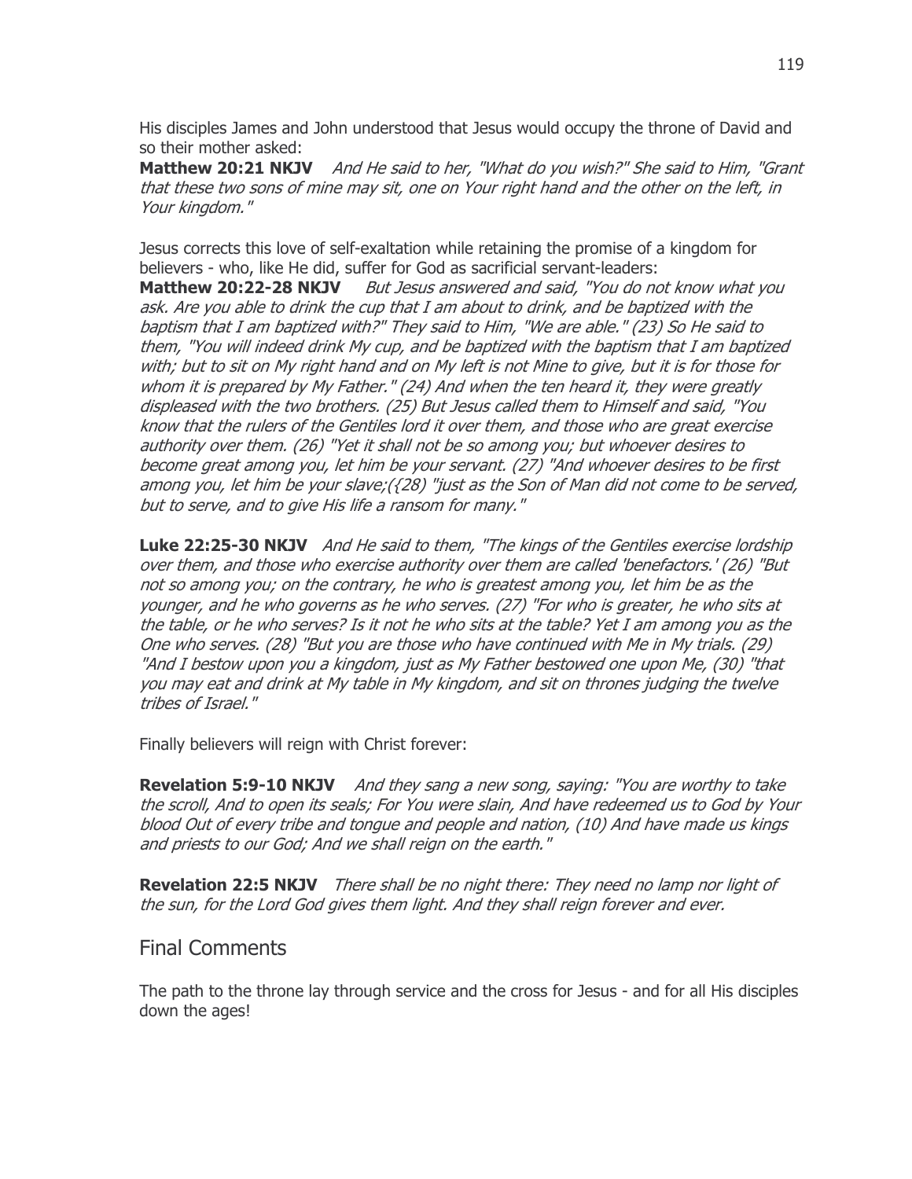His disciples James and John understood that Jesus would occupy the throne of David and so their mother asked:

**Matthew 20:21 NKJV** *And He said to her, "What do you wish?" She said to Him, "Grant that these two sons of mine may sit, one on Your right hand and the other on the left, in Your kingdom."*

Jesus corrects this love of self-exaltation while retaining the promise of a kingdom for believers - who, like He did, suffer for God as sacrificial servant-leaders:

**Matthew 20:22-28 NKJV** *But Jesus answered and said, "You do not know what you ask. Are you able to drink the cup that I am about to drink, and be baptized with the baptism that I am baptized with?" They said to Him, "We are able." (23) So He said to them, "You will indeed drink My cup, and be baptized with the baptism that I am baptized with; but to sit on My right hand and on My left is not Mine to give, but it is for those for whom it is prepared by My Father." (24) And when the ten heard it, they were greatly displeased with the two brothers. (25) But Jesus called them to Himself and said, "You know that the rulers of the Gentiles lord it over them, and those who are great exercise authority over them. (26) "Yet it shall not be so among you; but whoever desires to become great among you, let him be your servant. (27) "And whoever desires to be first among you, let him be your slave;({28) "just as the Son of Man did not come to be served, but to serve, and to give His life a ransom for many."*

**Luke 22:25-30 NKJV** *And He said to them, "The kings of the Gentiles exercise lordship over them, and those who exercise authority over them are called 'benefactors.' (26) "But not so among you; on the contrary, he who is greatest among you, let him be as the younger, and he who governs as he who serves. (27) "For who is greater, he who sits at the table, or he who serves? Is it not he who sits at the table? Yet I am among you as the One who serves. (28) "But you are those who have continued with Me in My trials. (29) "And I bestow upon you a kingdom, just as My Father bestowed one upon Me, (30) "that you may eat and drink at My table in My kingdom, and sit on thrones judging the twelve tribes of Israel."*

Finally believers will reign with Christ forever:

**Revelation 5:9-10 NKJV** *And they sang a new song, saying: "You are worthy to take the scroll, And to open its seals; For You were slain, And have redeemed us to God by Your blood Out of every tribe and tongue and people and nation, (10) And have made us kings and priests to our God; And we shall reign on the earth."*

**Revelation 22:5 NKJV** *There shall be no night there: They need no lamp nor light of the sun, for the Lord God gives them light. And they shall reign forever and ever.*

## Final Comments

The path to the throne lay through service and the cross for Jesus - and for all His disciples down the ages!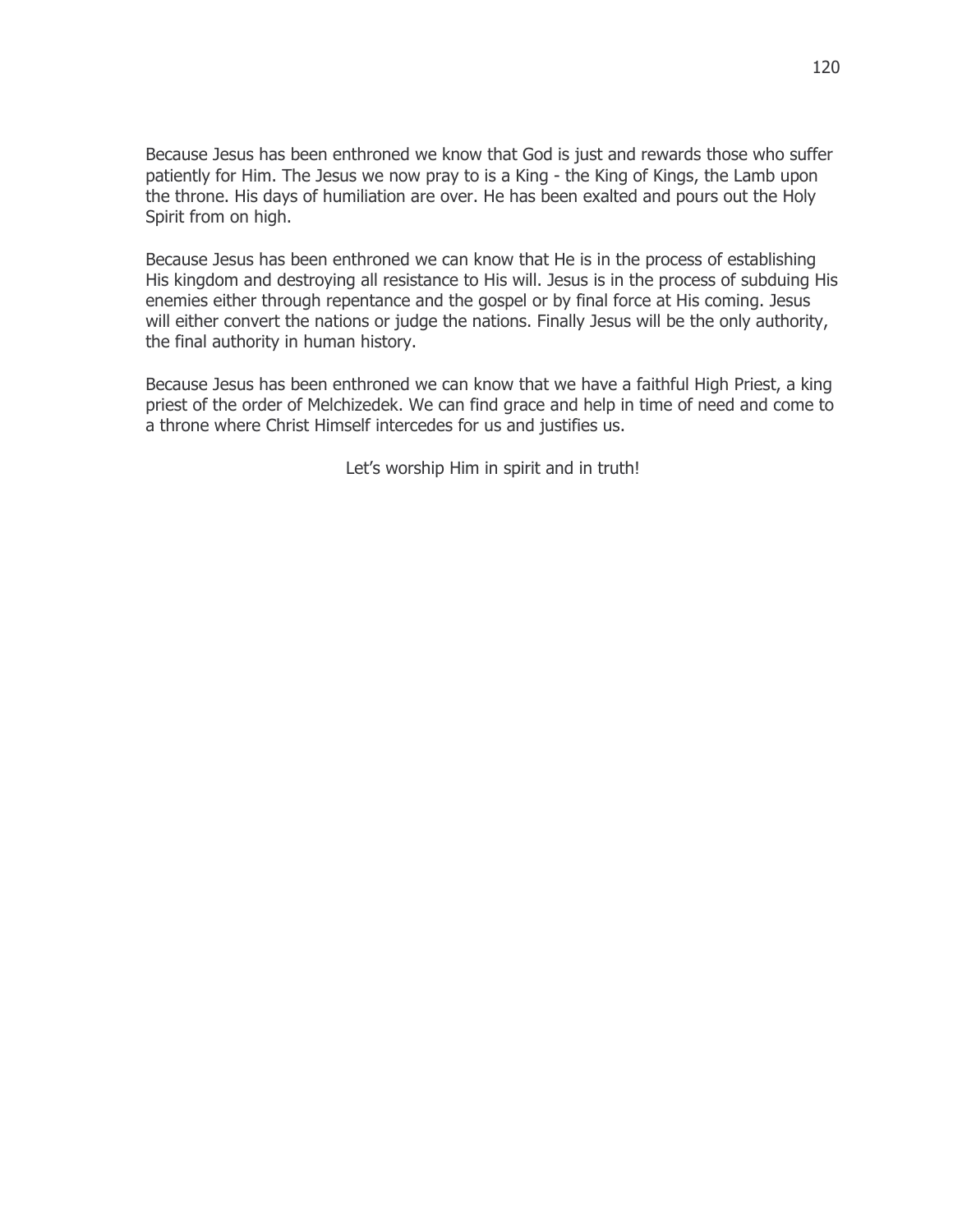Because Jesus has been enthroned we know that God is just and rewards those who suffer patiently for Him. The Jesus we now pray to is a King - the King of Kings, the Lamb upon the throne. His days of humiliation are over. He has been exalted and pours out the Holy Spirit from on high.

Because Jesus has been enthroned we can know that He is in the process of establishing His kingdom and destroying all resistance to His will. Jesus is in the process of subduing His enemies either through repentance and the gospel or by final force at His coming. Jesus will either convert the nations or judge the nations. Finally Jesus will be the only authority, the final authority in human history.

Because Jesus has been enthroned we can know that we have a faithful High Priest, a king priest of the order of Melchizedek. We can find grace and help in time of need and come to a throne where Christ Himself intercedes for us and justifies us.

Let's worship Him in spirit and in truth!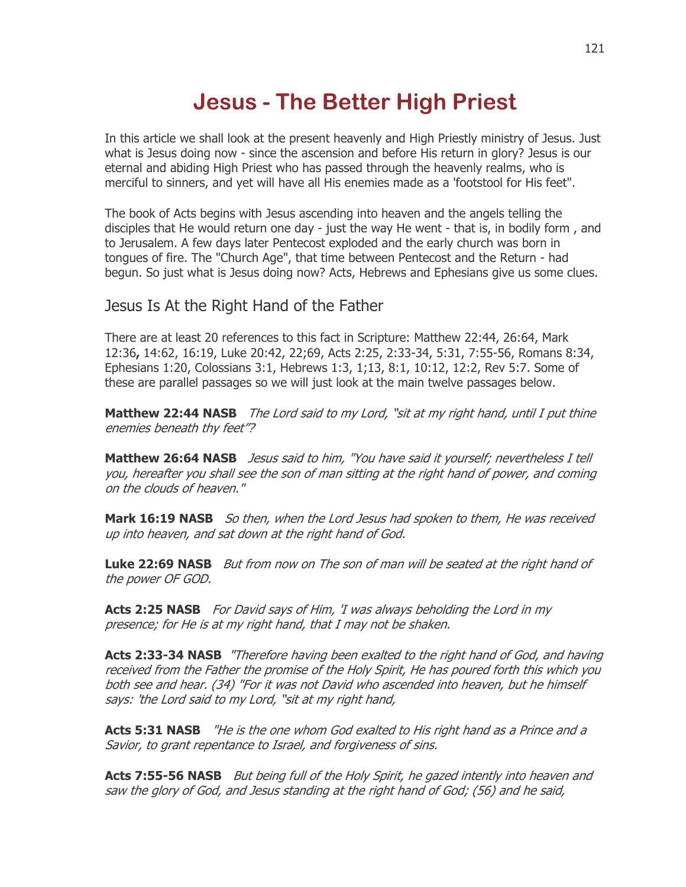# Jesus - The Better High Priest

In this article we shall look at the present heavenly and High Priestly ministry of Jesus. Just what is Jesus doing now - since the ascension and before His return in glory? Jesus is our eternal and abiding High Priest who has passed through the heavenly realms, who is merciful to sinners, and yet will have all His enemies made as a 'footstool for His feet".

The book of Acts begins with Jesus ascending into heaven and the angels telling the disciples that He would return one day - just the way He went - that is, in bodily form , and to Jerusalem. A few days later Pentecost exploded and the early church was born in tongues of fire. The "Church Age", that time between Pentecost and the Return - had begun. So just what is Jesus doing now? Acts, Hebrews and Ephesians give us some clues.

## Jesus Is At the Right Hand of the Father

There are at least 20 references to this fact in Scripture: Matthew 22:44, 26:64, Mark 12:36**,** 14:62, 16:19, Luke 20:42, 22;69, Acts 2:25, 2:33-34, 5:31, 7:55-56, Romans 8:34, Ephesians 1:20, Colossians 3:1, Hebrews 1:3, 1;13, 8:1, 10:12, 12:2, Rev 5:7. Some of these are parallel passages so we will just look at the main twelve passages below.

**Matthew 22:44 NASB** *The Lord said to my Lord, "sit at my right hand, until I put thine enemies beneath thy feet"?*

**Matthew 26:64 NASB** *Jesus said to him, "You have said it yourself; nevertheless I tell you, hereafter you shall see the son of man sitting at the right hand of power, and coming on the clouds of heaven."*

**Mark 16:19 NASB** *So then, when the Lord Jesus had spoken to them, He was received up into heaven, and sat down at the right hand of God.*

**Luke 22:69 NASB** *But from now on The son of man will be seated at the right hand of the power OF GOD.*

**Acts 2:25 NASB** *For David says of Him, 'I was always beholding the Lord in my presence; for He is at my right hand, that I may not be shaken.*

**Acts 2:33-34 NASB** *"Therefore having been exalted to the right hand of God, and having received from the Father the promise of the Holy Spirit, He has poured forth this which you both see and hear. (34) "For it was not David who ascended into heaven, but he himself says: 'the Lord said to my Lord, "sit at my right hand,*

**Acts 5:31 NASB** *"He is the one whom God exalted to His right hand as a Prince and a Savior, to grant repentance to Israel, and forgiveness of sins.*

**Acts 7:55-56 NASB** *But being full of the Holy Spirit, he gazed intently into heaven and saw the glory of God, and Jesus standing at the right hand of God; (56) and he said,*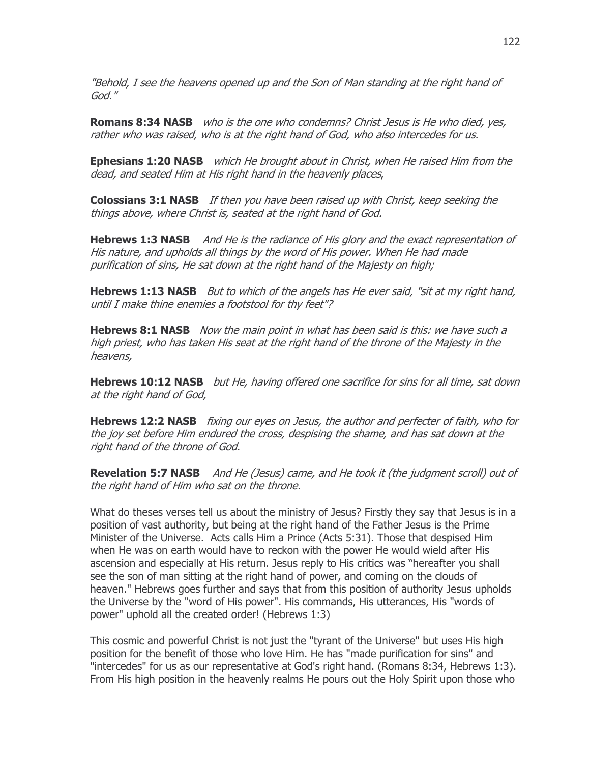*"Behold, I see the heavens opened up and the Son of Man standing at the right hand of God."*

**Romans 8:34 NASB** *who is the one who condemns? Christ Jesus is He who died, yes, rather who was raised, who is at the right hand of God, who also intercedes for us.*

**Ephesians 1:20 NASB** *which He brought about in Christ, when He raised Him from the dead, and seated Him at His right hand in the heavenly places*,

**Colossians 3:1 NASB** *If then you have been raised up with Christ, keep seeking the things above, where Christ is, seated at the right hand of God.*

**Hebrews 1:3 NASB** *And He is the radiance of His glory and the exact representation of His nature, and upholds all things by the word of His power. When He had made purification of sins, He sat down at the right hand of the Majesty on high;*

**Hebrews 1:13 NASB** *But to which of the angels has He ever said, "sit at my right hand, until I make thine enemies a footstool for thy feet"?*

**Hebrews 8:1 NASB** *Now the main point in what has been said is this: we have such a high priest, who has taken His seat at the right hand of the throne of the Majesty in the heavens,*

**Hebrews 10:12 NASB** *but He, having offered one sacrifice for sins for all time, sat down at the right hand of God,*

**Hebrews 12:2 NASB** *fixing our eyes on Jesus, the author and perfecter of faith, who for the joy set before Him endured the cross, despising the shame, and has sat down at the right hand of the throne of God.*

**Revelation 5:7 NASB** *And He (Jesus) came, and He took it (the judgment scroll) out of the right hand of Him who sat on the throne.*

What do theses verses tell us about the ministry of Jesus? Firstly they say that Jesus is in a position of vast authority, but being at the right hand of the Father Jesus is the Prime Minister of the Universe. Acts calls Him a Prince (Acts 5:31). Those that despised Him when He was on earth would have to reckon with the power He would wield after His ascension and especially at His return. Jesus reply to His critics was "hereafter you shall see the son of man sitting at the right hand of power, and coming on the clouds of heaven." Hebrews goes further and says that from this position of authority Jesus upholds the Universe by the "word of His power". His commands, His utterances, His "words of power" uphold all the created order! (Hebrews 1:3)

This cosmic and powerful Christ is not just the "tyrant of the Universe" but uses His high position for the benefit of those who love Him. He has "made purification for sins" and "intercedes" for us as our representative at God's right hand. (Romans 8:34, Hebrews 1:3). From His high position in the heavenly realms He pours out the Holy Spirit upon those who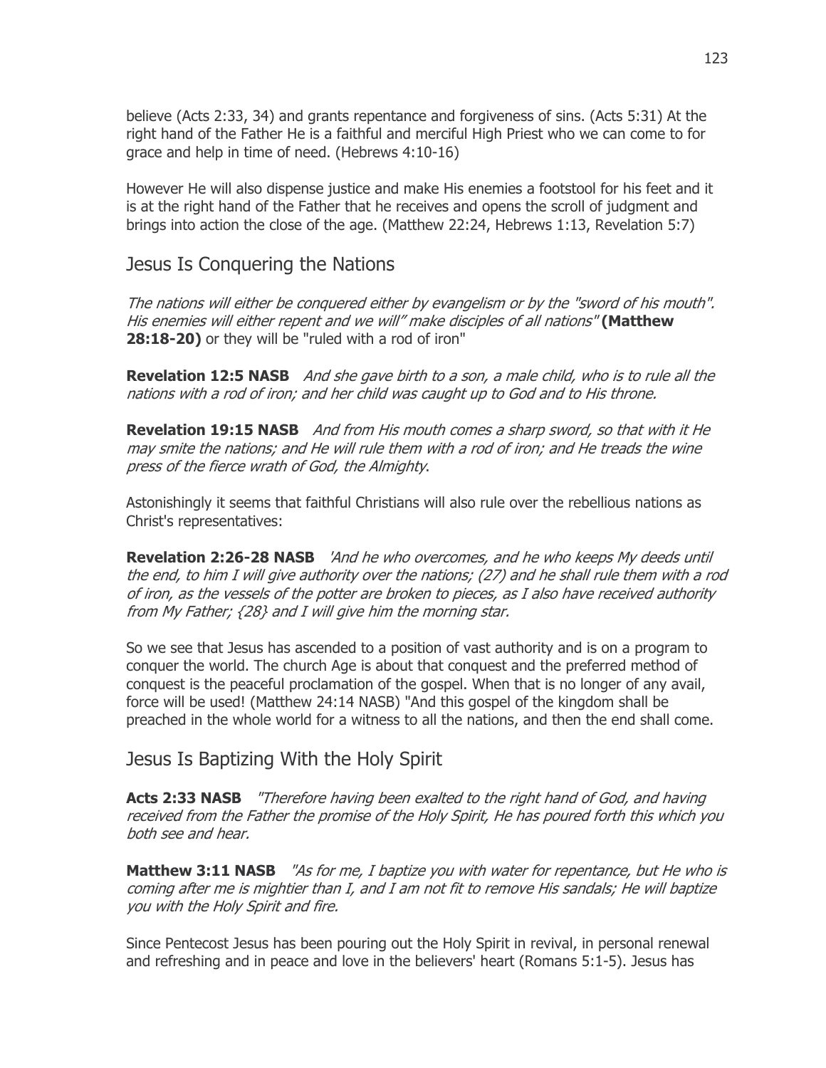believe (Acts 2:33, 34) and grants repentance and forgiveness of sins. (Acts 5:31) At the right hand of the Father He is a faithful and merciful High Priest who we can come to for grace and help in time of need. (Hebrews 4:10-16)

However He will also dispense justice and make His enemies a footstool for his feet and it is at the right hand of the Father that he receives and opens the scroll of judgment and brings into action the close of the age. (Matthew 22:24, Hebrews 1:13, Revelation 5:7)

## Jesus Is Conquering the Nations

*The nations will either be conquered either by evangelism or by the "sword of his mouth". His enemies will either repent and we will" make disciples of all nations"* **(Matthew 28:18-20)** or they will be "ruled with a rod of iron"

**Revelation 12:5 NASB** *And she gave birth to a son, a male child, who is to rule all the nations with a rod of iron; and her child was caught up to God and to His throne.*

**Revelation 19:15 NASB** *And from His mouth comes a sharp sword, so that with it He may smite the nations; and He will rule them with a rod of iron; and He treads the wine press of the fierce wrath of God, the Almighty*.

Astonishingly it seems that faithful Christians will also rule over the rebellious nations as Christ's representatives:

**Revelation 2:26-28 NASB** *'And he who overcomes, and he who keeps My deeds until the end, to him I will give authority over the nations; (27) and he shall rule them with a rod of iron, as the vessels of the potter are broken to pieces, as I also have received authority from My Father; {28} and I will give him the morning star.*

So we see that Jesus has ascended to a position of vast authority and is on a program to conquer the world. The church Age is about that conquest and the preferred method of conquest is the peaceful proclamation of the gospel. When that is no longer of any avail, force will be used! (Matthew 24:14 NASB) "And this gospel of the kingdom shall be preached in the whole world for a witness to all the nations, and then the end shall come.

## Jesus Is Baptizing With the Holy Spirit

**Acts 2:33 NASB** *"Therefore having been exalted to the right hand of God, and having received from the Father the promise of the Holy Spirit, He has poured forth this which you both see and hear.*

**Matthew 3:11 NASB** *"As for me, I baptize you with water for repentance, but He who is coming after me is mightier than I, and I am not fit to remove His sandals; He will baptize you with the Holy Spirit and fire.*

Since Pentecost Jesus has been pouring out the Holy Spirit in revival, in personal renewal and refreshing and in peace and love in the believers' heart (Romans 5:1-5). Jesus has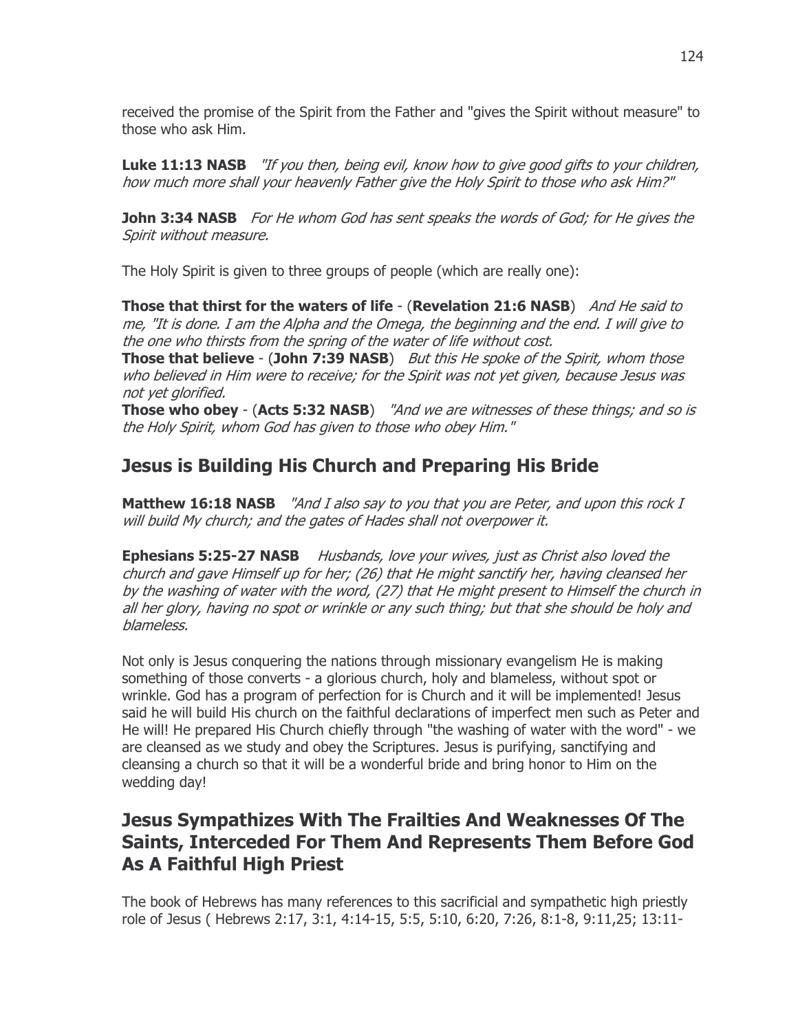received the promise of the Spirit from the Father and "gives the Spirit without measure" to those who ask Him.

**Luke 11:13 NASB** *"If you then, being evil, know how to give good gifts to your children, how much more shall your heavenly Father give the Holy Spirit to those who ask Him?"*

**John 3:34 NASB** *For He whom God has sent speaks the words of God; for He gives the Spirit without measure.*

The Holy Spirit is given to three groups of people (which are really one):

**Those that thirst for the waters of life** - (**Revelation 21:6 NASB**) *And He said to me, "It is done. I am the Alpha and the Omega, the beginning and the end. I will give to the one who thirsts from the spring of the water of life without cost.*
**Those that believe** - (**John 7:39 NASB**) *But this He spoke of the Spirit, whom those who believed in Him were to receive; for the Spirit was not yet given, because Jesus was not yet glorified.*
**Those who obey** - (**Acts 5:32 NASB**) *"And we are witnesses of these things; and so is the Holy Spirit, whom God has given to those who obey Him."*

## Jesus is Building His Church and Preparing His Bride

**Matthew 16:18 NASB** *"And I also say to you that you are Peter, and upon this rock I will build My church; and the gates of Hades shall not overpower it.*

**Ephesians 5:25-27 NASB** *Husbands, love your wives, just as Christ also loved the church and gave Himself up for her; (26) that He might sanctify her, having cleansed her by the washing of water with the word, (27) that He might present to Himself the church in all her glory, having no spot or wrinkle or any such thing; but that she should be holy and blameless.*

Not only is Jesus conquering the nations through missionary evangelism He is making something of those converts - a glorious church, holy and blameless, without spot or wrinkle. God has a program of perfection for is Church and it will be implemented! Jesus said he will build His church on the faithful declarations of imperfect men such as Peter and He will! He prepared His Church chiefly through "the washing of water with the word" - we are cleansed as we study and obey the Scriptures. Jesus is purifying, sanctifying and cleansing a church so that it will be a wonderful bride and bring honor to Him on the wedding day!

## Jesus Sympathizes With The Frailties And Weaknesses Of The Saints, Interceded For Them And Represents Them Before God As A Faithful High Priest

The book of Hebrews has many references to this sacrificial and sympathetic high priestly role of Jesus ( Hebrews 2:17, 3:1, 4:14-15, 5:5, 5:10, 6:20, 7:26, 8:1-8, 9:11,25; 13:11-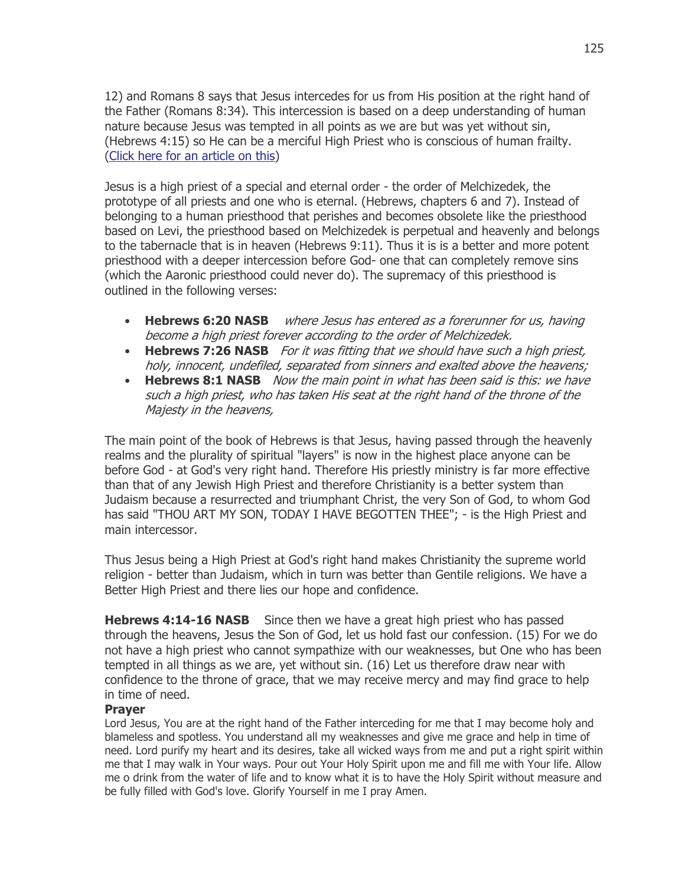12) and Romans 8 says that Jesus intercedes for us from His position at the right hand of the Father (Romans 8:34). This intercession is based on a deep understanding of human nature because Jesus was tempted in all points as we are but was yet without sin, (Hebrews 4:15) so He can be a merciful High Priest who is conscious of human frailty. (Click here for an article on this)

Jesus is a high priest of a special and eternal order - the order of Melchizedek, the prototype of all priests and one who is eternal. (Hebrews, chapters 6 and 7). Instead of belonging to a human priesthood that perishes and becomes obsolete like the priesthood based on Levi, the priesthood based on Melchizedek is perpetual and heavenly and belongs to the tabernacle that is in heaven (Hebrews 9:11). Thus it is is a better and more potent priesthood with a deeper intercession before God- one that can completely remove sins (which the Aaronic priesthood could never do). The supremacy of this priesthood is outlined in the following verses:

- **Hebrews 6:20 NASB** *where Jesus has entered as a forerunner for us, having become a high priest forever according to the order of Melchizedek.*
- **Hebrews 7:26 NASB** *For it was fitting that we should have such a high priest, holy, innocent, undefiled, separated from sinners and exalted above the heavens;*
- **Hebrews 8:1 NASB** *Now the main point in what has been said is this: we have such a high priest, who has taken His seat at the right hand of the throne of the Majesty in the heavens,*

The main point of the book of Hebrews is that Jesus, having passed through the heavenly realms and the plurality of spiritual "layers" is now in the highest place anyone can be before God - at God's very right hand. Therefore His priestly ministry is far more effective than that of any Jewish High Priest and therefore Christianity is a better system than Judaism because a resurrected and triumphant Christ, the very Son of God, to whom God has said "THOU ART MY SON, TODAY I HAVE BEGOTTEN THEE"; - is the High Priest and main intercessor.

Thus Jesus being a High Priest at God's right hand makes Christianity the supreme world religion - better than Judaism, which in turn was better than Gentile religions. We have a Better High Priest and there lies our hope and confidence.

**Hebrews 4:14-16 NASB** Since then we have a great high priest who has passed through the heavens, Jesus the Son of God, let us hold fast our confession. (15) For we do not have a high priest who cannot sympathize with our weaknesses, but One who has been tempted in all things as we are, yet without sin. (16) Let us therefore draw near with confidence to the throne of grace, that we may receive mercy and may find grace to help in time of need.

**Prayer**

Lord Jesus, You are at the right hand of the Father interceding for me that I may become holy and blameless and spotless. You understand all my weaknesses and give me grace and help in time of need. Lord purify my heart and its desires, take all wicked ways from me and put a right spirit within me that I may walk in Your ways. Pour out Your Holy Spirit upon me and fill me with Your life. Allow me o drink from the water of life and to know what it is to have the Holy Spirit without measure and be fully filled with God's love. Glorify Yourself in me I pray Amen.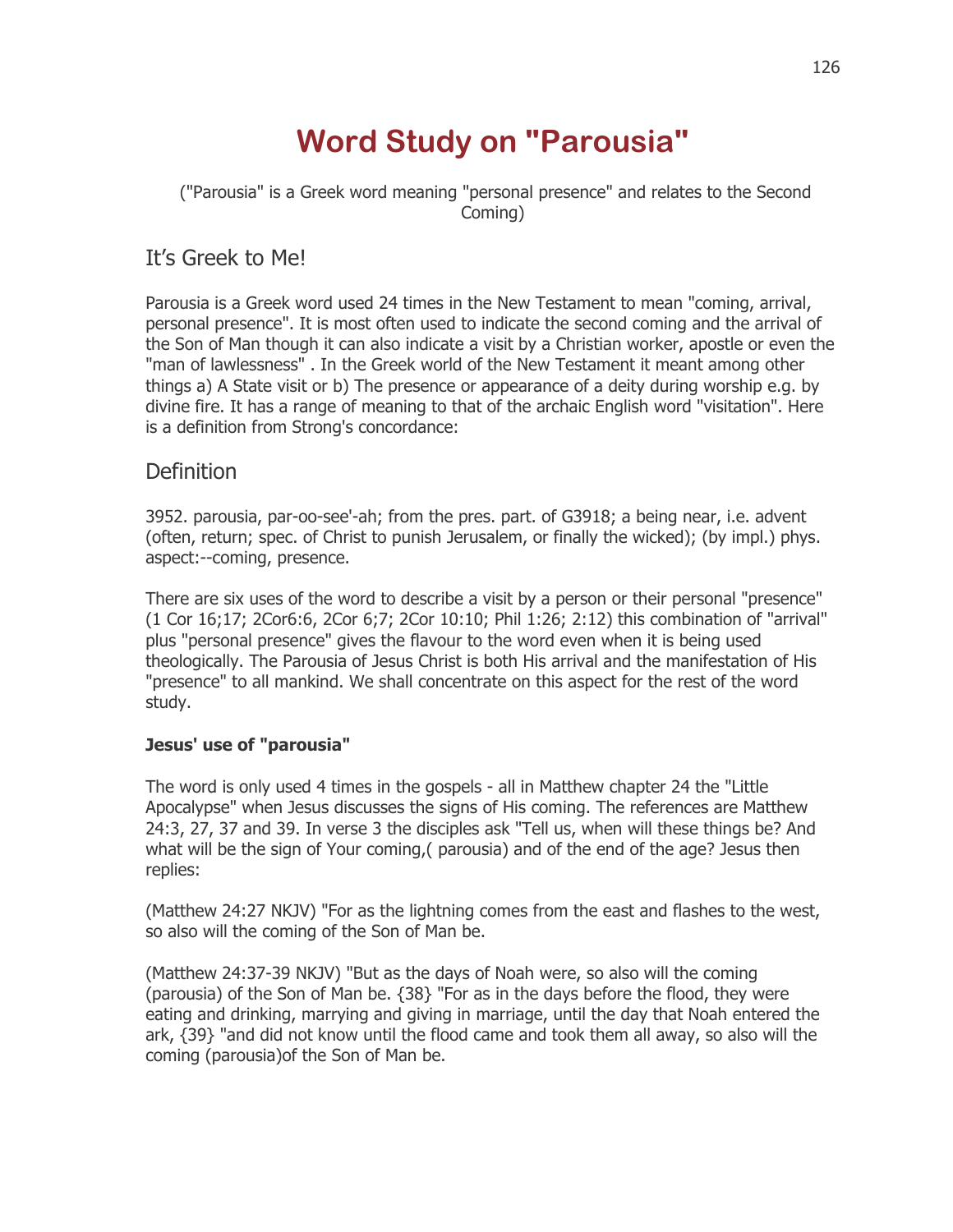# Word Study on "Parousia"

("Parousia" is a Greek word meaning "personal presence" and relates to the Second Coming)

## It's Greek to Me!

Parousia is a Greek word used 24 times in the New Testament to mean "coming, arrival, personal presence". It is most often used to indicate the second coming and the arrival of the Son of Man though it can also indicate a visit by a Christian worker, apostle or even the "man of lawlessness" . In the Greek world of the New Testament it meant among other things a) A State visit or b) The presence or appearance of a deity during worship e.g. by divine fire. It has a range of meaning to that of the archaic English word "visitation". Here is a definition from Strong's concordance:

## Definition

3952. parousia, par-oo-see'-ah; from the pres. part. of G3918; a being near, i.e. advent (often, return; spec. of Christ to punish Jerusalem, or finally the wicked); (by impl.) phys. aspect:--coming, presence.

There are six uses of the word to describe a visit by a person or their personal "presence" (1 Cor 16;17; 2Cor6:6, 2Cor 6;7; 2Cor 10:10; Phil 1:26; 2:12) this combination of "arrival" plus "personal presence" gives the flavour to the word even when it is being used theologically. The Parousia of Jesus Christ is both His arrival and the manifestation of His "presence" to all mankind. We shall concentrate on this aspect for the rest of the word study.

**Jesus' use of "parousia"**

The word is only used 4 times in the gospels - all in Matthew chapter 24 the "Little Apocalypse" when Jesus discusses the signs of His coming. The references are Matthew 24:3, 27, 37 and 39. In verse 3 the disciples ask "Tell us, when will these things be? And what will be the sign of Your coming,( parousia) and of the end of the age? Jesus then replies:

(Matthew 24:27 NKJV) "For as the lightning comes from the east and flashes to the west, so also will the coming of the Son of Man be.

(Matthew 24:37-39 NKJV) "But as the days of Noah were, so also will the coming (parousia) of the Son of Man be. {38} "For as in the days before the flood, they were eating and drinking, marrying and giving in marriage, until the day that Noah entered the ark, {39} "and did not know until the flood came and took them all away, so also will the coming (parousia)of the Son of Man be.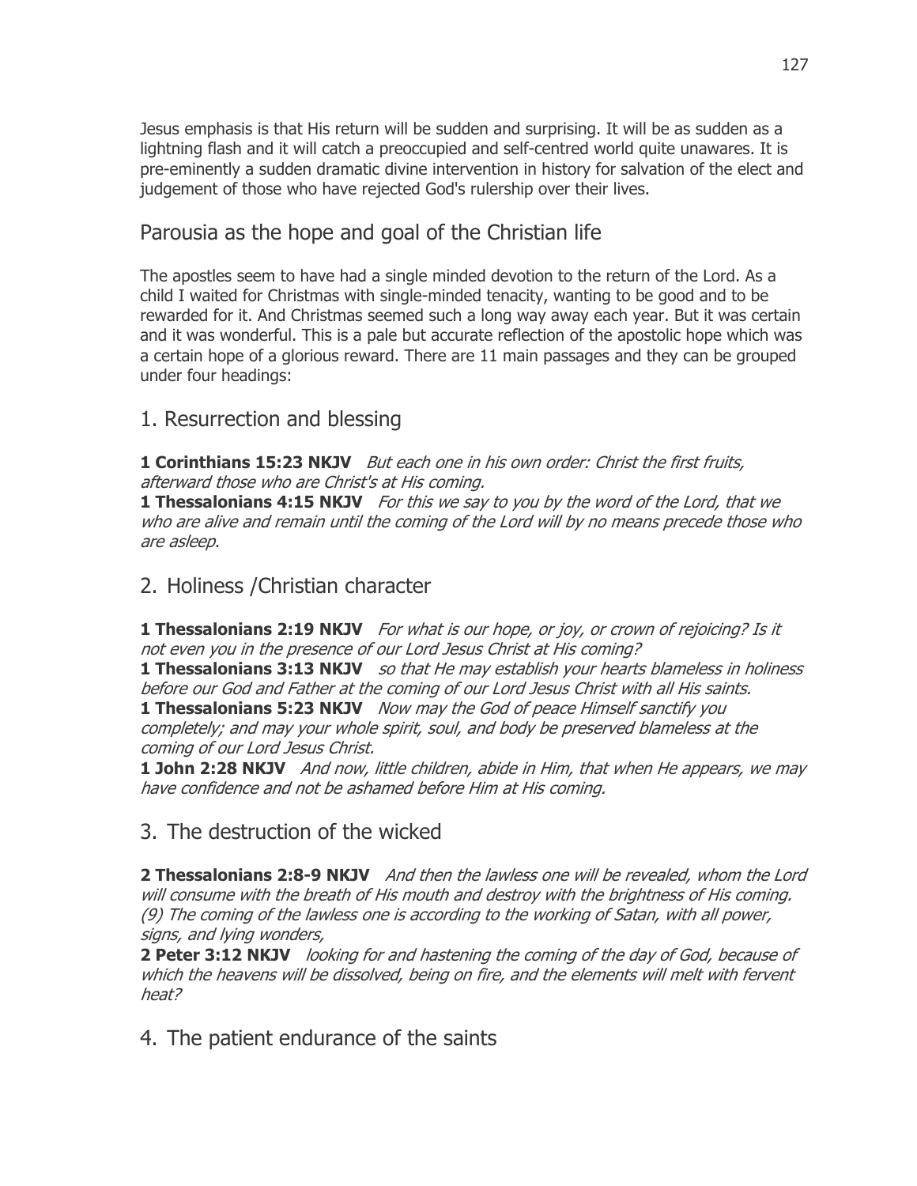Jesus emphasis is that His return will be sudden and surprising. It will be as sudden as a lightning flash and it will catch a preoccupied and self-centred world quite unawares. It is pre-eminently a sudden dramatic divine intervention in history for salvation of the elect and judgement of those who have rejected God's rulership over their lives.

## Parousia as the hope and goal of the Christian life

The apostles seem to have had a single minded devotion to the return of the Lord. As a child I waited for Christmas with single-minded tenacity, wanting to be good and to be rewarded for it. And Christmas seemed such a long way away each year. But it was certain and it was wonderful. This is a pale but accurate reflection of the apostolic hope which was a certain hope of a glorious reward. There are 11 main passages and they can be grouped under four headings:

## 1. Resurrection and blessing

**1 Corinthians 15:23 NKJV** *But each one in his own order: Christ the first fruits, afterward those who are Christ's at His coming.*
**1 Thessalonians 4:15 NKJV** *For this we say to you by the word of the Lord, that we who are alive and remain until the coming of the Lord will by no means precede those who are asleep.*

## 2. Holiness /Christian character

**1 Thessalonians 2:19 NKJV** *For what is our hope, or joy, or crown of rejoicing? Is it not even you in the presence of our Lord Jesus Christ at His coming?*
**1 Thessalonians 3:13 NKJV** *so that He may establish your hearts blameless in holiness before our God and Father at the coming of our Lord Jesus Christ with all His saints.*
**1 Thessalonians 5:23 NKJV** *Now may the God of peace Himself sanctify you completely; and may your whole spirit, soul, and body be preserved blameless at the coming of our Lord Jesus Christ.*
**1 John 2:28 NKJV** *And now, little children, abide in Him, that when He appears, we may have confidence and not be ashamed before Him at His coming.*

## 3. The destruction of the wicked

**2 Thessalonians 2:8-9 NKJV** *And then the lawless one will be revealed, whom the Lord will consume with the breath of His mouth and destroy with the brightness of His coming. (9) The coming of the lawless one is according to the working of Satan, with all power, signs, and lying wonders,*
**2 Peter 3:12 NKJV** *looking for and hastening the coming of the day of God, because of which the heavens will be dissolved, being on fire, and the elements will melt with fervent heat?*

## 4. The patient endurance of the saints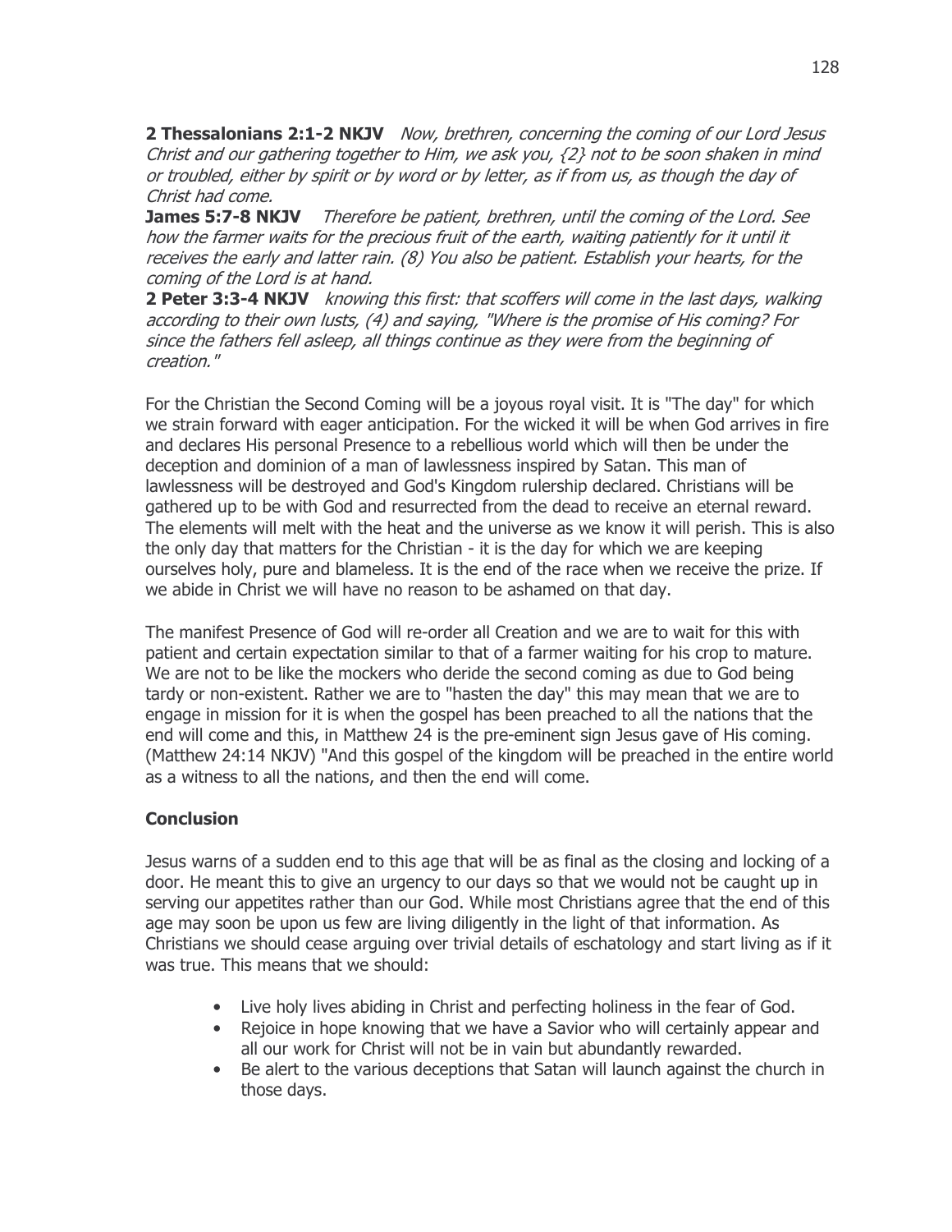**2 Thessalonians 2:1-2 NKJV** *Now, brethren, concerning the coming of our Lord Jesus Christ and our gathering together to Him, we ask you, {2} not to be soon shaken in mind or troubled, either by spirit or by word or by letter, as if from us, as though the day of Christ had come.*
**James 5:7-8 NKJV** *Therefore be patient, brethren, until the coming of the Lord. See how the farmer waits for the precious fruit of the earth, waiting patiently for it until it receives the early and latter rain. (8) You also be patient. Establish your hearts, for the coming of the Lord is at hand.*
**2 Peter 3:3-4 NKJV** *knowing this first: that scoffers will come in the last days, walking according to their own lusts, (4) and saying, "Where is the promise of His coming? For since the fathers fell asleep, all things continue as they were from the beginning of creation."*

For the Christian the Second Coming will be a joyous royal visit. It is "The day" for which we strain forward with eager anticipation. For the wicked it will be when God arrives in fire and declares His personal Presence to a rebellious world which will then be under the deception and dominion of a man of lawlessness inspired by Satan. This man of lawlessness will be destroyed and God's Kingdom rulership declared. Christians will be gathered up to be with God and resurrected from the dead to receive an eternal reward. The elements will melt with the heat and the universe as we know it will perish. This is also the only day that matters for the Christian - it is the day for which we are keeping ourselves holy, pure and blameless. It is the end of the race when we receive the prize. If we abide in Christ we will have no reason to be ashamed on that day.

The manifest Presence of God will re-order all Creation and we are to wait for this with patient and certain expectation similar to that of a farmer waiting for his crop to mature. We are not to be like the mockers who deride the second coming as due to God being tardy or non-existent. Rather we are to "hasten the day" this may mean that we are to engage in mission for it is when the gospel has been preached to all the nations that the end will come and this, in Matthew 24 is the pre-eminent sign Jesus gave of His coming. (Matthew 24:14 NKJV) "And this gospel of the kingdom will be preached in the entire world as a witness to all the nations, and then the end will come.

**Conclusion**

Jesus warns of a sudden end to this age that will be as final as the closing and locking of a door. He meant this to give an urgency to our days so that we would not be caught up in serving our appetites rather than our God. While most Christians agree that the end of this age may soon be upon us few are living diligently in the light of that information. As Christians we should cease arguing over trivial details of eschatology and start living as if it was true. This means that we should:

- Live holy lives abiding in Christ and perfecting holiness in the fear of God.
- Rejoice in hope knowing that we have a Savior who will certainly appear and all our work for Christ will not be in vain but abundantly rewarded.
- Be alert to the various deceptions that Satan will launch against the church in those days.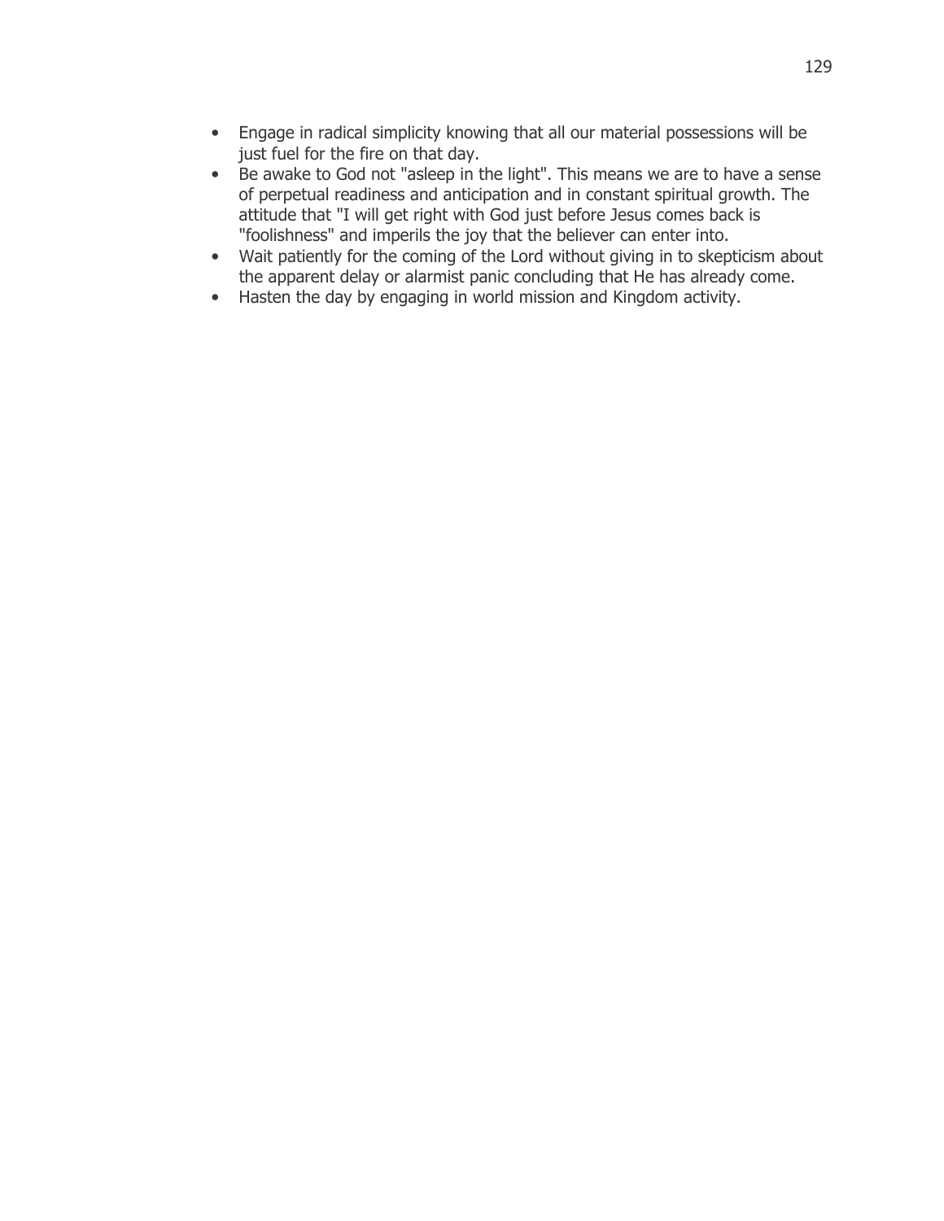- Engage in radical simplicity knowing that all our material possessions will be just fuel for the fire on that day.
- Be awake to God not "asleep in the light". This means we are to have a sense of perpetual readiness and anticipation and in constant spiritual growth. The attitude that "I will get right with God just before Jesus comes back is "foolishness" and imperils the joy that the believer can enter into.
- Wait patiently for the coming of the Lord without giving in to skepticism about the apparent delay or alarmist panic concluding that He has already come.
- Hasten the day by engaging in world mission and Kingdom activity.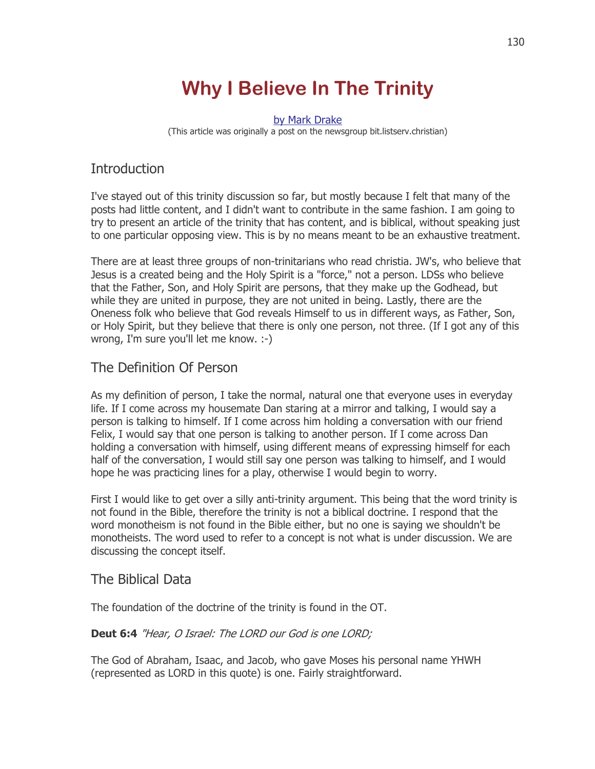# Why I Believe In The Trinity

by Mark Drake
(This article was originally a post on the newsgroup bit.listserv.christian)

## Introduction

I've stayed out of this trinity discussion so far, but mostly because I felt that many of the posts had little content, and I didn't want to contribute in the same fashion. I am going to try to present an article of the trinity that has content, and is biblical, without speaking just to one particular opposing view. This is by no means meant to be an exhaustive treatment.

There are at least three groups of non-trinitarians who read christia. JW's, who believe that Jesus is a created being and the Holy Spirit is a "force," not a person. LDSs who believe that the Father, Son, and Holy Spirit are persons, that they make up the Godhead, but while they are united in purpose, they are not united in being. Lastly, there are the Oneness folk who believe that God reveals Himself to us in different ways, as Father, Son, or Holy Spirit, but they believe that there is only one person, not three. (If I got any of this wrong, I'm sure you'll let me know. :-)

## The Definition Of Person

As my definition of person, I take the normal, natural one that everyone uses in everyday life. If I come across my housemate Dan staring at a mirror and talking, I would say a person is talking to himself. If I come across him holding a conversation with our friend Felix, I would say that one person is talking to another person. If I come across Dan holding a conversation with himself, using different means of expressing himself for each half of the conversation, I would still say one person was talking to himself, and I would hope he was practicing lines for a play, otherwise I would begin to worry.

First I would like to get over a silly anti-trinity argument. This being that the word trinity is not found in the Bible, therefore the trinity is not a biblical doctrine. I respond that the word monotheism is not found in the Bible either, but no one is saying we shouldn't be monotheists. The word used to refer to a concept is not what is under discussion. We are discussing the concept itself.

## The Biblical Data

The foundation of the doctrine of the trinity is found in the OT.

**Deut 6:4** *"Hear, O Israel: The LORD our God is one LORD;*

The God of Abraham, Isaac, and Jacob, who gave Moses his personal name YHWH (represented as LORD in this quote) is one. Fairly straightforward.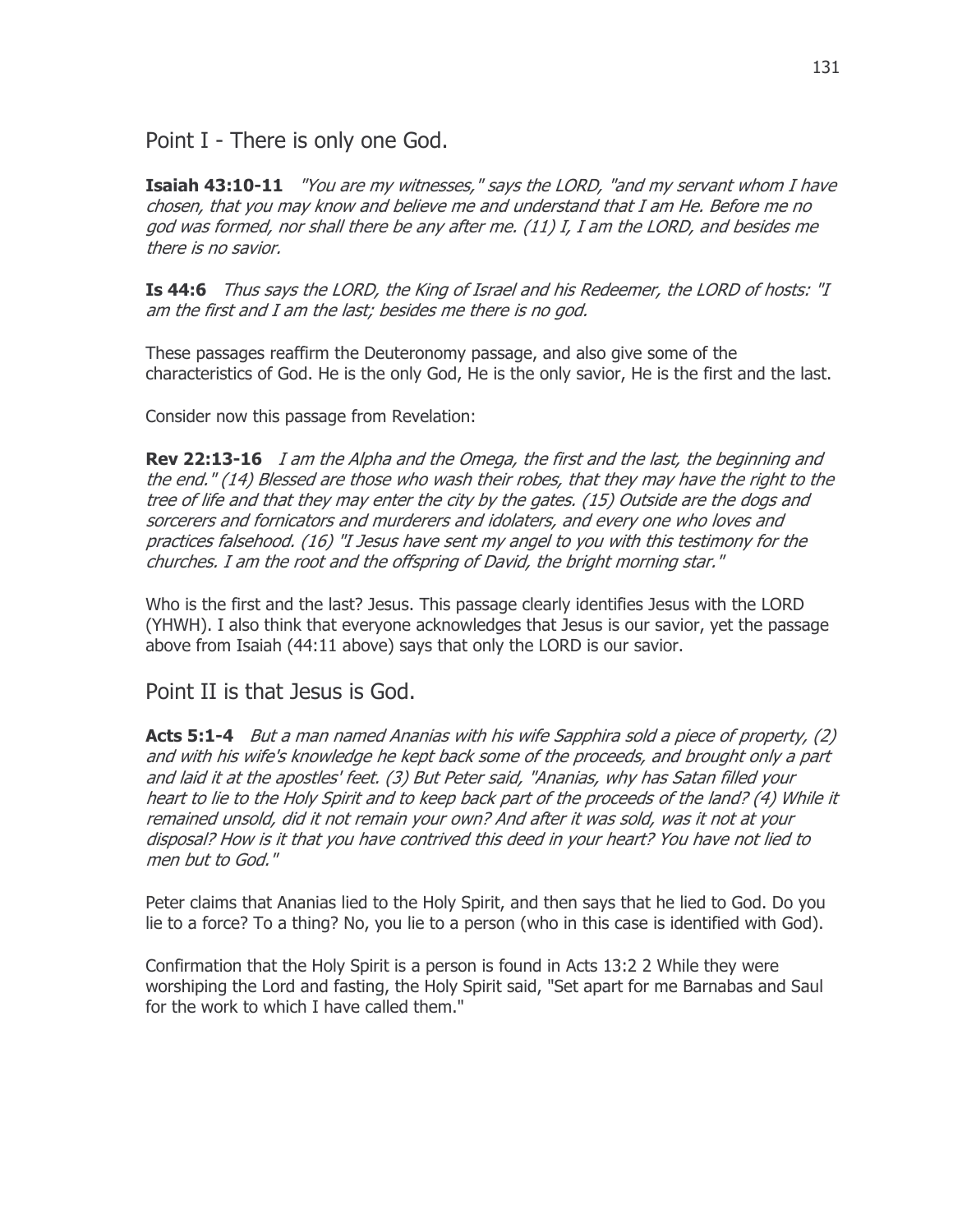## Point I - There is only one God.

**Isaiah 43:10-11** *"You are my witnesses," says the LORD, "and my servant whom I have chosen, that you may know and believe me and understand that I am He. Before me no god was formed, nor shall there be any after me. (11) I, I am the LORD, and besides me there is no savior.*

**Is 44:6** *Thus says the LORD, the King of Israel and his Redeemer, the LORD of hosts: "I am the first and I am the last; besides me there is no god.*

These passages reaffirm the Deuteronomy passage, and also give some of the characteristics of God. He is the only God, He is the only savior, He is the first and the last.

Consider now this passage from Revelation:

**Rev 22:13-16** *I am the Alpha and the Omega, the first and the last, the beginning and the end." (14) Blessed are those who wash their robes, that they may have the right to the tree of life and that they may enter the city by the gates. (15) Outside are the dogs and sorcerers and fornicators and murderers and idolaters, and every one who loves and practices falsehood. (16) "I Jesus have sent my angel to you with this testimony for the churches. I am the root and the offspring of David, the bright morning star."*

Who is the first and the last? Jesus. This passage clearly identifies Jesus with the LORD (YHWH). I also think that everyone acknowledges that Jesus is our savior, yet the passage above from Isaiah (44:11 above) says that only the LORD is our savior.

## Point II is that Jesus is God.

**Acts 5:1-4** *But a man named Ananias with his wife Sapphira sold a piece of property, (2) and with his wife's knowledge he kept back some of the proceeds, and brought only a part and laid it at the apostles' feet. (3) But Peter said, "Ananias, why has Satan filled your heart to lie to the Holy Spirit and to keep back part of the proceeds of the land? (4) While it remained unsold, did it not remain your own? And after it was sold, was it not at your disposal? How is it that you have contrived this deed in your heart? You have not lied to men but to God."*

Peter claims that Ananias lied to the Holy Spirit, and then says that he lied to God. Do you lie to a force? To a thing? No, you lie to a person (who in this case is identified with God).

Confirmation that the Holy Spirit is a person is found in Acts 13:2 2 While they were worshiping the Lord and fasting, the Holy Spirit said, "Set apart for me Barnabas and Saul for the work to which I have called them."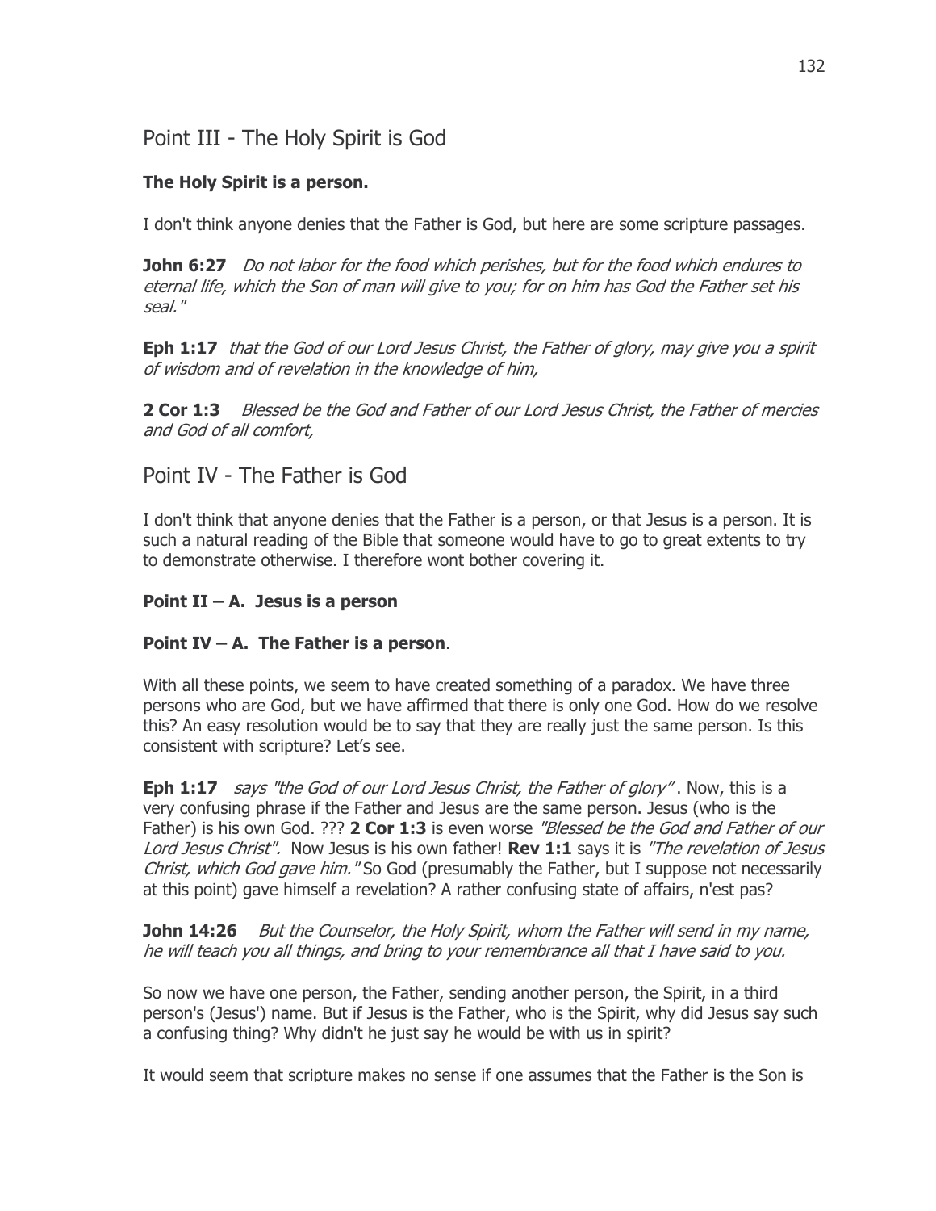## Point III - The Holy Spirit is God

**The Holy Spirit is a person.**

I don't think anyone denies that the Father is God, but here are some scripture passages.

**John 6:27** *Do not labor for the food which perishes, but for the food which endures to eternal life, which the Son of man will give to you; for on him has God the Father set his seal."*

**Eph 1:17** *that the God of our Lord Jesus Christ, the Father of glory, may give you a spirit of wisdom and of revelation in the knowledge of him,*

**2 Cor 1:3** *Blessed be the God and Father of our Lord Jesus Christ, the Father of mercies and God of all comfort,*

## Point IV - The Father is God

I don't think that anyone denies that the Father is a person, or that Jesus is a person. It is such a natural reading of the Bible that someone would have to go to great extents to try to demonstrate otherwise. I therefore wont bother covering it.

**Point II – A. Jesus is a person**

**Point IV – A. The Father is a person**.

With all these points, we seem to have created something of a paradox. We have three persons who are God, but we have affirmed that there is only one God. How do we resolve this? An easy resolution would be to say that they are really just the same person. Is this consistent with scripture? Let's see.

**Eph 1:17** *says "the God of our Lord Jesus Christ, the Father of glory"* . Now, this is a very confusing phrase if the Father and Jesus are the same person. Jesus (who is the Father) is his own God. ??? **2 Cor 1:3** is even worse *"Blessed be the God and Father of our Lord Jesus Christ".* Now Jesus is his own father! **Rev 1:1** says it is *"The revelation of Jesus Christ, which God gave him."* So God (presumably the Father, but I suppose not necessarily at this point) gave himself a revelation? A rather confusing state of affairs, n'est pas?

**John 14:26** *But the Counselor, the Holy Spirit, whom the Father will send in my name, he will teach you all things, and bring to your remembrance all that I have said to you.*

So now we have one person, the Father, sending another person, the Spirit, in a third person's (Jesus') name. But if Jesus is the Father, who is the Spirit, why did Jesus say such a confusing thing? Why didn't he just say he would be with us in spirit?

It would seem that scripture makes no sense if one assumes that the Father is the Son is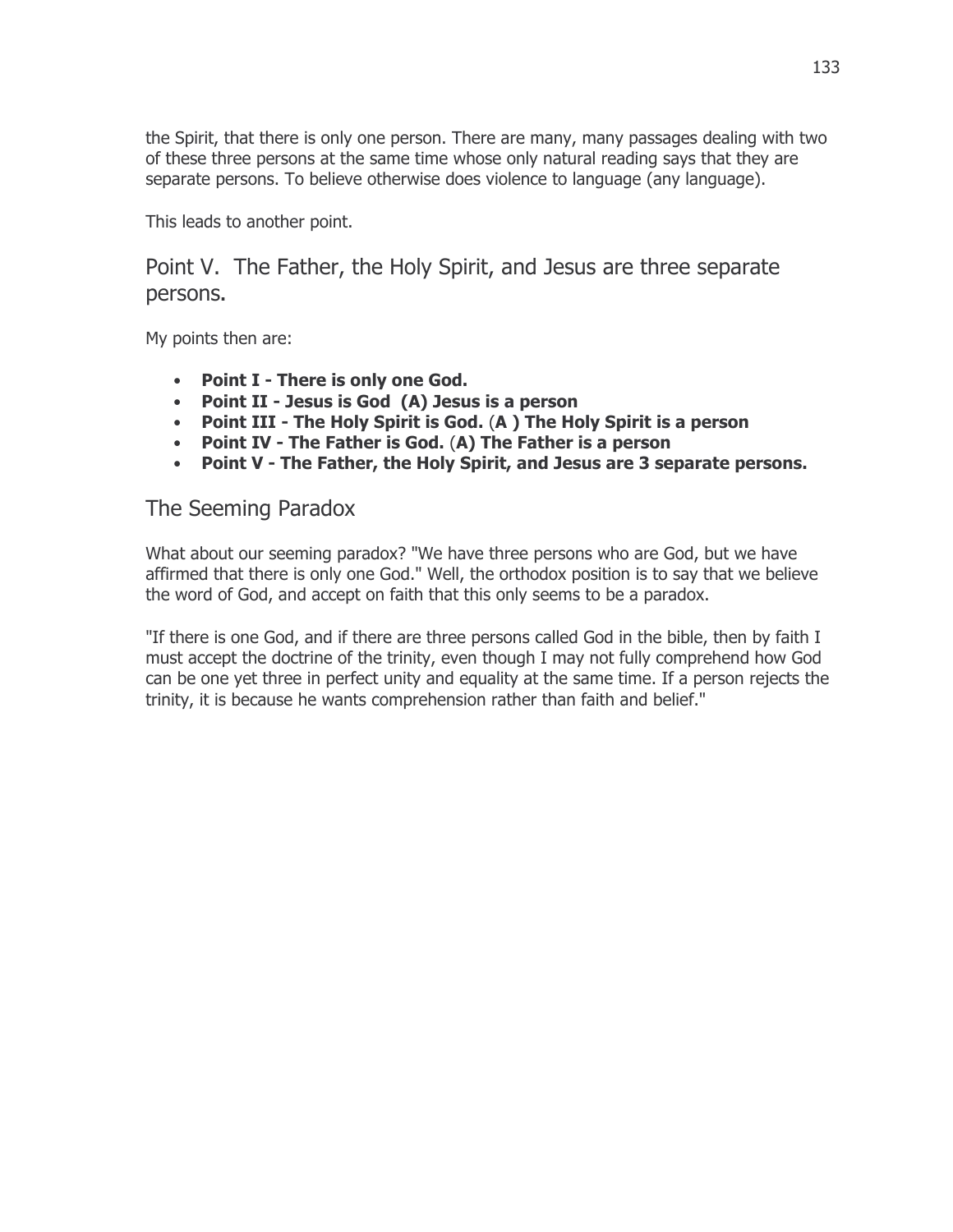the Spirit, that there is only one person. There are many, many passages dealing with two of these three persons at the same time whose only natural reading says that they are separate persons. To believe otherwise does violence to language (any language).

This leads to another point.

## Point V. The Father, the Holy Spirit, and Jesus are three separate persons.

My points then are:

- **Point I - There is only one God.**
- **Point II - Jesus is God (A) Jesus is a person**
- **Point III - The Holy Spirit is God.** (**A ) The Holy Spirit is a person**
- **Point IV - The Father is God.** (**A) The Father is a person**
- **Point V - The Father, the Holy Spirit, and Jesus are 3 separate persons.**

## The Seeming Paradox

What about our seeming paradox? "We have three persons who are God, but we have affirmed that there is only one God." Well, the orthodox position is to say that we believe the word of God, and accept on faith that this only seems to be a paradox.

"If there is one God, and if there are three persons called God in the bible, then by faith I must accept the doctrine of the trinity, even though I may not fully comprehend how God can be one yet three in perfect unity and equality at the same time. If a person rejects the trinity, it is because he wants comprehension rather than faith and belief."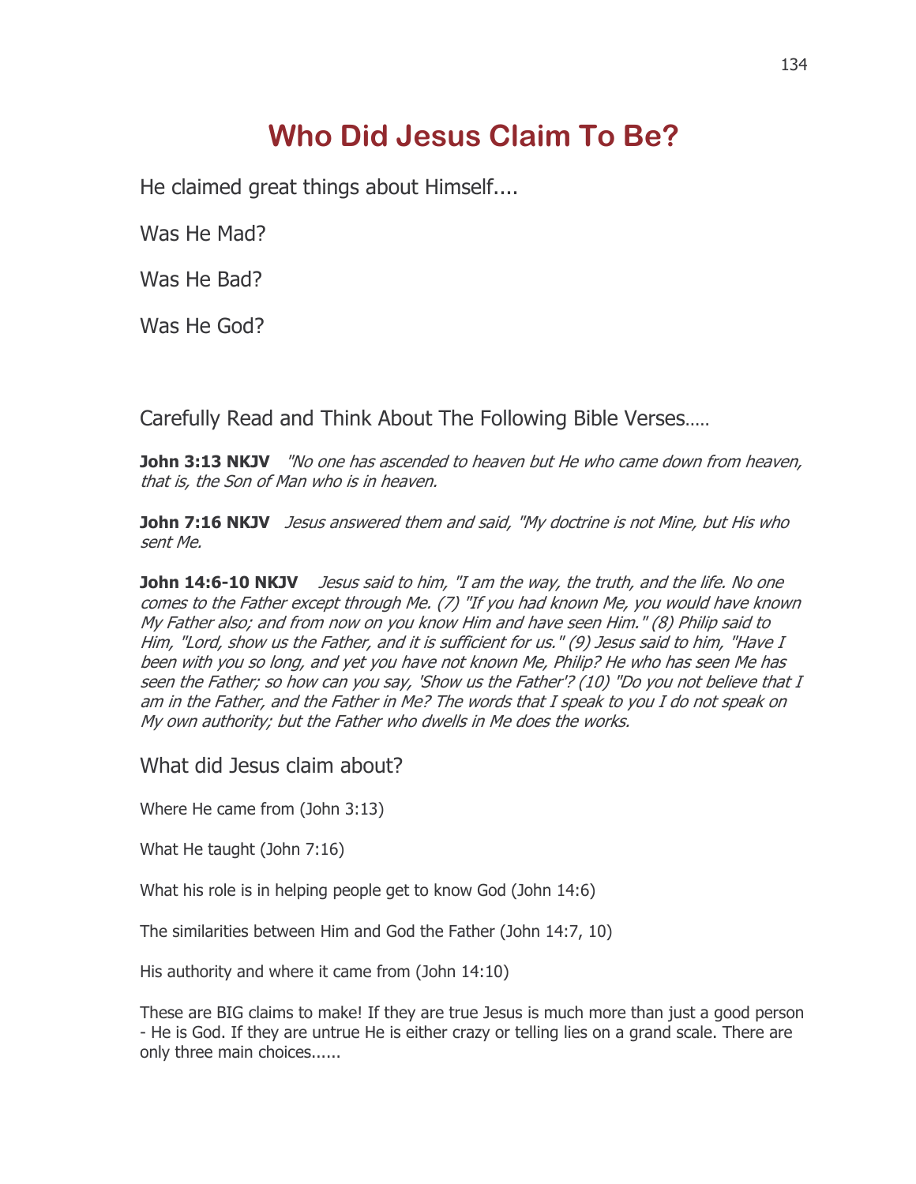# Who Did Jesus Claim To Be?

He claimed great things about Himself....

Was He Mad?

Was He Bad?

Was He God?

Carefully Read and Think About The Following Bible Verses.....

**John 3:13 NKJV** *"No one has ascended to heaven but He who came down from heaven, that is, the Son of Man who is in heaven.*

**John 7:16 NKJV** *Jesus answered them and said, "My doctrine is not Mine, but His who sent Me.*

**John 14:6-10 NKJV** *Jesus said to him, "I am the way, the truth, and the life. No one comes to the Father except through Me. (7) "If you had known Me, you would have known My Father also; and from now on you know Him and have seen Him." (8) Philip said to Him, "Lord, show us the Father, and it is sufficient for us." (9) Jesus said to him, "Have I been with you so long, and yet you have not known Me, Philip? He who has seen Me has seen the Father; so how can you say, 'Show us the Father'? (10) "Do you not believe that I am in the Father, and the Father in Me? The words that I speak to you I do not speak on My own authority; but the Father who dwells in Me does the works.*

## What did Jesus claim about?

Where He came from (John 3:13)

What He taught (John 7:16)

What his role is in helping people get to know God (John 14:6)

The similarities between Him and God the Father (John 14:7, 10)

His authority and where it came from (John 14:10)

These are BIG claims to make! If they are true Jesus is much more than just a good person - He is God. If they are untrue He is either crazy or telling lies on a grand scale. There are only three main choices......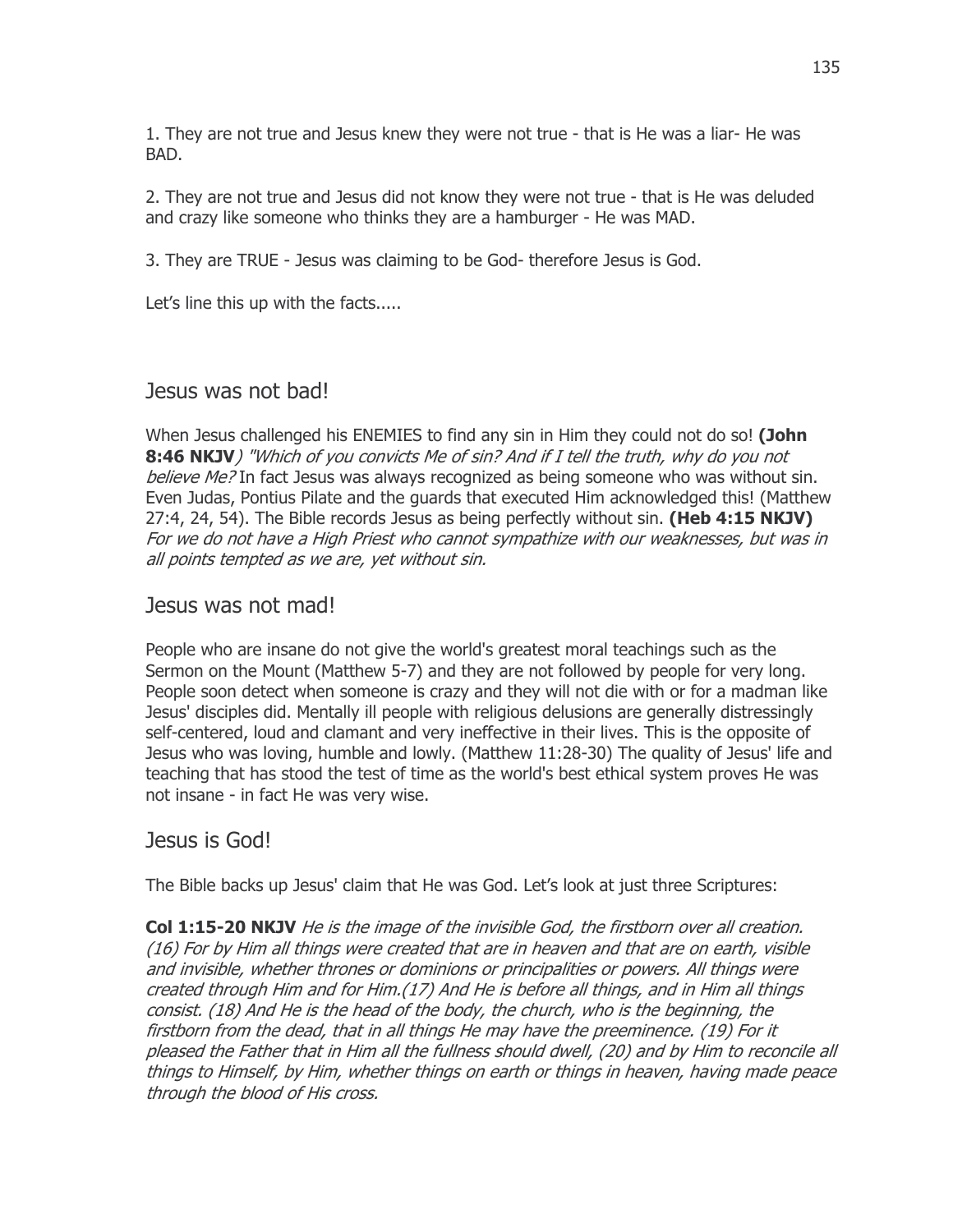1. They are not true and Jesus knew they were not true - that is He was a liar- He was BAD.

2. They are not true and Jesus did not know they were not true - that is He was deluded and crazy like someone who thinks they are a hamburger - He was MAD.

3. They are TRUE - Jesus was claiming to be God- therefore Jesus is God.

Let's line this up with the facts.....

## Jesus was not bad!

When Jesus challenged his ENEMIES to find any sin in Him they could not do so! **(John 8:46 NKJV**) *"Which of you convicts Me of sin? And if I tell the truth, why do you not believe Me?* In fact Jesus was always recognized as being someone who was without sin. Even Judas, Pontius Pilate and the guards that executed Him acknowledged this! (Matthew 27:4, 24, 54). The Bible records Jesus as being perfectly without sin. **(Heb 4:15 NKJV)** *For we do not have a High Priest who cannot sympathize with our weaknesses, but was in all points tempted as we are, yet without sin.*

## Jesus was not mad!

People who are insane do not give the world's greatest moral teachings such as the Sermon on the Mount (Matthew 5-7) and they are not followed by people for very long. People soon detect when someone is crazy and they will not die with or for a madman like Jesus' disciples did. Mentally ill people with religious delusions are generally distressingly self-centered, loud and clamant and very ineffective in their lives. This is the opposite of Jesus who was loving, humble and lowly. (Matthew 11:28-30) The quality of Jesus' life and teaching that has stood the test of time as the world's best ethical system proves He was not insane - in fact He was very wise.

## Jesus is God!

The Bible backs up Jesus' claim that He was God. Let's look at just three Scriptures:

**Col 1:15-20 NKJV** *He is the image of the invisible God, the firstborn over all creation. (16) For by Him all things were created that are in heaven and that are on earth, visible and invisible, whether thrones or dominions or principalities or powers. All things were created through Him and for Him.(17) And He is before all things, and in Him all things consist. (18) And He is the head of the body, the church, who is the beginning, the firstborn from the dead, that in all things He may have the preeminence. (19) For it pleased the Father that in Him all the fullness should dwell, (20) and by Him to reconcile all things to Himself, by Him, whether things on earth or things in heaven, having made peace through the blood of His cross.*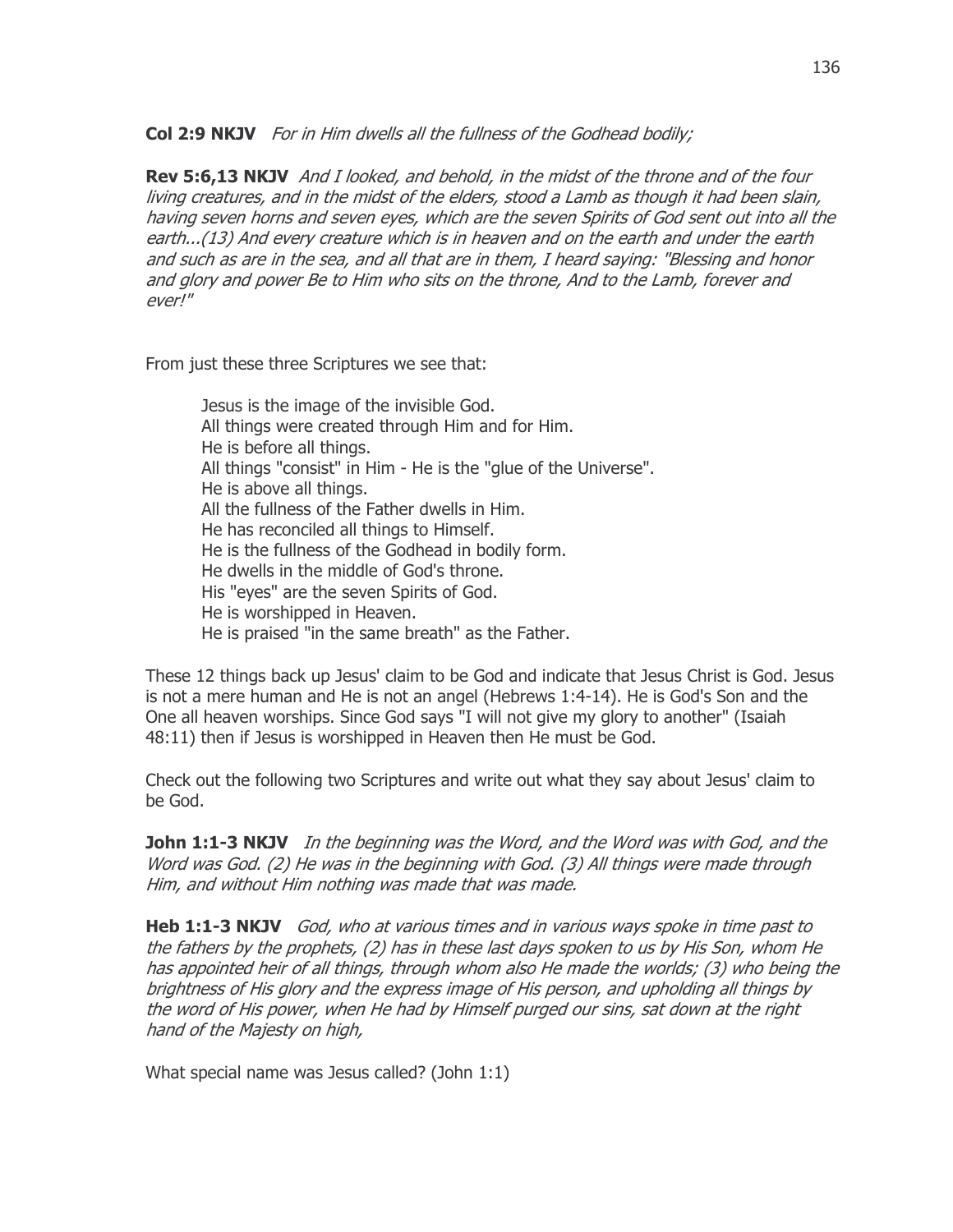**Col 2:9 NKJV** *For in Him dwells all the fullness of the Godhead bodily;*

**Rev 5:6,13 NKJV** *And I looked, and behold, in the midst of the throne and of the four living creatures, and in the midst of the elders, stood a Lamb as though it had been slain, having seven horns and seven eyes, which are the seven Spirits of God sent out into all the earth...(13) And every creature which is in heaven and on the earth and under the earth and such as are in the sea, and all that are in them, I heard saying: "Blessing and honor and glory and power Be to Him who sits on the throne, And to the Lamb, forever and ever!"*

From just these three Scriptures we see that:

> Jesus is the image of the invisible God.
> All things were created through Him and for Him.
> He is before all things.
> All things "consist" in Him - He is the "glue of the Universe".
> He is above all things.
> All the fullness of the Father dwells in Him.
> He has reconciled all things to Himself.
> He is the fullness of the Godhead in bodily form.
> He dwells in the middle of God's throne.
> His "eyes" are the seven Spirits of God.
> He is worshipped in Heaven.
> He is praised "in the same breath" as the Father.

These 12 things back up Jesus' claim to be God and indicate that Jesus Christ is God. Jesus is not a mere human and He is not an angel (Hebrews 1:4-14). He is God's Son and the One all heaven worships. Since God says "I will not give my glory to another" (Isaiah 48:11) then if Jesus is worshipped in Heaven then He must be God.

Check out the following two Scriptures and write out what they say about Jesus' claim to be God.

**John 1:1-3 NKJV** *In the beginning was the Word, and the Word was with God, and the Word was God. (2) He was in the beginning with God. (3) All things were made through Him, and without Him nothing was made that was made.*

**Heb 1:1-3 NKJV** *God, who at various times and in various ways spoke in time past to the fathers by the prophets, (2) has in these last days spoken to us by His Son, whom He has appointed heir of all things, through whom also He made the worlds; (3) who being the brightness of His glory and the express image of His person, and upholding all things by the word of His power, when He had by Himself purged our sins, sat down at the right hand of the Majesty on high,*

What special name was Jesus called? (John 1:1)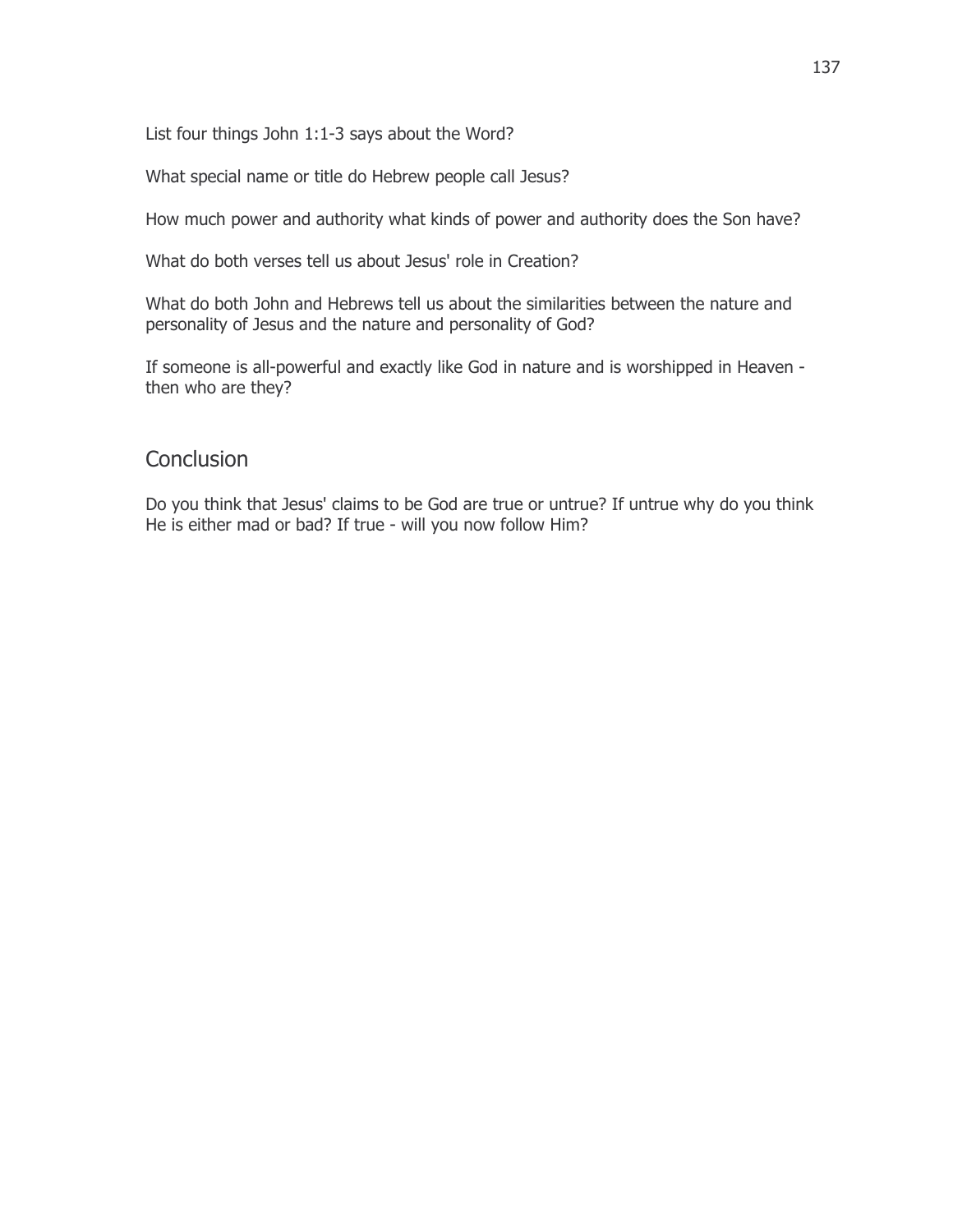List four things John 1:1-3 says about the Word?

What special name or title do Hebrew people call Jesus?

How much power and authority what kinds of power and authority does the Son have?

What do both verses tell us about Jesus' role in Creation?

What do both John and Hebrews tell us about the similarities between the nature and personality of Jesus and the nature and personality of God?

If someone is all-powerful and exactly like God in nature and is worshipped in Heaven - then who are they?

## Conclusion

Do you think that Jesus' claims to be God are true or untrue? If untrue why do you think He is either mad or bad? If true - will you now follow Him?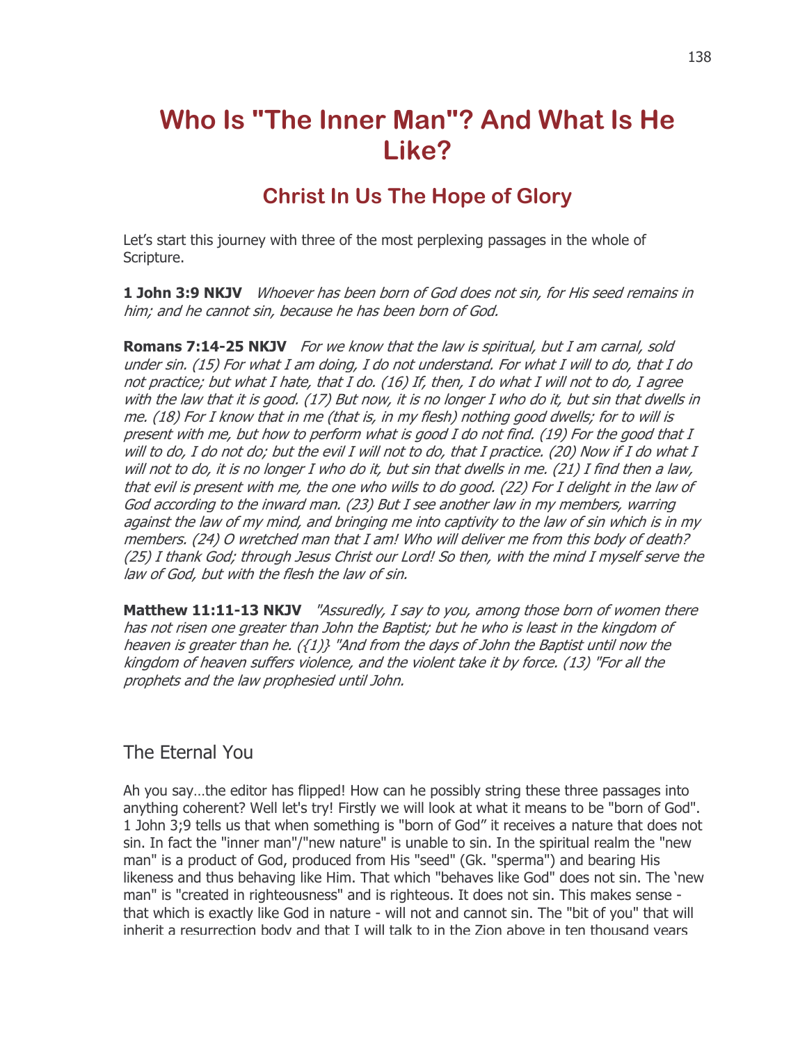# Who Is "The Inner Man"? And What Is He Like?

## Christ In Us The Hope of Glory

Let's start this journey with three of the most perplexing passages in the whole of Scripture.

**1 John 3:9 NKJV** *Whoever has been born of God does not sin, for His seed remains in him; and he cannot sin, because he has been born of God.*

**Romans 7:14-25 NKJV** *For we know that the law is spiritual, but I am carnal, sold under sin. (15) For what I am doing, I do not understand. For what I will to do, that I do not practice; but what I hate, that I do. (16) If, then, I do what I will not to do, I agree with the law that it is good. (17) But now, it is no longer I who do it, but sin that dwells in me. (18) For I know that in me (that is, in my flesh) nothing good dwells; for to will is present with me, but how to perform what is good I do not find. (19) For the good that I will to do, I do not do; but the evil I will not to do, that I practice. (20) Now if I do what I will not to do, it is no longer I who do it, but sin that dwells in me. (21) I find then a law, that evil is present with me, the one who wills to do good. (22) For I delight in the law of God according to the inward man. (23) But I see another law in my members, warring against the law of my mind, and bringing me into captivity to the law of sin which is in my members. (24) O wretched man that I am! Who will deliver me from this body of death? (25) I thank God; through Jesus Christ our Lord! So then, with the mind I myself serve the law of God, but with the flesh the law of sin.*

**Matthew 11:11-13 NKJV** *"Assuredly, I say to you, among those born of women there has not risen one greater than John the Baptist; but he who is least in the kingdom of heaven is greater than he. ({1)} "And from the days of John the Baptist until now the kingdom of heaven suffers violence, and the violent take it by force. (13) "For all the prophets and the law prophesied until John.*

## The Eternal You

Ah you say…the editor has flipped! How can he possibly string these three passages into anything coherent? Well let's try! Firstly we will look at what it means to be "born of God". 1 John 3;9 tells us that when something is "born of God" it receives a nature that does not sin. In fact the "inner man"/"new nature" is unable to sin. In the spiritual realm the "new man" is a product of God, produced from His "seed" (Gk. "sperma") and bearing His likeness and thus behaving like Him. That which "behaves like God" does not sin. The 'new man" is "created in righteousness" and is righteous. It does not sin. This makes sense - that which is exactly like God in nature - will not and cannot sin. The "bit of you" that will inherit a resurrection body and that I will talk to in the Zion above in ten thousand years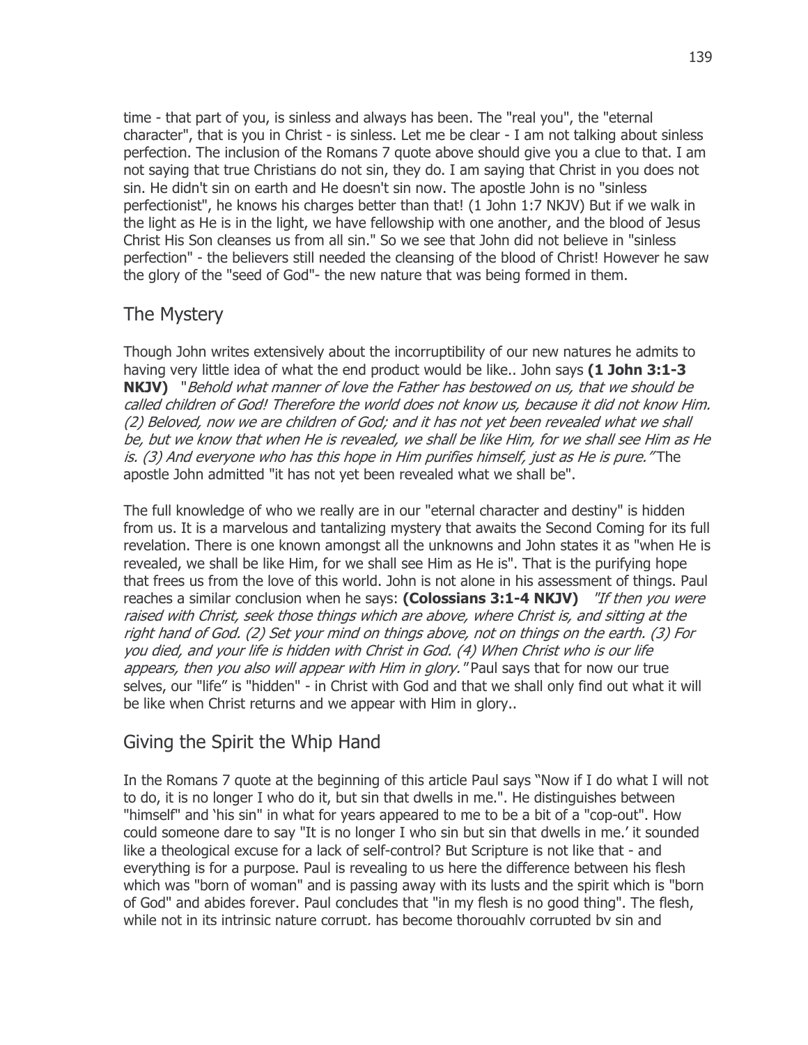time - that part of you, is sinless and always has been. The "real you", the "eternal character", that is you in Christ - is sinless. Let me be clear - I am not talking about sinless perfection. The inclusion of the Romans 7 quote above should give you a clue to that. I am not saying that true Christians do not sin, they do. I am saying that Christ in you does not sin. He didn't sin on earth and He doesn't sin now. The apostle John is no "sinless perfectionist", he knows his charges better than that! (1 John 1:7 NKJV) But if we walk in the light as He is in the light, we have fellowship with one another, and the blood of Jesus Christ His Son cleanses us from all sin." So we see that John did not believe in "sinless perfection" - the believers still needed the cleansing of the blood of Christ! However he saw the glory of the "seed of God"- the new nature that was being formed in them.

## The Mystery

Though John writes extensively about the incorruptibility of our new natures he admits to having very little idea of what the end product would be like.. John says **(1 John 3:1-3 NKJV)** "*Behold what manner of love the Father has bestowed on us, that we should be called children of God! Therefore the world does not know us, because it did not know Him. (2) Beloved, now we are children of God; and it has not yet been revealed what we shall be, but we know that when He is revealed, we shall be like Him, for we shall see Him as He is. (3) And everyone who has this hope in Him purifies himself, just as He is pure."* The apostle John admitted "it has not yet been revealed what we shall be".

The full knowledge of who we really are in our "eternal character and destiny" is hidden from us. It is a marvelous and tantalizing mystery that awaits the Second Coming for its full revelation. There is one known amongst all the unknowns and John states it as "when He is revealed, we shall be like Him, for we shall see Him as He is". That is the purifying hope that frees us from the love of this world. John is not alone in his assessment of things. Paul reaches a similar conclusion when he says: **(Colossians 3:1-4 NKJV)** *"If then you were raised with Christ, seek those things which are above, where Christ is, and sitting at the right hand of God. (2) Set your mind on things above, not on things on the earth. (3) For you died, and your life is hidden with Christ in God. (4) When Christ who is our life appears, then you also will appear with Him in glory."* Paul says that for now our true selves, our "life" is "hidden" - in Christ with God and that we shall only find out what it will be like when Christ returns and we appear with Him in glory..

## Giving the Spirit the Whip Hand

In the Romans 7 quote at the beginning of this article Paul says "Now if I do what I will not to do, it is no longer I who do it, but sin that dwells in me.". He distinguishes between "himself" and 'his sin" in what for years appeared to me to be a bit of a "cop-out". How could someone dare to say "It is no longer I who sin but sin that dwells in me.' it sounded like a theological excuse for a lack of self-control? But Scripture is not like that - and everything is for a purpose. Paul is revealing to us here the difference between his flesh which was "born of woman" and is passing away with its lusts and the spirit which is "born of God" and abides forever. Paul concludes that "in my flesh is no good thing". The flesh, while not in its intrinsic nature corrupt, has become thoroughly corrupted by sin and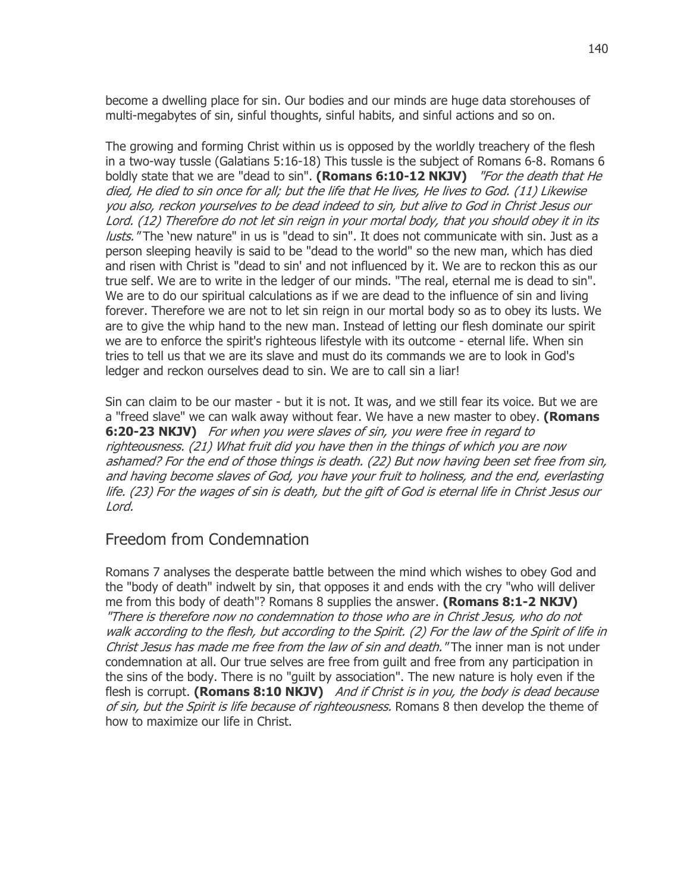become a dwelling place for sin. Our bodies and our minds are huge data storehouses of multi-megabytes of sin, sinful thoughts, sinful habits, and sinful actions and so on.

The growing and forming Christ within us is opposed by the worldly treachery of the flesh in a two-way tussle (Galatians 5:16-18) This tussle is the subject of Romans 6-8. Romans 6 boldly state that we are "dead to sin". **(Romans 6:10-12 NKJV)** *"For the death that He died, He died to sin once for all; but the life that He lives, He lives to God. (11) Likewise you also, reckon yourselves to be dead indeed to sin, but alive to God in Christ Jesus our Lord. (12) Therefore do not let sin reign in your mortal body, that you should obey it in its lusts."* The 'new nature" in us is "dead to sin". It does not communicate with sin. Just as a person sleeping heavily is said to be "dead to the world" so the new man, which has died and risen with Christ is "dead to sin' and not influenced by it. We are to reckon this as our true self. We are to write in the ledger of our minds. "The real, eternal me is dead to sin". We are to do our spiritual calculations as if we are dead to the influence of sin and living forever. Therefore we are not to let sin reign in our mortal body so as to obey its lusts. We are to give the whip hand to the new man. Instead of letting our flesh dominate our spirit we are to enforce the spirit's righteous lifestyle with its outcome - eternal life. When sin tries to tell us that we are its slave and must do its commands we are to look in God's ledger and reckon ourselves dead to sin. We are to call sin a liar!

Sin can claim to be our master - but it is not. It was, and we still fear its voice. But we are a "freed slave" we can walk away without fear. We have a new master to obey. **(Romans 6:20-23 NKJV)** *For when you were slaves of sin, you were free in regard to righteousness. (21) What fruit did you have then in the things of which you are now ashamed? For the end of those things is death. (22) But now having been set free from sin, and having become slaves of God, you have your fruit to holiness, and the end, everlasting life. (23) For the wages of sin is death, but the gift of God is eternal life in Christ Jesus our Lord.*

## Freedom from Condemnation

Romans 7 analyses the desperate battle between the mind which wishes to obey God and the "body of death" indwelt by sin, that opposes it and ends with the cry "who will deliver me from this body of death"? Romans 8 supplies the answer. **(Romans 8:1-2 NKJV)** *"There is therefore now no condemnation to those who are in Christ Jesus, who do not walk according to the flesh, but according to the Spirit. (2) For the law of the Spirit of life in Christ Jesus has made me free from the law of sin and death."* The inner man is not under condemnation at all. Our true selves are free from guilt and free from any participation in the sins of the body. There is no "guilt by association". The new nature is holy even if the flesh is corrupt. **(Romans 8:10 NKJV)** *And if Christ is in you, the body is dead because of sin, but the Spirit is life because of righteousness.* Romans 8 then develop the theme of how to maximize our life in Christ.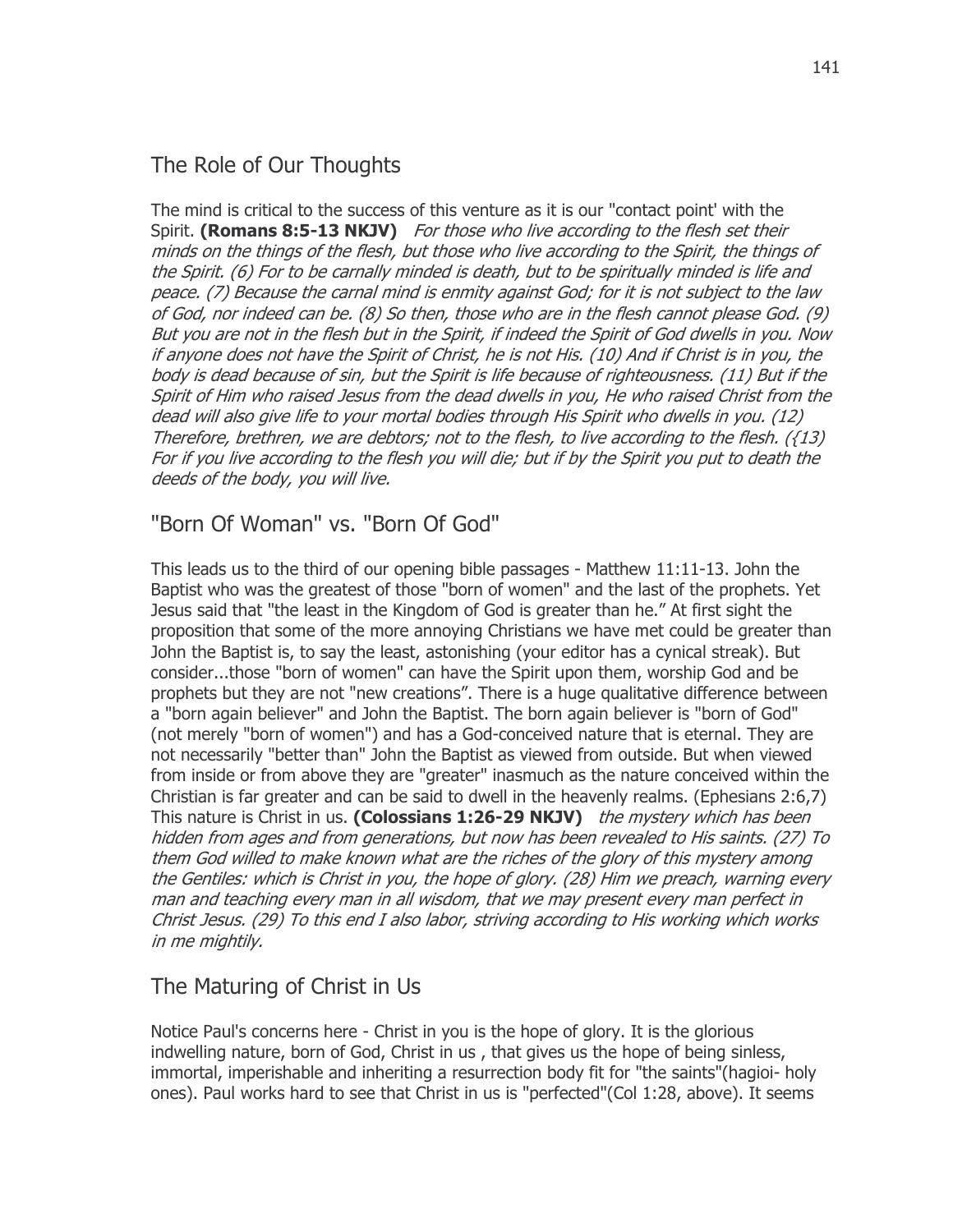## The Role of Our Thoughts

The mind is critical to the success of this venture as it is our "contact point' with the Spirit. **(Romans 8:5-13 NKJV)** *For those who live according to the flesh set their minds on the things of the flesh, but those who live according to the Spirit, the things of the Spirit. (6) For to be carnally minded is death, but to be spiritually minded is life and peace. (7) Because the carnal mind is enmity against God; for it is not subject to the law of God, nor indeed can be. (8) So then, those who are in the flesh cannot please God. (9) But you are not in the flesh but in the Spirit, if indeed the Spirit of God dwells in you. Now if anyone does not have the Spirit of Christ, he is not His. (10) And if Christ is in you, the body is dead because of sin, but the Spirit is life because of righteousness. (11) But if the Spirit of Him who raised Jesus from the dead dwells in you, He who raised Christ from the dead will also give life to your mortal bodies through His Spirit who dwells in you. (12) Therefore, brethren, we are debtors; not to the flesh, to live according to the flesh. ({13) For if you live according to the flesh you will die; but if by the Spirit you put to death the deeds of the body, you will live.*

## "Born Of Woman" vs. "Born Of God"

This leads us to the third of our opening bible passages - Matthew 11:11-13. John the Baptist who was the greatest of those "born of women" and the last of the prophets. Yet Jesus said that "the least in the Kingdom of God is greater than he." At first sight the proposition that some of the more annoying Christians we have met could be greater than John the Baptist is, to say the least, astonishing (your editor has a cynical streak). But consider...those "born of women" can have the Spirit upon them, worship God and be prophets but they are not "new creations". There is a huge qualitative difference between a "born again believer" and John the Baptist. The born again believer is "born of God" (not merely "born of women") and has a God-conceived nature that is eternal. They are not necessarily "better than" John the Baptist as viewed from outside. But when viewed from inside or from above they are "greater" inasmuch as the nature conceived within the Christian is far greater and can be said to dwell in the heavenly realms. (Ephesians 2:6,7) This nature is Christ in us. **(Colossians 1:26-29 NKJV)** *the mystery which has been hidden from ages and from generations, but now has been revealed to His saints. (27) To them God willed to make known what are the riches of the glory of this mystery among the Gentiles: which is Christ in you, the hope of glory. (28) Him we preach, warning every man and teaching every man in all wisdom, that we may present every man perfect in Christ Jesus. (29) To this end I also labor, striving according to His working which works in me mightily.*

## The Maturing of Christ in Us

Notice Paul's concerns here - Christ in you is the hope of glory. It is the glorious indwelling nature, born of God, Christ in us , that gives us the hope of being sinless, immortal, imperishable and inheriting a resurrection body fit for "the saints"(hagioi- holy ones). Paul works hard to see that Christ in us is "perfected"(Col 1:28, above). It seems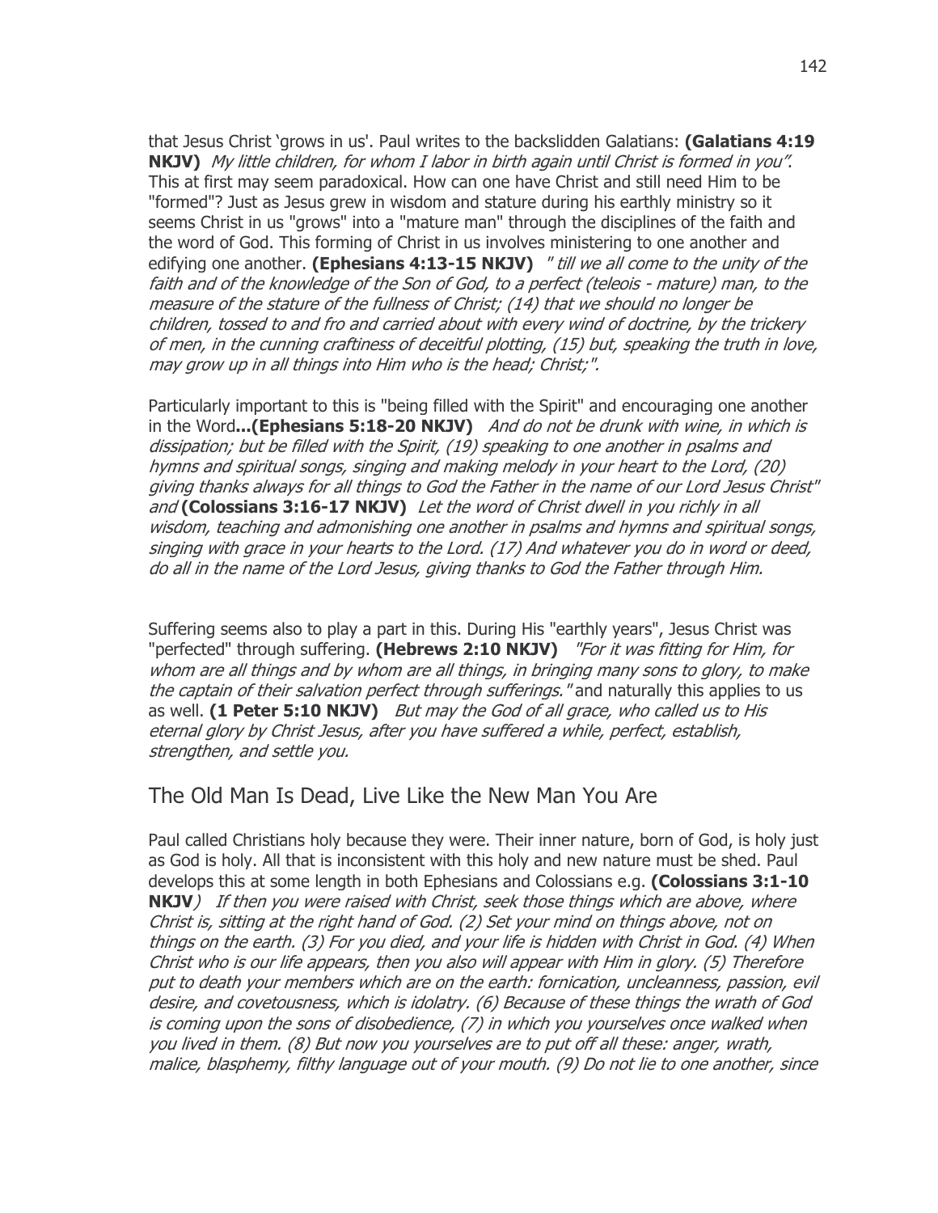that Jesus Christ 'grows in us'. Paul writes to the backslidden Galatians: **(Galatians 4:19 NKJV)** *My little children, for whom I labor in birth again until Christ is formed in you".* This at first may seem paradoxical. How can one have Christ and still need Him to be "formed"? Just as Jesus grew in wisdom and stature during his earthly ministry so it seems Christ in us "grows" into a "mature man" through the disciplines of the faith and the word of God. This forming of Christ in us involves ministering to one another and edifying one another. **(Ephesians 4:13-15 NKJV)** *" till we all come to the unity of the faith and of the knowledge of the Son of God, to a perfect (teleois - mature) man, to the measure of the stature of the fullness of Christ; (14) that we should no longer be children, tossed to and fro and carried about with every wind of doctrine, by the trickery of men, in the cunning craftiness of deceitful plotting, (15) but, speaking the truth in love, may grow up in all things into Him who is the head; Christ;".*

Particularly important to this is "being filled with the Spirit" and encouraging one another in the Word**...(Ephesians 5:18-20 NKJV)** *And do not be drunk with wine, in which is dissipation; but be filled with the Spirit, (19) speaking to one another in psalms and hymns and spiritual songs, singing and making melody in your heart to the Lord, (20) giving thanks always for all things to God the Father in the name of our Lord Jesus Christ" and* **(Colossians 3:16-17 NKJV)** *Let the word of Christ dwell in you richly in all wisdom, teaching and admonishing one another in psalms and hymns and spiritual songs, singing with grace in your hearts to the Lord. (17) And whatever you do in word or deed, do all in the name of the Lord Jesus, giving thanks to God the Father through Him.*

Suffering seems also to play a part in this. During His "earthly years", Jesus Christ was "perfected" through suffering. **(Hebrews 2:10 NKJV)** *"For it was fitting for Him, for whom are all things and by whom are all things, in bringing many sons to glory, to make the captain of their salvation perfect through sufferings."* and naturally this applies to us as well. **(1 Peter 5:10 NKJV)** *But may the God of all grace, who called us to His eternal glory by Christ Jesus, after you have suffered a while, perfect, establish, strengthen, and settle you.*

## The Old Man Is Dead, Live Like the New Man You Are

Paul called Christians holy because they were. Their inner nature, born of God, is holy just as God is holy. All that is inconsistent with this holy and new nature must be shed. Paul develops this at some length in both Ephesians and Colossians e.g. **(Colossians 3:1-10 NKJV**) *If then you were raised with Christ, seek those things which are above, where Christ is, sitting at the right hand of God. (2) Set your mind on things above, not on things on the earth. (3) For you died, and your life is hidden with Christ in God. (4) When Christ who is our life appears, then you also will appear with Him in glory. (5) Therefore put to death your members which are on the earth: fornication, uncleanness, passion, evil desire, and covetousness, which is idolatry. (6) Because of these things the wrath of God is coming upon the sons of disobedience, (7) in which you yourselves once walked when you lived in them. (8) But now you yourselves are to put off all these: anger, wrath, malice, blasphemy, filthy language out of your mouth. (9) Do not lie to one another, since*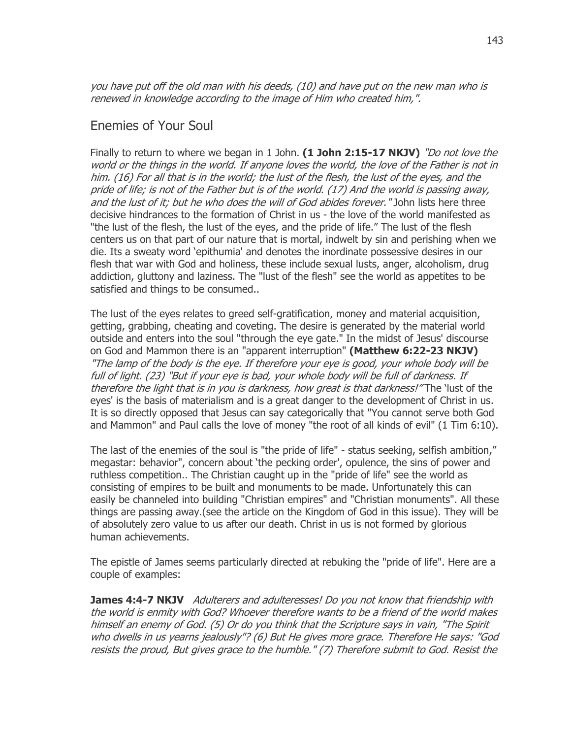*you have put off the old man with his deeds, (10) and have put on the new man who is renewed in knowledge according to the image of Him who created him,".*

## Enemies of Your Soul

Finally to return to where we began in 1 John. **(1 John 2:15-17 NKJV)** *"Do not love the world or the things in the world. If anyone loves the world, the love of the Father is not in him. (16) For all that is in the world; the lust of the flesh, the lust of the eyes, and the pride of life; is not of the Father but is of the world. (17) And the world is passing away, and the lust of it; but he who does the will of God abides forever."* John lists here three decisive hindrances to the formation of Christ in us - the love of the world manifested as "the lust of the flesh, the lust of the eyes, and the pride of life." The lust of the flesh centers us on that part of our nature that is mortal, indwelt by sin and perishing when we die. Its a sweaty word 'epithumia' and denotes the inordinate possessive desires in our flesh that war with God and holiness, these include sexual lusts, anger, alcoholism, drug addiction, gluttony and laziness. The "lust of the flesh" see the world as appetites to be satisfied and things to be consumed..

The lust of the eyes relates to greed self-gratification, money and material acquisition, getting, grabbing, cheating and coveting. The desire is generated by the material world outside and enters into the soul "through the eye gate." In the midst of Jesus' discourse on God and Mammon there is an "apparent interruption" **(Matthew 6:22-23 NKJV)** *"The lamp of the body is the eye. If therefore your eye is good, your whole body will be full of light. (23) "But if your eye is bad, your whole body will be full of darkness. If therefore the light that is in you is darkness, how great is that darkness!"* The 'lust of the eyes' is the basis of materialism and is a great danger to the development of Christ in us. It is so directly opposed that Jesus can say categorically that "You cannot serve both God and Mammon" and Paul calls the love of money "the root of all kinds of evil" (1 Tim 6:10).

The last of the enemies of the soul is "the pride of life" - status seeking, selfish ambition," megastar: behavior", concern about 'the pecking order', opulence, the sins of power and ruthless competition.. The Christian caught up in the "pride of life" see the world as consisting of empires to be built and monuments to be made. Unfortunately this can easily be channeled into building "Christian empires" and "Christian monuments". All these things are passing away.(see the article on the Kingdom of God in this issue). They will be of absolutely zero value to us after our death. Christ in us is not formed by glorious human achievements.

The epistle of James seems particularly directed at rebuking the "pride of life". Here are a couple of examples:

**James 4:4-7 NKJV** *Adulterers and adulteresses! Do you not know that friendship with the world is enmity with God? Whoever therefore wants to be a friend of the world makes himself an enemy of God. (5) Or do you think that the Scripture says in vain, "The Spirit who dwells in us yearns jealously"? (6) But He gives more grace. Therefore He says: "God resists the proud, But gives grace to the humble." (7) Therefore submit to God. Resist the*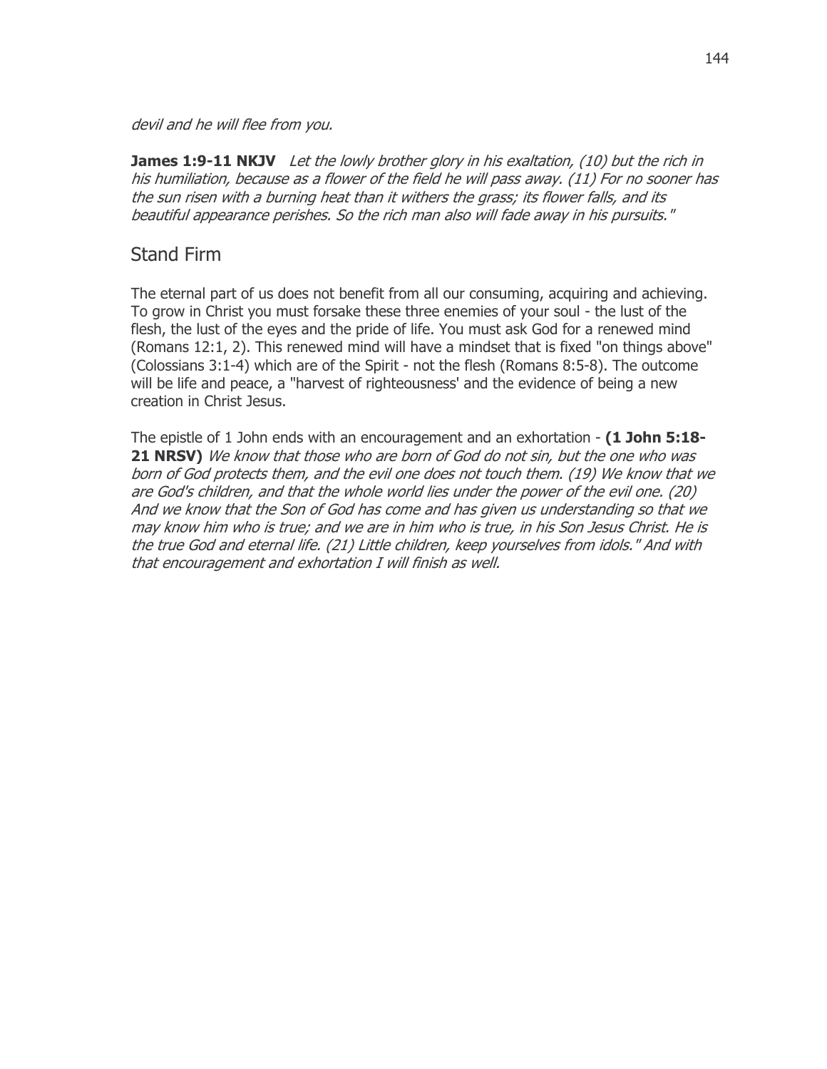*devil and he will flee from you.*

**James 1:9-11 NKJV** *Let the lowly brother glory in his exaltation, (10) but the rich in his humiliation, because as a flower of the field he will pass away. (11) For no sooner has the sun risen with a burning heat than it withers the grass; its flower falls, and its beautiful appearance perishes. So the rich man also will fade away in his pursuits."*

## Stand Firm

The eternal part of us does not benefit from all our consuming, acquiring and achieving. To grow in Christ you must forsake these three enemies of your soul - the lust of the flesh, the lust of the eyes and the pride of life. You must ask God for a renewed mind (Romans 12:1, 2). This renewed mind will have a mindset that is fixed "on things above" (Colossians 3:1-4) which are of the Spirit - not the flesh (Romans 8:5-8). The outcome will be life and peace, a "harvest of righteousness' and the evidence of being a new creation in Christ Jesus.

The epistle of 1 John ends with an encouragement and an exhortation - **(1 John 5:18-21 NRSV)** *We know that those who are born of God do not sin, but the one who was born of God protects them, and the evil one does not touch them. (19) We know that we are God's children, and that the whole world lies under the power of the evil one. (20) And we know that the Son of God has come and has given us understanding so that we may know him who is true; and we are in him who is true, in his Son Jesus Christ. He is the true God and eternal life. (21) Little children, keep yourselves from idols." And with that encouragement and exhortation I will finish as well.*